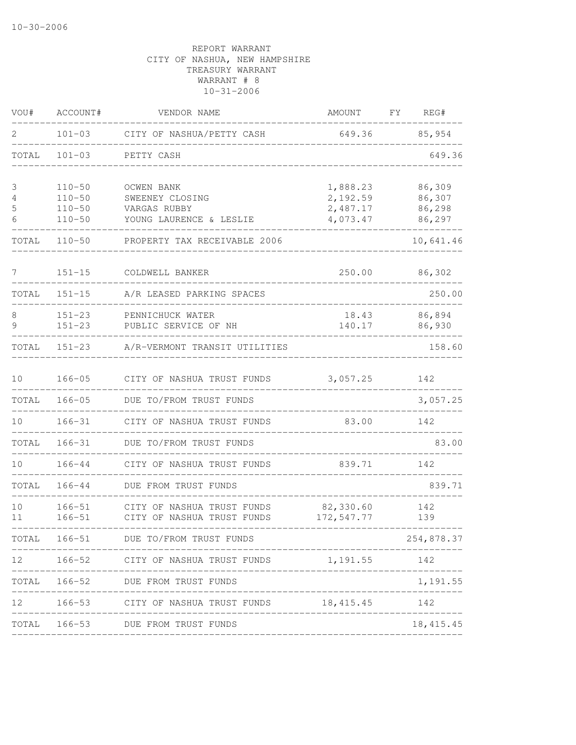10-30-2006

REPORT WARRANT
CITY OF NASHUA, NEW HAMPSHIRE
TREASURY WARRANT
WARRANT # 8
10-31-2006

| VOU# | ACCOUNT# | VENDOR NAME | AMOUNT | FY | REG# |
|---|---|---|---|---|---|
| 2 | 101-03 | CITY OF NASHUA/PETTY CASH | 649.36 | | 85,954 |
| TOTAL | 101-03 | PETTY CASH | | | 649.36 |
| 3 | 110-50 | OCWEN BANK | 1,888.23 | | 86,309 |
| 4 | 110-50 | SWEENEY CLOSING | 2,192.59 | | 86,307 |
| 5 | 110-50 | VARGAS RUBBY | 2,487.17 | | 86,298 |
| 6 | 110-50 | YOUNG LAURENCE & LESLIE | 4,073.47 | | 86,297 |
| TOTAL | 110-50 | PROPERTY TAX RECEIVABLE 2006 | | | 10,641.46 |
| 7 | 151-15 | COLDWELL BANKER | 250.00 | | 86,302 |
| TOTAL | 151-15 | A/R LEASED PARKING SPACES | | | 250.00 |
| 8 | 151-23 | PENNICHUCK WATER | 18.43 | | 86,894 |
| 9 | 151-23 | PUBLIC SERVICE OF NH | 140.17 | | 86,930 |
| TOTAL | 151-23 | A/R-VERMONT TRANSIT UTILITIES | | | 158.60 |
| 10 | 166-05 | CITY OF NASHUA TRUST FUNDS | 3,057.25 | | 142 |
| TOTAL | 166-05 | DUE TO/FROM TRUST FUNDS | | | 3,057.25 |
| 10 | 166-31 | CITY OF NASHUA TRUST FUNDS | 83.00 | | 142 |
| TOTAL | 166-31 | DUE TO/FROM TRUST FUNDS | | | 83.00 |
| 10 | 166-44 | CITY OF NASHUA TRUST FUNDS | 839.71 | | 142 |
| TOTAL | 166-44 | DUE FROM TRUST FUNDS | | | 839.71 |
| 10 | 166-51 | CITY OF NASHUA TRUST FUNDS | 82,330.60 | | 142 |
| 11 | 166-51 | CITY OF NASHUA TRUST FUNDS | 172,547.77 | | 139 |
| TOTAL | 166-51 | DUE TO/FROM TRUST FUNDS | | | 254,878.37 |
| 12 | 166-52 | CITY OF NASHUA TRUST FUNDS | 1,191.55 | | 142 |
| TOTAL | 166-52 | DUE FROM TRUST FUNDS | | | 1,191.55 |
| 12 | 166-53 | CITY OF NASHUA TRUST FUNDS | 18,415.45 | | 142 |
| TOTAL | 166-53 | DUE FROM TRUST FUNDS | | | 18,415.45 |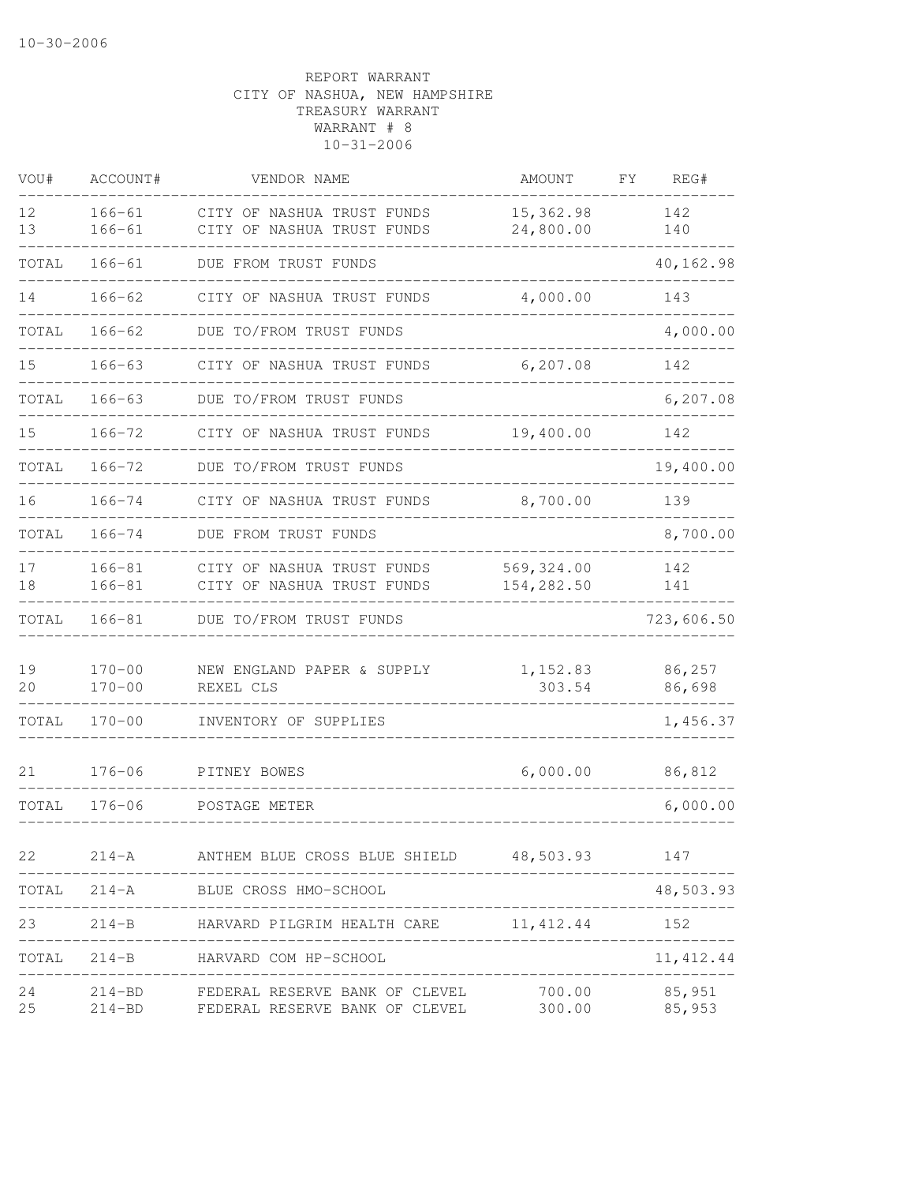10-30-2006

REPORT WARRANT
CITY OF NASHUA, NEW HAMPSHIRE
TREASURY WARRANT
WARRANT # 8
10-31-2006

| VOU# | ACCOUNT# | VENDOR NAME | AMOUNT | FY | REG# |
|---|---|---|---|---|---|
| 12 | 166-61 | CITY OF NASHUA TRUST FUNDS | 15,362.98 | | 142 |
| 13 | 166-61 | CITY OF NASHUA TRUST FUNDS | 24,800.00 | | 140 |
| TOTAL | 166-61 | DUE FROM TRUST FUNDS | | | 40,162.98 |
| 14 | 166-62 | CITY OF NASHUA TRUST FUNDS | 4,000.00 | | 143 |
| TOTAL | 166-62 | DUE TO/FROM TRUST FUNDS | | | 4,000.00 |
| 15 | 166-63 | CITY OF NASHUA TRUST FUNDS | 6,207.08 | | 142 |
| TOTAL | 166-63 | DUE TO/FROM TRUST FUNDS | | | 6,207.08 |
| 15 | 166-72 | CITY OF NASHUA TRUST FUNDS | 19,400.00 | | 142 |
| TOTAL | 166-72 | DUE TO/FROM TRUST FUNDS | | | 19,400.00 |
| 16 | 166-74 | CITY OF NASHUA TRUST FUNDS | 8,700.00 | | 139 |
| TOTAL | 166-74 | DUE FROM TRUST FUNDS | | | 8,700.00 |
| 17 | 166-81 | CITY OF NASHUA TRUST FUNDS | 569,324.00 | | 142 |
| 18 | 166-81 | CITY OF NASHUA TRUST FUNDS | 154,282.50 | | 141 |
| TOTAL | 166-81 | DUE TO/FROM TRUST FUNDS | | | 723,606.50 |
| 19 | 170-00 | NEW ENGLAND PAPER & SUPPLY | 1,152.83 | | 86,257 |
| 20 | 170-00 | REXEL CLS | 303.54 | | 86,698 |
| TOTAL | 170-00 | INVENTORY OF SUPPLIES | | | 1,456.37 |
| 21 | 176-06 | PITNEY BOWES | 6,000.00 | | 86,812 |
| TOTAL | 176-06 | POSTAGE METER | | | 6,000.00 |
| 22 | 214-A | ANTHEM BLUE CROSS BLUE SHIELD | 48,503.93 | | 147 |
| TOTAL | 214-A | BLUE CROSS HMO-SCHOOL | | | 48,503.93 |
| 23 | 214-B | HARVARD PILGRIM HEALTH CARE | 11,412.44 | | 152 |
| TOTAL | 214-B | HARVARD COM HP-SCHOOL | | | 11,412.44 |
| 24 | 214-BD | FEDERAL RESERVE BANK OF CLEVEL | 700.00 | | 85,951 |
| 25 | 214-BD | FEDERAL RESERVE BANK OF CLEVEL | 300.00 | | 85,953 |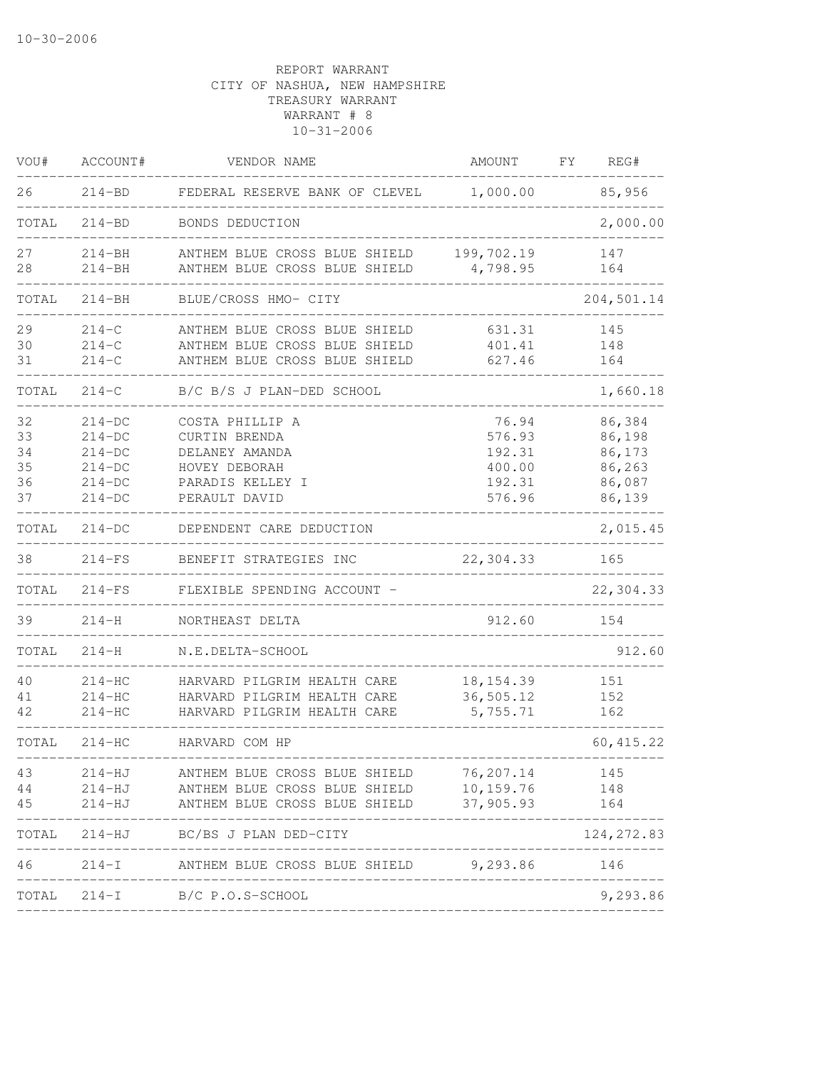10-30-2006

REPORT WARRANT
CITY OF NASHUA, NEW HAMPSHIRE
TREASURY WARRANT
WARRANT # 8
10-31-2006

| VOU# | ACCOUNT# | VENDOR NAME | AMOUNT | FY | REG# |
|---|---|---|---|---|---|
| 26 | 214-BD | FEDERAL RESERVE BANK OF CLEVEL | 1,000.00 | | 85,956 |
| TOTAL | 214-BD | BONDS DEDUCTION | | | 2,000.00 |
| 27 | 214-BH | ANTHEM BLUE CROSS BLUE SHIELD | 199,702.19 | | 147 |
| 28 | 214-BH | ANTHEM BLUE CROSS BLUE SHIELD | 4,798.95 | | 164 |
| TOTAL | 214-BH | BLUE/CROSS HMO- CITY | | | 204,501.14 |
| 29 | 214-C | ANTHEM BLUE CROSS BLUE SHIELD | 631.31 | | 145 |
| 30 | 214-C | ANTHEM BLUE CROSS BLUE SHIELD | 401.41 | | 148 |
| 31 | 214-C | ANTHEM BLUE CROSS BLUE SHIELD | 627.46 | | 164 |
| TOTAL | 214-C | B/C B/S J PLAN-DED SCHOOL | | | 1,660.18 |
| 32 | 214-DC | COSTA PHILLIP A | 76.94 | | 86,384 |
| 33 | 214-DC | CURTIN BRENDA | 576.93 | | 86,198 |
| 34 | 214-DC | DELANEY AMANDA | 192.31 | | 86,173 |
| 35 | 214-DC | HOVEY DEBORAH | 400.00 | | 86,263 |
| 36 | 214-DC | PARADIS KELLEY I | 192.31 | | 86,087 |
| 37 | 214-DC | PERAULT DAVID | 576.96 | | 86,139 |
| TOTAL | 214-DC | DEPENDENT CARE DEDUCTION | | | 2,015.45 |
| 38 | 214-FS | BENEFIT STRATEGIES INC | 22,304.33 | | 165 |
| TOTAL | 214-FS | FLEXIBLE SPENDING ACCOUNT - | | | 22,304.33 |
| 39 | 214-H | NORTHEAST DELTA | 912.60 | | 154 |
| TOTAL | 214-H | N.E.DELTA-SCHOOL | | | 912.60 |
| 40 | 214-HC | HARVARD PILGRIM HEALTH CARE | 18,154.39 | | 151 |
| 41 | 214-HC | HARVARD PILGRIM HEALTH CARE | 36,505.12 | | 152 |
| 42 | 214-HC | HARVARD PILGRIM HEALTH CARE | 5,755.71 | | 162 |
| TOTAL | 214-HC | HARVARD COM HP | | | 60,415.22 |
| 43 | 214-HJ | ANTHEM BLUE CROSS BLUE SHIELD | 76,207.14 | | 145 |
| 44 | 214-HJ | ANTHEM BLUE CROSS BLUE SHIELD | 10,159.76 | | 148 |
| 45 | 214-HJ | ANTHEM BLUE CROSS BLUE SHIELD | 37,905.93 | | 164 |
| TOTAL | 214-HJ | BC/BS J PLAN DED-CITY | | | 124,272.83 |
| 46 | 214-I | ANTHEM BLUE CROSS BLUE SHIELD | 9,293.86 | | 146 |
| TOTAL | 214-I | B/C P.O.S-SCHOOL | | | 9,293.86 |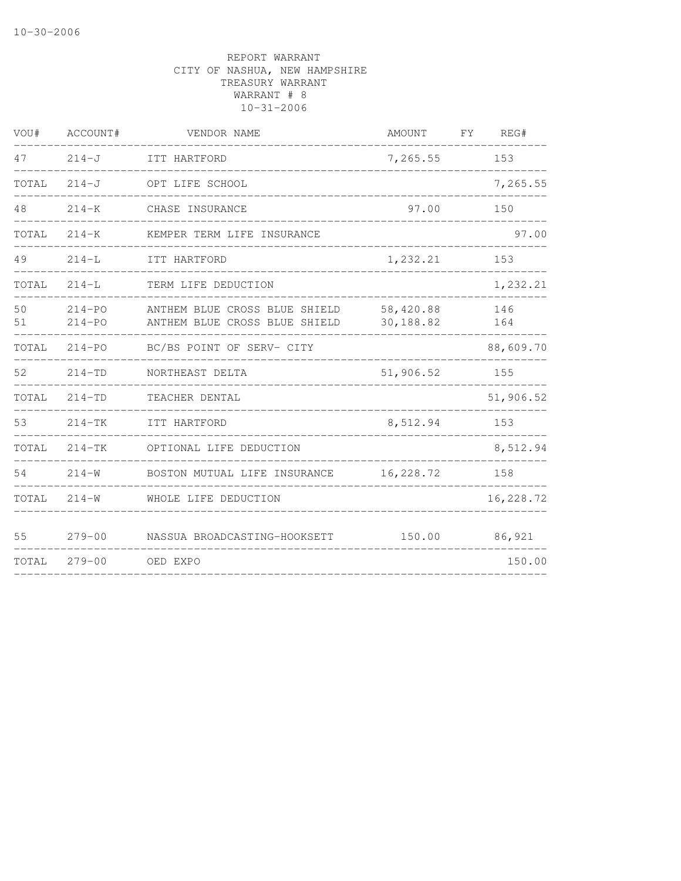REPORT WARRANT
CITY OF NASHUA, NEW HAMPSHIRE
TREASURY WARRANT
WARRANT # 8
10-31-2006

| VOU# | ACCOUNT# | VENDOR NAME | AMOUNT | FY | REG# |
|---|---|---|---|---|---|
| 47 | 214-J | ITT HARTFORD | 7,265.55 | | 153 |
| TOTAL | 214-J | OPT LIFE SCHOOL | | | 7,265.55 |
| 48 | 214-K | CHASE INSURANCE | 97.00 | | 150 |
| TOTAL | 214-K | KEMPER TERM LIFE INSURANCE | | | 97.00 |
| 49 | 214-L | ITT HARTFORD | 1,232.21 | | 153 |
| TOTAL | 214-L | TERM LIFE DEDUCTION | | | 1,232.21 |
| 50 | 214-PO | ANTHEM BLUE CROSS BLUE SHIELD | 58,420.88 | | 146 |
| 51 | 214-PO | ANTHEM BLUE CROSS BLUE SHIELD | 30,188.82 | | 164 |
| TOTAL | 214-PO | BC/BS POINT OF SERV- CITY | | | 88,609.70 |
| 52 | 214-TD | NORTHEAST DELTA | 51,906.52 | | 155 |
| TOTAL | 214-TD | TEACHER DENTAL | | | 51,906.52 |
| 53 | 214-TK | ITT HARTFORD | 8,512.94 | | 153 |
| TOTAL | 214-TK | OPTIONAL LIFE DEDUCTION | | | 8,512.94 |
| 54 | 214-W | BOSTON MUTUAL LIFE INSURANCE | 16,228.72 | | 158 |
| TOTAL | 214-W | WHOLE LIFE DEDUCTION | | | 16,228.72 |
| 55 | 279-00 | NASSUA BROADCASTING-HOOKSETT | 150.00 | | 86,921 |
| TOTAL | 279-00 | OED EXPO | | | 150.00 |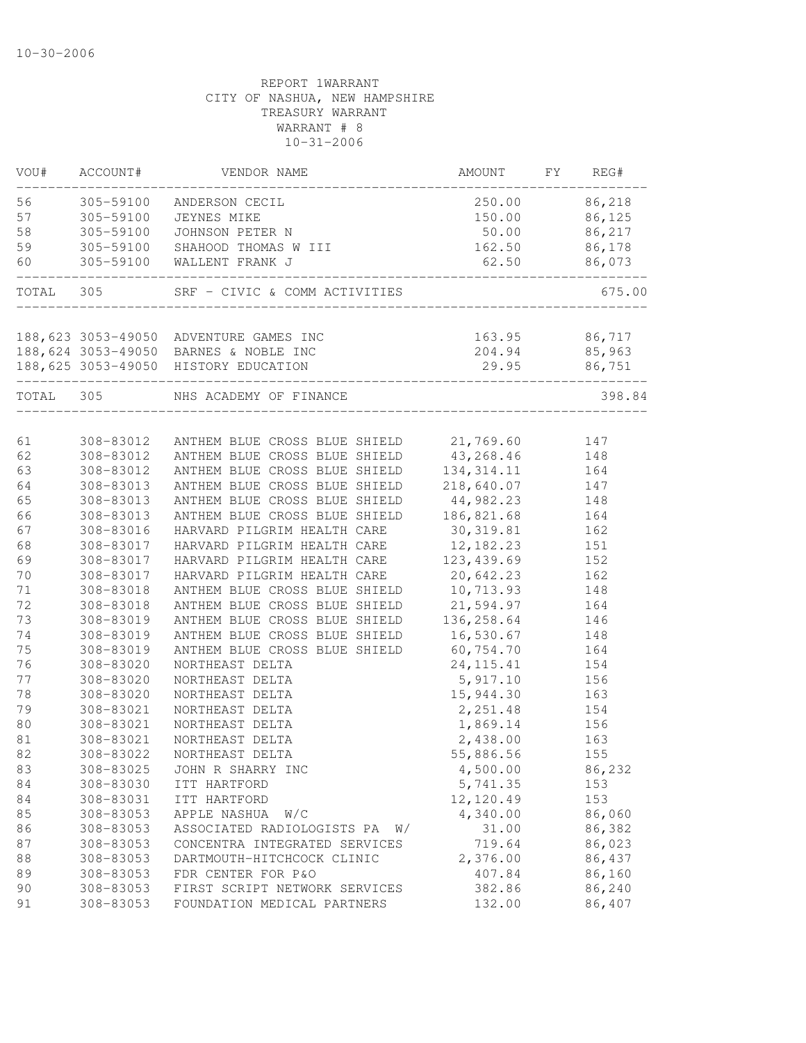10-30-2006

REPORT 1WARRANT
CITY OF NASHUA, NEW HAMPSHIRE
TREASURY WARRANT
WARRANT # 8
10-31-2006

| VOU# | ACCOUNT# | VENDOR NAME | AMOUNT | FY | REG# |
|---|---|---|---|---|---|
| 56 | 305-59100 | ANDERSON CECIL | 250.00 | | 86,218 |
| 57 | 305-59100 | JEYNES MIKE | 150.00 | | 86,125 |
| 58 | 305-59100 | JOHNSON PETER N | 50.00 | | 86,217 |
| 59 | 305-59100 | SHAHOOD THOMAS W III | 162.50 | | 86,178 |
| 60 | 305-59100 | WALLENT FRANK J | 62.50 | | 86,073 |
| TOTAL | 305 | SRF - CIVIC & COMM ACTIVITIES | | | 675.00 |
| 188,623 | 3053-49050 | ADVENTURE GAMES INC | 163.95 | | 86,717 |
| 188,624 | 3053-49050 | BARNES & NOBLE INC | 204.94 | | 85,963 |
| 188,625 | 3053-49050 | HISTORY EDUCATION | 29.95 | | 86,751 |
| TOTAL | 305 | NHS ACADEMY OF FINANCE | | | 398.84 |
| 61 | 308-83012 | ANTHEM BLUE CROSS BLUE SHIELD | 21,769.60 | | 147 |
| 62 | 308-83012 | ANTHEM BLUE CROSS BLUE SHIELD | 43,268.46 | | 148 |
| 63 | 308-83012 | ANTHEM BLUE CROSS BLUE SHIELD | 134,314.11 | | 164 |
| 64 | 308-83013 | ANTHEM BLUE CROSS BLUE SHIELD | 218,640.07 | | 147 |
| 65 | 308-83013 | ANTHEM BLUE CROSS BLUE SHIELD | 44,982.23 | | 148 |
| 66 | 308-83013 | ANTHEM BLUE CROSS BLUE SHIELD | 186,821.68 | | 164 |
| 67 | 308-83016 | HARVARD PILGRIM HEALTH CARE | 30,319.81 | | 162 |
| 68 | 308-83017 | HARVARD PILGRIM HEALTH CARE | 12,182.23 | | 151 |
| 69 | 308-83017 | HARVARD PILGRIM HEALTH CARE | 123,439.69 | | 152 |
| 70 | 308-83017 | HARVARD PILGRIM HEALTH CARE | 20,642.23 | | 162 |
| 71 | 308-83018 | ANTHEM BLUE CROSS BLUE SHIELD | 10,713.93 | | 148 |
| 72 | 308-83018 | ANTHEM BLUE CROSS BLUE SHIELD | 21,594.97 | | 164 |
| 73 | 308-83019 | ANTHEM BLUE CROSS BLUE SHIELD | 136,258.64 | | 146 |
| 74 | 308-83019 | ANTHEM BLUE CROSS BLUE SHIELD | 16,530.67 | | 148 |
| 75 | 308-83019 | ANTHEM BLUE CROSS BLUE SHIELD | 60,754.70 | | 164 |
| 76 | 308-83020 | NORTHEAST DELTA | 24,115.41 | | 154 |
| 77 | 308-83020 | NORTHEAST DELTA | 5,917.10 | | 156 |
| 78 | 308-83020 | NORTHEAST DELTA | 15,944.30 | | 163 |
| 79 | 308-83021 | NORTHEAST DELTA | 2,251.48 | | 154 |
| 80 | 308-83021 | NORTHEAST DELTA | 1,869.14 | | 156 |
| 81 | 308-83021 | NORTHEAST DELTA | 2,438.00 | | 163 |
| 82 | 308-83022 | NORTHEAST DELTA | 55,886.56 | | 155 |
| 83 | 308-83025 | JOHN R SHARRY INC | 4,500.00 | | 86,232 |
| 84 | 308-83030 | ITT HARTFORD | 5,741.35 | | 153 |
| 84 | 308-83031 | ITT HARTFORD | 12,120.49 | | 153 |
| 85 | 308-83053 | APPLE NASHUA W/C | 4,340.00 | | 86,060 |
| 86 | 308-83053 | ASSOCIATED RADIOLOGISTS PA W/ | 31.00 | | 86,382 |
| 87 | 308-83053 | CONCENTRA INTEGRATED SERVICES | 719.64 | | 86,023 |
| 88 | 308-83053 | DARTMOUTH-HITCHCOCK CLINIC | 2,376.00 | | 86,437 |
| 89 | 308-83053 | FDR CENTER FOR P&O | 407.84 | | 86,160 |
| 90 | 308-83053 | FIRST SCRIPT NETWORK SERVICES | 382.86 | | 86,240 |
| 91 | 308-83053 | FOUNDATION MEDICAL PARTNERS | 132.00 | | 86,407 |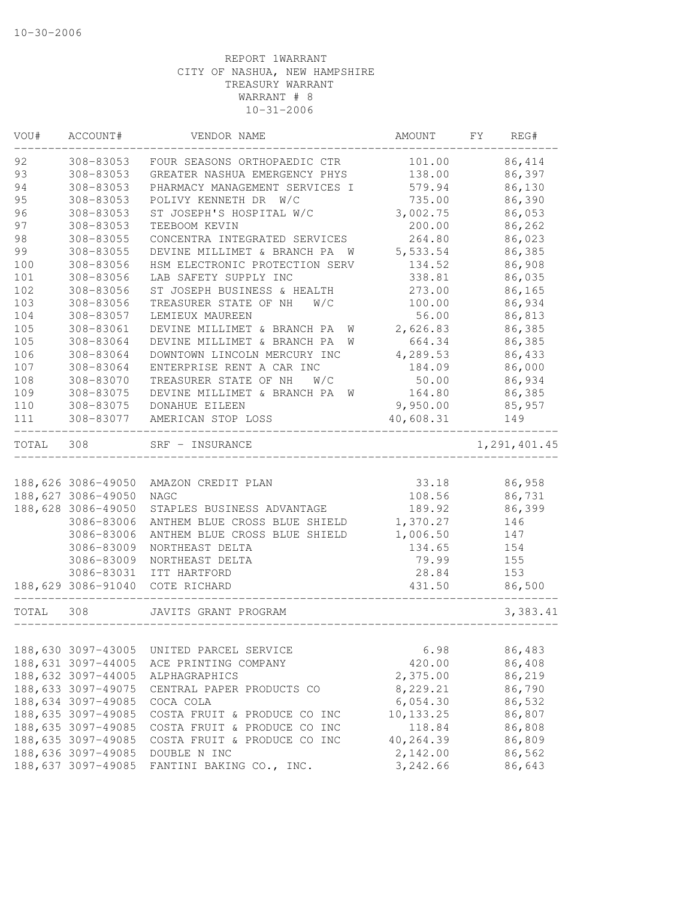10-30-2006

REPORT 1WARRANT
CITY OF NASHUA, NEW HAMPSHIRE
TREASURY WARRANT
WARRANT # 8
10-31-2006

| VOU# | ACCOUNT# | VENDOR NAME | AMOUNT | FY | REG# |
|---|---|---|---|---|---|
| 92 | 308-83053 | FOUR SEASONS ORTHOPAEDIC CTR | 101.00 | | 86,414 |
| 93 | 308-83053 | GREATER NASHUA EMERGENCY PHYS | 138.00 | | 86,397 |
| 94 | 308-83053 | PHARMACY MANAGEMENT SERVICES I | 579.94 | | 86,130 |
| 95 | 308-83053 | POLIVY KENNETH DR W/C | 735.00 | | 86,390 |
| 96 | 308-83053 | ST JOSEPH'S HOSPITAL W/C | 3,002.75 | | 86,053 |
| 97 | 308-83053 | TEEBOOM KEVIN | 200.00 | | 86,262 |
| 98 | 308-83055 | CONCENTRA INTEGRATED SERVICES | 264.80 | | 86,023 |
| 99 | 308-83055 | DEVINE MILLIMET & BRANCH PA W | 5,533.54 | | 86,385 |
| 100 | 308-83056 | HSM ELECTRONIC PROTECTION SERV | 134.52 | | 86,908 |
| 101 | 308-83056 | LAB SAFETY SUPPLY INC | 338.81 | | 86,035 |
| 102 | 308-83056 | ST JOSEPH BUSINESS & HEALTH | 273.00 | | 86,165 |
| 103 | 308-83056 | TREASURER STATE OF NH W/C | 100.00 | | 86,934 |
| 104 | 308-83057 | LEMIEUX MAUREEN | 56.00 | | 86,813 |
| 105 | 308-83061 | DEVINE MILLIMET & BRANCH PA W | 2,626.83 | | 86,385 |
| 105 | 308-83064 | DEVINE MILLIMET & BRANCH PA W | 664.34 | | 86,385 |
| 106 | 308-83064 | DOWNTOWN LINCOLN MERCURY INC | 4,289.53 | | 86,433 |
| 107 | 308-83064 | ENTERPRISE RENT A CAR INC | 184.09 | | 86,000 |
| 108 | 308-83070 | TREASURER STATE OF NH W/C | 50.00 | | 86,934 |
| 109 | 308-83075 | DEVINE MILLIMET & BRANCH PA W | 164.80 | | 86,385 |
| 110 | 308-83075 | DONAHUE EILEEN | 9,950.00 | | 85,957 |
| 111 | 308-83077 | AMERICAN STOP LOSS | 40,608.31 | | 149 |
| TOTAL | 308 | SRF - INSURANCE | | | 1,291,401.45 |
| 188,626 | 3086-49050 | AMAZON CREDIT PLAN | 33.18 | | 86,958 |
| 188,627 | 3086-49050 | NAGC | 108.56 | | 86,731 |
| 188,628 | 3086-49050 | STAPLES BUSINESS ADVANTAGE | 189.92 | | 86,399 |
| | 3086-83006 | ANTHEM BLUE CROSS BLUE SHIELD | 1,370.27 | | 146 |
| | 3086-83006 | ANTHEM BLUE CROSS BLUE SHIELD | 1,006.50 | | 147 |
| | 3086-83009 | NORTHEAST DELTA | 134.65 | | 154 |
| | 3086-83009 | NORTHEAST DELTA | 79.99 | | 155 |
| | 3086-83031 | ITT HARTFORD | 28.84 | | 153 |
| 188,629 | 3086-91040 | COTE RICHARD | 431.50 | | 86,500 |
| TOTAL | 308 | JAVITS GRANT PROGRAM | | | 3,383.41 |
| 188,630 | 3097-43005 | UNITED PARCEL SERVICE | 6.98 | | 86,483 |
| 188,631 | 3097-44005 | ACE PRINTING COMPANY | 420.00 | | 86,408 |
| 188,632 | 3097-44005 | ALPHAGRAPHICS | 2,375.00 | | 86,219 |
| 188,633 | 3097-49075 | CENTRAL PAPER PRODUCTS CO | 8,229.21 | | 86,790 |
| 188,634 | 3097-49085 | COCA COLA | 6,054.30 | | 86,532 |
| 188,635 | 3097-49085 | COSTA FRUIT & PRODUCE CO INC | 10,133.25 | | 86,807 |
| 188,635 | 3097-49085 | COSTA FRUIT & PRODUCE CO INC | 118.84 | | 86,808 |
| 188,635 | 3097-49085 | COSTA FRUIT & PRODUCE CO INC | 40,264.39 | | 86,809 |
| 188,636 | 3097-49085 | DOUBLE N INC | 2,142.00 | | 86,562 |
| 188,637 | 3097-49085 | FANTINI BAKING CO., INC. | 3,242.66 | | 86,643 |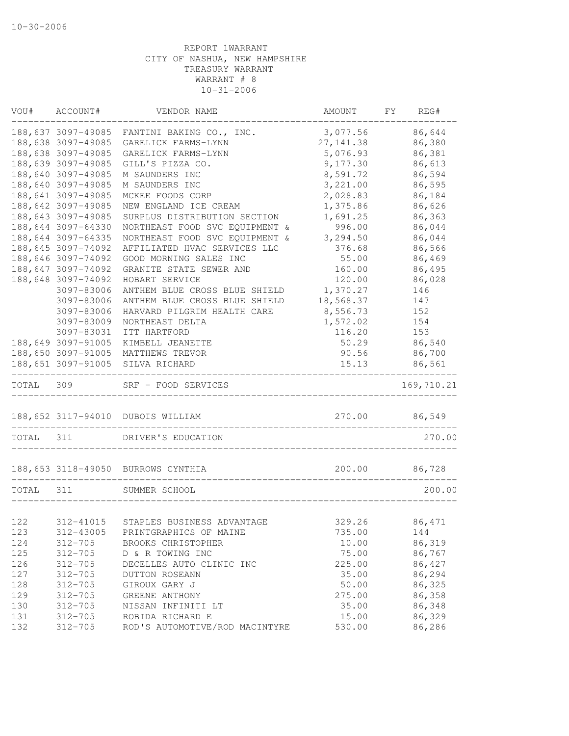10-30-2006

REPORT 1WARRANT
CITY OF NASHUA, NEW HAMPSHIRE
TREASURY WARRANT
WARRANT # 8
10-31-2006

| VOU# | ACCOUNT# | VENDOR NAME | AMOUNT | FY | REG# |
|---|---|---|---|---|---|
| 188,637 | 3097-49085 | FANTINI BAKING CO., INC. | 3,077.56 | | 86,644 |
| 188,638 | 3097-49085 | GARELICK FARMS-LYNN | 27,141.38 | | 86,380 |
| 188,638 | 3097-49085 | GARELICK FARMS-LYNN | 5,076.93 | | 86,381 |
| 188,639 | 3097-49085 | GILL'S PIZZA CO. | 9,177.30 | | 86,613 |
| 188,640 | 3097-49085 | M SAUNDERS INC | 8,591.72 | | 86,594 |
| 188,640 | 3097-49085 | M SAUNDERS INC | 3,221.00 | | 86,595 |
| 188,641 | 3097-49085 | MCKEE FOODS CORP | 2,028.83 | | 86,184 |
| 188,642 | 3097-49085 | NEW ENGLAND ICE CREAM | 1,375.86 | | 86,626 |
| 188,643 | 3097-49085 | SURPLUS DISTRIBUTION SECTION | 1,691.25 | | 86,363 |
| 188,644 | 3097-64330 | NORTHEAST FOOD SVC EQUIPMENT & | 996.00 | | 86,044 |
| 188,644 | 3097-64335 | NORTHEAST FOOD SVC EQUIPMENT & | 3,294.50 | | 86,044 |
| 188,645 | 3097-74092 | AFFILIATED HVAC SERVICES LLC | 376.68 | | 86,566 |
| 188,646 | 3097-74092 | GOOD MORNING SALES INC | 55.00 | | 86,469 |
| 188,647 | 3097-74092 | GRANITE STATE SEWER AND | 160.00 | | 86,495 |
| 188,648 | 3097-74092 | HOBART SERVICE | 120.00 | | 86,028 |
| | 3097-83006 | ANTHEM BLUE CROSS BLUE SHIELD | 1,370.27 | | 146 |
| | 3097-83006 | ANTHEM BLUE CROSS BLUE SHIELD | 18,568.37 | | 147 |
| | 3097-83006 | HARVARD PILGRIM HEALTH CARE | 8,556.73 | | 152 |
| | 3097-83009 | NORTHEAST DELTA | 1,572.02 | | 154 |
| | 3097-83031 | ITT HARTFORD | 116.20 | | 153 |
| 188,649 | 3097-91005 | KIMBELL JEANETTE | 50.29 | | 86,540 |
| 188,650 | 3097-91005 | MATTHEWS TREVOR | 90.56 | | 86,700 |
| 188,651 | 3097-91005 | SILVA RICHARD | 15.13 | | 86,561 |
| TOTAL | 309 | SRF - FOOD SERVICES | | | 169,710.21 |
| 188,652 | 3117-94010 | DUBOIS WILLIAM | 270.00 | | 86,549 |
| TOTAL | 311 | DRIVER'S EDUCATION | | | 270.00 |
| 188,653 | 3118-49050 | BURROWS CYNTHIA | 200.00 | | 86,728 |
| TOTAL | 311 | SUMMER SCHOOL | | | 200.00 |
| 122 | 312-41015 | STAPLES BUSINESS ADVANTAGE | 329.26 | | 86,471 |
| 123 | 312-43005 | PRINTGRAPHICS OF MAINE | 735.00 | | 144 |
| 124 | 312-705 | BROOKS CHRISTOPHER | 10.00 | | 86,319 |
| 125 | 312-705 | D & R TOWING INC | 75.00 | | 86,767 |
| 126 | 312-705 | DECELLES AUTO CLINIC INC | 225.00 | | 86,427 |
| 127 | 312-705 | DUTTON ROSEANN | 35.00 | | 86,294 |
| 128 | 312-705 | GIROUX GARY J | 50.00 | | 86,325 |
| 129 | 312-705 | GREENE ANTHONY | 275.00 | | 86,358 |
| 130 | 312-705 | NISSAN INFINITI LT | 35.00 | | 86,348 |
| 131 | 312-705 | ROBIDA RICHARD E | 15.00 | | 86,329 |
| 132 | 312-705 | ROD'S AUTOMOTIVE/ROD MACINTYRE | 530.00 | | 86,286 |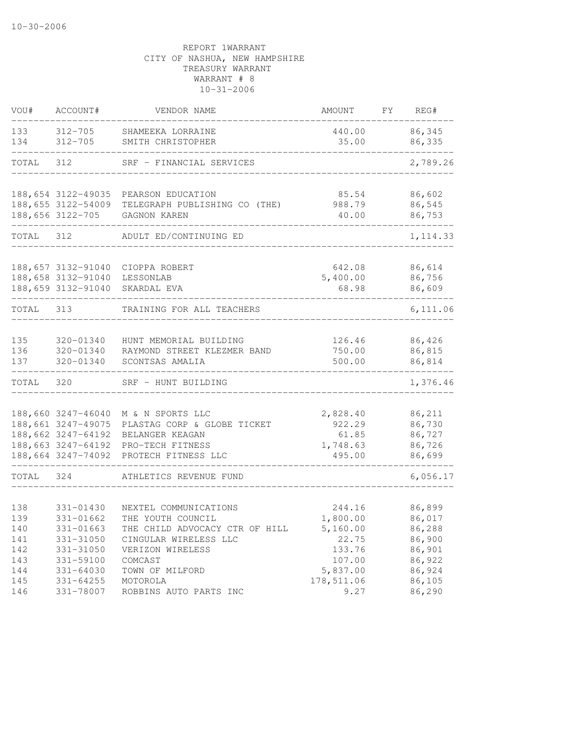10-30-2006

REPORT 1WARRANT
CITY OF NASHUA, NEW HAMPSHIRE
TREASURY WARRANT
WARRANT # 8
10-31-2006

| VOU# | ACCOUNT# | VENDOR NAME | AMOUNT | FY | REG# |
|---|---|---|---|---|---|
| 133 | 312-705 | SHAMEEKA LORRAINE | 440.00 | | 86,345 |
| 134 | 312-705 | SMITH CHRISTOPHER | 35.00 | | 86,335 |
| TOTAL | 312 | SRF - FINANCIAL SERVICES | | | 2,789.26 |
| 188,654 | 3122-49035 | PEARSON EDUCATION | 85.54 | | 86,602 |
| 188,655 | 3122-54009 | TELEGRAPH PUBLISHING CO (THE) | 988.79 | | 86,545 |
| 188,656 | 3122-705 | GAGNON KAREN | 40.00 | | 86,753 |
| TOTAL | 312 | ADULT ED/CONTINUING ED | | | 1,114.33 |
| 188,657 | 3132-91040 | CIOPPA ROBERT | 642.08 | | 86,614 |
| 188,658 | 3132-91040 | LESSONLAB | 5,400.00 | | 86,756 |
| 188,659 | 3132-91040 | SKARDAL EVA | 68.98 | | 86,609 |
| TOTAL | 313 | TRAINING FOR ALL TEACHERS | | | 6,111.06 |
| 135 | 320-01340 | HUNT MEMORIAL BUILDING | 126.46 | | 86,426 |
| 136 | 320-01340 | RAYMOND STREET KLEZMER BAND | 750.00 | | 86,815 |
| 137 | 320-01340 | SCONTSAS AMALIA | 500.00 | | 86,814 |
| TOTAL | 320 | SRF - HUNT BUILDING | | | 1,376.46 |
| 188,660 | 3247-46040 | M & N SPORTS LLC | 2,828.40 | | 86,211 |
| 188,661 | 3247-49075 | PLASTAG CORP & GLOBE TICKET | 922.29 | | 86,730 |
| 188,662 | 3247-64192 | BELANGER KEAGAN | 61.85 | | 86,727 |
| 188,663 | 3247-64192 | PRO-TECH FITNESS | 1,748.63 | | 86,726 |
| 188,664 | 3247-74092 | PROTECH FITNESS LLC | 495.00 | | 86,699 |
| TOTAL | 324 | ATHLETICS REVENUE FUND | | | 6,056.17 |
| 138 | 331-01430 | NEXTEL COMMUNICATIONS | 244.16 | | 86,899 |
| 139 | 331-01662 | THE YOUTH COUNCIL | 1,800.00 | | 86,017 |
| 140 | 331-01663 | THE CHILD ADVOCACY CTR OF HILL | 5,160.00 | | 86,288 |
| 141 | 331-31050 | CINGULAR WIRELESS LLC | 22.75 | | 86,900 |
| 142 | 331-31050 | VERIZON WIRELESS | 133.76 | | 86,901 |
| 143 | 331-59100 | COMCAST | 107.00 | | 86,922 |
| 144 | 331-64030 | TOWN OF MILFORD | 5,837.00 | | 86,924 |
| 145 | 331-64255 | MOTOROLA | 178,511.06 | | 86,105 |
| 146 | 331-78007 | ROBBINS AUTO PARTS INC | 9.27 | | 86,290 |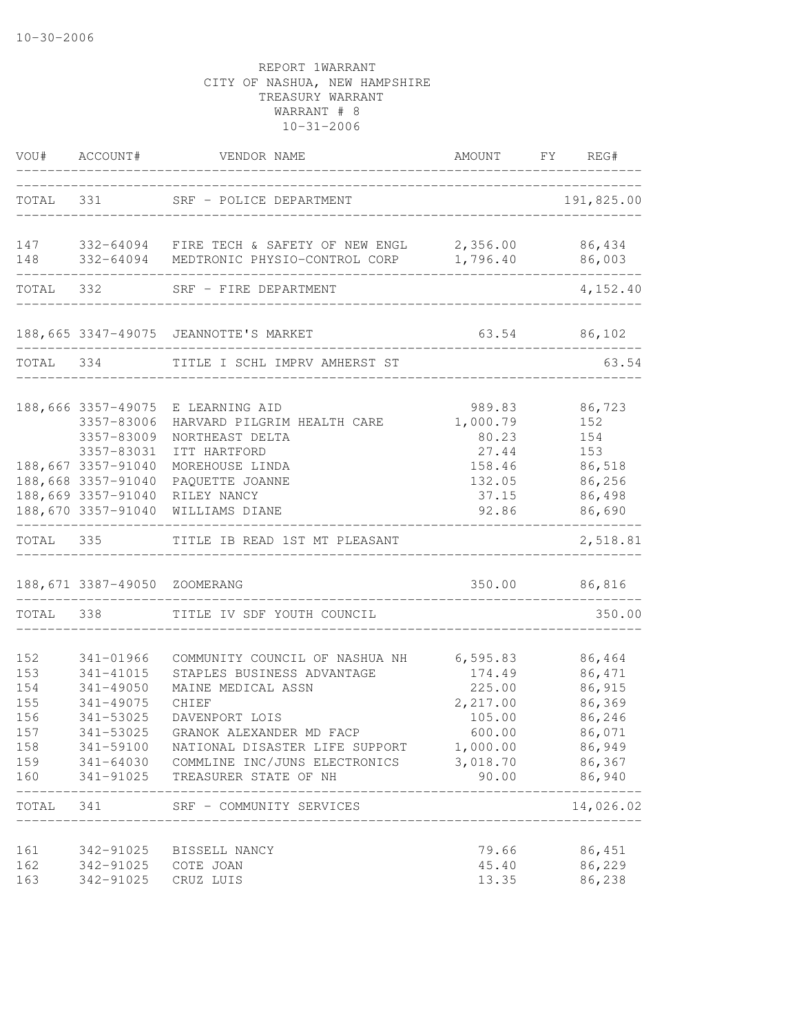10-30-2006

REPORT 1WARRANT
CITY OF NASHUA, NEW HAMPSHIRE
TREASURY WARRANT
WARRANT # 8
10-31-2006

| VOU# | ACCOUNT# | VENDOR NAME | AMOUNT | FY | REG# |
|---|---|---|---|---|---|
| TOTAL | 331 | SRF - POLICE DEPARTMENT | | | 191,825.00 |
| 147 | 332-64094 | FIRE TECH & SAFETY OF NEW ENGL | 2,356.00 | | 86,434 |
| 148 | 332-64094 | MEDTRONIC PHYSIO-CONTROL CORP | 1,796.40 | | 86,003 |
| TOTAL | 332 | SRF - FIRE DEPARTMENT | | | 4,152.40 |
| 188,665 | 3347-49075 | JEANNOTTE'S MARKET | 63.54 | | 86,102 |
| TOTAL | 334 | TITLE I SCHL IMPRV AMHERST ST | | | 63.54 |
| 188,666 | 3357-49075 | E LEARNING AID | 989.83 | | 86,723 |
| | 3357-83006 | HARVARD PILGRIM HEALTH CARE | 1,000.79 | | 152 |
| | 3357-83009 | NORTHEAST DELTA | 80.23 | | 154 |
| | 3357-83031 | ITT HARTFORD | 27.44 | | 153 |
| 188,667 | 3357-91040 | MOREHOUSE LINDA | 158.46 | | 86,518 |
| 188,668 | 3357-91040 | PAQUETTE JOANNE | 132.05 | | 86,256 |
| 188,669 | 3357-91040 | RILEY NANCY | 37.15 | | 86,498 |
| 188,670 | 3357-91040 | WILLIAMS DIANE | 92.86 | | 86,690 |
| TOTAL | 335 | TITLE IB READ 1ST MT PLEASANT | | | 2,518.81 |
| 188,671 | 3387-49050 | ZOOMERANG | 350.00 | | 86,816 |
| TOTAL | 338 | TITLE IV SDF YOUTH COUNCIL | | | 350.00 |
| 152 | 341-01966 | COMMUNITY COUNCIL OF NASHUA NH | 6,595.83 | | 86,464 |
| 153 | 341-41015 | STAPLES BUSINESS ADVANTAGE | 174.49 | | 86,471 |
| 154 | 341-49050 | MAINE MEDICAL ASSN | 225.00 | | 86,915 |
| 155 | 341-49075 | CHIEF | 2,217.00 | | 86,369 |
| 156 | 341-53025 | DAVENPORT LOIS | 105.00 | | 86,246 |
| 157 | 341-53025 | GRANOK ALEXANDER MD FACP | 600.00 | | 86,071 |
| 158 | 341-59100 | NATIONAL DISASTER LIFE SUPPORT | 1,000.00 | | 86,949 |
| 159 | 341-64030 | COMMLINE INC/JUNS ELECTRONICS | 3,018.70 | | 86,367 |
| 160 | 341-91025 | TREASURER STATE OF NH | 90.00 | | 86,940 |
| TOTAL | 341 | SRF - COMMUNITY SERVICES | | | 14,026.02 |
| 161 | 342-91025 | BISSELL NANCY | 79.66 | | 86,451 |
| 162 | 342-91025 | COTE JOAN | 45.40 | | 86,229 |
| 163 | 342-91025 | CRUZ LUIS | 13.35 | | 86,238 |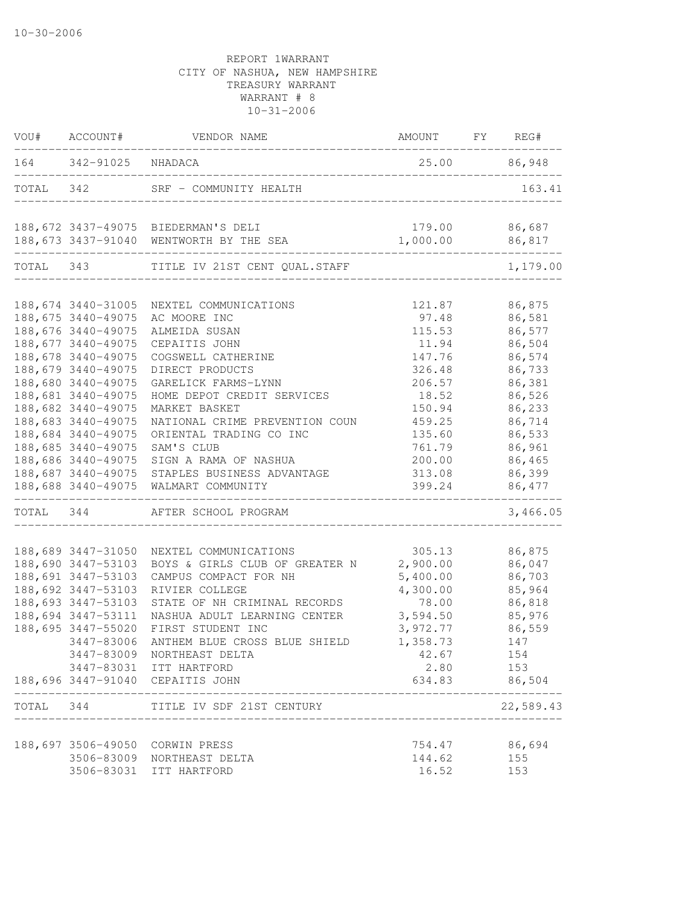10-30-2006

REPORT 1WARRANT
CITY OF NASHUA, NEW HAMPSHIRE
TREASURY WARRANT
WARRANT # 8
10-31-2006

| VOU# | ACCOUNT# | VENDOR NAME | AMOUNT | FY | REG# |
|---|---|---|---|---|---|
| 164 | 342-91025 | NHADACA | 25.00 | | 86,948 |
| TOTAL | 342 | SRF - COMMUNITY HEALTH | | | 163.41 |
| 188,672 | 3437-49075 | BIEDERMAN'S DELI | 179.00 | | 86,687 |
| 188,673 | 3437-91040 | WENTWORTH BY THE SEA | 1,000.00 | | 86,817 |
| TOTAL | 343 | TITLE IV 21ST CENT QUAL.STAFF | | | 1,179.00 |
| 188,674 | 3440-31005 | NEXTEL COMMUNICATIONS | 121.87 | | 86,875 |
| 188,675 | 3440-49075 | AC MOORE INC | 97.48 | | 86,581 |
| 188,676 | 3440-49075 | ALMEIDA SUSAN | 115.53 | | 86,577 |
| 188,677 | 3440-49075 | CEPAITIS JOHN | 11.94 | | 86,504 |
| 188,678 | 3440-49075 | COGSWELL CATHERINE | 147.76 | | 86,574 |
| 188,679 | 3440-49075 | DIRECT PRODUCTS | 326.48 | | 86,733 |
| 188,680 | 3440-49075 | GARELICK FARMS-LYNN | 206.57 | | 86,381 |
| 188,681 | 3440-49075 | HOME DEPOT CREDIT SERVICES | 18.52 | | 86,526 |
| 188,682 | 3440-49075 | MARKET BASKET | 150.94 | | 86,233 |
| 188,683 | 3440-49075 | NATIONAL CRIME PREVENTION COUN | 459.25 | | 86,714 |
| 188,684 | 3440-49075 | ORIENTAL TRADING CO INC | 135.60 | | 86,533 |
| 188,685 | 3440-49075 | SAM'S CLUB | 761.79 | | 86,961 |
| 188,686 | 3440-49075 | SIGN A RAMA OF NASHUA | 200.00 | | 86,465 |
| 188,687 | 3440-49075 | STAPLES BUSINESS ADVANTAGE | 313.08 | | 86,399 |
| 188,688 | 3440-49075 | WALMART COMMUNITY | 399.24 | | 86,477 |
| TOTAL | 344 | AFTER SCHOOL PROGRAM | | | 3,466.05 |
| 188,689 | 3447-31050 | NEXTEL COMMUNICATIONS | 305.13 | | 86,875 |
| 188,690 | 3447-53103 | BOYS & GIRLS CLUB OF GREATER N | 2,900.00 | | 86,047 |
| 188,691 | 3447-53103 | CAMPUS COMPACT FOR NH | 5,400.00 | | 86,703 |
| 188,692 | 3447-53103 | RIVIER COLLEGE | 4,300.00 | | 85,964 |
| 188,693 | 3447-53103 | STATE OF NH CRIMINAL RECORDS | 78.00 | | 86,818 |
| 188,694 | 3447-53111 | NASHUA ADULT LEARNING CENTER | 3,594.50 | | 85,976 |
| 188,695 | 3447-55020 | FIRST STUDENT INC | 3,972.77 | | 86,559 |
| | 3447-83006 | ANTHEM BLUE CROSS BLUE SHIELD | 1,358.73 | | 147 |
| | 3447-83009 | NORTHEAST DELTA | 42.67 | | 154 |
| | 3447-83031 | ITT HARTFORD | 2.80 | | 153 |
| 188,696 | 3447-91040 | CEPAITIS JOHN | 634.83 | | 86,504 |
| TOTAL | 344 | TITLE IV SDF 21ST CENTURY | | | 22,589.43 |
| 188,697 | 3506-49050 | CORWIN PRESS | 754.47 | | 86,694 |
| | 3506-83009 | NORTHEAST DELTA | 144.62 | | 155 |
| | 3506-83031 | ITT HARTFORD | 16.52 | | 153 |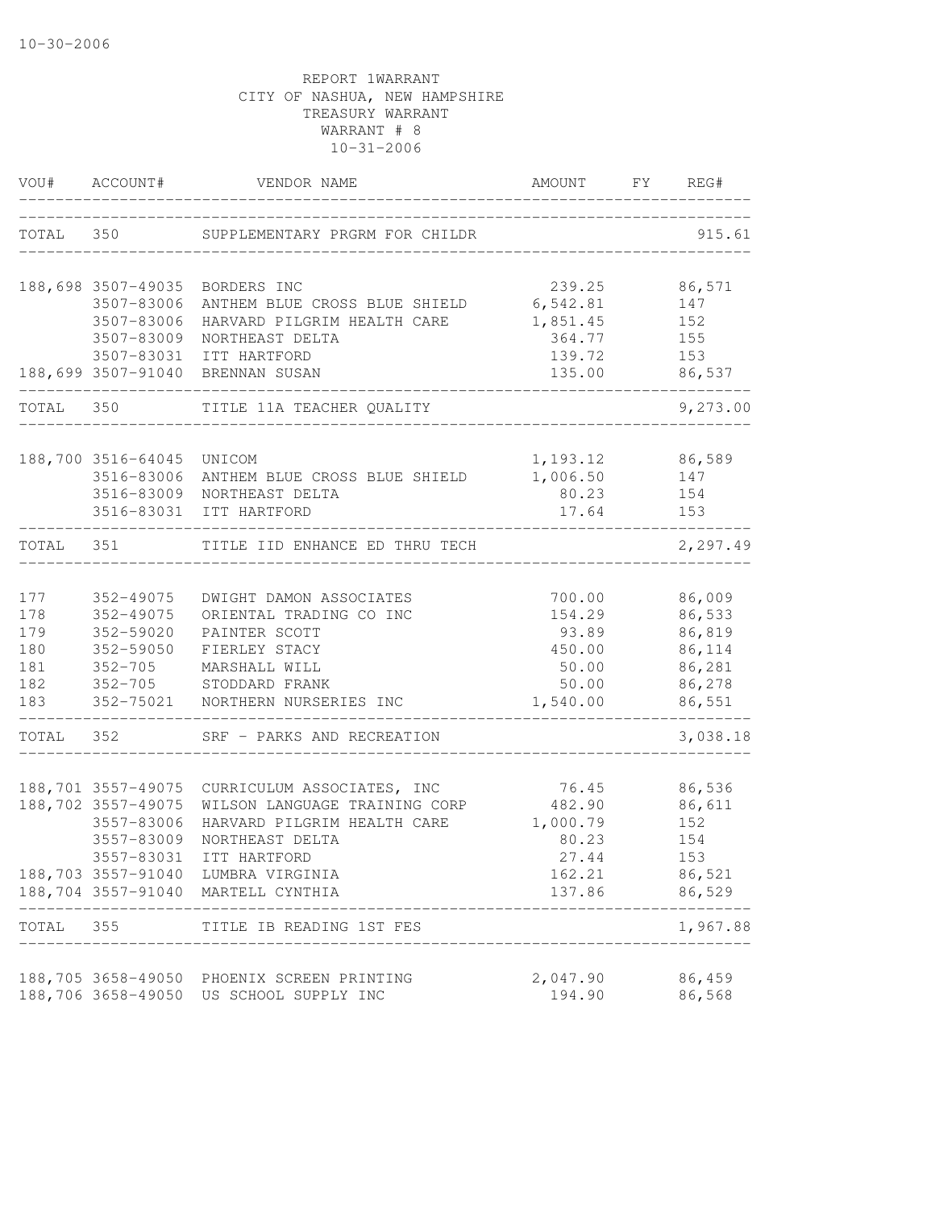10-30-2006

REPORT 1WARRANT
CITY OF NASHUA, NEW HAMPSHIRE
TREASURY WARRANT
WARRANT # 8
10-31-2006

| VOU# | ACCOUNT# | VENDOR NAME | AMOUNT | FY | REG# |
|---|---|---|---|---|---|
| TOTAL | 350 | SUPPLEMENTARY PRGRM FOR CHILDR | | | 915.61 |
| 188,698 | 3507-49035 | BORDERS INC | 239.25 | | 86,571 |
| | 3507-83006 | ANTHEM BLUE CROSS BLUE SHIELD | 6,542.81 | | 147 |
| | 3507-83006 | HARVARD PILGRIM HEALTH CARE | 1,851.45 | | 152 |
| | 3507-83009 | NORTHEAST DELTA | 364.77 | | 155 |
| | 3507-83031 | ITT HARTFORD | 139.72 | | 153 |
| 188,699 | 3507-91040 | BRENNAN SUSAN | 135.00 | | 86,537 |
| TOTAL | 350 | TITLE 11A TEACHER QUALITY | | | 9,273.00 |
| 188,700 | 3516-64045 | UNICOM | 1,193.12 | | 86,589 |
| | 3516-83006 | ANTHEM BLUE CROSS BLUE SHIELD | 1,006.50 | | 147 |
| | 3516-83009 | NORTHEAST DELTA | 80.23 | | 154 |
| | 3516-83031 | ITT HARTFORD | 17.64 | | 153 |
| TOTAL | 351 | TITLE IID ENHANCE ED THRU TECH | | | 2,297.49 |
| 177 | 352-49075 | DWIGHT DAMON ASSOCIATES | 700.00 | | 86,009 |
| 178 | 352-49075 | ORIENTAL TRADING CO INC | 154.29 | | 86,533 |
| 179 | 352-59020 | PAINTER SCOTT | 93.89 | | 86,819 |
| 180 | 352-59050 | FIERLEY STACY | 450.00 | | 86,114 |
| 181 | 352-705 | MARSHALL WILL | 50.00 | | 86,281 |
| 182 | 352-705 | STODDARD FRANK | 50.00 | | 86,278 |
| 183 | 352-75021 | NORTHERN NURSERIES INC | 1,540.00 | | 86,551 |
| TOTAL | 352 | SRF - PARKS AND RECREATION | | | 3,038.18 |
| 188,701 | 3557-49075 | CURRICULUM ASSOCIATES, INC | 76.45 | | 86,536 |
| 188,702 | 3557-49075 | WILSON LANGUAGE TRAINING CORP | 482.90 | | 86,611 |
| | 3557-83006 | HARVARD PILGRIM HEALTH CARE | 1,000.79 | | 152 |
| | 3557-83009 | NORTHEAST DELTA | 80.23 | | 154 |
| | 3557-83031 | ITT HARTFORD | 27.44 | | 153 |
| 188,703 | 3557-91040 | LUMBRA VIRGINIA | 162.21 | | 86,521 |
| 188,704 | 3557-91040 | MARTELL CYNTHIA | 137.86 | | 86,529 |
| TOTAL | 355 | TITLE IB READING 1ST FES | | | 1,967.88 |
| 188,705 | 3658-49050 | PHOENIX SCREEN PRINTING | 2,047.90 | | 86,459 |
| 188,706 | 3658-49050 | US SCHOOL SUPPLY INC | 194.90 | | 86,568 |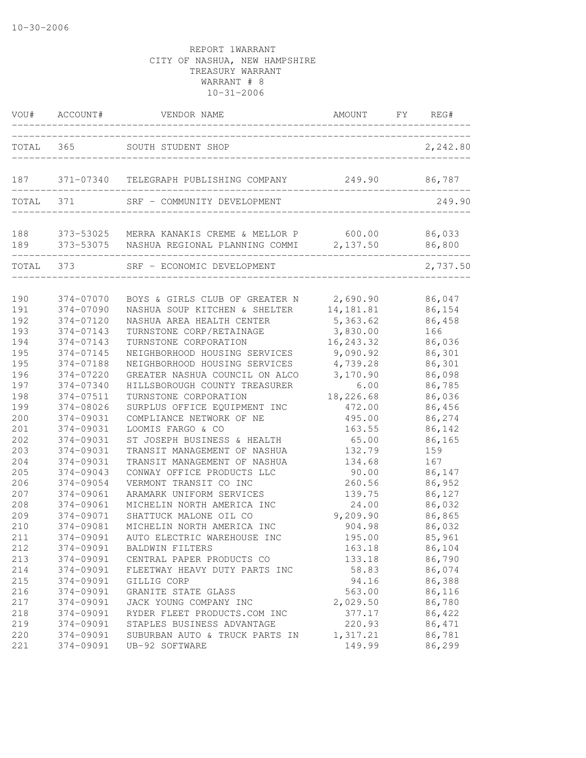10-30-2006

REPORT 1WARRANT
CITY OF NASHUA, NEW HAMPSHIRE
TREASURY WARRANT
WARRANT # 8
10-31-2006

| VOU# | ACCOUNT# | VENDOR NAME | AMOUNT | FY | REG# |
|---|---|---|---|---|---|
| TOTAL | 365 | SOUTH STUDENT SHOP | | | 2,242.80 |
| 187 | 371-07340 | TELEGRAPH PUBLISHING COMPANY | 249.90 | | 86,787 |
| TOTAL | 371 | SRF - COMMUNITY DEVELOPMENT | | | 249.90 |
| 188 | 373-53025 | MERRA KANAKIS CREME & MELLOR P | 600.00 | | 86,033 |
| 189 | 373-53075 | NASHUA REGIONAL PLANNING COMMI | 2,137.50 | | 86,800 |
| TOTAL | 373 | SRF - ECONOMIC DEVELOPMENT | | | 2,737.50 |
| 190 | 374-07070 | BOYS & GIRLS CLUB OF GREATER N | 2,690.90 | | 86,047 |
| 191 | 374-07090 | NASHUA SOUP KITCHEN & SHELTER | 14,181.81 | | 86,154 |
| 192 | 374-07120 | NASHUA AREA HEALTH CENTER | 5,363.62 | | 86,458 |
| 193 | 374-07143 | TURNSTONE CORP/RETAINAGE | 3,830.00 | | 166 |
| 194 | 374-07143 | TURNSTONE CORPORATION | 16,243.32 | | 86,036 |
| 195 | 374-07145 | NEIGHBORHOOD HOUSING SERVICES | 9,090.92 | | 86,301 |
| 195 | 374-07188 | NEIGHBORHOOD HOUSING SERVICES | 4,739.28 | | 86,301 |
| 196 | 374-07220 | GREATER NASHUA COUNCIL ON ALCO | 3,170.90 | | 86,098 |
| 197 | 374-07340 | HILLSBOROUGH COUNTY TREASURER | 6.00 | | 86,785 |
| 198 | 374-07511 | TURNSTONE CORPORATION | 18,226.68 | | 86,036 |
| 199 | 374-08026 | SURPLUS OFFICE EQUIPMENT INC | 472.00 | | 86,456 |
| 200 | 374-09031 | COMPLIANCE NETWORK OF NE | 495.00 | | 86,274 |
| 201 | 374-09031 | LOOMIS FARGO & CO | 163.55 | | 86,142 |
| 202 | 374-09031 | ST JOSEPH BUSINESS & HEALTH | 65.00 | | 86,165 |
| 203 | 374-09031 | TRANSIT MANAGEMENT OF NASHUA | 132.79 | | 159 |
| 204 | 374-09031 | TRANSIT MANAGEMENT OF NASHUA | 134.68 | | 167 |
| 205 | 374-09043 | CONWAY OFFICE PRODUCTS LLC | 90.00 | | 86,147 |
| 206 | 374-09054 | VERMONT TRANSIT CO INC | 260.56 | | 86,952 |
| 207 | 374-09061 | ARAMARK UNIFORM SERVICES | 139.75 | | 86,127 |
| 208 | 374-09061 | MICHELIN NORTH AMERICA INC | 24.00 | | 86,032 |
| 209 | 374-09071 | SHATTUCK MALONE OIL CO | 9,209.90 | | 86,865 |
| 210 | 374-09081 | MICHELIN NORTH AMERICA INC | 904.98 | | 86,032 |
| 211 | 374-09091 | AUTO ELECTRIC WAREHOUSE INC | 195.00 | | 85,961 |
| 212 | 374-09091 | BALDWIN FILTERS | 163.18 | | 86,104 |
| 213 | 374-09091 | CENTRAL PAPER PRODUCTS CO | 133.18 | | 86,790 |
| 214 | 374-09091 | FLEETWAY HEAVY DUTY PARTS INC | 58.83 | | 86,074 |
| 215 | 374-09091 | GILLIG CORP | 94.16 | | 86,388 |
| 216 | 374-09091 | GRANITE STATE GLASS | 563.00 | | 86,116 |
| 217 | 374-09091 | JACK YOUNG COMPANY INC | 2,029.50 | | 86,780 |
| 218 | 374-09091 | RYDER FLEET PRODUCTS.COM INC | 377.17 | | 86,422 |
| 219 | 374-09091 | STAPLES BUSINESS ADVANTAGE | 220.93 | | 86,471 |
| 220 | 374-09091 | SUBURBAN AUTO & TRUCK PARTS IN | 1,317.21 | | 86,781 |
| 221 | 374-09091 | UB-92 SOFTWARE | 149.99 | | 86,299 |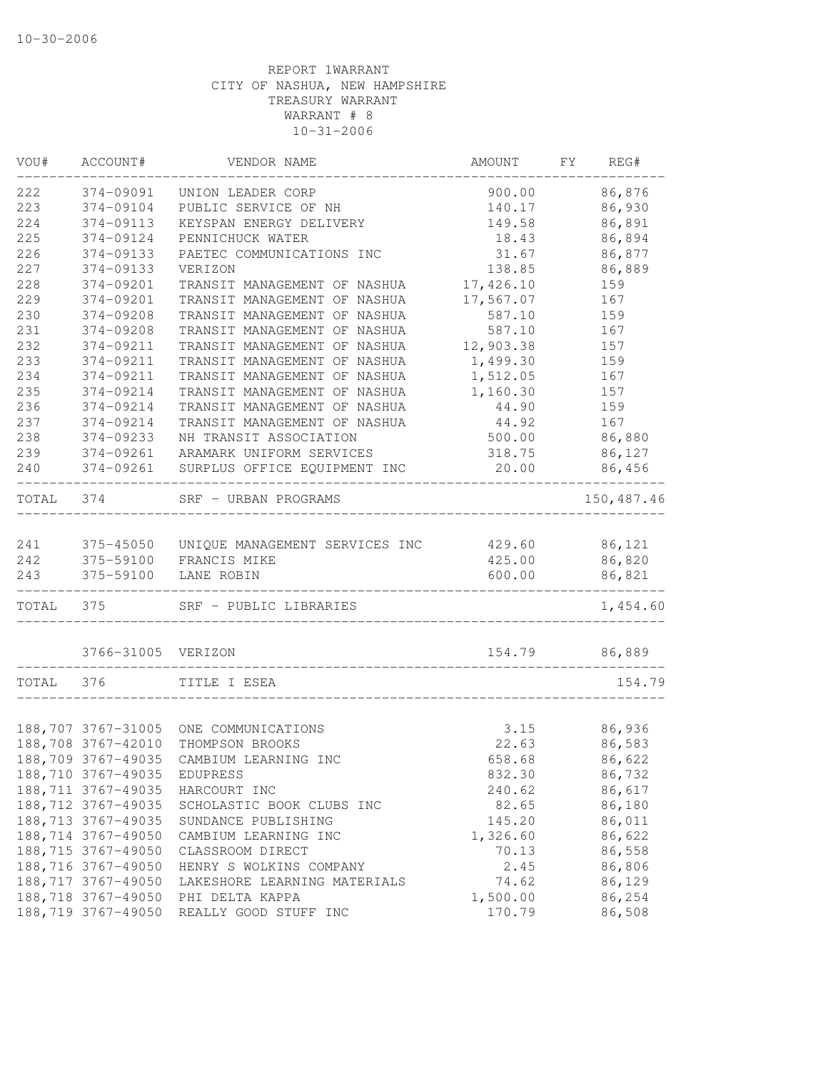10-30-2006

REPORT 1WARRANT
CITY OF NASHUA, NEW HAMPSHIRE
TREASURY WARRANT
WARRANT # 8
10-31-2006

| VOU# | ACCOUNT# | VENDOR NAME | AMOUNT | FY | REG# |
|---|---|---|---|---|---|
| 222 | 374-09091 | UNION LEADER CORP | 900.00 | | 86,876 |
| 223 | 374-09104 | PUBLIC SERVICE OF NH | 140.17 | | 86,930 |
| 224 | 374-09113 | KEYSPAN ENERGY DELIVERY | 149.58 | | 86,891 |
| 225 | 374-09124 | PENNICHUCK WATER | 18.43 | | 86,894 |
| 226 | 374-09133 | PAETEC COMMUNICATIONS INC | 31.67 | | 86,877 |
| 227 | 374-09133 | VERIZON | 138.85 | | 86,889 |
| 228 | 374-09201 | TRANSIT MANAGEMENT OF NASHUA | 17,426.10 | | 159 |
| 229 | 374-09201 | TRANSIT MANAGEMENT OF NASHUA | 17,567.07 | | 167 |
| 230 | 374-09208 | TRANSIT MANAGEMENT OF NASHUA | 587.10 | | 159 |
| 231 | 374-09208 | TRANSIT MANAGEMENT OF NASHUA | 587.10 | | 167 |
| 232 | 374-09211 | TRANSIT MANAGEMENT OF NASHUA | 12,903.38 | | 157 |
| 233 | 374-09211 | TRANSIT MANAGEMENT OF NASHUA | 1,499.30 | | 159 |
| 234 | 374-09211 | TRANSIT MANAGEMENT OF NASHUA | 1,512.05 | | 167 |
| 235 | 374-09214 | TRANSIT MANAGEMENT OF NASHUA | 1,160.30 | | 157 |
| 236 | 374-09214 | TRANSIT MANAGEMENT OF NASHUA | 44.90 | | 159 |
| 237 | 374-09214 | TRANSIT MANAGEMENT OF NASHUA | 44.92 | | 167 |
| 238 | 374-09233 | NH TRANSIT ASSOCIATION | 500.00 | | 86,880 |
| 239 | 374-09261 | ARAMARK UNIFORM SERVICES | 318.75 | | 86,127 |
| 240 | 374-09261 | SURPLUS OFFICE EQUIPMENT INC | 20.00 | | 86,456 |
| TOTAL | 374 | SRF - URBAN PROGRAMS | | | 150,487.46 |
| 241 | 375-45050 | UNIQUE MANAGEMENT SERVICES INC | 429.60 | | 86,121 |
| 242 | 375-59100 | FRANCIS MIKE | 425.00 | | 86,820 |
| 243 | 375-59100 | LANE ROBIN | 600.00 | | 86,821 |
| TOTAL | 375 | SRF - PUBLIC LIBRARIES | | | 1,454.60 |
| | 3766-31005 | VERIZON | 154.79 | | 86,889 |
| TOTAL | 376 | TITLE I ESEA | | | 154.79 |
| 188,707 | 3767-31005 | ONE COMMUNICATIONS | 3.15 | | 86,936 |
| 188,708 | 3767-42010 | THOMPSON BROOKS | 22.63 | | 86,583 |
| 188,709 | 3767-49035 | CAMBIUM LEARNING INC | 658.68 | | 86,622 |
| 188,710 | 3767-49035 | EDUPRESS | 832.30 | | 86,732 |
| 188,711 | 3767-49035 | HARCOURT INC | 240.62 | | 86,617 |
| 188,712 | 3767-49035 | SCHOLASTIC BOOK CLUBS INC | 82.65 | | 86,180 |
| 188,713 | 3767-49035 | SUNDANCE PUBLISHING | 145.20 | | 86,011 |
| 188,714 | 3767-49050 | CAMBIUM LEARNING INC | 1,326.60 | | 86,622 |
| 188,715 | 3767-49050 | CLASSROOM DIRECT | 70.13 | | 86,558 |
| 188,716 | 3767-49050 | HENRY S WOLKINS COMPANY | 2.45 | | 86,806 |
| 188,717 | 3767-49050 | LAKESHORE LEARNING MATERIALS | 74.62 | | 86,129 |
| 188,718 | 3767-49050 | PHI DELTA KAPPA | 1,500.00 | | 86,254 |
| 188,719 | 3767-49050 | REALLY GOOD STUFF INC | 170.79 | | 86,508 |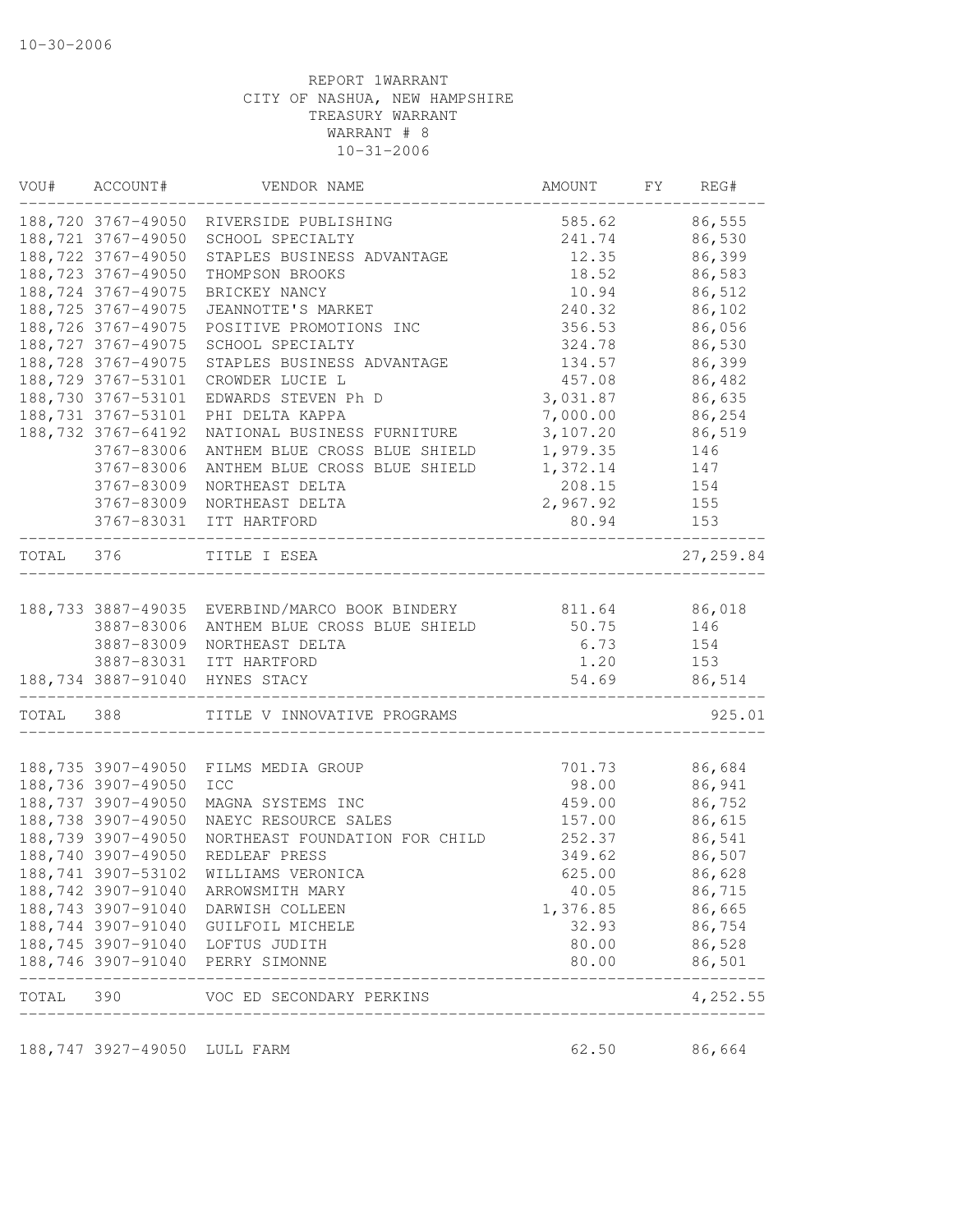10-30-2006

REPORT 1WARRANT
CITY OF NASHUA, NEW HAMPSHIRE
TREASURY WARRANT
WARRANT # 8
10-31-2006

| VOU# | ACCOUNT# | VENDOR NAME | AMOUNT | FY | REG# |
|---|---|---|---|---|---|
| 188,720 | 3767-49050 | RIVERSIDE PUBLISHING | 585.62 | | 86,555 |
| 188,721 | 3767-49050 | SCHOOL SPECIALTY | 241.74 | | 86,530 |
| 188,722 | 3767-49050 | STAPLES BUSINESS ADVANTAGE | 12.35 | | 86,399 |
| 188,723 | 3767-49050 | THOMPSON BROOKS | 18.52 | | 86,583 |
| 188,724 | 3767-49075 | BRICKEY NANCY | 10.94 | | 86,512 |
| 188,725 | 3767-49075 | JEANNOTTE'S MARKET | 240.32 | | 86,102 |
| 188,726 | 3767-49075 | POSITIVE PROMOTIONS INC | 356.53 | | 86,056 |
| 188,727 | 3767-49075 | SCHOOL SPECIALTY | 324.78 | | 86,530 |
| 188,728 | 3767-49075 | STAPLES BUSINESS ADVANTAGE | 134.57 | | 86,399 |
| 188,729 | 3767-53101 | CROWDER LUCIE L | 457.08 | | 86,482 |
| 188,730 | 3767-53101 | EDWARDS STEVEN Ph D | 3,031.87 | | 86,635 |
| 188,731 | 3767-53101 | PHI DELTA KAPPA | 7,000.00 | | 86,254 |
| 188,732 | 3767-64192 | NATIONAL BUSINESS FURNITURE | 3,107.20 | | 86,519 |
| | 3767-83006 | ANTHEM BLUE CROSS BLUE SHIELD | 1,979.35 | | 146 |
| | 3767-83006 | ANTHEM BLUE CROSS BLUE SHIELD | 1,372.14 | | 147 |
| | 3767-83009 | NORTHEAST DELTA | 208.15 | | 154 |
| | 3767-83009 | NORTHEAST DELTA | 2,967.92 | | 155 |
| | 3767-83031 | ITT HARTFORD | 80.94 | | 153 |
| TOTAL | 376 | TITLE I ESEA | | | 27,259.84 |
| 188,733 | 3887-49035 | EVERBIND/MARCO BOOK BINDERY | 811.64 | | 86,018 |
| | 3887-83006 | ANTHEM BLUE CROSS BLUE SHIELD | 50.75 | | 146 |
| | 3887-83009 | NORTHEAST DELTA | 6.73 | | 154 |
| | 3887-83031 | ITT HARTFORD | 1.20 | | 153 |
| 188,734 | 3887-91040 | HYNES STACY | 54.69 | | 86,514 |
| TOTAL | 388 | TITLE V INNOVATIVE PROGRAMS | | | 925.01 |
| 188,735 | 3907-49050 | FILMS MEDIA GROUP | 701.73 | | 86,684 |
| 188,736 | 3907-49050 | ICC | 98.00 | | 86,941 |
| 188,737 | 3907-49050 | MAGNA SYSTEMS INC | 459.00 | | 86,752 |
| 188,738 | 3907-49050 | NAEYC RESOURCE SALES | 157.00 | | 86,615 |
| 188,739 | 3907-49050 | NORTHEAST FOUNDATION FOR CHILD | 252.37 | | 86,541 |
| 188,740 | 3907-49050 | REDLEAF PRESS | 349.62 | | 86,507 |
| 188,741 | 3907-53102 | WILLIAMS VERONICA | 625.00 | | 86,628 |
| 188,742 | 3907-91040 | ARROWSMITH MARY | 40.05 | | 86,715 |
| 188,743 | 3907-91040 | DARWISH COLLEEN | 1,376.85 | | 86,665 |
| 188,744 | 3907-91040 | GUILFOIL MICHELE | 32.93 | | 86,754 |
| 188,745 | 3907-91040 | LOFTUS JUDITH | 80.00 | | 86,528 |
| 188,746 | 3907-91040 | PERRY SIMONNE | 80.00 | | 86,501 |
| TOTAL | 390 | VOC ED SECONDARY PERKINS | | | 4,252.55 |
| 188,747 | 3927-49050 | LULL FARM | 62.50 | | 86,664 |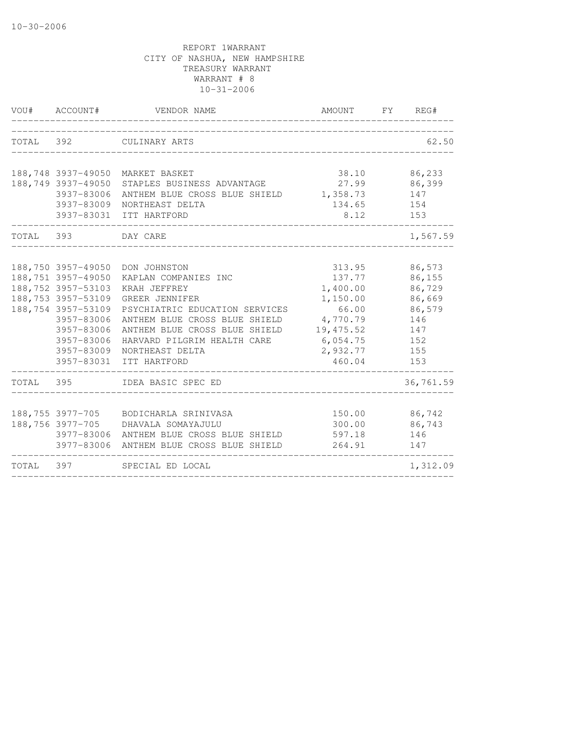10-30-2006

REPORT 1WARRANT
CITY OF NASHUA, NEW HAMPSHIRE
TREASURY WARRANT
WARRANT # 8
10-31-2006

| VOU# | ACCOUNT# | VENDOR NAME | AMOUNT | FY | REG# |
|---|---|---|---|---|---|
| TOTAL | 392 | CULINARY ARTS | | | 62.50 |
| 188,748 | 3937-49050 | MARKET BASKET | 38.10 | | 86,233 |
| 188,749 | 3937-49050 | STAPLES BUSINESS ADVANTAGE | 27.99 | | 86,399 |
| | 3937-83006 | ANTHEM BLUE CROSS BLUE SHIELD | 1,358.73 | | 147 |
| | 3937-83009 | NORTHEAST DELTA | 134.65 | | 154 |
| | 3937-83031 | ITT HARTFORD | 8.12 | | 153 |
| TOTAL | 393 | DAY CARE | | | 1,567.59 |
| 188,750 | 3957-49050 | DON JOHNSTON | 313.95 | | 86,573 |
| 188,751 | 3957-49050 | KAPLAN COMPANIES INC | 137.77 | | 86,155 |
| 188,752 | 3957-53103 | KRAH JEFFREY | 1,400.00 | | 86,729 |
| 188,753 | 3957-53109 | GREER JENNIFER | 1,150.00 | | 86,669 |
| 188,754 | 3957-53109 | PSYCHIATRIC EDUCATION SERVICES | 66.00 | | 86,579 |
| | 3957-83006 | ANTHEM BLUE CROSS BLUE SHIELD | 4,770.79 | | 146 |
| | 3957-83006 | ANTHEM BLUE CROSS BLUE SHIELD | 19,475.52 | | 147 |
| | 3957-83006 | HARVARD PILGRIM HEALTH CARE | 6,054.75 | | 152 |
| | 3957-83009 | NORTHEAST DELTA | 2,932.77 | | 155 |
| | 3957-83031 | ITT HARTFORD | 460.04 | | 153 |
| TOTAL | 395 | IDEA BASIC SPEC ED | | | 36,761.59 |
| 188,755 | 3977-705 | BODICHARLA SRINIVASA | 150.00 | | 86,742 |
| 188,756 | 3977-705 | DHAVALA SOMAYAJULU | 300.00 | | 86,743 |
| | 3977-83006 | ANTHEM BLUE CROSS BLUE SHIELD | 597.18 | | 146 |
| | 3977-83006 | ANTHEM BLUE CROSS BLUE SHIELD | 264.91 | | 147 |
| TOTAL | 397 | SPECIAL ED LOCAL | | | 1,312.09 |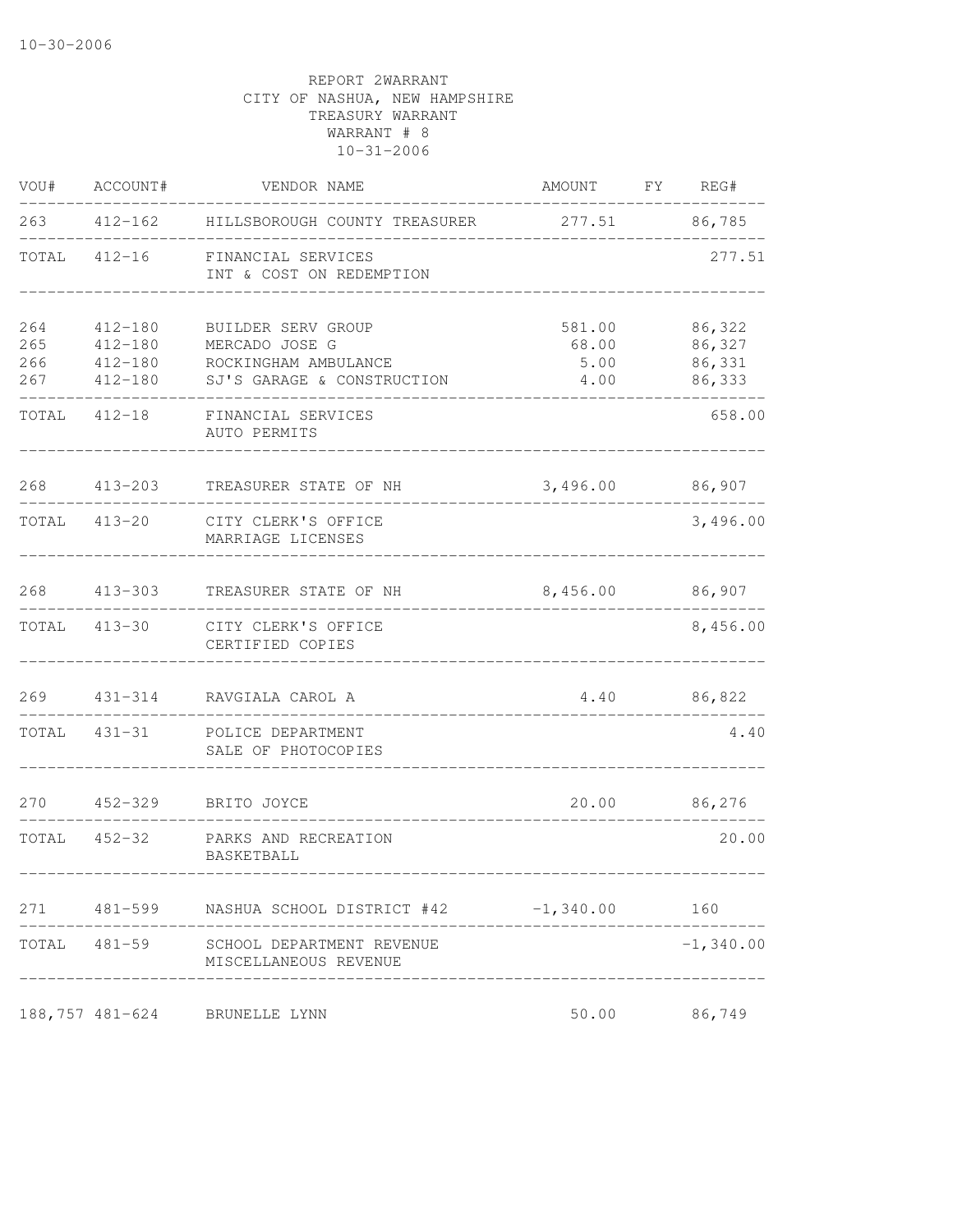REPORT 2WARRANT
CITY OF NASHUA, NEW HAMPSHIRE
TREASURY WARRANT
WARRANT # 8
10-31-2006

| VOU# | ACCOUNT# | VENDOR NAME | AMOUNT | FY | REG# |
|---|---|---|---|---|---|
| 263 | 412-162 | HILLSBOROUGH COUNTY TREASURER | 277.51 | | 86,785 |
| TOTAL | 412-16 | FINANCIAL SERVICES INT & COST ON REDEMPTION | | | 277.51 |
| 264 | 412-180 | BUILDER SERV GROUP | 581.00 | | 86,322 |
| 265 | 412-180 | MERCADO JOSE G | 68.00 | | 86,327 |
| 266 | 412-180 | ROCKINGHAM AMBULANCE | 5.00 | | 86,331 |
| 267 | 412-180 | SJ'S GARAGE & CONSTRUCTION | 4.00 | | 86,333 |
| TOTAL | 412-18 | FINANCIAL SERVICES AUTO PERMITS | | | 658.00 |
| 268 | 413-203 | TREASURER STATE OF NH | 3,496.00 | | 86,907 |
| TOTAL | 413-20 | CITY CLERK'S OFFICE MARRIAGE LICENSES | | | 3,496.00 |
| 268 | 413-303 | TREASURER STATE OF NH | 8,456.00 | | 86,907 |
| TOTAL | 413-30 | CITY CLERK'S OFFICE CERTIFIED COPIES | | | 8,456.00 |
| 269 | 431-314 | RAVGIALA CAROL A | 4.40 | | 86,822 |
| TOTAL | 431-31 | POLICE DEPARTMENT SALE OF PHOTOCOPIES | | | 4.40 |
| 270 | 452-329 | BRITO JOYCE | 20.00 | | 86,276 |
| TOTAL | 452-32 | PARKS AND RECREATION BASKETBALL | | | 20.00 |
| 271 | 481-599 | NASHUA SCHOOL DISTRICT #42 | -1,340.00 | | 160 |
| TOTAL | 481-59 | SCHOOL DEPARTMENT REVENUE MISCELLANEOUS REVENUE | | | -1,340.00 |
| 188,757 | 481-624 | BRUNELLE LYNN | 50.00 | | 86,749 |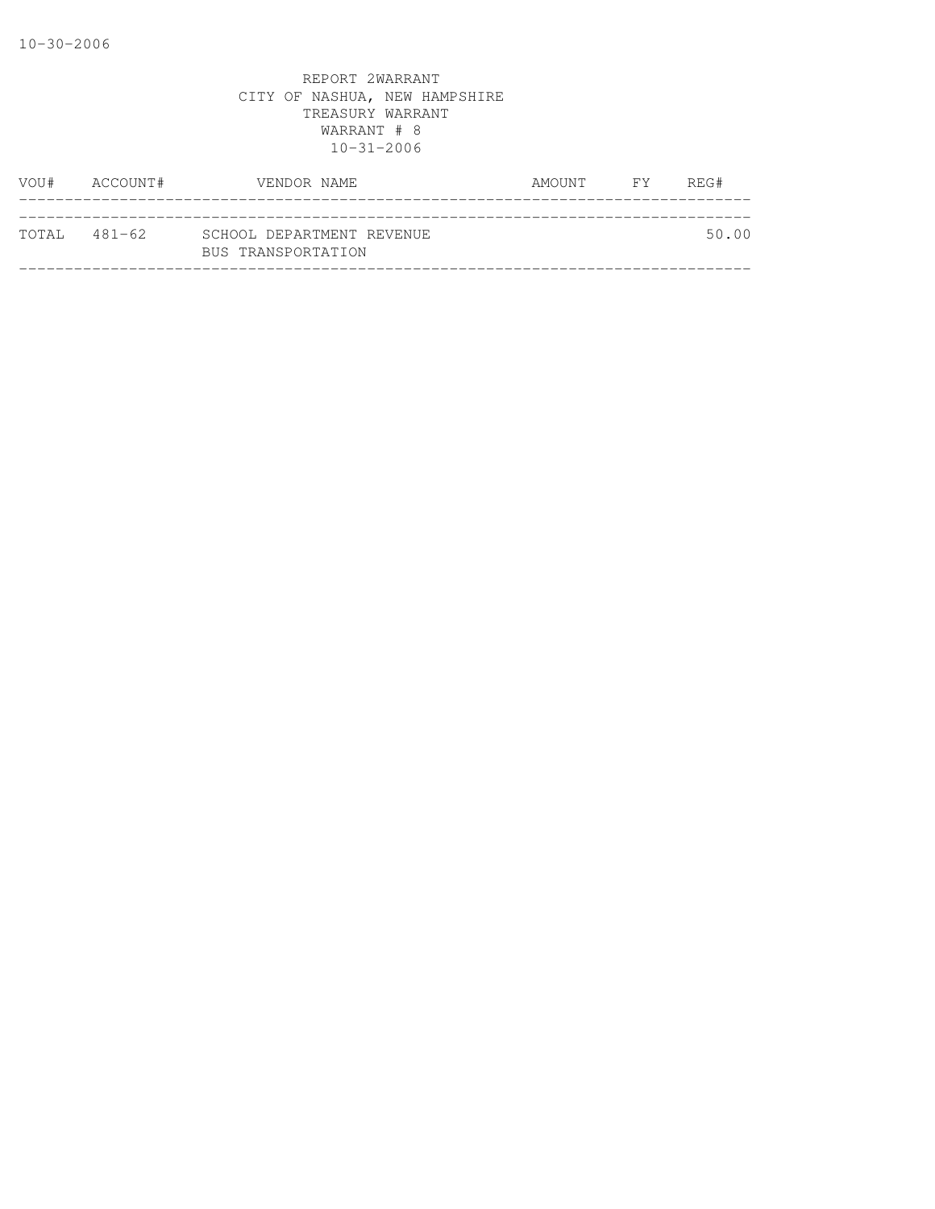10-30-2006

REPORT 2WARRANT
CITY OF NASHUA, NEW HAMPSHIRE
TREASURY WARRANT
WARRANT # 8
10-31-2006

| VOU# | ACCOUNT# | VENDOR NAME | AMOUNT | FY | REG# |
|---|---|---|---|---|---|
| TOTAL | 481-62 | SCHOOL DEPARTMENT REVENUE<br>BUS TRANSPORTATION | | | 50.00 |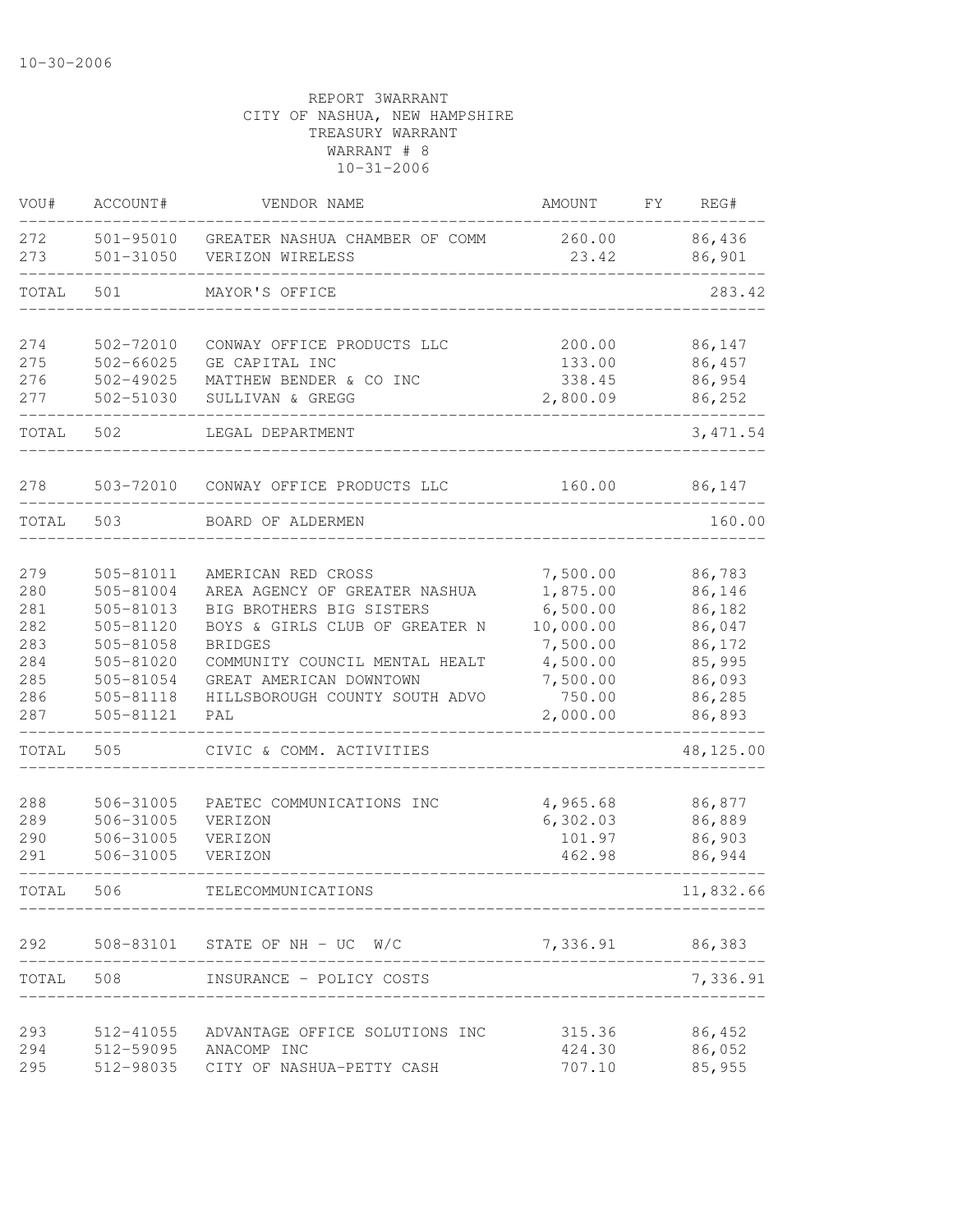10-30-2006

REPORT 3WARRANT
CITY OF NASHUA, NEW HAMPSHIRE
TREASURY WARRANT
WARRANT # 8
10-31-2006

| VOU# | ACCOUNT# | VENDOR NAME | AMOUNT | FY | REG# |
|---|---|---|---|---|---|
| 272 | 501-95010 | GREATER NASHUA CHAMBER OF COMM | 260.00 | | 86,436 |
| 273 | 501-31050 | VERIZON WIRELESS | 23.42 | | 86,901 |
| TOTAL | 501 | MAYOR'S OFFICE | | | 283.42 |
| 274 | 502-72010 | CONWAY OFFICE PRODUCTS LLC | 200.00 | | 86,147 |
| 275 | 502-66025 | GE CAPITAL INC | 133.00 | | 86,457 |
| 276 | 502-49025 | MATTHEW BENDER & CO INC | 338.45 | | 86,954 |
| 277 | 502-51030 | SULLIVAN & GREGG | 2,800.09 | | 86,252 |
| TOTAL | 502 | LEGAL DEPARTMENT | | | 3,471.54 |
| 278 | 503-72010 | CONWAY OFFICE PRODUCTS LLC | 160.00 | | 86,147 |
| TOTAL | 503 | BOARD OF ALDERMEN | | | 160.00 |
| 279 | 505-81011 | AMERICAN RED CROSS | 7,500.00 | | 86,783 |
| 280 | 505-81004 | AREA AGENCY OF GREATER NASHUA | 1,875.00 | | 86,146 |
| 281 | 505-81013 | BIG BROTHERS BIG SISTERS | 6,500.00 | | 86,182 |
| 282 | 505-81120 | BOYS & GIRLS CLUB OF GREATER N | 10,000.00 | | 86,047 |
| 283 | 505-81058 | BRIDGES | 7,500.00 | | 86,172 |
| 284 | 505-81020 | COMMUNITY COUNCIL MENTAL HEALT | 4,500.00 | | 85,995 |
| 285 | 505-81054 | GREAT AMERICAN DOWNTOWN | 7,500.00 | | 86,093 |
| 286 | 505-81118 | HILLSBOROUGH COUNTY SOUTH ADVO | 750.00 | | 86,285 |
| 287 | 505-81121 | PAL | 2,000.00 | | 86,893 |
| TOTAL | 505 | CIVIC & COMM. ACTIVITIES | | | 48,125.00 |
| 288 | 506-31005 | PAETEC COMMUNICATIONS INC | 4,965.68 | | 86,877 |
| 289 | 506-31005 | VERIZON | 6,302.03 | | 86,889 |
| 290 | 506-31005 | VERIZON | 101.97 | | 86,903 |
| 291 | 506-31005 | VERIZON | 462.98 | | 86,944 |
| TOTAL | 506 | TELECOMMUNICATIONS | | | 11,832.66 |
| 292 | 508-83101 | STATE OF NH - UC W/C | 7,336.91 | | 86,383 |
| TOTAL | 508 | INSURANCE - POLICY COSTS | | | 7,336.91 |
| 293 | 512-41055 | ADVANTAGE OFFICE SOLUTIONS INC | 315.36 | | 86,452 |
| 294 | 512-59095 | ANACOMP INC | 424.30 | | 86,052 |
| 295 | 512-98035 | CITY OF NASHUA-PETTY CASH | 707.10 | | 85,955 |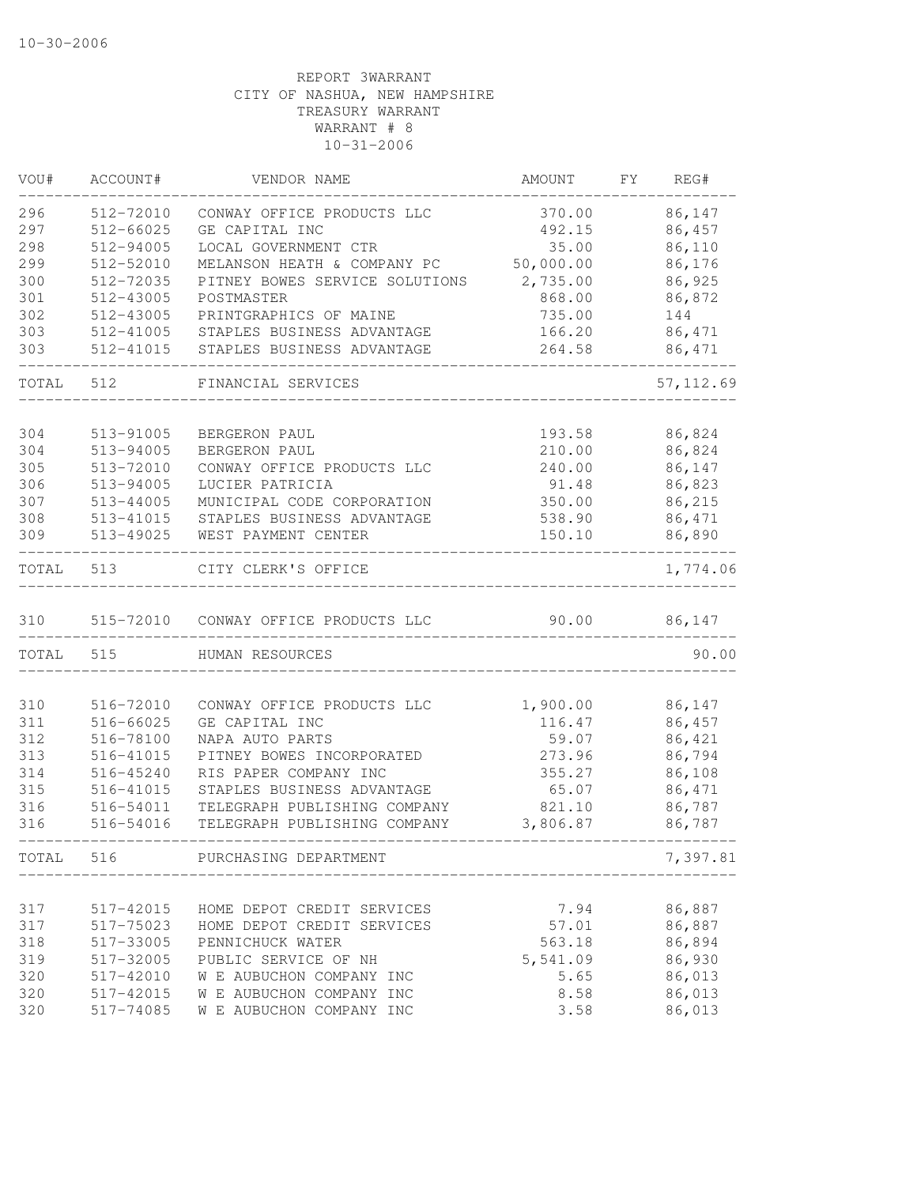REPORT 3WARRANT
CITY OF NASHUA, NEW HAMPSHIRE
TREASURY WARRANT
WARRANT # 8
10-31-2006

| VOU# | ACCOUNT# | VENDOR NAME | AMOUNT | FY | REG# |
|---|---|---|---|---|---|
| 296 | 512-72010 | CONWAY OFFICE PRODUCTS LLC | 370.00 | | 86,147 |
| 297 | 512-66025 | GE CAPITAL INC | 492.15 | | 86,457 |
| 298 | 512-94005 | LOCAL GOVERNMENT CTR | 35.00 | | 86,110 |
| 299 | 512-52010 | MELANSON HEATH & COMPANY PC | 50,000.00 | | 86,176 |
| 300 | 512-72035 | PITNEY BOWES SERVICE SOLUTIONS | 2,735.00 | | 86,925 |
| 301 | 512-43005 | POSTMASTER | 868.00 | | 86,872 |
| 302 | 512-43005 | PRINTGRAPHICS OF MAINE | 735.00 | | 144 |
| 303 | 512-41005 | STAPLES BUSINESS ADVANTAGE | 166.20 | | 86,471 |
| 303 | 512-41015 | STAPLES BUSINESS ADVANTAGE | 264.58 | | 86,471 |
| TOTAL | 512 | FINANCIAL SERVICES | | | 57,112.69 |
| 304 | 513-91005 | BERGERON PAUL | 193.58 | | 86,824 |
| 304 | 513-94005 | BERGERON PAUL | 210.00 | | 86,824 |
| 305 | 513-72010 | CONWAY OFFICE PRODUCTS LLC | 240.00 | | 86,147 |
| 306 | 513-94005 | LUCIER PATRICIA | 91.48 | | 86,823 |
| 307 | 513-44005 | MUNICIPAL CODE CORPORATION | 350.00 | | 86,215 |
| 308 | 513-41015 | STAPLES BUSINESS ADVANTAGE | 538.90 | | 86,471 |
| 309 | 513-49025 | WEST PAYMENT CENTER | 150.10 | | 86,890 |
| TOTAL | 513 | CITY CLERK'S OFFICE | | | 1,774.06 |
| 310 | 515-72010 | CONWAY OFFICE PRODUCTS LLC | 90.00 | | 86,147 |
| TOTAL | 515 | HUMAN RESOURCES | | | 90.00 |
| 310 | 516-72010 | CONWAY OFFICE PRODUCTS LLC | 1,900.00 | | 86,147 |
| 311 | 516-66025 | GE CAPITAL INC | 116.47 | | 86,457 |
| 312 | 516-78100 | NAPA AUTO PARTS | 59.07 | | 86,421 |
| 313 | 516-41015 | PITNEY BOWES INCORPORATED | 273.96 | | 86,794 |
| 314 | 516-45240 | RIS PAPER COMPANY INC | 355.27 | | 86,108 |
| 315 | 516-41015 | STAPLES BUSINESS ADVANTAGE | 65.07 | | 86,471 |
| 316 | 516-54011 | TELEGRAPH PUBLISHING COMPANY | 821.10 | | 86,787 |
| 316 | 516-54016 | TELEGRAPH PUBLISHING COMPANY | 3,806.87 | | 86,787 |
| TOTAL | 516 | PURCHASING DEPARTMENT | | | 7,397.81 |
| 317 | 517-42015 | HOME DEPOT CREDIT SERVICES | 7.94 | | 86,887 |
| 317 | 517-75023 | HOME DEPOT CREDIT SERVICES | 57.01 | | 86,887 |
| 318 | 517-33005 | PENNICHUCK WATER | 563.18 | | 86,894 |
| 319 | 517-32005 | PUBLIC SERVICE OF NH | 5,541.09 | | 86,930 |
| 320 | 517-42010 | W E AUBUCHON COMPANY INC | 5.65 | | 86,013 |
| 320 | 517-42015 | W E AUBUCHON COMPANY INC | 8.58 | | 86,013 |
| 320 | 517-74085 | W E AUBUCHON COMPANY INC | 3.58 | | 86,013 |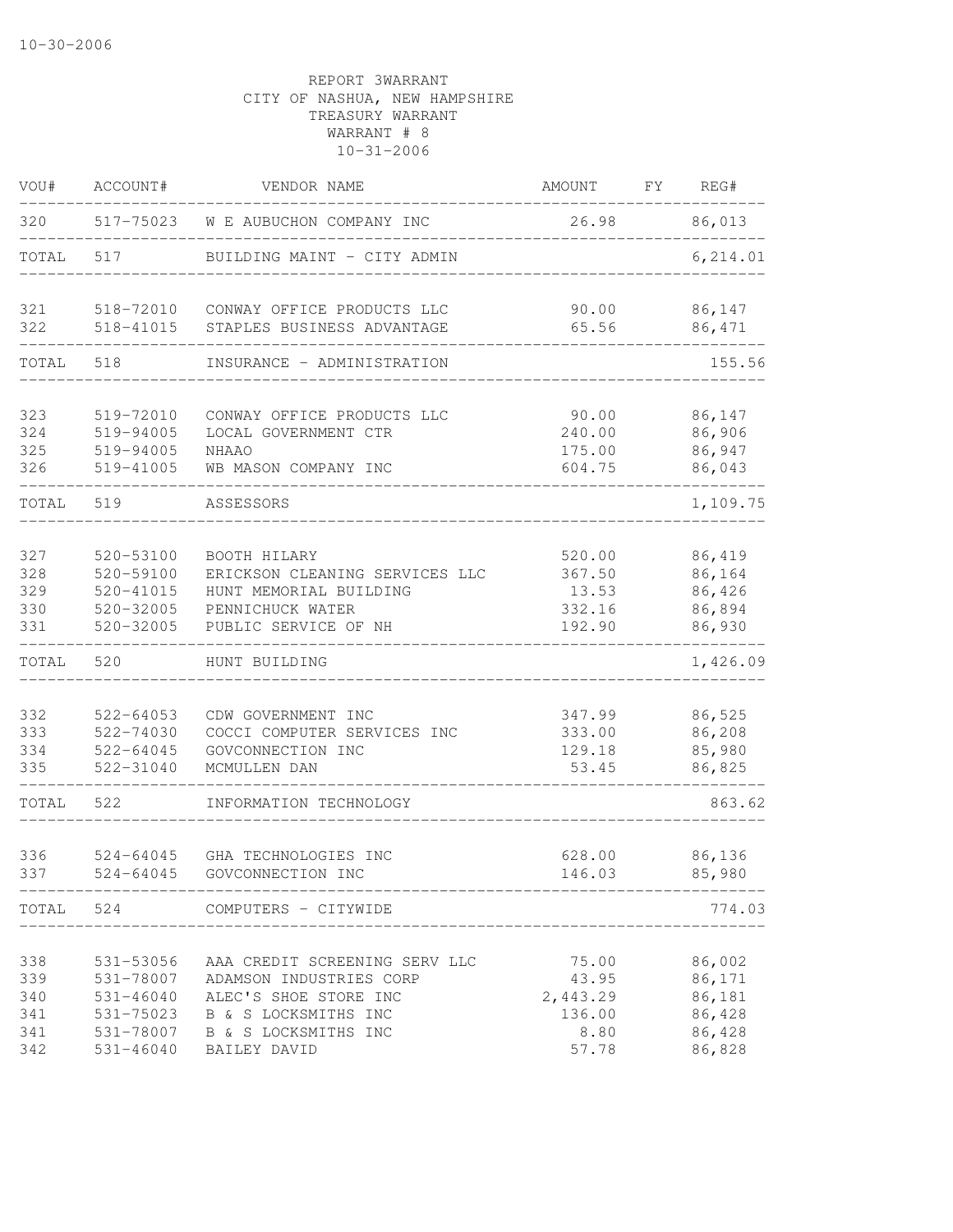10-30-2006

REPORT 3WARRANT
CITY OF NASHUA, NEW HAMPSHIRE
TREASURY WARRANT
WARRANT # 8
10-31-2006

| VOU# | ACCOUNT# | VENDOR NAME | AMOUNT | FY | REG# |
|---|---|---|---|---|---|
| 320 | 517-75023 | W E AUBUCHON COMPANY INC | 26.98 | | 86,013 |
| TOTAL | 517 | BUILDING MAINT - CITY ADMIN | | | 6,214.01 |
| 321 | 518-72010 | CONWAY OFFICE PRODUCTS LLC | 90.00 | | 86,147 |
| 322 | 518-41015 | STAPLES BUSINESS ADVANTAGE | 65.56 | | 86,471 |
| TOTAL | 518 | INSURANCE - ADMINISTRATION | | | 155.56 |
| 323 | 519-72010 | CONWAY OFFICE PRODUCTS LLC | 90.00 | | 86,147 |
| 324 | 519-94005 | LOCAL GOVERNMENT CTR | 240.00 | | 86,906 |
| 325 | 519-94005 | NHAAO | 175.00 | | 86,947 |
| 326 | 519-41005 | WB MASON COMPANY INC | 604.75 | | 86,043 |
| TOTAL | 519 | ASSESSORS | | | 1,109.75 |
| 327 | 520-53100 | BOOTH HILARY | 520.00 | | 86,419 |
| 328 | 520-59100 | ERICKSON CLEANING SERVICES LLC | 367.50 | | 86,164 |
| 329 | 520-41015 | HUNT MEMORIAL BUILDING | 13.53 | | 86,426 |
| 330 | 520-32005 | PENNICHUCK WATER | 332.16 | | 86,894 |
| 331 | 520-32005 | PUBLIC SERVICE OF NH | 192.90 | | 86,930 |
| TOTAL | 520 | HUNT BUILDING | | | 1,426.09 |
| 332 | 522-64053 | CDW GOVERNMENT INC | 347.99 | | 86,525 |
| 333 | 522-74030 | COCCI COMPUTER SERVICES INC | 333.00 | | 86,208 |
| 334 | 522-64045 | GOVCONNECTION INC | 129.18 | | 85,980 |
| 335 | 522-31040 | MCMULLEN DAN | 53.45 | | 86,825 |
| TOTAL | 522 | INFORMATION TECHNOLOGY | | | 863.62 |
| 336 | 524-64045 | GHA TECHNOLOGIES INC | 628.00 | | 86,136 |
| 337 | 524-64045 | GOVCONNECTION INC | 146.03 | | 85,980 |
| TOTAL | 524 | COMPUTERS - CITYWIDE | | | 774.03 |
| 338 | 531-53056 | AAA CREDIT SCREENING SERV LLC | 75.00 | | 86,002 |
| 339 | 531-78007 | ADAMSON INDUSTRIES CORP | 43.95 | | 86,171 |
| 340 | 531-46040 | ALEC'S SHOE STORE INC | 2,443.29 | | 86,181 |
| 341 | 531-75023 | B & S LOCKSMITHS INC | 136.00 | | 86,428 |
| 341 | 531-78007 | B & S LOCKSMITHS INC | 8.80 | | 86,428 |
| 342 | 531-46040 | BAILEY DAVID | 57.78 | | 86,828 |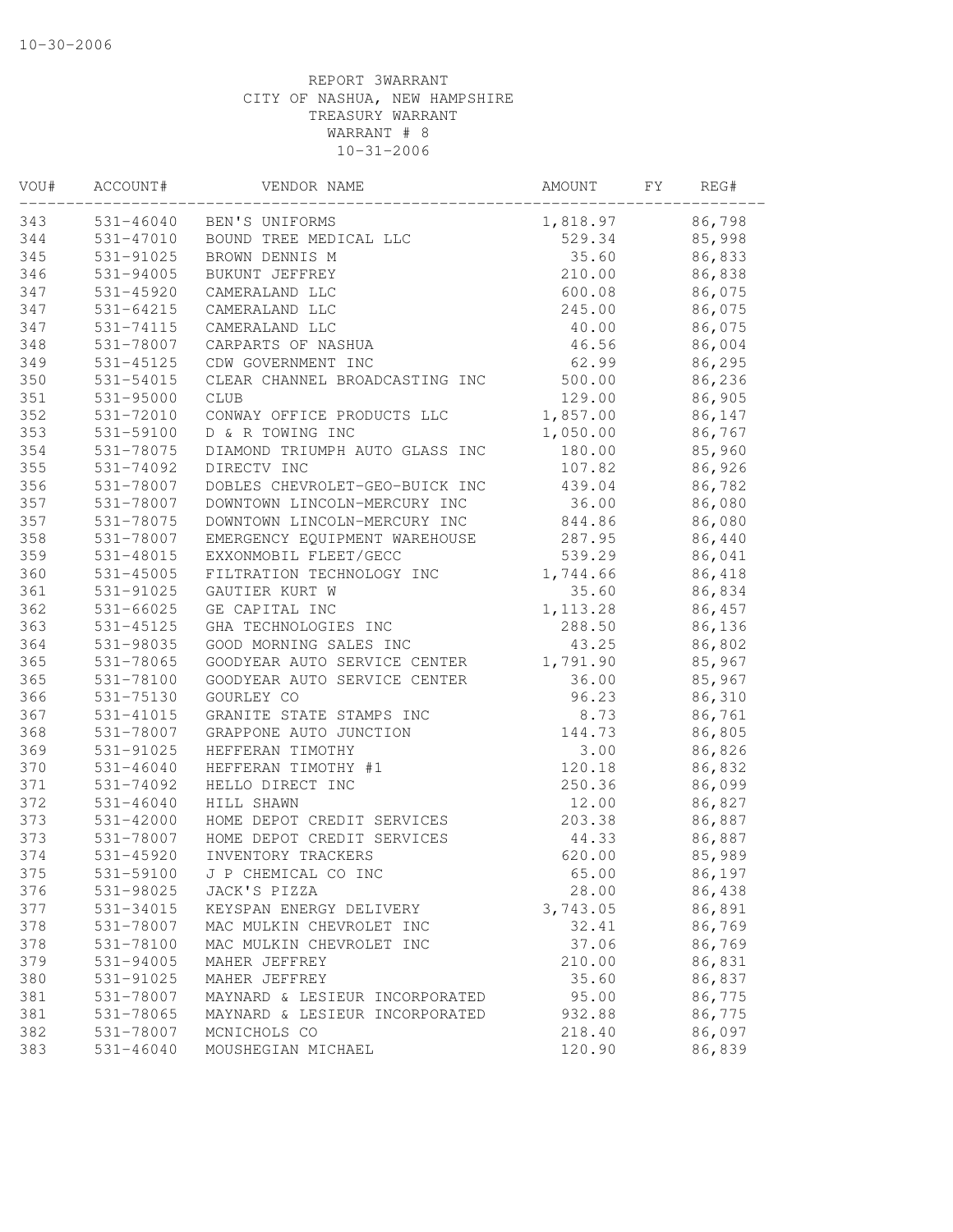10-30-2006

REPORT 3WARRANT
CITY OF NASHUA, NEW HAMPSHIRE
TREASURY WARRANT
WARRANT # 8
10-31-2006

| VOU# | ACCOUNT# | VENDOR NAME | AMOUNT | FY | REG# |
|---|---|---|---|---|---|
| 343 | 531-46040 | BEN'S UNIFORMS | 1,818.97 | | 86,798 |
| 344 | 531-47010 | BOUND TREE MEDICAL LLC | 529.34 | | 85,998 |
| 345 | 531-91025 | BROWN DENNIS M | 35.60 | | 86,833 |
| 346 | 531-94005 | BUKUNT JEFFREY | 210.00 | | 86,838 |
| 347 | 531-45920 | CAMERALAND LLC | 600.08 | | 86,075 |
| 347 | 531-64215 | CAMERALAND LLC | 245.00 | | 86,075 |
| 347 | 531-74115 | CAMERALAND LLC | 40.00 | | 86,075 |
| 348 | 531-78007 | CARPARTS OF NASHUA | 46.56 | | 86,004 |
| 349 | 531-45125 | CDW GOVERNMENT INC | 62.99 | | 86,295 |
| 350 | 531-54015 | CLEAR CHANNEL BROADCASTING INC | 500.00 | | 86,236 |
| 351 | 531-95000 | CLUB | 129.00 | | 86,905 |
| 352 | 531-72010 | CONWAY OFFICE PRODUCTS LLC | 1,857.00 | | 86,147 |
| 353 | 531-59100 | D & R TOWING INC | 1,050.00 | | 86,767 |
| 354 | 531-78075 | DIAMOND TRIUMPH AUTO GLASS INC | 180.00 | | 85,960 |
| 355 | 531-74092 | DIRECTV INC | 107.82 | | 86,926 |
| 356 | 531-78007 | DOBLES CHEVROLET-GEO-BUICK INC | 439.04 | | 86,782 |
| 357 | 531-78007 | DOWNTOWN LINCOLN-MERCURY INC | 36.00 | | 86,080 |
| 357 | 531-78075 | DOWNTOWN LINCOLN-MERCURY INC | 844.86 | | 86,080 |
| 358 | 531-78007 | EMERGENCY EQUIPMENT WAREHOUSE | 287.95 | | 86,440 |
| 359 | 531-48015 | EXXONMOBIL FLEET/GECC | 539.29 | | 86,041 |
| 360 | 531-45005 | FILTRATION TECHNOLOGY INC | 1,744.66 | | 86,418 |
| 361 | 531-91025 | GAUTIER KURT W | 35.60 | | 86,834 |
| 362 | 531-66025 | GE CAPITAL INC | 1,113.28 | | 86,457 |
| 363 | 531-45125 | GHA TECHNOLOGIES INC | 288.50 | | 86,136 |
| 364 | 531-98035 | GOOD MORNING SALES INC | 43.25 | | 86,802 |
| 365 | 531-78065 | GOODYEAR AUTO SERVICE CENTER | 1,791.90 | | 85,967 |
| 365 | 531-78100 | GOODYEAR AUTO SERVICE CENTER | 36.00 | | 85,967 |
| 366 | 531-75130 | GOURLEY CO | 96.23 | | 86,310 |
| 367 | 531-41015 | GRANITE STATE STAMPS INC | 8.73 | | 86,761 |
| 368 | 531-78007 | GRAPPONE AUTO JUNCTION | 144.73 | | 86,805 |
| 369 | 531-91025 | HEFFERAN TIMOTHY | 3.00 | | 86,826 |
| 370 | 531-46040 | HEFFERAN TIMOTHY #1 | 120.18 | | 86,832 |
| 371 | 531-74092 | HELLO DIRECT INC | 250.36 | | 86,099 |
| 372 | 531-46040 | HILL SHAWN | 12.00 | | 86,827 |
| 373 | 531-42000 | HOME DEPOT CREDIT SERVICES | 203.38 | | 86,887 |
| 373 | 531-78007 | HOME DEPOT CREDIT SERVICES | 44.33 | | 86,887 |
| 374 | 531-45920 | INVENTORY TRACKERS | 620.00 | | 85,989 |
| 375 | 531-59100 | J P CHEMICAL CO INC | 65.00 | | 86,197 |
| 376 | 531-98025 | JACK'S PIZZA | 28.00 | | 86,438 |
| 377 | 531-34015 | KEYSPAN ENERGY DELIVERY | 3,743.05 | | 86,891 |
| 378 | 531-78007 | MAC MULKIN CHEVROLET INC | 32.41 | | 86,769 |
| 378 | 531-78100 | MAC MULKIN CHEVROLET INC | 37.06 | | 86,769 |
| 379 | 531-94005 | MAHER JEFFREY | 210.00 | | 86,831 |
| 380 | 531-91025 | MAHER JEFFREY | 35.60 | | 86,837 |
| 381 | 531-78007 | MAYNARD & LESIEUR INCORPORATED | 95.00 | | 86,775 |
| 381 | 531-78065 | MAYNARD & LESIEUR INCORPORATED | 932.88 | | 86,775 |
| 382 | 531-78007 | MCNICHOLS CO | 218.40 | | 86,097 |
| 383 | 531-46040 | MOUSHEGIAN MICHAEL | 120.90 | | 86,839 |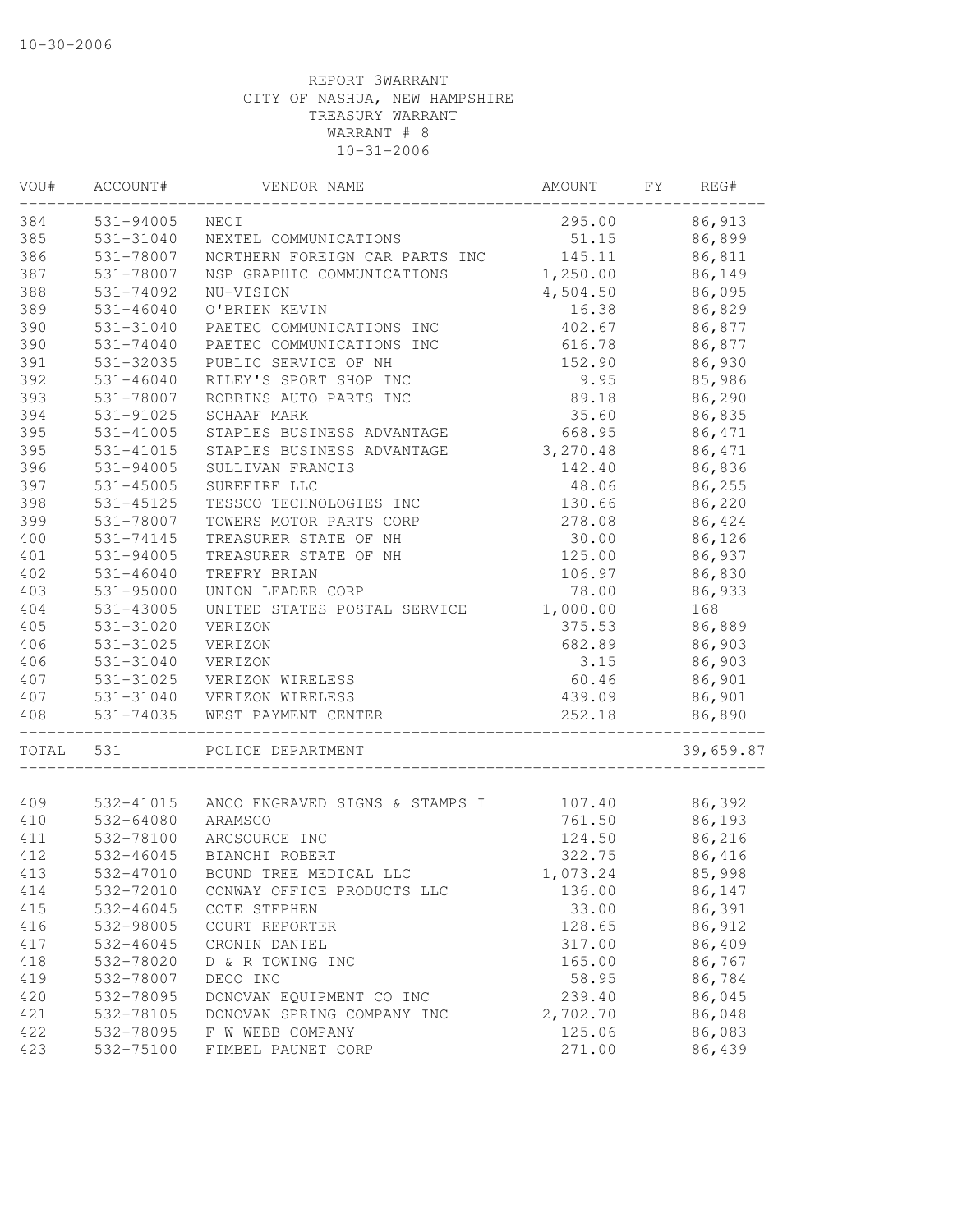10-30-2006

REPORT 3WARRANT
CITY OF NASHUA, NEW HAMPSHIRE
TREASURY WARRANT
WARRANT # 8
10-31-2006

| VOU# | ACCOUNT# | VENDOR NAME | AMOUNT | FY | REG# |
|---|---|---|---|---|---|
| 384 | 531-94005 | NECI | 295.00 | | 86,913 |
| 385 | 531-31040 | NEXTEL COMMUNICATIONS | 51.15 | | 86,899 |
| 386 | 531-78007 | NORTHERN FOREIGN CAR PARTS INC | 145.11 | | 86,811 |
| 387 | 531-78007 | NSP GRAPHIC COMMUNICATIONS | 1,250.00 | | 86,149 |
| 388 | 531-74092 | NU-VISION | 4,504.50 | | 86,095 |
| 389 | 531-46040 | O'BRIEN KEVIN | 16.38 | | 86,829 |
| 390 | 531-31040 | PAETEC COMMUNICATIONS INC | 402.67 | | 86,877 |
| 390 | 531-74040 | PAETEC COMMUNICATIONS INC | 616.78 | | 86,877 |
| 391 | 531-32035 | PUBLIC SERVICE OF NH | 152.90 | | 86,930 |
| 392 | 531-46040 | RILEY'S SPORT SHOP INC | 9.95 | | 85,986 |
| 393 | 531-78007 | ROBBINS AUTO PARTS INC | 89.18 | | 86,290 |
| 394 | 531-91025 | SCHAAF MARK | 35.60 | | 86,835 |
| 395 | 531-41005 | STAPLES BUSINESS ADVANTAGE | 668.95 | | 86,471 |
| 395 | 531-41015 | STAPLES BUSINESS ADVANTAGE | 3,270.48 | | 86,471 |
| 396 | 531-94005 | SULLIVAN FRANCIS | 142.40 | | 86,836 |
| 397 | 531-45005 | SUREFIRE LLC | 48.06 | | 86,255 |
| 398 | 531-45125 | TESSCO TECHNOLOGIES INC | 130.66 | | 86,220 |
| 399 | 531-78007 | TOWERS MOTOR PARTS CORP | 278.08 | | 86,424 |
| 400 | 531-74145 | TREASURER STATE OF NH | 30.00 | | 86,126 |
| 401 | 531-94005 | TREASURER STATE OF NH | 125.00 | | 86,937 |
| 402 | 531-46040 | TREFRY BRIAN | 106.97 | | 86,830 |
| 403 | 531-95000 | UNION LEADER CORP | 78.00 | | 86,933 |
| 404 | 531-43005 | UNITED STATES POSTAL SERVICE | 1,000.00 | | 168 |
| 405 | 531-31020 | VERIZON | 375.53 | | 86,889 |
| 406 | 531-31025 | VERIZON | 682.89 | | 86,903 |
| 406 | 531-31040 | VERIZON | 3.15 | | 86,903 |
| 407 | 531-31025 | VERIZON WIRELESS | 60.46 | | 86,901 |
| 407 | 531-31040 | VERIZON WIRELESS | 439.09 | | 86,901 |
| 408 | 531-74035 | WEST PAYMENT CENTER | 252.18 | | 86,890 |
| TOTAL | 531 | POLICE DEPARTMENT | | | 39,659.87 |
| 409 | 532-41015 | ANCO ENGRAVED SIGNS & STAMPS I | 107.40 | | 86,392 |
| 410 | 532-64080 | ARAMSCO | 761.50 | | 86,193 |
| 411 | 532-78100 | ARCSOURCE INC | 124.50 | | 86,216 |
| 412 | 532-46045 | BIANCHI ROBERT | 322.75 | | 86,416 |
| 413 | 532-47010 | BOUND TREE MEDICAL LLC | 1,073.24 | | 85,998 |
| 414 | 532-72010 | CONWAY OFFICE PRODUCTS LLC | 136.00 | | 86,147 |
| 415 | 532-46045 | COTE STEPHEN | 33.00 | | 86,391 |
| 416 | 532-98005 | COURT REPORTER | 128.65 | | 86,912 |
| 417 | 532-46045 | CRONIN DANIEL | 317.00 | | 86,409 |
| 418 | 532-78020 | D & R TOWING INC | 165.00 | | 86,767 |
| 419 | 532-78007 | DECO INC | 58.95 | | 86,784 |
| 420 | 532-78095 | DONOVAN EQUIPMENT CO INC | 239.40 | | 86,045 |
| 421 | 532-78105 | DONOVAN SPRING COMPANY INC | 2,702.70 | | 86,048 |
| 422 | 532-78095 | F W WEBB COMPANY | 125.06 | | 86,083 |
| 423 | 532-75100 | FIMBEL PAUNET CORP | 271.00 | | 86,439 |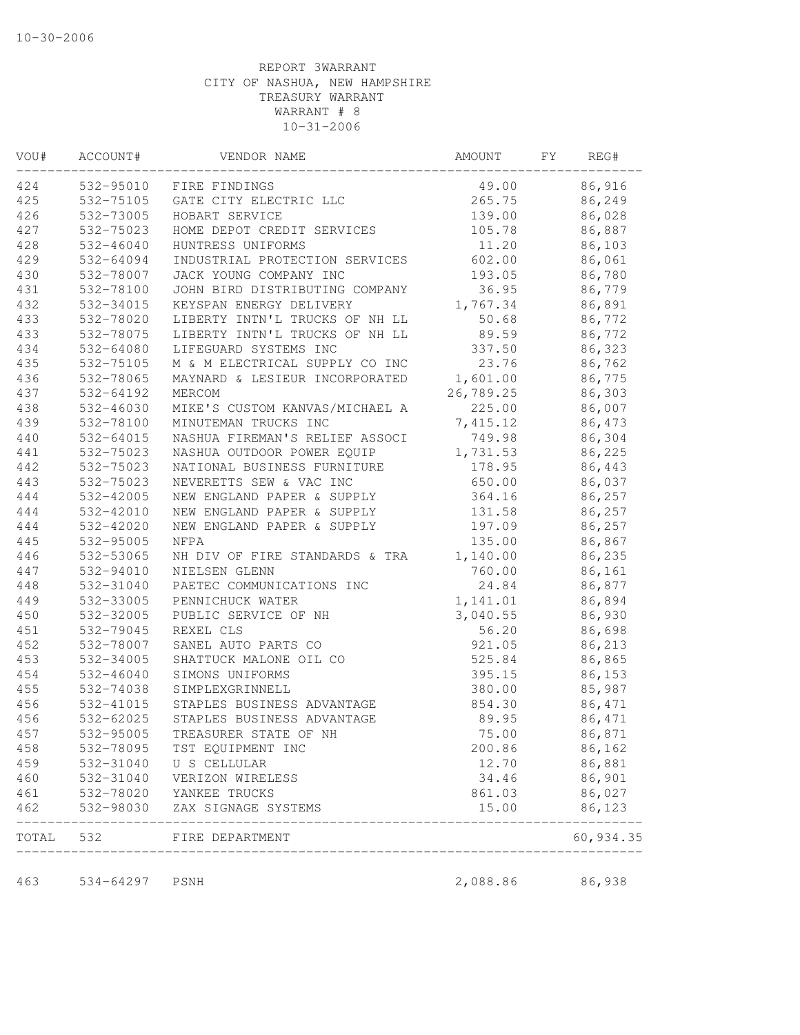10-30-2006

REPORT 3WARRANT
CITY OF NASHUA, NEW HAMPSHIRE
TREASURY WARRANT
WARRANT # 8
10-31-2006

| VOU# | ACCOUNT# | VENDOR NAME | AMOUNT | FY | REG# |
|---|---|---|---|---|---|
| 424 | 532-95010 | FIRE FINDINGS | 49.00 | | 86,916 |
| 425 | 532-75105 | GATE CITY ELECTRIC LLC | 265.75 | | 86,249 |
| 426 | 532-73005 | HOBART SERVICE | 139.00 | | 86,028 |
| 427 | 532-75023 | HOME DEPOT CREDIT SERVICES | 105.78 | | 86,887 |
| 428 | 532-46040 | HUNTRESS UNIFORMS | 11.20 | | 86,103 |
| 429 | 532-64094 | INDUSTRIAL PROTECTION SERVICES | 602.00 | | 86,061 |
| 430 | 532-78007 | JACK YOUNG COMPANY INC | 193.05 | | 86,780 |
| 431 | 532-78100 | JOHN BIRD DISTRIBUTING COMPANY | 36.95 | | 86,779 |
| 432 | 532-34015 | KEYSPAN ENERGY DELIVERY | 1,767.34 | | 86,891 |
| 433 | 532-78020 | LIBERTY INTN'L TRUCKS OF NH LL | 50.68 | | 86,772 |
| 433 | 532-78075 | LIBERTY INTN'L TRUCKS OF NH LL | 89.59 | | 86,772 |
| 434 | 532-64080 | LIFEGUARD SYSTEMS INC | 337.50 | | 86,323 |
| 435 | 532-75105 | M & M ELECTRICAL SUPPLY CO INC | 23.76 | | 86,762 |
| 436 | 532-78065 | MAYNARD & LESIEUR INCORPORATED | 1,601.00 | | 86,775 |
| 437 | 532-64192 | MERCOM | 26,789.25 | | 86,303 |
| 438 | 532-46030 | MIKE'S CUSTOM KANVAS/MICHAEL A | 225.00 | | 86,007 |
| 439 | 532-78100 | MINUTEMAN TRUCKS INC | 7,415.12 | | 86,473 |
| 440 | 532-64015 | NASHUA FIREMAN'S RELIEF ASSOCI | 749.98 | | 86,304 |
| 441 | 532-75023 | NASHUA OUTDOOR POWER EQUIP | 1,731.53 | | 86,225 |
| 442 | 532-75023 | NATIONAL BUSINESS FURNITURE | 178.95 | | 86,443 |
| 443 | 532-75023 | NEVERETTS SEW & VAC INC | 650.00 | | 86,037 |
| 444 | 532-42005 | NEW ENGLAND PAPER & SUPPLY | 364.16 | | 86,257 |
| 444 | 532-42010 | NEW ENGLAND PAPER & SUPPLY | 131.58 | | 86,257 |
| 444 | 532-42020 | NEW ENGLAND PAPER & SUPPLY | 197.09 | | 86,257 |
| 445 | 532-95005 | NFPA | 135.00 | | 86,867 |
| 446 | 532-53065 | NH DIV OF FIRE STANDARDS & TRA | 1,140.00 | | 86,235 |
| 447 | 532-94010 | NIELSEN GLENN | 760.00 | | 86,161 |
| 448 | 532-31040 | PAETEC COMMUNICATIONS INC | 24.84 | | 86,877 |
| 449 | 532-33005 | PENNICHUCK WATER | 1,141.01 | | 86,894 |
| 450 | 532-32005 | PUBLIC SERVICE OF NH | 3,040.55 | | 86,930 |
| 451 | 532-79045 | REXEL CLS | 56.20 | | 86,698 |
| 452 | 532-78007 | SANEL AUTO PARTS CO | 921.05 | | 86,213 |
| 453 | 532-34005 | SHATTUCK MALONE OIL CO | 525.84 | | 86,865 |
| 454 | 532-46040 | SIMONS UNIFORMS | 395.15 | | 86,153 |
| 455 | 532-74038 | SIMPLEXGRINNELL | 380.00 | | 85,987 |
| 456 | 532-41015 | STAPLES BUSINESS ADVANTAGE | 854.30 | | 86,471 |
| 456 | 532-62025 | STAPLES BUSINESS ADVANTAGE | 89.95 | | 86,471 |
| 457 | 532-95005 | TREASURER STATE OF NH | 75.00 | | 86,871 |
| 458 | 532-78095 | TST EQUIPMENT INC | 200.86 | | 86,162 |
| 459 | 532-31040 | U S CELLULAR | 12.70 | | 86,881 |
| 460 | 532-31040 | VERIZON WIRELESS | 34.46 | | 86,901 |
| 461 | 532-78020 | YANKEE TRUCKS | 861.03 | | 86,027 |
| 462 | 532-98030 | ZAX SIGNAGE SYSTEMS | 15.00 | | 86,123 |
| TOTAL | 532 | FIRE DEPARTMENT | | | 60,934.35 |
| 463 | 534-64297 | PSNH | 2,088.86 | | 86,938 |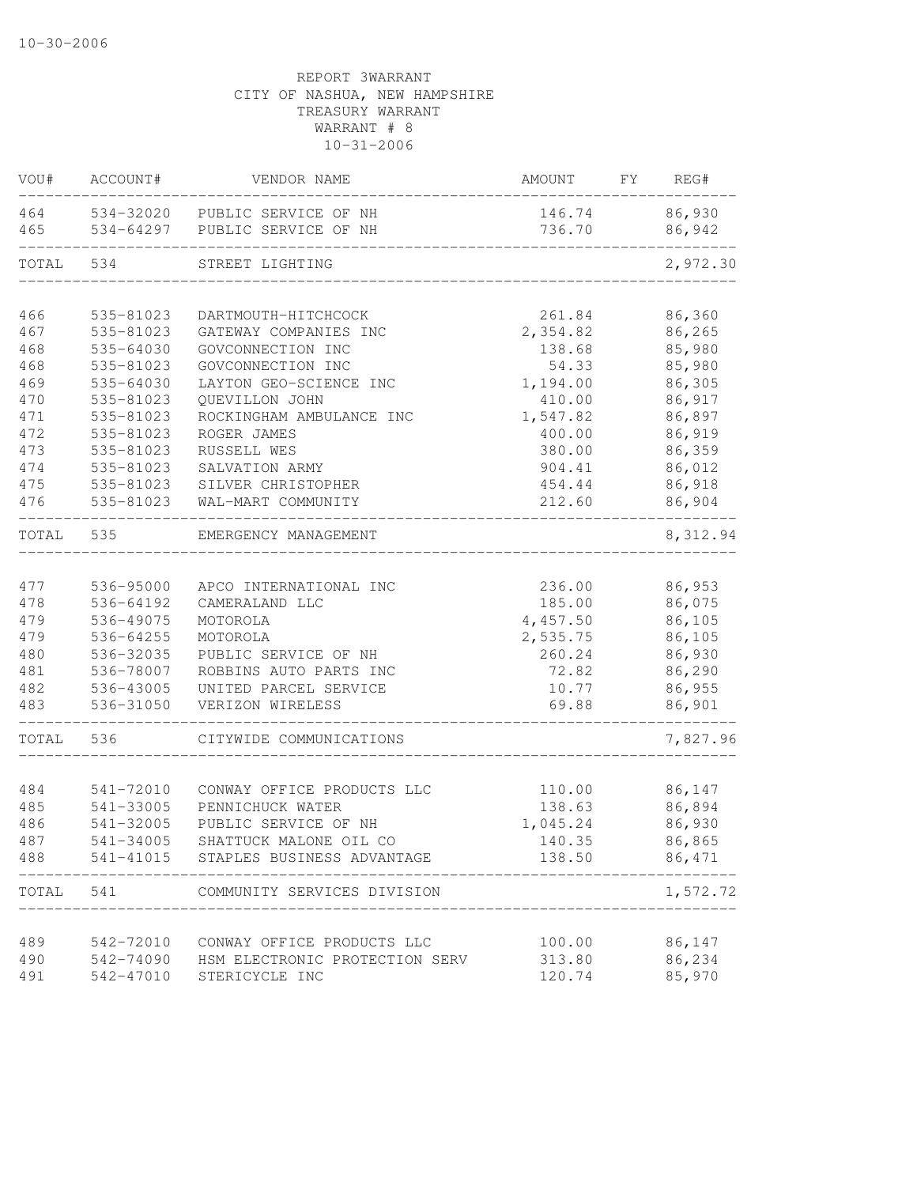10-30-2006

REPORT 3WARRANT
CITY OF NASHUA, NEW HAMPSHIRE
TREASURY WARRANT
WARRANT # 8
10-31-2006

| VOU# | ACCOUNT# | VENDOR NAME | AMOUNT | FY | REG# |
|---|---|---|---|---|---|
| 464 | 534-32020 | PUBLIC SERVICE OF NH | 146.74 | | 86,930 |
| 465 | 534-64297 | PUBLIC SERVICE OF NH | 736.70 | | 86,942 |
| TOTAL | 534 | STREET LIGHTING | | | 2,972.30 |
| 466 | 535-81023 | DARTMOUTH-HITCHCOCK | 261.84 | | 86,360 |
| 467 | 535-81023 | GATEWAY COMPANIES INC | 2,354.82 | | 86,265 |
| 468 | 535-64030 | GOVCONNECTION INC | 138.68 | | 85,980 |
| 468 | 535-81023 | GOVCONNECTION INC | 54.33 | | 85,980 |
| 469 | 535-64030 | LAYTON GEO-SCIENCE INC | 1,194.00 | | 86,305 |
| 470 | 535-81023 | QUEVILLON JOHN | 410.00 | | 86,917 |
| 471 | 535-81023 | ROCKINGHAM AMBULANCE INC | 1,547.82 | | 86,897 |
| 472 | 535-81023 | ROGER JAMES | 400.00 | | 86,919 |
| 473 | 535-81023 | RUSSELL WES | 380.00 | | 86,359 |
| 474 | 535-81023 | SALVATION ARMY | 904.41 | | 86,012 |
| 475 | 535-81023 | SILVER CHRISTOPHER | 454.44 | | 86,918 |
| 476 | 535-81023 | WAL-MART COMMUNITY | 212.60 | | 86,904 |
| TOTAL | 535 | EMERGENCY MANAGEMENT | | | 8,312.94 |
| 477 | 536-95000 | APCO INTERNATIONAL INC | 236.00 | | 86,953 |
| 478 | 536-64192 | CAMERALAND LLC | 185.00 | | 86,075 |
| 479 | 536-49075 | MOTOROLA | 4,457.50 | | 86,105 |
| 479 | 536-64255 | MOTOROLA | 2,535.75 | | 86,105 |
| 480 | 536-32035 | PUBLIC SERVICE OF NH | 260.24 | | 86,930 |
| 481 | 536-78007 | ROBBINS AUTO PARTS INC | 72.82 | | 86,290 |
| 482 | 536-43005 | UNITED PARCEL SERVICE | 10.77 | | 86,955 |
| 483 | 536-31050 | VERIZON WIRELESS | 69.88 | | 86,901 |
| TOTAL | 536 | CITYWIDE COMMUNICATIONS | | | 7,827.96 |
| 484 | 541-72010 | CONWAY OFFICE PRODUCTS LLC | 110.00 | | 86,147 |
| 485 | 541-33005 | PENNICHUCK WATER | 138.63 | | 86,894 |
| 486 | 541-32005 | PUBLIC SERVICE OF NH | 1,045.24 | | 86,930 |
| 487 | 541-34005 | SHATTUCK MALONE OIL CO | 140.35 | | 86,865 |
| 488 | 541-41015 | STAPLES BUSINESS ADVANTAGE | 138.50 | | 86,471 |
| TOTAL | 541 | COMMUNITY SERVICES DIVISION | | | 1,572.72 |
| 489 | 542-72010 | CONWAY OFFICE PRODUCTS LLC | 100.00 | | 86,147 |
| 490 | 542-74090 | HSM ELECTRONIC PROTECTION SERV | 313.80 | | 86,234 |
| 491 | 542-47010 | STERICYCLE INC | 120.74 | | 85,970 |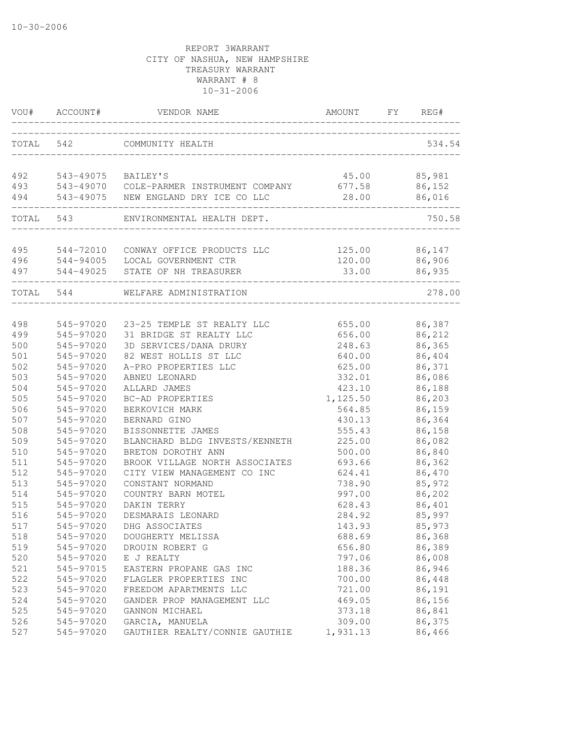10-30-2006

REPORT 3WARRANT
CITY OF NASHUA, NEW HAMPSHIRE
TREASURY WARRANT
WARRANT # 8
10-31-2006

| VOU# | ACCOUNT# | VENDOR NAME | AMOUNT | FY | REG# |
|---|---|---|---|---|---|
| TOTAL | 542 | COMMUNITY HEALTH | | | 534.54 |
| 492 | 543-49075 | BAILEY'S | 45.00 | | 85,981 |
| 493 | 543-49070 | COLE-PARMER INSTRUMENT COMPANY | 677.58 | | 86,152 |
| 494 | 543-49075 | NEW ENGLAND DRY ICE CO LLC | 28.00 | | 86,016 |
| TOTAL | 543 | ENVIRONMENTAL HEALTH DEPT. | | | 750.58 |
| 495 | 544-72010 | CONWAY OFFICE PRODUCTS LLC | 125.00 | | 86,147 |
| 496 | 544-94005 | LOCAL GOVERNMENT CTR | 120.00 | | 86,906 |
| 497 | 544-49025 | STATE OF NH TREASURER | 33.00 | | 86,935 |
| TOTAL | 544 | WELFARE ADMINISTRATION | | | 278.00 |
| 498 | 545-97020 | 23-25 TEMPLE ST REALTY LLC | 655.00 | | 86,387 |
| 499 | 545-97020 | 31 BRIDGE ST REALTY LLC | 656.00 | | 86,212 |
| 500 | 545-97020 | 3D SERVICES/DANA DRURY | 248.63 | | 86,365 |
| 501 | 545-97020 | 82 WEST HOLLIS ST LLC | 640.00 | | 86,404 |
| 502 | 545-97020 | A-PRO PROPERTIES LLC | 625.00 | | 86,371 |
| 503 | 545-97020 | ABNEU LEONARD | 332.01 | | 86,086 |
| 504 | 545-97020 | ALLARD JAMES | 423.10 | | 86,188 |
| 505 | 545-97020 | BC-AD PROPERTIES | 1,125.50 | | 86,203 |
| 506 | 545-97020 | BERKOVICH MARK | 564.85 | | 86,159 |
| 507 | 545-97020 | BERNARD GINO | 430.13 | | 86,364 |
| 508 | 545-97020 | BISSONNETTE JAMES | 555.43 | | 86,158 |
| 509 | 545-97020 | BLANCHARD BLDG INVESTS/KENNETH | 225.00 | | 86,082 |
| 510 | 545-97020 | BRETON DOROTHY ANN | 500.00 | | 86,840 |
| 511 | 545-97020 | BROOK VILLAGE NORTH ASSOCIATES | 693.66 | | 86,362 |
| 512 | 545-97020 | CITY VIEW MANAGEMENT CO INC | 624.41 | | 86,470 |
| 513 | 545-97020 | CONSTANT NORMAND | 738.90 | | 85,972 |
| 514 | 545-97020 | COUNTRY BARN MOTEL | 997.00 | | 86,202 |
| 515 | 545-97020 | DAKIN TERRY | 628.43 | | 86,401 |
| 516 | 545-97020 | DESMARAIS LEONARD | 284.92 | | 85,997 |
| 517 | 545-97020 | DHG ASSOCIATES | 143.93 | | 85,973 |
| 518 | 545-97020 | DOUGHERTY MELISSA | 688.69 | | 86,368 |
| 519 | 545-97020 | DROUIN ROBERT G | 656.80 | | 86,389 |
| 520 | 545-97020 | E J REALTY | 797.06 | | 86,008 |
| 521 | 545-97015 | EASTERN PROPANE GAS INC | 188.36 | | 86,946 |
| 522 | 545-97020 | FLAGLER PROPERTIES INC | 700.00 | | 86,448 |
| 523 | 545-97020 | FREEDOM APARTMENTS LLC | 721.00 | | 86,191 |
| 524 | 545-97020 | GANDER PROP MANAGEMENT LLC | 469.05 | | 86,156 |
| 525 | 545-97020 | GANNON MICHAEL | 373.18 | | 86,841 |
| 526 | 545-97020 | GARCIA, MANUELA | 309.00 | | 86,375 |
| 527 | 545-97020 | GAUTHIER REALTY/CONNIE GAUTHIE | 1,931.13 | | 86,466 |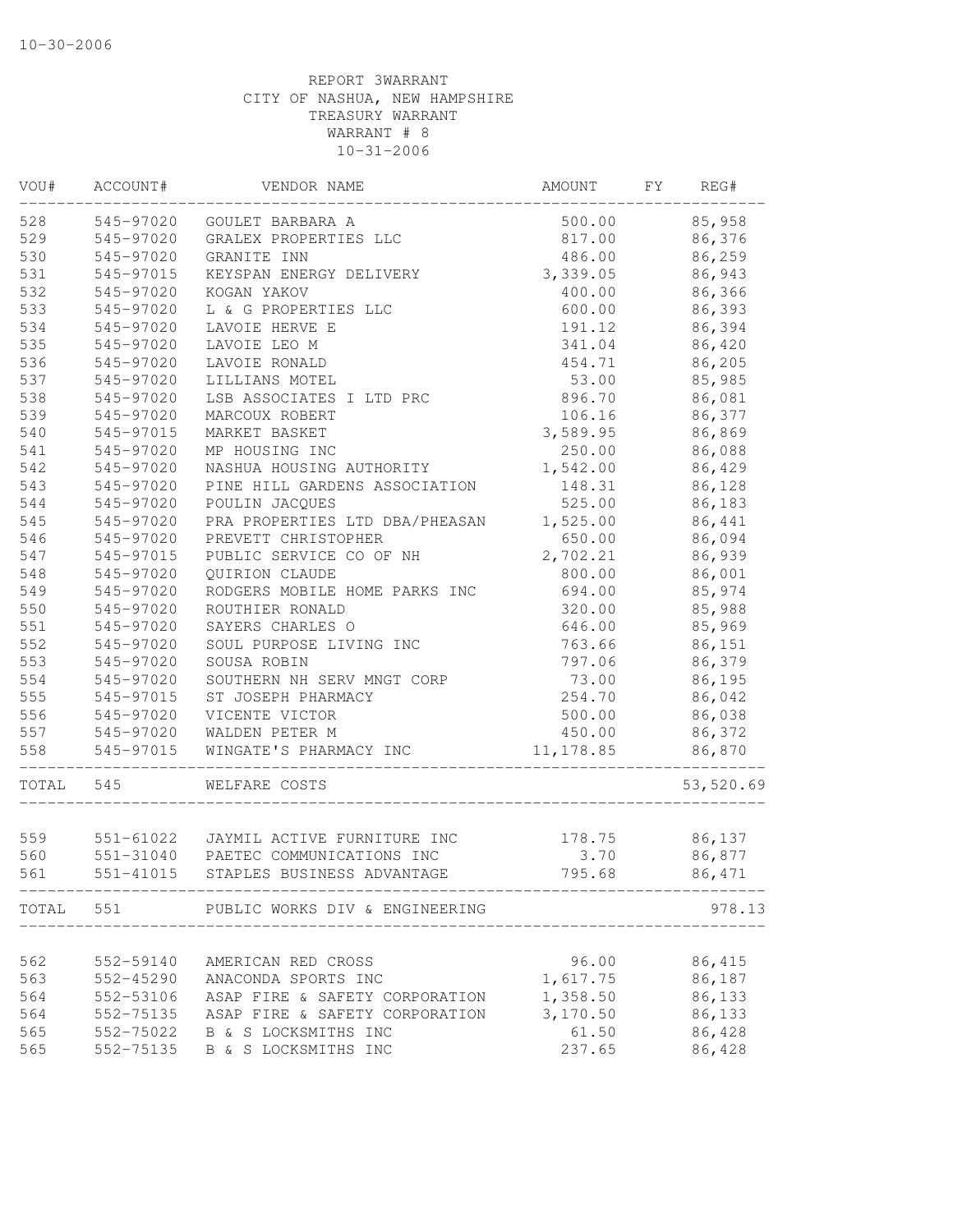10-30-2006

REPORT 3WARRANT
CITY OF NASHUA, NEW HAMPSHIRE
TREASURY WARRANT
WARRANT # 8
10-31-2006

| VOU# | ACCOUNT# | VENDOR NAME | AMOUNT | FY | REG# |
|---|---|---|---|---|---|
| 528 | 545-97020 | GOULET BARBARA A | 500.00 | | 85,958 |
| 529 | 545-97020 | GRALEX PROPERTIES LLC | 817.00 | | 86,376 |
| 530 | 545-97020 | GRANITE INN | 486.00 | | 86,259 |
| 531 | 545-97015 | KEYSPAN ENERGY DELIVERY | 3,339.05 | | 86,943 |
| 532 | 545-97020 | KOGAN YAKOV | 400.00 | | 86,366 |
| 533 | 545-97020 | L & G PROPERTIES LLC | 600.00 | | 86,393 |
| 534 | 545-97020 | LAVOIE HERVE E | 191.12 | | 86,394 |
| 535 | 545-97020 | LAVOIE LEO M | 341.04 | | 86,420 |
| 536 | 545-97020 | LAVOIE RONALD | 454.71 | | 86,205 |
| 537 | 545-97020 | LILLIANS MOTEL | 53.00 | | 85,985 |
| 538 | 545-97020 | LSB ASSOCIATES I LTD PRC | 896.70 | | 86,081 |
| 539 | 545-97020 | MARCOUX ROBERT | 106.16 | | 86,377 |
| 540 | 545-97015 | MARKET BASKET | 3,589.95 | | 86,869 |
| 541 | 545-97020 | MP HOUSING INC | 250.00 | | 86,088 |
| 542 | 545-97020 | NASHUA HOUSING AUTHORITY | 1,542.00 | | 86,429 |
| 543 | 545-97020 | PINE HILL GARDENS ASSOCIATION | 148.31 | | 86,128 |
| 544 | 545-97020 | POULIN JACQUES | 525.00 | | 86,183 |
| 545 | 545-97020 | PRA PROPERTIES LTD DBA/PHEASAN | 1,525.00 | | 86,441 |
| 546 | 545-97020 | PREVETT CHRISTOPHER | 650.00 | | 86,094 |
| 547 | 545-97015 | PUBLIC SERVICE CO OF NH | 2,702.21 | | 86,939 |
| 548 | 545-97020 | QUIRION CLAUDE | 800.00 | | 86,001 |
| 549 | 545-97020 | RODGERS MOBILE HOME PARKS INC | 694.00 | | 85,974 |
| 550 | 545-97020 | ROUTHIER RONALD | 320.00 | | 85,988 |
| 551 | 545-97020 | SAYERS CHARLES O | 646.00 | | 85,969 |
| 552 | 545-97020 | SOUL PURPOSE LIVING INC | 763.66 | | 86,151 |
| 553 | 545-97020 | SOUSA ROBIN | 797.06 | | 86,379 |
| 554 | 545-97020 | SOUTHERN NH SERV MNGT CORP | 73.00 | | 86,195 |
| 555 | 545-97015 | ST JOSEPH PHARMACY | 254.70 | | 86,042 |
| 556 | 545-97020 | VICENTE VICTOR | 500.00 | | 86,038 |
| 557 | 545-97020 | WALDEN PETER M | 450.00 | | 86,372 |
| 558 | 545-97015 | WINGATE'S PHARMACY INC | 11,178.85 | | 86,870 |
| TOTAL | 545 | WELFARE COSTS | | | 53,520.69 |
| 559 | 551-61022 | JAYMIL ACTIVE FURNITURE INC | 178.75 | | 86,137 |
| 560 | 551-31040 | PAETEC COMMUNICATIONS INC | 3.70 | | 86,877 |
| 561 | 551-41015 | STAPLES BUSINESS ADVANTAGE | 795.68 | | 86,471 |
| TOTAL | 551 | PUBLIC WORKS DIV & ENGINEERING | | | 978.13 |
| 562 | 552-59140 | AMERICAN RED CROSS | 96.00 | | 86,415 |
| 563 | 552-45290 | ANACONDA SPORTS INC | 1,617.75 | | 86,187 |
| 564 | 552-53106 | ASAP FIRE & SAFETY CORPORATION | 1,358.50 | | 86,133 |
| 564 | 552-75135 | ASAP FIRE & SAFETY CORPORATION | 3,170.50 | | 86,133 |
| 565 | 552-75022 | B & S LOCKSMITHS INC | 61.50 | | 86,428 |
| 565 | 552-75135 | B & S LOCKSMITHS INC | 237.65 | | 86,428 |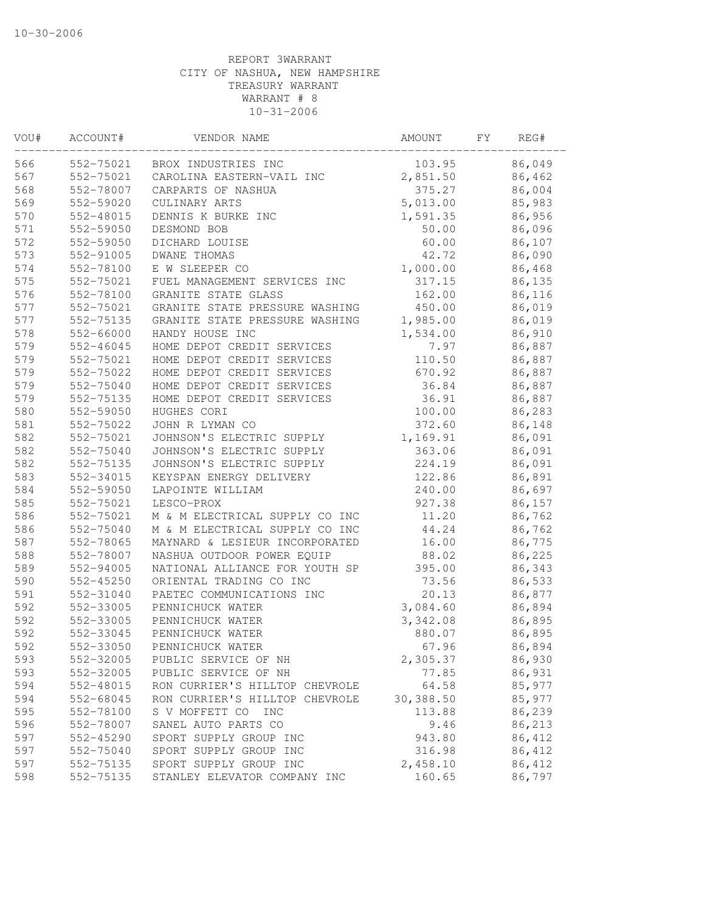10-30-2006

REPORT 3WARRANT
CITY OF NASHUA, NEW HAMPSHIRE
TREASURY WARRANT
WARRANT # 8
10-31-2006

| VOU# | ACCOUNT# | VENDOR NAME | AMOUNT | FY | REG# |
|---|---|---|---|---|---|
| 566 | 552-75021 | BROX INDUSTRIES INC | 103.95 | | 86,049 |
| 567 | 552-75021 | CAROLINA EASTERN-VAIL INC | 2,851.50 | | 86,462 |
| 568 | 552-78007 | CARPARTS OF NASHUA | 375.27 | | 86,004 |
| 569 | 552-59020 | CULINARY ARTS | 5,013.00 | | 85,983 |
| 570 | 552-48015 | DENNIS K BURKE INC | 1,591.35 | | 86,956 |
| 571 | 552-59050 | DESMOND BOB | 50.00 | | 86,096 |
| 572 | 552-59050 | DICHARD LOUISE | 60.00 | | 86,107 |
| 573 | 552-91005 | DWANE THOMAS | 42.72 | | 86,090 |
| 574 | 552-78100 | E W SLEEPER CO | 1,000.00 | | 86,468 |
| 575 | 552-75021 | FUEL MANAGEMENT SERVICES INC | 317.15 | | 86,135 |
| 576 | 552-78100 | GRANITE STATE GLASS | 162.00 | | 86,116 |
| 577 | 552-75021 | GRANITE STATE PRESSURE WASHING | 450.00 | | 86,019 |
| 577 | 552-75135 | GRANITE STATE PRESSURE WASHING | 1,985.00 | | 86,019 |
| 578 | 552-66000 | HANDY HOUSE INC | 1,534.00 | | 86,910 |
| 579 | 552-46045 | HOME DEPOT CREDIT SERVICES | 7.97 | | 86,887 |
| 579 | 552-75021 | HOME DEPOT CREDIT SERVICES | 110.50 | | 86,887 |
| 579 | 552-75022 | HOME DEPOT CREDIT SERVICES | 670.92 | | 86,887 |
| 579 | 552-75040 | HOME DEPOT CREDIT SERVICES | 36.84 | | 86,887 |
| 579 | 552-75135 | HOME DEPOT CREDIT SERVICES | 36.91 | | 86,887 |
| 580 | 552-59050 | HUGHES CORI | 100.00 | | 86,283 |
| 581 | 552-75022 | JOHN R LYMAN CO | 372.60 | | 86,148 |
| 582 | 552-75021 | JOHNSON'S ELECTRIC SUPPLY | 1,169.91 | | 86,091 |
| 582 | 552-75040 | JOHNSON'S ELECTRIC SUPPLY | 363.06 | | 86,091 |
| 582 | 552-75135 | JOHNSON'S ELECTRIC SUPPLY | 224.19 | | 86,091 |
| 583 | 552-34015 | KEYSPAN ENERGY DELIVERY | 122.86 | | 86,891 |
| 584 | 552-59050 | LAPOINTE WILLIAM | 240.00 | | 86,697 |
| 585 | 552-75021 | LESCO-PROX | 927.38 | | 86,157 |
| 586 | 552-75021 | M & M ELECTRICAL SUPPLY CO INC | 11.20 | | 86,762 |
| 586 | 552-75040 | M & M ELECTRICAL SUPPLY CO INC | 44.24 | | 86,762 |
| 587 | 552-78065 | MAYNARD & LESIEUR INCORPORATED | 16.00 | | 86,775 |
| 588 | 552-78007 | NASHUA OUTDOOR POWER EQUIP | 88.02 | | 86,225 |
| 589 | 552-94005 | NATIONAL ALLIANCE FOR YOUTH SP | 395.00 | | 86,343 |
| 590 | 552-45250 | ORIENTAL TRADING CO INC | 73.56 | | 86,533 |
| 591 | 552-31040 | PAETEC COMMUNICATIONS INC | 20.13 | | 86,877 |
| 592 | 552-33005 | PENNICHUCK WATER | 3,084.60 | | 86,894 |
| 592 | 552-33005 | PENNICHUCK WATER | 3,342.08 | | 86,895 |
| 592 | 552-33045 | PENNICHUCK WATER | 880.07 | | 86,895 |
| 592 | 552-33050 | PENNICHUCK WATER | 67.96 | | 86,894 |
| 593 | 552-32005 | PUBLIC SERVICE OF NH | 2,305.37 | | 86,930 |
| 593 | 552-32005 | PUBLIC SERVICE OF NH | 77.85 | | 86,931 |
| 594 | 552-48015 | RON CURRIER'S HILLTOP CHEVROLE | 64.58 | | 85,977 |
| 594 | 552-68045 | RON CURRIER'S HILLTOP CHEVROLE | 30,388.50 | | 85,977 |
| 595 | 552-78100 | S V MOFFETT CO INC | 113.88 | | 86,239 |
| 596 | 552-78007 | SANEL AUTO PARTS CO | 9.46 | | 86,213 |
| 597 | 552-45290 | SPORT SUPPLY GROUP INC | 943.80 | | 86,412 |
| 597 | 552-75040 | SPORT SUPPLY GROUP INC | 316.98 | | 86,412 |
| 597 | 552-75135 | SPORT SUPPLY GROUP INC | 2,458.10 | | 86,412 |
| 598 | 552-75135 | STANLEY ELEVATOR COMPANY INC | 160.65 | | 86,797 |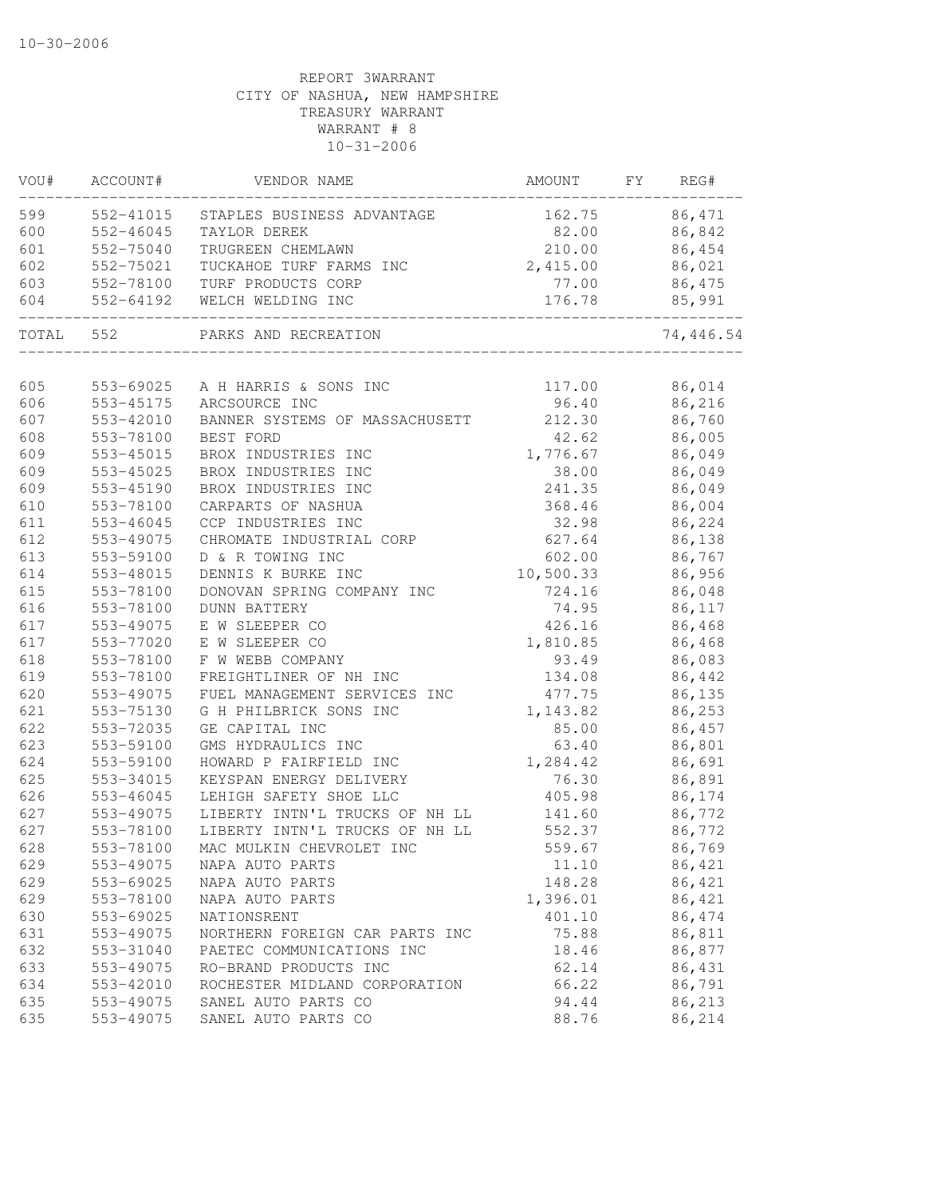REPORT 3WARRANT
CITY OF NASHUA, NEW HAMPSHIRE
TREASURY WARRANT
WARRANT # 8
10-31-2006

| VOU# | ACCOUNT# | VENDOR NAME | AMOUNT | FY | REG# |
|---|---|---|---|---|---|
| 599 | 552-41015 | STAPLES BUSINESS ADVANTAGE | 162.75 | | 86,471 |
| 600 | 552-46045 | TAYLOR DEREK | 82.00 | | 86,842 |
| 601 | 552-75040 | TRUGREEN CHEMLAWN | 210.00 | | 86,454 |
| 602 | 552-75021 | TUCKAHOE TURF FARMS INC | 2,415.00 | | 86,021 |
| 603 | 552-78100 | TURF PRODUCTS CORP | 77.00 | | 86,475 |
| 604 | 552-64192 | WELCH WELDING INC | 176.78 | | 85,991 |
| TOTAL | 552 | PARKS AND RECREATION | | | 74,446.54 |
| 605 | 553-69025 | A H HARRIS & SONS INC | 117.00 | | 86,014 |
| 606 | 553-45175 | ARCSOURCE INC | 96.40 | | 86,216 |
| 607 | 553-42010 | BANNER SYSTEMS OF MASSACHUSETT | 212.30 | | 86,760 |
| 608 | 553-78100 | BEST FORD | 42.62 | | 86,005 |
| 609 | 553-45015 | BROX INDUSTRIES INC | 1,776.67 | | 86,049 |
| 609 | 553-45025 | BROX INDUSTRIES INC | 38.00 | | 86,049 |
| 609 | 553-45190 | BROX INDUSTRIES INC | 241.35 | | 86,049 |
| 610 | 553-78100 | CARPARTS OF NASHUA | 368.46 | | 86,004 |
| 611 | 553-46045 | CCP INDUSTRIES INC | 32.98 | | 86,224 |
| 612 | 553-49075 | CHROMATE INDUSTRIAL CORP | 627.64 | | 86,138 |
| 613 | 553-59100 | D & R TOWING INC | 602.00 | | 86,767 |
| 614 | 553-48015 | DENNIS K BURKE INC | 10,500.33 | | 86,956 |
| 615 | 553-78100 | DONOVAN SPRING COMPANY INC | 724.16 | | 86,048 |
| 616 | 553-78100 | DUNN BATTERY | 74.95 | | 86,117 |
| 617 | 553-49075 | E W SLEEPER CO | 426.16 | | 86,468 |
| 617 | 553-77020 | E W SLEEPER CO | 1,810.85 | | 86,468 |
| 618 | 553-78100 | F W WEBB COMPANY | 93.49 | | 86,083 |
| 619 | 553-78100 | FREIGHTLINER OF NH INC | 134.08 | | 86,442 |
| 620 | 553-49075 | FUEL MANAGEMENT SERVICES INC | 477.75 | | 86,135 |
| 621 | 553-75130 | G H PHILBRICK SONS INC | 1,143.82 | | 86,253 |
| 622 | 553-72035 | GE CAPITAL INC | 85.00 | | 86,457 |
| 623 | 553-59100 | GMS HYDRAULICS INC | 63.40 | | 86,801 |
| 624 | 553-59100 | HOWARD P FAIRFIELD INC | 1,284.42 | | 86,691 |
| 625 | 553-34015 | KEYSPAN ENERGY DELIVERY | 76.30 | | 86,891 |
| 626 | 553-46045 | LEHIGH SAFETY SHOE LLC | 405.98 | | 86,174 |
| 627 | 553-49075 | LIBERTY INTN'L TRUCKS OF NH LL | 141.60 | | 86,772 |
| 627 | 553-78100 | LIBERTY INTN'L TRUCKS OF NH LL | 552.37 | | 86,772 |
| 628 | 553-78100 | MAC MULKIN CHEVROLET INC | 559.67 | | 86,769 |
| 629 | 553-49075 | NAPA AUTO PARTS | 11.10 | | 86,421 |
| 629 | 553-69025 | NAPA AUTO PARTS | 148.28 | | 86,421 |
| 629 | 553-78100 | NAPA AUTO PARTS | 1,396.01 | | 86,421 |
| 630 | 553-69025 | NATIONSRENT | 401.10 | | 86,474 |
| 631 | 553-49075 | NORTHERN FOREIGN CAR PARTS INC | 75.88 | | 86,811 |
| 632 | 553-31040 | PAETEC COMMUNICATIONS INC | 18.46 | | 86,877 |
| 633 | 553-49075 | RO-BRAND PRODUCTS INC | 62.14 | | 86,431 |
| 634 | 553-42010 | ROCHESTER MIDLAND CORPORATION | 66.22 | | 86,791 |
| 635 | 553-49075 | SANEL AUTO PARTS CO | 94.44 | | 86,213 |
| 635 | 553-49075 | SANEL AUTO PARTS CO | 88.76 | | 86,214 |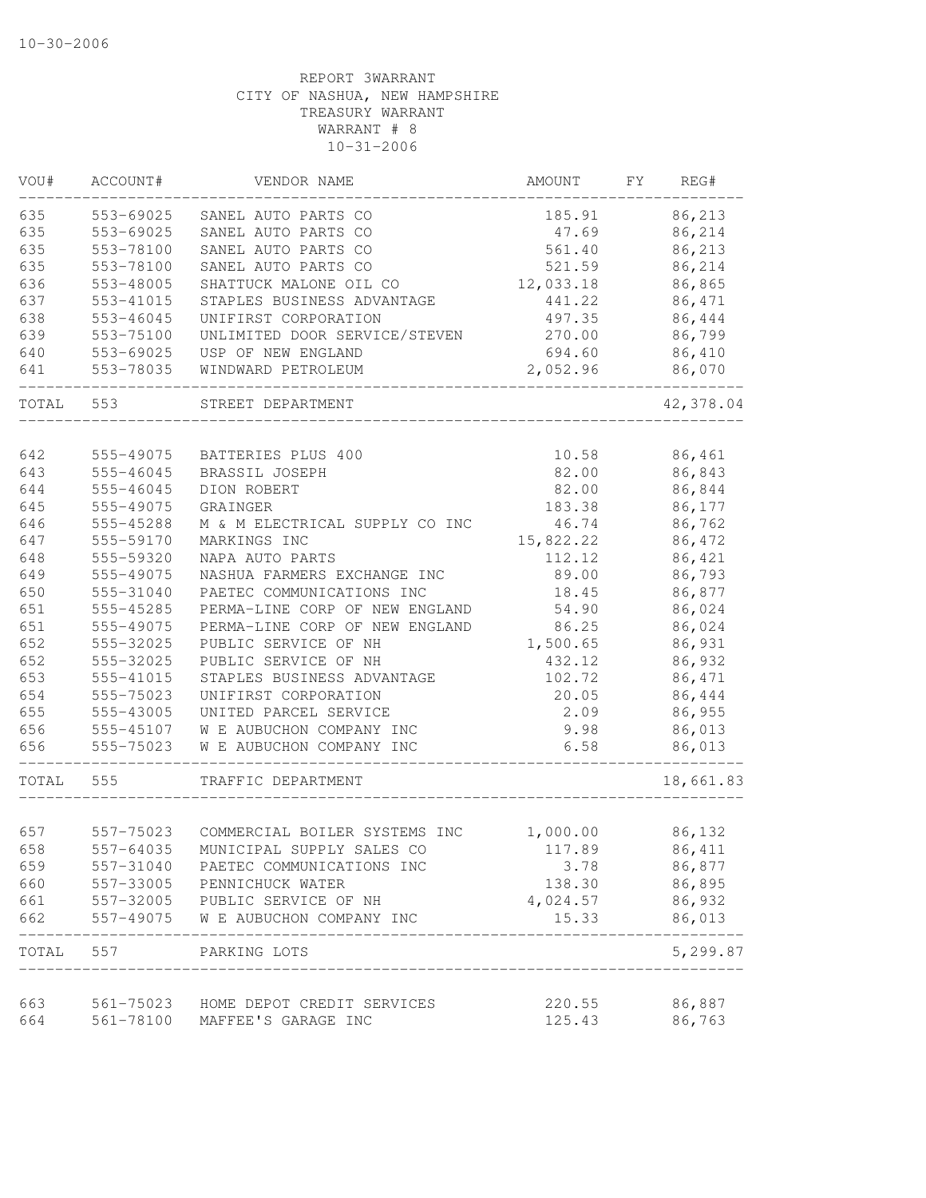10-30-2006

REPORT 3WARRANT
CITY OF NASHUA, NEW HAMPSHIRE
TREASURY WARRANT
WARRANT # 8
10-31-2006

| VOU# | ACCOUNT# | VENDOR NAME | AMOUNT | FY | REG# |
|---|---|---|---|---|---|
| 635 | 553-69025 | SANEL AUTO PARTS CO | 185.91 | | 86,213 |
| 635 | 553-69025 | SANEL AUTO PARTS CO | 47.69 | | 86,214 |
| 635 | 553-78100 | SANEL AUTO PARTS CO | 561.40 | | 86,213 |
| 635 | 553-78100 | SANEL AUTO PARTS CO | 521.59 | | 86,214 |
| 636 | 553-48005 | SHATTUCK MALONE OIL CO | 12,033.18 | | 86,865 |
| 637 | 553-41015 | STAPLES BUSINESS ADVANTAGE | 441.22 | | 86,471 |
| 638 | 553-46045 | UNIFIRST CORPORATION | 497.35 | | 86,444 |
| 639 | 553-75100 | UNLIMITED DOOR SERVICE/STEVEN | 270.00 | | 86,799 |
| 640 | 553-69025 | USP OF NEW ENGLAND | 694.60 | | 86,410 |
| 641 | 553-78035 | WINDWARD PETROLEUM | 2,052.96 | | 86,070 |
| TOTAL | 553 | STREET DEPARTMENT | | | 42,378.04 |
| 642 | 555-49075 | BATTERIES PLUS 400 | 10.58 | | 86,461 |
| 643 | 555-46045 | BRASSIL JOSEPH | 82.00 | | 86,843 |
| 644 | 555-46045 | DION ROBERT | 82.00 | | 86,844 |
| 645 | 555-49075 | GRAINGER | 183.38 | | 86,177 |
| 646 | 555-45288 | M & M ELECTRICAL SUPPLY CO INC | 46.74 | | 86,762 |
| 647 | 555-59170 | MARKINGS INC | 15,822.22 | | 86,472 |
| 648 | 555-59320 | NAPA AUTO PARTS | 112.12 | | 86,421 |
| 649 | 555-49075 | NASHUA FARMERS EXCHANGE INC | 89.00 | | 86,793 |
| 650 | 555-31040 | PAETEC COMMUNICATIONS INC | 18.45 | | 86,877 |
| 651 | 555-45285 | PERMA-LINE CORP OF NEW ENGLAND | 54.90 | | 86,024 |
| 651 | 555-49075 | PERMA-LINE CORP OF NEW ENGLAND | 86.25 | | 86,024 |
| 652 | 555-32025 | PUBLIC SERVICE OF NH | 1,500.65 | | 86,931 |
| 652 | 555-32025 | PUBLIC SERVICE OF NH | 432.12 | | 86,932 |
| 653 | 555-41015 | STAPLES BUSINESS ADVANTAGE | 102.72 | | 86,471 |
| 654 | 555-75023 | UNIFIRST CORPORATION | 20.05 | | 86,444 |
| 655 | 555-43005 | UNITED PARCEL SERVICE | 2.09 | | 86,955 |
| 656 | 555-45107 | W E AUBUCHON COMPANY INC | 9.98 | | 86,013 |
| 656 | 555-75023 | W E AUBUCHON COMPANY INC | 6.58 | | 86,013 |
| TOTAL | 555 | TRAFFIC DEPARTMENT | | | 18,661.83 |
| 657 | 557-75023 | COMMERCIAL BOILER SYSTEMS INC | 1,000.00 | | 86,132 |
| 658 | 557-64035 | MUNICIPAL SUPPLY SALES CO | 117.89 | | 86,411 |
| 659 | 557-31040 | PAETEC COMMUNICATIONS INC | 3.78 | | 86,877 |
| 660 | 557-33005 | PENNICHUCK WATER | 138.30 | | 86,895 |
| 661 | 557-32005 | PUBLIC SERVICE OF NH | 4,024.57 | | 86,932 |
| 662 | 557-49075 | W E AUBUCHON COMPANY INC | 15.33 | | 86,013 |
| TOTAL | 557 | PARKING LOTS | | | 5,299.87 |
| 663 | 561-75023 | HOME DEPOT CREDIT SERVICES | 220.55 | | 86,887 |
| 664 | 561-78100 | MAFFEE'S GARAGE INC | 125.43 | | 86,763 |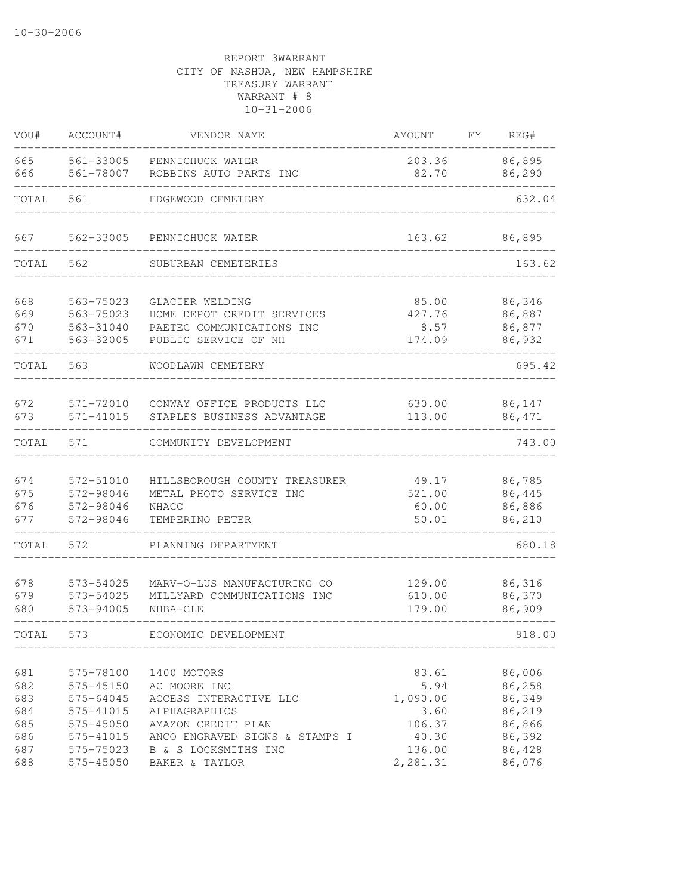10-30-2006

REPORT 3WARRANT
CITY OF NASHUA, NEW HAMPSHIRE
TREASURY WARRANT
WARRANT # 8
10-31-2006

| VOU# | ACCOUNT# | VENDOR NAME | AMOUNT | FY | REG# |
|---|---|---|---|---|---|
| 665 | 561-33005 | PENNICHUCK WATER | 203.36 | | 86,895 |
| 666 | 561-78007 | ROBBINS AUTO PARTS INC | 82.70 | | 86,290 |
| TOTAL | 561 | EDGEWOOD CEMETERY | | | 632.04 |
| 667 | 562-33005 | PENNICHUCK WATER | 163.62 | | 86,895 |
| TOTAL | 562 | SUBURBAN CEMETERIES | | | 163.62 |
| 668 | 563-75023 | GLACIER WELDING | 85.00 | | 86,346 |
| 669 | 563-75023 | HOME DEPOT CREDIT SERVICES | 427.76 | | 86,887 |
| 670 | 563-31040 | PAETEC COMMUNICATIONS INC | 8.57 | | 86,877 |
| 671 | 563-32005 | PUBLIC SERVICE OF NH | 174.09 | | 86,932 |
| TOTAL | 563 | WOODLAWN CEMETERY | | | 695.42 |
| 672 | 571-72010 | CONWAY OFFICE PRODUCTS LLC | 630.00 | | 86,147 |
| 673 | 571-41015 | STAPLES BUSINESS ADVANTAGE | 113.00 | | 86,471 |
| TOTAL | 571 | COMMUNITY DEVELOPMENT | | | 743.00 |
| 674 | 572-51010 | HILLSBOROUGH COUNTY TREASURER | 49.17 | | 86,785 |
| 675 | 572-98046 | METAL PHOTO SERVICE INC | 521.00 | | 86,445 |
| 676 | 572-98046 | NHACC | 60.00 | | 86,886 |
| 677 | 572-98046 | TEMPERINO PETER | 50.01 | | 86,210 |
| TOTAL | 572 | PLANNING DEPARTMENT | | | 680.18 |
| 678 | 573-54025 | MARV-O-LUS MANUFACTURING CO | 129.00 | | 86,316 |
| 679 | 573-54025 | MILLYARD COMMUNICATIONS INC | 610.00 | | 86,370 |
| 680 | 573-94005 | NHBA-CLE | 179.00 | | 86,909 |
| TOTAL | 573 | ECONOMIC DEVELOPMENT | | | 918.00 |
| 681 | 575-78100 | 1400 MOTORS | 83.61 | | 86,006 |
| 682 | 575-45150 | AC MOORE INC | 5.94 | | 86,258 |
| 683 | 575-64045 | ACCESS INTERACTIVE LLC | 1,090.00 | | 86,349 |
| 684 | 575-41015 | ALPHAGRAPHICS | 3.60 | | 86,219 |
| 685 | 575-45050 | AMAZON CREDIT PLAN | 106.37 | | 86,866 |
| 686 | 575-41015 | ANCO ENGRAVED SIGNS & STAMPS I | 40.30 | | 86,392 |
| 687 | 575-75023 | B & S LOCKSMITHS INC | 136.00 | | 86,428 |
| 688 | 575-45050 | BAKER & TAYLOR | 2,281.31 | | 86,076 |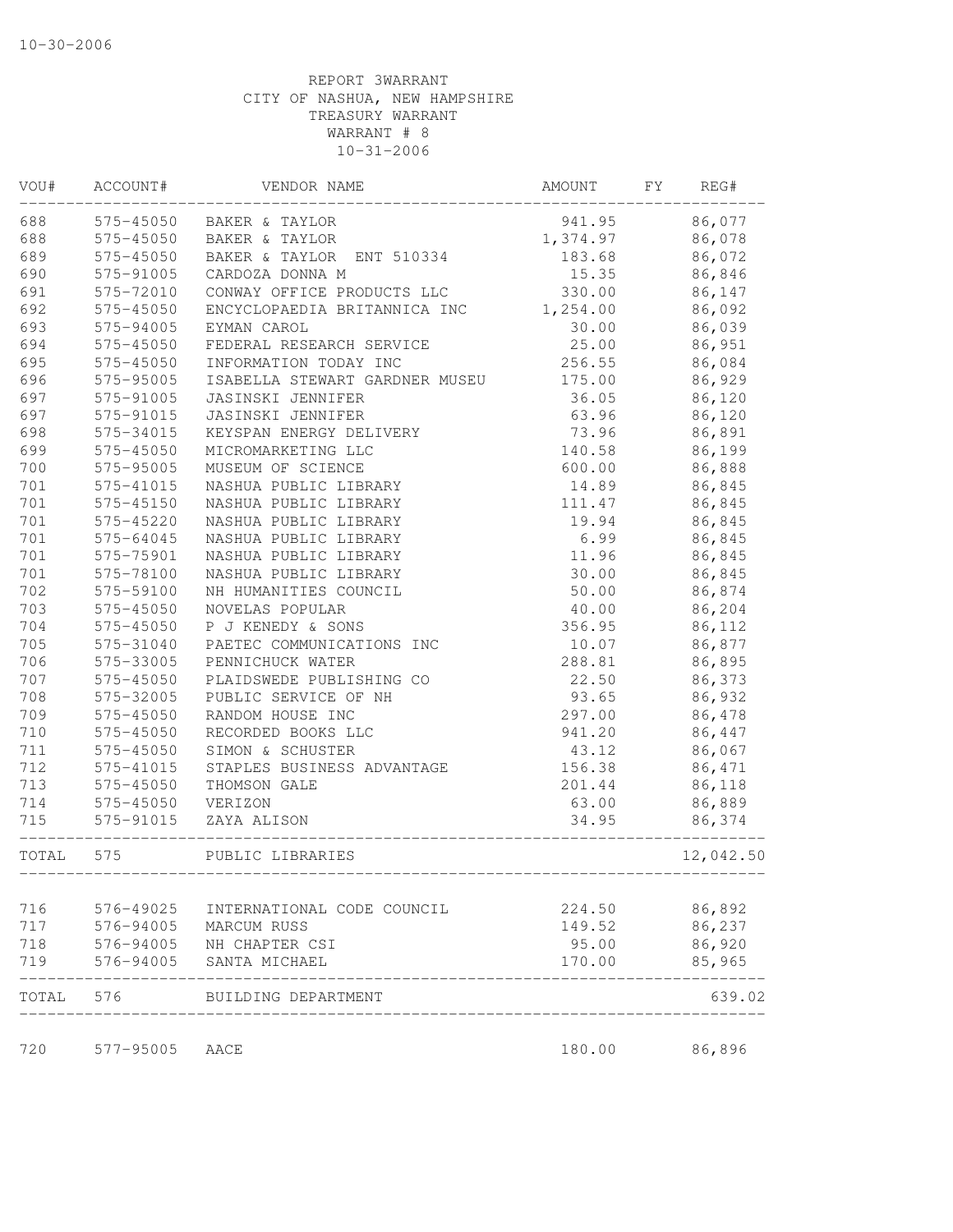10-30-2006

REPORT 3WARRANT
CITY OF NASHUA, NEW HAMPSHIRE
TREASURY WARRANT
WARRANT # 8
10-31-2006

| VOU# | ACCOUNT# | VENDOR NAME | AMOUNT | FY | REG# |
|---|---|---|---|---|---|
| 688 | 575-45050 | BAKER & TAYLOR | 941.95 | | 86,077 |
| 688 | 575-45050 | BAKER & TAYLOR | 1,374.97 | | 86,078 |
| 689 | 575-45050 | BAKER & TAYLOR ENT 510334 | 183.68 | | 86,072 |
| 690 | 575-91005 | CARDOZA DONNA M | 15.35 | | 86,846 |
| 691 | 575-72010 | CONWAY OFFICE PRODUCTS LLC | 330.00 | | 86,147 |
| 692 | 575-45050 | ENCYCLOPAEDIA BRITANNICA INC | 1,254.00 | | 86,092 |
| 693 | 575-94005 | EYMAN CAROL | 30.00 | | 86,039 |
| 694 | 575-45050 | FEDERAL RESEARCH SERVICE | 25.00 | | 86,951 |
| 695 | 575-45050 | INFORMATION TODAY INC | 256.55 | | 86,084 |
| 696 | 575-95005 | ISABELLA STEWART GARDNER MUSEU | 175.00 | | 86,929 |
| 697 | 575-91005 | JASINSKI JENNIFER | 36.05 | | 86,120 |
| 697 | 575-91015 | JASINSKI JENNIFER | 63.96 | | 86,120 |
| 698 | 575-34015 | KEYSPAN ENERGY DELIVERY | 73.96 | | 86,891 |
| 699 | 575-45050 | MICROMARKETING LLC | 140.58 | | 86,199 |
| 700 | 575-95005 | MUSEUM OF SCIENCE | 600.00 | | 86,888 |
| 701 | 575-41015 | NASHUA PUBLIC LIBRARY | 14.89 | | 86,845 |
| 701 | 575-45150 | NASHUA PUBLIC LIBRARY | 111.47 | | 86,845 |
| 701 | 575-45220 | NASHUA PUBLIC LIBRARY | 19.94 | | 86,845 |
| 701 | 575-64045 | NASHUA PUBLIC LIBRARY | 6.99 | | 86,845 |
| 701 | 575-75901 | NASHUA PUBLIC LIBRARY | 11.96 | | 86,845 |
| 701 | 575-78100 | NASHUA PUBLIC LIBRARY | 30.00 | | 86,845 |
| 702 | 575-59100 | NH HUMANITIES COUNCIL | 50.00 | | 86,874 |
| 703 | 575-45050 | NOVELAS POPULAR | 40.00 | | 86,204 |
| 704 | 575-45050 | P J KENEDY & SONS | 356.95 | | 86,112 |
| 705 | 575-31040 | PAETEC COMMUNICATIONS INC | 10.07 | | 86,877 |
| 706 | 575-33005 | PENNICHUCK WATER | 288.81 | | 86,895 |
| 707 | 575-45050 | PLAIDSWEDE PUBLISHING CO | 22.50 | | 86,373 |
| 708 | 575-32005 | PUBLIC SERVICE OF NH | 93.65 | | 86,932 |
| 709 | 575-45050 | RANDOM HOUSE INC | 297.00 | | 86,478 |
| 710 | 575-45050 | RECORDED BOOKS LLC | 941.20 | | 86,447 |
| 711 | 575-45050 | SIMON & SCHUSTER | 43.12 | | 86,067 |
| 712 | 575-41015 | STAPLES BUSINESS ADVANTAGE | 156.38 | | 86,471 |
| 713 | 575-45050 | THOMSON GALE | 201.44 | | 86,118 |
| 714 | 575-45050 | VERIZON | 63.00 | | 86,889 |
| 715 | 575-91015 | ZAYA ALISON | 34.95 | | 86,374 |
| TOTAL | 575 | PUBLIC LIBRARIES | | | 12,042.50 |
| 716 | 576-49025 | INTERNATIONAL CODE COUNCIL | 224.50 | | 86,892 |
| 717 | 576-94005 | MARCUM RUSS | 149.52 | | 86,237 |
| 718 | 576-94005 | NH CHAPTER CSI | 95.00 | | 86,920 |
| 719 | 576-94005 | SANTA MICHAEL | 170.00 | | 85,965 |
| TOTAL | 576 | BUILDING DEPARTMENT | | | 639.02 |
| 720 | 577-95005 | AACE | 180.00 | | 86,896 |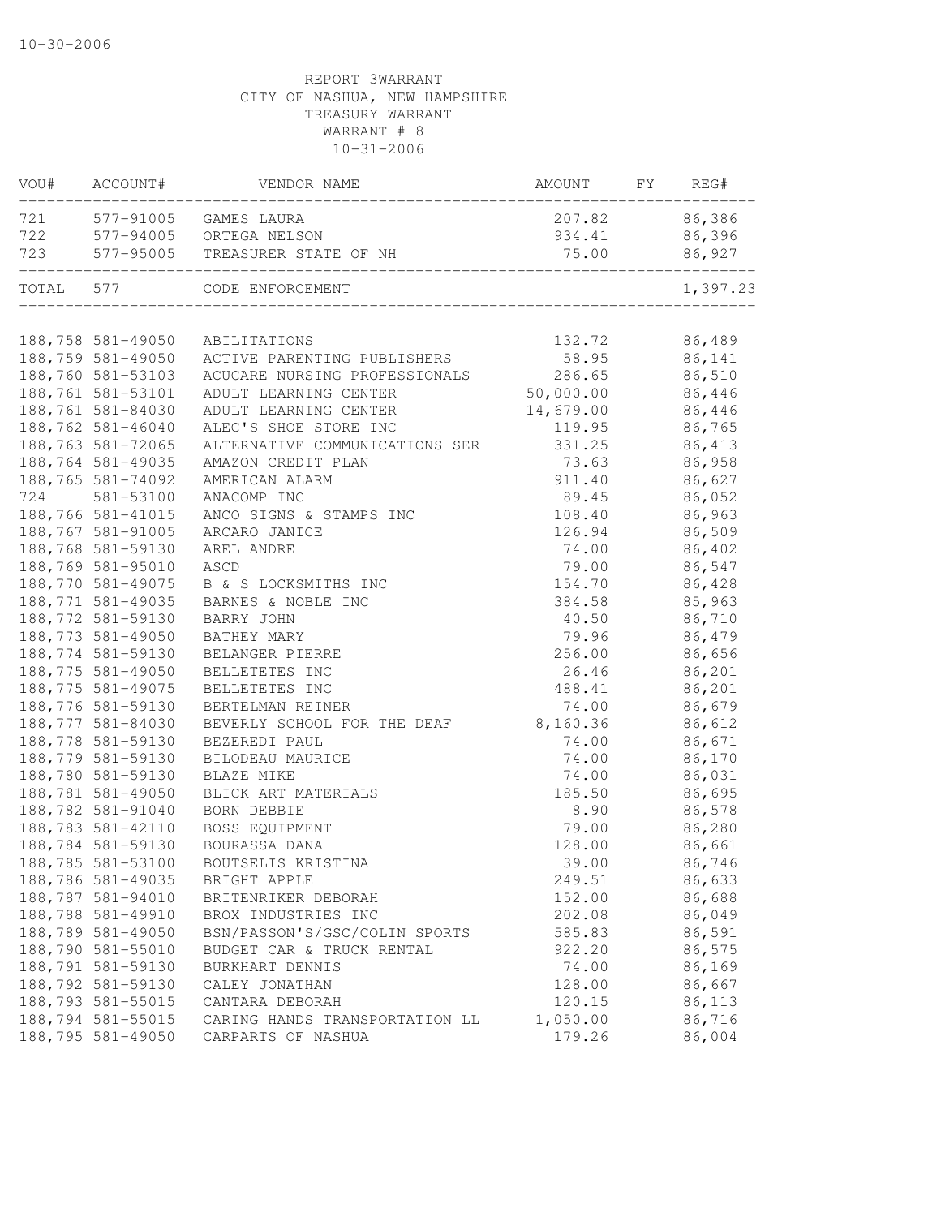10-30-2006

REPORT 3WARRANT
CITY OF NASHUA, NEW HAMPSHIRE
TREASURY WARRANT
WARRANT # 8
10-31-2006

| VOU# | ACCOUNT# | VENDOR NAME | AMOUNT | FY | REG# |
|---|---|---|---|---|---|
| 721 | 577-91005 | GAMES LAURA | 207.82 | | 86,386 |
| 722 | 577-94005 | ORTEGA NELSON | 934.41 | | 86,396 |
| 723 | 577-95005 | TREASURER STATE OF NH | 75.00 | | 86,927 |
| TOTAL | 577 | CODE ENFORCEMENT | | | 1,397.23 |
| 188,758 | 581-49050 | ABILITATIONS | 132.72 | | 86,489 |
| 188,759 | 581-49050 | ACTIVE PARENTING PUBLISHERS | 58.95 | | 86,141 |
| 188,760 | 581-53103 | ACUCARE NURSING PROFESSIONALS | 286.65 | | 86,510 |
| 188,761 | 581-53101 | ADULT LEARNING CENTER | 50,000.00 | | 86,446 |
| 188,761 | 581-84030 | ADULT LEARNING CENTER | 14,679.00 | | 86,446 |
| 188,762 | 581-46040 | ALEC'S SHOE STORE INC | 119.95 | | 86,765 |
| 188,763 | 581-72065 | ALTERNATIVE COMMUNICATIONS SER | 331.25 | | 86,413 |
| 188,764 | 581-49035 | AMAZON CREDIT PLAN | 73.63 | | 86,958 |
| 188,765 | 581-74092 | AMERICAN ALARM | 911.40 | | 86,627 |
| 724 | 581-53100 | ANACOMP INC | 89.45 | | 86,052 |
| 188,766 | 581-41015 | ANCO SIGNS & STAMPS INC | 108.40 | | 86,963 |
| 188,767 | 581-91005 | ARCARO JANICE | 126.94 | | 86,509 |
| 188,768 | 581-59130 | AREL ANDRE | 74.00 | | 86,402 |
| 188,769 | 581-95010 | ASCD | 79.00 | | 86,547 |
| 188,770 | 581-49075 | B & S LOCKSMITHS INC | 154.70 | | 86,428 |
| 188,771 | 581-49035 | BARNES & NOBLE INC | 384.58 | | 85,963 |
| 188,772 | 581-59130 | BARRY JOHN | 40.50 | | 86,710 |
| 188,773 | 581-49050 | BATHEY MARY | 79.96 | | 86,479 |
| 188,774 | 581-59130 | BELANGER PIERRE | 256.00 | | 86,656 |
| 188,775 | 581-49050 | BELLETETES INC | 26.46 | | 86,201 |
| 188,775 | 581-49075 | BELLETETES INC | 488.41 | | 86,201 |
| 188,776 | 581-59130 | BERTELMAN REINER | 74.00 | | 86,679 |
| 188,777 | 581-84030 | BEVERLY SCHOOL FOR THE DEAF | 8,160.36 | | 86,612 |
| 188,778 | 581-59130 | BEZEREDI PAUL | 74.00 | | 86,671 |
| 188,779 | 581-59130 | BILODEAU MAURICE | 74.00 | | 86,170 |
| 188,780 | 581-59130 | BLAZE MIKE | 74.00 | | 86,031 |
| 188,781 | 581-49050 | BLICK ART MATERIALS | 185.50 | | 86,695 |
| 188,782 | 581-91040 | BORN DEBBIE | 8.90 | | 86,578 |
| 188,783 | 581-42110 | BOSS EQUIPMENT | 79.00 | | 86,280 |
| 188,784 | 581-59130 | BOURASSA DANA | 128.00 | | 86,661 |
| 188,785 | 581-53100 | BOUTSELIS KRISTINA | 39.00 | | 86,746 |
| 188,786 | 581-49035 | BRIGHT APPLE | 249.51 | | 86,633 |
| 188,787 | 581-94010 | BRITENRIKER DEBORAH | 152.00 | | 86,688 |
| 188,788 | 581-49910 | BROX INDUSTRIES INC | 202.08 | | 86,049 |
| 188,789 | 581-49050 | BSN/PASSON'S/GSC/COLIN SPORTS | 585.83 | | 86,591 |
| 188,790 | 581-55010 | BUDGET CAR & TRUCK RENTAL | 922.20 | | 86,575 |
| 188,791 | 581-59130 | BURKHART DENNIS | 74.00 | | 86,169 |
| 188,792 | 581-59130 | CALEY JONATHAN | 128.00 | | 86,667 |
| 188,793 | 581-55015 | CANTARA DEBORAH | 120.15 | | 86,113 |
| 188,794 | 581-55015 | CARING HANDS TRANSPORTATION LL | 1,050.00 | | 86,716 |
| 188,795 | 581-49050 | CARPARTS OF NASHUA | 179.26 | | 86,004 |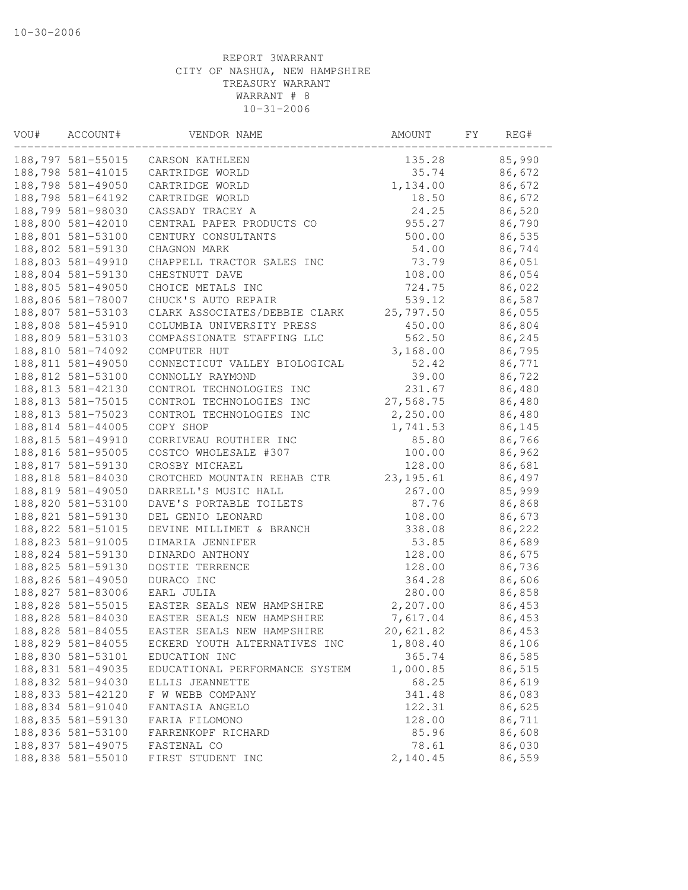REPORT 3WARRANT
CITY OF NASHUA, NEW HAMPSHIRE
TREASURY WARRANT
WARRANT # 8
10-31-2006

| VOU# | ACCOUNT# | VENDOR NAME | AMOUNT | FY | REG# |
|---|---|---|---|---|---|
| 188,797 | 581-55015 | CARSON KATHLEEN | 135.28 | | 85,990 |
| 188,798 | 581-41015 | CARTRIDGE WORLD | 35.74 | | 86,672 |
| 188,798 | 581-49050 | CARTRIDGE WORLD | 1,134.00 | | 86,672 |
| 188,798 | 581-64192 | CARTRIDGE WORLD | 18.50 | | 86,672 |
| 188,799 | 581-98030 | CASSADY TRACEY A | 24.25 | | 86,520 |
| 188,800 | 581-42010 | CENTRAL PAPER PRODUCTS CO | 955.27 | | 86,790 |
| 188,801 | 581-53100 | CENTURY CONSULTANTS | 500.00 | | 86,535 |
| 188,802 | 581-59130 | CHAGNON MARK | 54.00 | | 86,744 |
| 188,803 | 581-49910 | CHAPPELL TRACTOR SALES INC | 73.79 | | 86,051 |
| 188,804 | 581-59130 | CHESTNUTT DAVE | 108.00 | | 86,054 |
| 188,805 | 581-49050 | CHOICE METALS INC | 724.75 | | 86,022 |
| 188,806 | 581-78007 | CHUCK'S AUTO REPAIR | 539.12 | | 86,587 |
| 188,807 | 581-53103 | CLARK ASSOCIATES/DEBBIE CLARK | 25,797.50 | | 86,055 |
| 188,808 | 581-45910 | COLUMBIA UNIVERSITY PRESS | 450.00 | | 86,804 |
| 188,809 | 581-53103 | COMPASSIONATE STAFFING LLC | 562.50 | | 86,245 |
| 188,810 | 581-74092 | COMPUTER HUT | 3,168.00 | | 86,795 |
| 188,811 | 581-49050 | CONNECTICUT VALLEY BIOLOGICAL | 52.42 | | 86,771 |
| 188,812 | 581-53100 | CONNOLLY RAYMOND | 39.00 | | 86,722 |
| 188,813 | 581-42130 | CONTROL TECHNOLOGIES INC | 231.67 | | 86,480 |
| 188,813 | 581-75015 | CONTROL TECHNOLOGIES INC | 27,568.75 | | 86,480 |
| 188,813 | 581-75023 | CONTROL TECHNOLOGIES INC | 2,250.00 | | 86,480 |
| 188,814 | 581-44005 | COPY SHOP | 1,741.53 | | 86,145 |
| 188,815 | 581-49910 | CORRIVEAU ROUTHIER INC | 85.80 | | 86,766 |
| 188,816 | 581-95005 | COSTCO WHOLESALE #307 | 100.00 | | 86,962 |
| 188,817 | 581-59130 | CROSBY MICHAEL | 128.00 | | 86,681 |
| 188,818 | 581-84030 | CROTCHED MOUNTAIN REHAB CTR | 23,195.61 | | 86,497 |
| 188,819 | 581-49050 | DARRELL'S MUSIC HALL | 267.00 | | 85,999 |
| 188,820 | 581-53100 | DAVE'S PORTABLE TOILETS | 87.76 | | 86,868 |
| 188,821 | 581-59130 | DEL GENIO LEONARD | 108.00 | | 86,673 |
| 188,822 | 581-51015 | DEVINE MILLIMET & BRANCH | 338.08 | | 86,222 |
| 188,823 | 581-91005 | DIMARIA JENNIFER | 53.85 | | 86,689 |
| 188,824 | 581-59130 | DINARDO ANTHONY | 128.00 | | 86,675 |
| 188,825 | 581-59130 | DOSTIE TERRENCE | 128.00 | | 86,736 |
| 188,826 | 581-49050 | DURACO INC | 364.28 | | 86,606 |
| 188,827 | 581-83006 | EARL JULIA | 280.00 | | 86,858 |
| 188,828 | 581-55015 | EASTER SEALS NEW HAMPSHIRE | 2,207.00 | | 86,453 |
| 188,828 | 581-84030 | EASTER SEALS NEW HAMPSHIRE | 7,617.04 | | 86,453 |
| 188,828 | 581-84055 | EASTER SEALS NEW HAMPSHIRE | 20,621.82 | | 86,453 |
| 188,829 | 581-84055 | ECKERD YOUTH ALTERNATIVES INC | 1,808.40 | | 86,106 |
| 188,830 | 581-53101 | EDUCATION INC | 365.74 | | 86,585 |
| 188,831 | 581-49035 | EDUCATIONAL PERFORMANCE SYSTEM | 1,000.85 | | 86,515 |
| 188,832 | 581-94030 | ELLIS JEANNETTE | 68.25 | | 86,619 |
| 188,833 | 581-42120 | F W WEBB COMPANY | 341.48 | | 86,083 |
| 188,834 | 581-91040 | FANTASIA ANGELO | 122.31 | | 86,625 |
| 188,835 | 581-59130 | FARIA FILOMONO | 128.00 | | 86,711 |
| 188,836 | 581-53100 | FARRENKOPF RICHARD | 85.96 | | 86,608 |
| 188,837 | 581-49075 | FASTENAL CO | 78.61 | | 86,030 |
| 188,838 | 581-55010 | FIRST STUDENT INC | 2,140.45 | | 86,559 |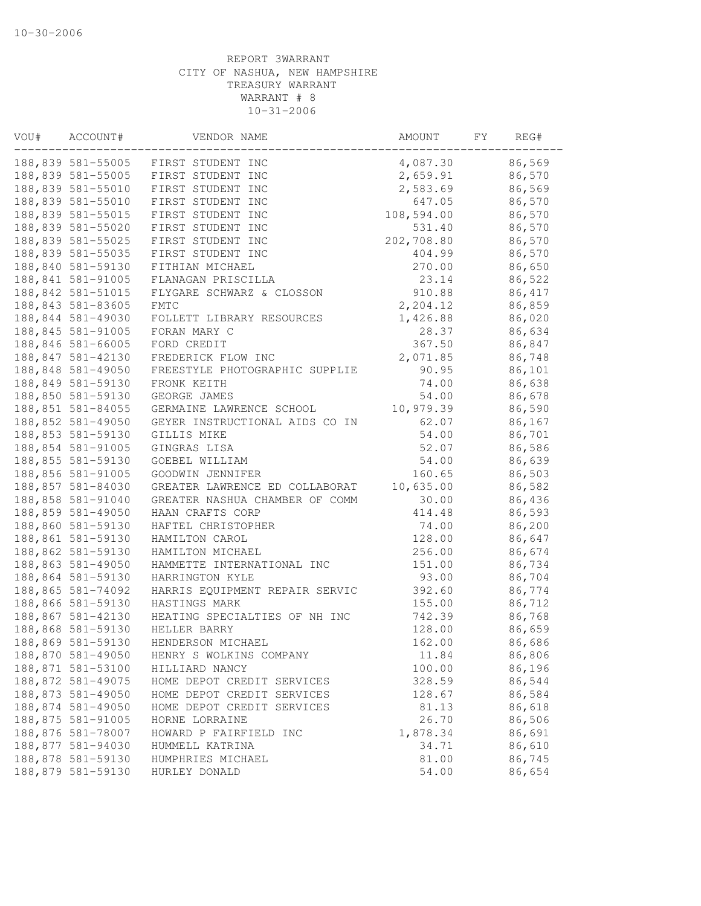10-30-2006

REPORT 3WARRANT
CITY OF NASHUA, NEW HAMPSHIRE
TREASURY WARRANT
WARRANT # 8
10-31-2006

| VOU# | ACCOUNT# | VENDOR NAME | AMOUNT | FY | REG# |
|---|---|---|---|---|---|
| 188,839 | 581-55005 | FIRST STUDENT INC | 4,087.30 | | 86,569 |
| 188,839 | 581-55005 | FIRST STUDENT INC | 2,659.91 | | 86,570 |
| 188,839 | 581-55010 | FIRST STUDENT INC | 2,583.69 | | 86,569 |
| 188,839 | 581-55010 | FIRST STUDENT INC | 647.05 | | 86,570 |
| 188,839 | 581-55015 | FIRST STUDENT INC | 108,594.00 | | 86,570 |
| 188,839 | 581-55020 | FIRST STUDENT INC | 531.40 | | 86,570 |
| 188,839 | 581-55025 | FIRST STUDENT INC | 202,708.80 | | 86,570 |
| 188,839 | 581-55035 | FIRST STUDENT INC | 404.99 | | 86,570 |
| 188,840 | 581-59130 | FITHIAN MICHAEL | 270.00 | | 86,650 |
| 188,841 | 581-91005 | FLANAGAN PRISCILLA | 23.14 | | 86,522 |
| 188,842 | 581-51015 | FLYGARE SCHWARZ & CLOSSON | 910.88 | | 86,417 |
| 188,843 | 581-83605 | FMTC | 2,204.12 | | 86,859 |
| 188,844 | 581-49030 | FOLLETT LIBRARY RESOURCES | 1,426.88 | | 86,020 |
| 188,845 | 581-91005 | FORAN MARY C | 28.37 | | 86,634 |
| 188,846 | 581-66005 | FORD CREDIT | 367.50 | | 86,847 |
| 188,847 | 581-42130 | FREDERICK FLOW INC | 2,071.85 | | 86,748 |
| 188,848 | 581-49050 | FREESTYLE PHOTOGRAPHIC SUPPLIE | 90.95 | | 86,101 |
| 188,849 | 581-59130 | FRONK KEITH | 74.00 | | 86,638 |
| 188,850 | 581-59130 | GEORGE JAMES | 54.00 | | 86,678 |
| 188,851 | 581-84055 | GERMAINE LAWRENCE SCHOOL | 10,979.39 | | 86,590 |
| 188,852 | 581-49050 | GEYER INSTRUCTIONAL AIDS CO IN | 62.07 | | 86,167 |
| 188,853 | 581-59130 | GILLIS MIKE | 54.00 | | 86,701 |
| 188,854 | 581-91005 | GINGRAS LISA | 52.07 | | 86,586 |
| 188,855 | 581-59130 | GOEBEL WILLIAM | 54.00 | | 86,639 |
| 188,856 | 581-91005 | GOODWIN JENNIFER | 160.65 | | 86,503 |
| 188,857 | 581-84030 | GREATER LAWRENCE ED COLLABORAT | 10,635.00 | | 86,582 |
| 188,858 | 581-91040 | GREATER NASHUA CHAMBER OF COMM | 30.00 | | 86,436 |
| 188,859 | 581-49050 | HAAN CRAFTS CORP | 414.48 | | 86,593 |
| 188,860 | 581-59130 | HAFTEL CHRISTOPHER | 74.00 | | 86,200 |
| 188,861 | 581-59130 | HAMILTON CAROL | 128.00 | | 86,647 |
| 188,862 | 581-59130 | HAMILTON MICHAEL | 256.00 | | 86,674 |
| 188,863 | 581-49050 | HAMMETTE INTERNATIONAL INC | 151.00 | | 86,734 |
| 188,864 | 581-59130 | HARRINGTON KYLE | 93.00 | | 86,704 |
| 188,865 | 581-74092 | HARRIS EQUIPMENT REPAIR SERVIC | 392.60 | | 86,774 |
| 188,866 | 581-59130 | HASTINGS MARK | 155.00 | | 86,712 |
| 188,867 | 581-42130 | HEATING SPECIALTIES OF NH INC | 742.39 | | 86,768 |
| 188,868 | 581-59130 | HELLER BARRY | 128.00 | | 86,659 |
| 188,869 | 581-59130 | HENDERSON MICHAEL | 162.00 | | 86,686 |
| 188,870 | 581-49050 | HENRY S WOLKINS COMPANY | 11.84 | | 86,806 |
| 188,871 | 581-53100 | HILLIARD NANCY | 100.00 | | 86,196 |
| 188,872 | 581-49075 | HOME DEPOT CREDIT SERVICES | 328.59 | | 86,544 |
| 188,873 | 581-49050 | HOME DEPOT CREDIT SERVICES | 128.67 | | 86,584 |
| 188,874 | 581-49050 | HOME DEPOT CREDIT SERVICES | 81.13 | | 86,618 |
| 188,875 | 581-91005 | HORNE LORRAINE | 26.70 | | 86,506 |
| 188,876 | 581-78007 | HOWARD P FAIRFIELD INC | 1,878.34 | | 86,691 |
| 188,877 | 581-94030 | HUMMELL KATRINA | 34.71 | | 86,610 |
| 188,878 | 581-59130 | HUMPHRIES MICHAEL | 81.00 | | 86,745 |
| 188,879 | 581-59130 | HURLEY DONALD | 54.00 | | 86,654 |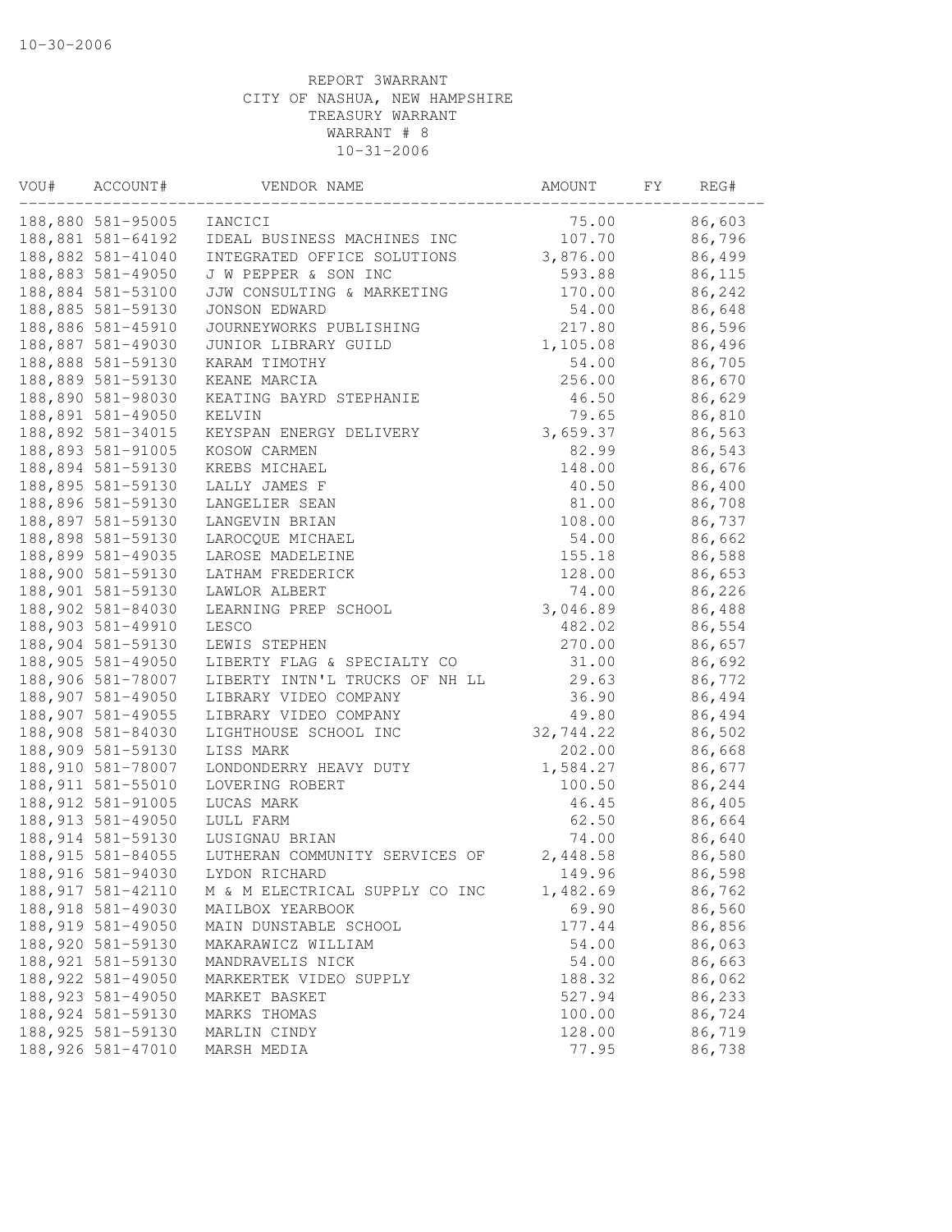10-30-2006

REPORT 3WARRANT
CITY OF NASHUA, NEW HAMPSHIRE
TREASURY WARRANT
WARRANT # 8
10-31-2006

| VOU# | ACCOUNT# | VENDOR NAME | AMOUNT | FY | REG# |
|---|---|---|---|---|---|
| 188,880 | 581-95005 | IANCICI | 75.00 | | 86,603 |
| 188,881 | 581-64192 | IDEAL BUSINESS MACHINES INC | 107.70 | | 86,796 |
| 188,882 | 581-41040 | INTEGRATED OFFICE SOLUTIONS | 3,876.00 | | 86,499 |
| 188,883 | 581-49050 | J W PEPPER & SON INC | 593.88 | | 86,115 |
| 188,884 | 581-53100 | JJW CONSULTING & MARKETING | 170.00 | | 86,242 |
| 188,885 | 581-59130 | JONSON EDWARD | 54.00 | | 86,648 |
| 188,886 | 581-45910 | JOURNEYWORKS PUBLISHING | 217.80 | | 86,596 |
| 188,887 | 581-49030 | JUNIOR LIBRARY GUILD | 1,105.08 | | 86,496 |
| 188,888 | 581-59130 | KARAM TIMOTHY | 54.00 | | 86,705 |
| 188,889 | 581-59130 | KEANE MARCIA | 256.00 | | 86,670 |
| 188,890 | 581-98030 | KEATING BAYRD STEPHANIE | 46.50 | | 86,629 |
| 188,891 | 581-49050 | KELVIN | 79.65 | | 86,810 |
| 188,892 | 581-34015 | KEYSPAN ENERGY DELIVERY | 3,659.37 | | 86,563 |
| 188,893 | 581-91005 | KOSOW CARMEN | 82.99 | | 86,543 |
| 188,894 | 581-59130 | KREBS MICHAEL | 148.00 | | 86,676 |
| 188,895 | 581-59130 | LALLY JAMES F | 40.50 | | 86,400 |
| 188,896 | 581-59130 | LANGELIER SEAN | 81.00 | | 86,708 |
| 188,897 | 581-59130 | LANGEVIN BRIAN | 108.00 | | 86,737 |
| 188,898 | 581-59130 | LAROCQUE MICHAEL | 54.00 | | 86,662 |
| 188,899 | 581-49035 | LAROSE MADELEINE | 155.18 | | 86,588 |
| 188,900 | 581-59130 | LATHAM FREDERICK | 128.00 | | 86,653 |
| 188,901 | 581-59130 | LAWLOR ALBERT | 74.00 | | 86,226 |
| 188,902 | 581-84030 | LEARNING PREP SCHOOL | 3,046.89 | | 86,488 |
| 188,903 | 581-49910 | LESCO | 482.02 | | 86,554 |
| 188,904 | 581-59130 | LEWIS STEPHEN | 270.00 | | 86,657 |
| 188,905 | 581-49050 | LIBERTY FLAG & SPECIALTY CO | 31.00 | | 86,692 |
| 188,906 | 581-78007 | LIBERTY INTN'L TRUCKS OF NH LL | 29.63 | | 86,772 |
| 188,907 | 581-49050 | LIBRARY VIDEO COMPANY | 36.90 | | 86,494 |
| 188,907 | 581-49055 | LIBRARY VIDEO COMPANY | 49.80 | | 86,494 |
| 188,908 | 581-84030 | LIGHTHOUSE SCHOOL INC | 32,744.22 | | 86,502 |
| 188,909 | 581-59130 | LISS MARK | 202.00 | | 86,668 |
| 188,910 | 581-78007 | LONDONDERRY HEAVY DUTY | 1,584.27 | | 86,677 |
| 188,911 | 581-55010 | LOVERING ROBERT | 100.50 | | 86,244 |
| 188,912 | 581-91005 | LUCAS MARK | 46.45 | | 86,405 |
| 188,913 | 581-49050 | LULL FARM | 62.50 | | 86,664 |
| 188,914 | 581-59130 | LUSIGNAU BRIAN | 74.00 | | 86,640 |
| 188,915 | 581-84055 | LUTHERAN COMMUNITY SERVICES OF | 2,448.58 | | 86,580 |
| 188,916 | 581-94030 | LYDON RICHARD | 149.96 | | 86,598 |
| 188,917 | 581-42110 | M & M ELECTRICAL SUPPLY CO INC | 1,482.69 | | 86,762 |
| 188,918 | 581-49030 | MAILBOX YEARBOOK | 69.90 | | 86,560 |
| 188,919 | 581-49050 | MAIN DUNSTABLE SCHOOL | 177.44 | | 86,856 |
| 188,920 | 581-59130 | MAKARAWICZ WILLIAM | 54.00 | | 86,063 |
| 188,921 | 581-59130 | MANDRAVELIS NICK | 54.00 | | 86,663 |
| 188,922 | 581-49050 | MARKERTEK VIDEO SUPPLY | 188.32 | | 86,062 |
| 188,923 | 581-49050 | MARKET BASKET | 527.94 | | 86,233 |
| 188,924 | 581-59130 | MARKS THOMAS | 100.00 | | 86,724 |
| 188,925 | 581-59130 | MARLIN CINDY | 128.00 | | 86,719 |
| 188,926 | 581-47010 | MARSH MEDIA | 77.95 | | 86,738 |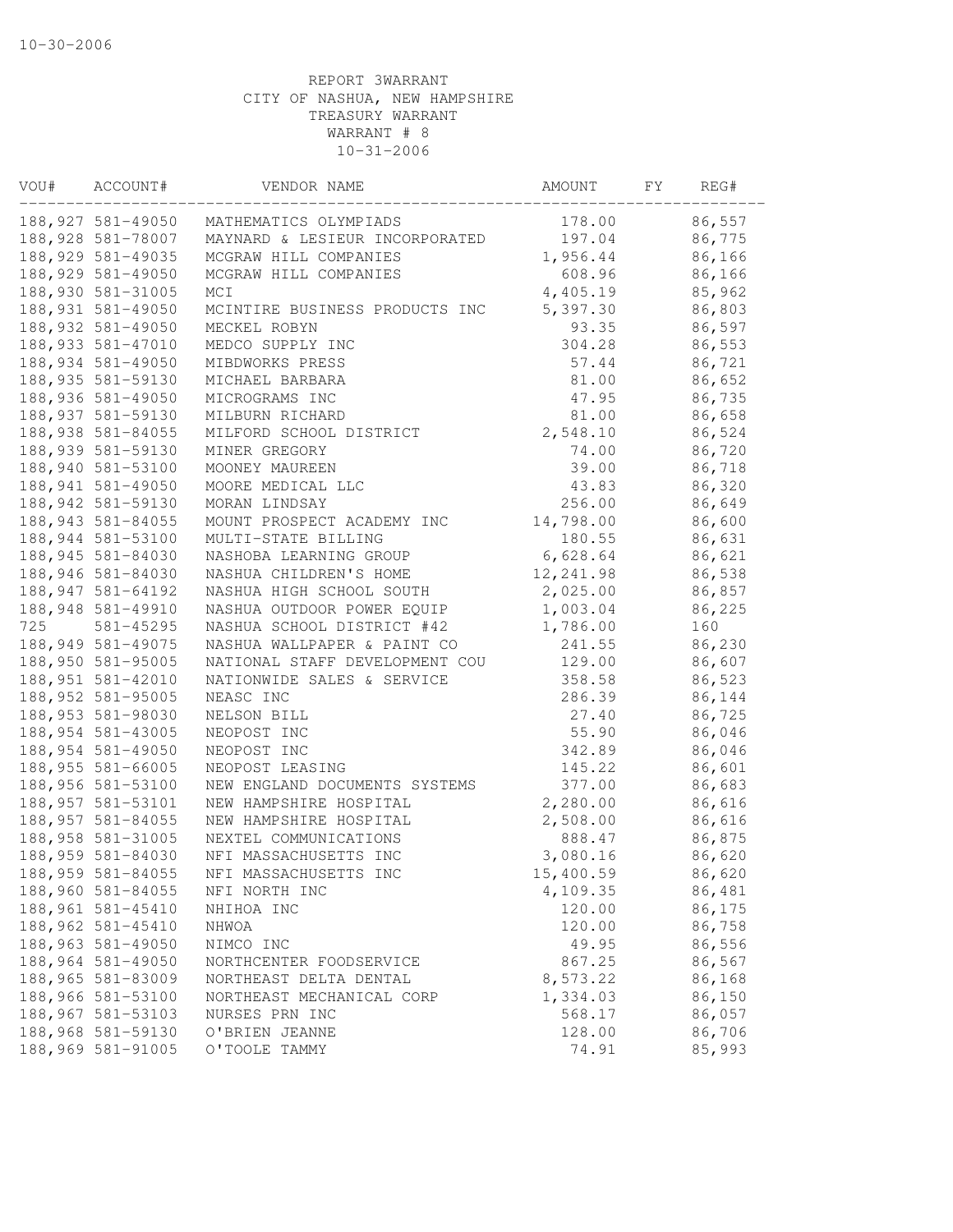10-30-2006

REPORT 3WARRANT
CITY OF NASHUA, NEW HAMPSHIRE
TREASURY WARRANT
WARRANT # 8
10-31-2006

| VOU# | ACCOUNT# | VENDOR NAME | AMOUNT | FY | REG# |
|---|---|---|---|---|---|
| 188,927 | 581-49050 | MATHEMATICS OLYMPIADS | 178.00 | | 86,557 |
| 188,928 | 581-78007 | MAYNARD & LESIEUR INCORPORATED | 197.04 | | 86,775 |
| 188,929 | 581-49035 | MCGRAW HILL COMPANIES | 1,956.44 | | 86,166 |
| 188,929 | 581-49050 | MCGRAW HILL COMPANIES | 608.96 | | 86,166 |
| 188,930 | 581-31005 | MCI | 4,405.19 | | 85,962 |
| 188,931 | 581-49050 | MCINTIRE BUSINESS PRODUCTS INC | 5,397.30 | | 86,803 |
| 188,932 | 581-49050 | MECKEL ROBYN | 93.35 | | 86,597 |
| 188,933 | 581-47010 | MEDCO SUPPLY INC | 304.28 | | 86,553 |
| 188,934 | 581-49050 | MIBDWORKS PRESS | 57.44 | | 86,721 |
| 188,935 | 581-59130 | MICHAEL BARBARA | 81.00 | | 86,652 |
| 188,936 | 581-49050 | MICROGRAMS INC | 47.95 | | 86,735 |
| 188,937 | 581-59130 | MILBURN RICHARD | 81.00 | | 86,658 |
| 188,938 | 581-84055 | MILFORD SCHOOL DISTRICT | 2,548.10 | | 86,524 |
| 188,939 | 581-59130 | MINER GREGORY | 74.00 | | 86,720 |
| 188,940 | 581-53100 | MOONEY MAUREEN | 39.00 | | 86,718 |
| 188,941 | 581-49050 | MOORE MEDICAL LLC | 43.83 | | 86,320 |
| 188,942 | 581-59130 | MORAN LINDSAY | 256.00 | | 86,649 |
| 188,943 | 581-84055 | MOUNT PROSPECT ACADEMY INC | 14,798.00 | | 86,600 |
| 188,944 | 581-53100 | MULTI-STATE BILLING | 180.55 | | 86,631 |
| 188,945 | 581-84030 | NASHOBA LEARNING GROUP | 6,628.64 | | 86,621 |
| 188,946 | 581-84030 | NASHUA CHILDREN'S HOME | 12,241.98 | | 86,538 |
| 188,947 | 581-64192 | NASHUA HIGH SCHOOL SOUTH | 2,025.00 | | 86,857 |
| 188,948 | 581-49910 | NASHUA OUTDOOR POWER EQUIP | 1,003.04 | | 86,225 |
| 725 | 581-45295 | NASHUA SCHOOL DISTRICT #42 | 1,786.00 | | 160 |
| 188,949 | 581-49075 | NASHUA WALLPAPER & PAINT CO | 241.55 | | 86,230 |
| 188,950 | 581-95005 | NATIONAL STAFF DEVELOPMENT COU | 129.00 | | 86,607 |
| 188,951 | 581-42010 | NATIONWIDE SALES & SERVICE | 358.58 | | 86,523 |
| 188,952 | 581-95005 | NEASC INC | 286.39 | | 86,144 |
| 188,953 | 581-98030 | NELSON BILL | 27.40 | | 86,725 |
| 188,954 | 581-43005 | NEOPOST INC | 55.90 | | 86,046 |
| 188,954 | 581-49050 | NEOPOST INC | 342.89 | | 86,046 |
| 188,955 | 581-66005 | NEOPOST LEASING | 145.22 | | 86,601 |
| 188,956 | 581-53100 | NEW ENGLAND DOCUMENTS SYSTEMS | 377.00 | | 86,683 |
| 188,957 | 581-53101 | NEW HAMPSHIRE HOSPITAL | 2,280.00 | | 86,616 |
| 188,957 | 581-84055 | NEW HAMPSHIRE HOSPITAL | 2,508.00 | | 86,616 |
| 188,958 | 581-31005 | NEXTEL COMMUNICATIONS | 888.47 | | 86,875 |
| 188,959 | 581-84030 | NFI MASSACHUSETTS INC | 3,080.16 | | 86,620 |
| 188,959 | 581-84055 | NFI MASSACHUSETTS INC | 15,400.59 | | 86,620 |
| 188,960 | 581-84055 | NFI NORTH INC | 4,109.35 | | 86,481 |
| 188,961 | 581-45410 | NHIHOA INC | 120.00 | | 86,175 |
| 188,962 | 581-45410 | NHWOA | 120.00 | | 86,758 |
| 188,963 | 581-49050 | NIMCO INC | 49.95 | | 86,556 |
| 188,964 | 581-49050 | NORTHCENTER FOODSERVICE | 867.25 | | 86,567 |
| 188,965 | 581-83009 | NORTHEAST DELTA DENTAL | 8,573.22 | | 86,168 |
| 188,966 | 581-53100 | NORTHEAST MECHANICAL CORP | 1,334.03 | | 86,150 |
| 188,967 | 581-53103 | NURSES PRN INC | 568.17 | | 86,057 |
| 188,968 | 581-59130 | O'BRIEN JEANNE | 128.00 | | 86,706 |
| 188,969 | 581-91005 | O'TOOLE TAMMY | 74.91 | | 85,993 |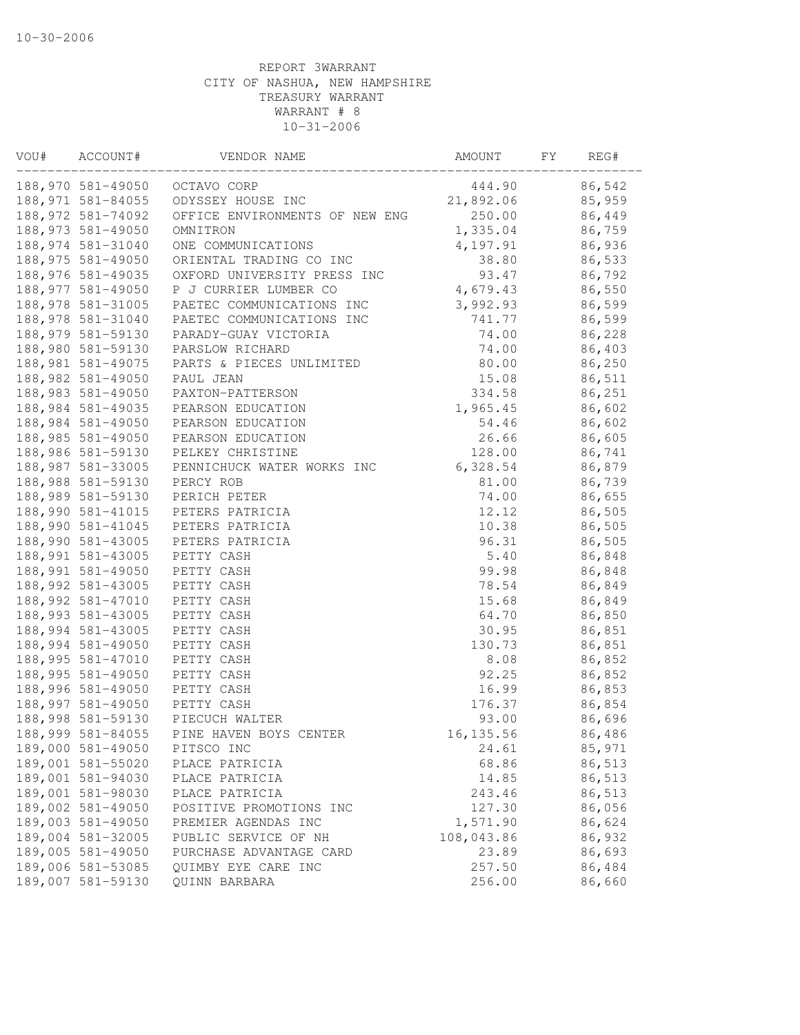10-30-2006

REPORT 3WARRANT
CITY OF NASHUA, NEW HAMPSHIRE
TREASURY WARRANT
WARRANT # 8
10-31-2006

| VOU# | ACCOUNT# | VENDOR NAME | AMOUNT | FY | REG# |
|---|---|---|---|---|---|
| 188,970 | 581-49050 | OCTAVO CORP | 444.90 | | 86,542 |
| 188,971 | 581-84055 | ODYSSEY HOUSE INC | 21,892.06 | | 85,959 |
| 188,972 | 581-74092 | OFFICE ENVIRONMENTS OF NEW ENG | 250.00 | | 86,449 |
| 188,973 | 581-49050 | OMNITRON | 1,335.04 | | 86,759 |
| 188,974 | 581-31040 | ONE COMMUNICATIONS | 4,197.91 | | 86,936 |
| 188,975 | 581-49050 | ORIENTAL TRADING CO INC | 38.80 | | 86,533 |
| 188,976 | 581-49035 | OXFORD UNIVERSITY PRESS INC | 93.47 | | 86,792 |
| 188,977 | 581-49050 | P J CURRIER LUMBER CO | 4,679.43 | | 86,550 |
| 188,978 | 581-31005 | PAETEC COMMUNICATIONS INC | 3,992.93 | | 86,599 |
| 188,978 | 581-31040 | PAETEC COMMUNICATIONS INC | 741.77 | | 86,599 |
| 188,979 | 581-59130 | PARADY-GUAY VICTORIA | 74.00 | | 86,228 |
| 188,980 | 581-59130 | PARSLOW RICHARD | 74.00 | | 86,403 |
| 188,981 | 581-49075 | PARTS & PIECES UNLIMITED | 80.00 | | 86,250 |
| 188,982 | 581-49050 | PAUL JEAN | 15.08 | | 86,511 |
| 188,983 | 581-49050 | PAXTON-PATTERSON | 334.58 | | 86,251 |
| 188,984 | 581-49035 | PEARSON EDUCATION | 1,965.45 | | 86,602 |
| 188,984 | 581-49050 | PEARSON EDUCATION | 54.46 | | 86,602 |
| 188,985 | 581-49050 | PEARSON EDUCATION | 26.66 | | 86,605 |
| 188,986 | 581-59130 | PELKEY CHRISTINE | 128.00 | | 86,741 |
| 188,987 | 581-33005 | PENNICHUCK WATER WORKS INC | 6,328.54 | | 86,879 |
| 188,988 | 581-59130 | PERCY ROB | 81.00 | | 86,739 |
| 188,989 | 581-59130 | PERICH PETER | 74.00 | | 86,655 |
| 188,990 | 581-41015 | PETERS PATRICIA | 12.12 | | 86,505 |
| 188,990 | 581-41045 | PETERS PATRICIA | 10.38 | | 86,505 |
| 188,990 | 581-43005 | PETERS PATRICIA | 96.31 | | 86,505 |
| 188,991 | 581-43005 | PETTY CASH | 5.40 | | 86,848 |
| 188,991 | 581-49050 | PETTY CASH | 99.98 | | 86,848 |
| 188,992 | 581-43005 | PETTY CASH | 78.54 | | 86,849 |
| 188,992 | 581-47010 | PETTY CASH | 15.68 | | 86,849 |
| 188,993 | 581-43005 | PETTY CASH | 64.70 | | 86,850 |
| 188,994 | 581-43005 | PETTY CASH | 30.95 | | 86,851 |
| 188,994 | 581-49050 | PETTY CASH | 130.73 | | 86,851 |
| 188,995 | 581-47010 | PETTY CASH | 8.08 | | 86,852 |
| 188,995 | 581-49050 | PETTY CASH | 92.25 | | 86,852 |
| 188,996 | 581-49050 | PETTY CASH | 16.99 | | 86,853 |
| 188,997 | 581-49050 | PETTY CASH | 176.37 | | 86,854 |
| 188,998 | 581-59130 | PIECUCH WALTER | 93.00 | | 86,696 |
| 188,999 | 581-84055 | PINE HAVEN BOYS CENTER | 16,135.56 | | 86,486 |
| 189,000 | 581-49050 | PITSCO INC | 24.61 | | 85,971 |
| 189,001 | 581-55020 | PLACE PATRICIA | 68.86 | | 86,513 |
| 189,001 | 581-94030 | PLACE PATRICIA | 14.85 | | 86,513 |
| 189,001 | 581-98030 | PLACE PATRICIA | 243.46 | | 86,513 |
| 189,002 | 581-49050 | POSITIVE PROMOTIONS INC | 127.30 | | 86,056 |
| 189,003 | 581-49050 | PREMIER AGENDAS INC | 1,571.90 | | 86,624 |
| 189,004 | 581-32005 | PUBLIC SERVICE OF NH | 108,043.86 | | 86,932 |
| 189,005 | 581-49050 | PURCHASE ADVANTAGE CARD | 23.89 | | 86,693 |
| 189,006 | 581-53085 | QUIMBY EYE CARE INC | 257.50 | | 86,484 |
| 189,007 | 581-59130 | QUINN BARBARA | 256.00 | | 86,660 |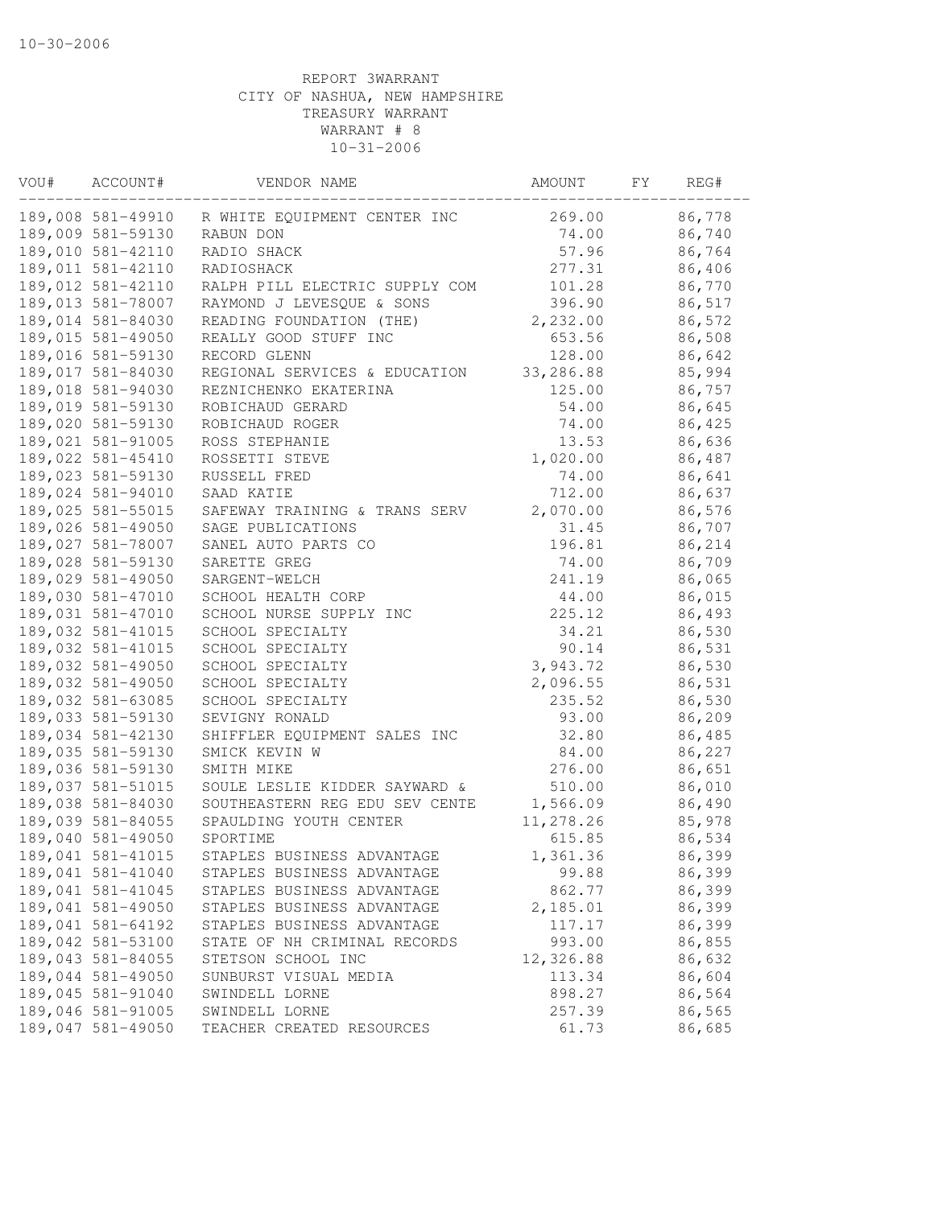10-30-2006

REPORT 3WARRANT
CITY OF NASHUA, NEW HAMPSHIRE
TREASURY WARRANT
WARRANT # 8
10-31-2006

| VOU# | ACCOUNT# | VENDOR NAME | AMOUNT | FY | REG# |
|---|---|---|---|---|---|
| 189,008 | 581-49910 | R WHITE EQUIPMENT CENTER INC | 269.00 | | 86,778 |
| 189,009 | 581-59130 | RABUN DON | 74.00 | | 86,740 |
| 189,010 | 581-42110 | RADIO SHACK | 57.96 | | 86,764 |
| 189,011 | 581-42110 | RADIOSHACK | 277.31 | | 86,406 |
| 189,012 | 581-42110 | RALPH PILL ELECTRIC SUPPLY COM | 101.28 | | 86,770 |
| 189,013 | 581-78007 | RAYMOND J LEVESQUE & SONS | 396.90 | | 86,517 |
| 189,014 | 581-84030 | READING FOUNDATION (THE) | 2,232.00 | | 86,572 |
| 189,015 | 581-49050 | REALLY GOOD STUFF INC | 653.56 | | 86,508 |
| 189,016 | 581-59130 | RECORD GLENN | 128.00 | | 86,642 |
| 189,017 | 581-84030 | REGIONAL SERVICES & EDUCATION | 33,286.88 | | 85,994 |
| 189,018 | 581-94030 | REZNICHENKO EKATERINA | 125.00 | | 86,757 |
| 189,019 | 581-59130 | ROBICHAUD GERARD | 54.00 | | 86,645 |
| 189,020 | 581-59130 | ROBICHAUD ROGER | 74.00 | | 86,425 |
| 189,021 | 581-91005 | ROSS STEPHANIE | 13.53 | | 86,636 |
| 189,022 | 581-45410 | ROSSETTI STEVE | 1,020.00 | | 86,487 |
| 189,023 | 581-59130 | RUSSELL FRED | 74.00 | | 86,641 |
| 189,024 | 581-94010 | SAAD KATIE | 712.00 | | 86,637 |
| 189,025 | 581-55015 | SAFEWAY TRAINING & TRANS SERV | 2,070.00 | | 86,576 |
| 189,026 | 581-49050 | SAGE PUBLICATIONS | 31.45 | | 86,707 |
| 189,027 | 581-78007 | SANEL AUTO PARTS CO | 196.81 | | 86,214 |
| 189,028 | 581-59130 | SARETTE GREG | 74.00 | | 86,709 |
| 189,029 | 581-49050 | SARGENT-WELCH | 241.19 | | 86,065 |
| 189,030 | 581-47010 | SCHOOL HEALTH CORP | 44.00 | | 86,015 |
| 189,031 | 581-47010 | SCHOOL NURSE SUPPLY INC | 225.12 | | 86,493 |
| 189,032 | 581-41015 | SCHOOL SPECIALTY | 34.21 | | 86,530 |
| 189,032 | 581-41015 | SCHOOL SPECIALTY | 90.14 | | 86,531 |
| 189,032 | 581-49050 | SCHOOL SPECIALTY | 3,943.72 | | 86,530 |
| 189,032 | 581-49050 | SCHOOL SPECIALTY | 2,096.55 | | 86,531 |
| 189,032 | 581-63085 | SCHOOL SPECIALTY | 235.52 | | 86,530 |
| 189,033 | 581-59130 | SEVIGNY RONALD | 93.00 | | 86,209 |
| 189,034 | 581-42130 | SHIFFLER EQUIPMENT SALES INC | 32.80 | | 86,485 |
| 189,035 | 581-59130 | SMICK KEVIN W | 84.00 | | 86,227 |
| 189,036 | 581-59130 | SMITH MIKE | 276.00 | | 86,651 |
| 189,037 | 581-51015 | SOULE LESLIE KIDDER SAYWARD & | 510.00 | | 86,010 |
| 189,038 | 581-84030 | SOUTHEASTERN REG EDU SEV CENTE | 1,566.09 | | 86,490 |
| 189,039 | 581-84055 | SPAULDING YOUTH CENTER | 11,278.26 | | 85,978 |
| 189,040 | 581-49050 | SPORTIME | 615.85 | | 86,534 |
| 189,041 | 581-41015 | STAPLES BUSINESS ADVANTAGE | 1,361.36 | | 86,399 |
| 189,041 | 581-41040 | STAPLES BUSINESS ADVANTAGE | 99.88 | | 86,399 |
| 189,041 | 581-41045 | STAPLES BUSINESS ADVANTAGE | 862.77 | | 86,399 |
| 189,041 | 581-49050 | STAPLES BUSINESS ADVANTAGE | 2,185.01 | | 86,399 |
| 189,041 | 581-64192 | STAPLES BUSINESS ADVANTAGE | 117.17 | | 86,399 |
| 189,042 | 581-53100 | STATE OF NH CRIMINAL RECORDS | 993.00 | | 86,855 |
| 189,043 | 581-84055 | STETSON SCHOOL INC | 12,326.88 | | 86,632 |
| 189,044 | 581-49050 | SUNBURST VISUAL MEDIA | 113.34 | | 86,604 |
| 189,045 | 581-91040 | SWINDELL LORNE | 898.27 | | 86,564 |
| 189,046 | 581-91005 | SWINDELL LORNE | 257.39 | | 86,565 |
| 189,047 | 581-49050 | TEACHER CREATED RESOURCES | 61.73 | | 86,685 |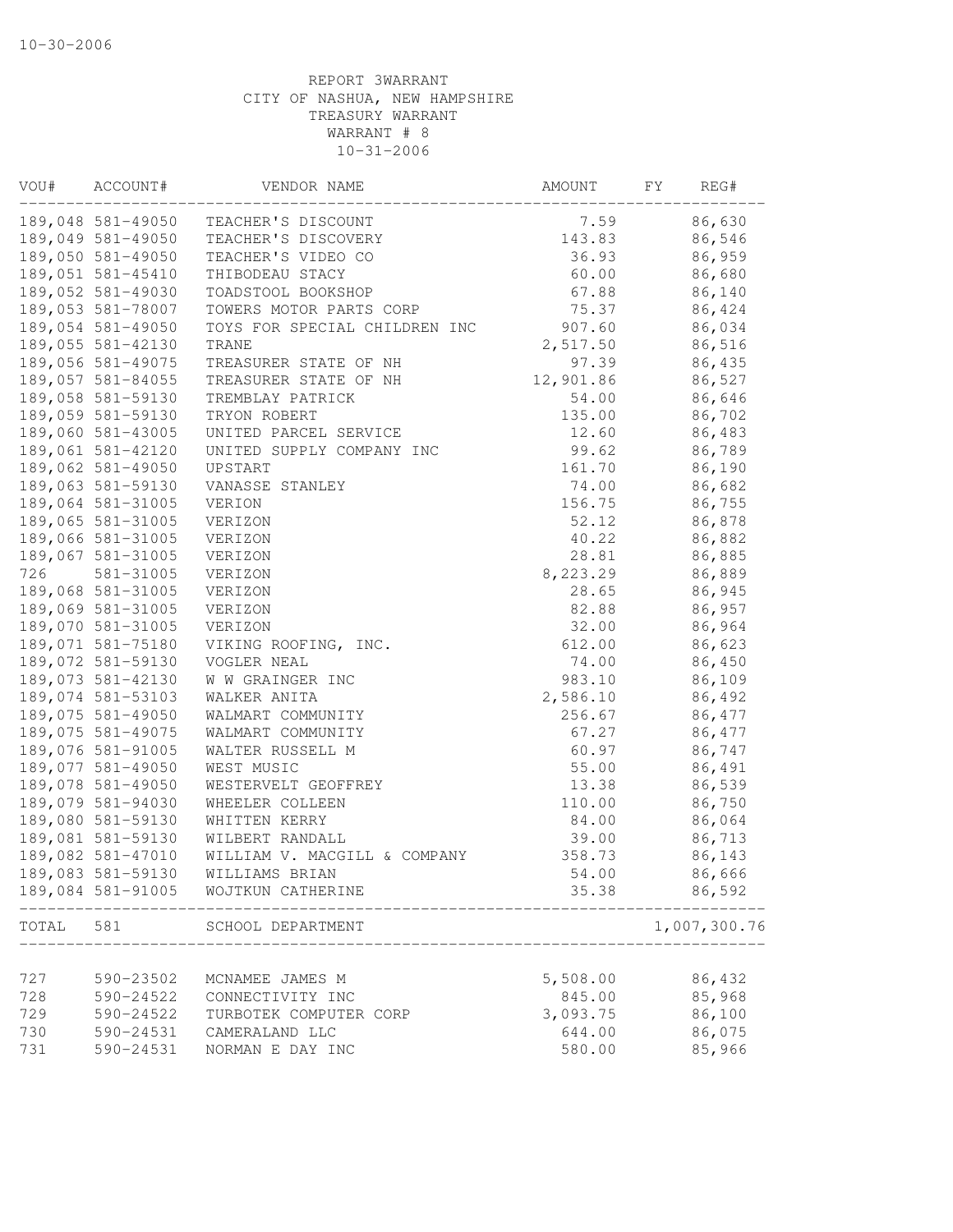10-30-2006

REPORT 3WARRANT
CITY OF NASHUA, NEW HAMPSHIRE
TREASURY WARRANT
WARRANT # 8
10-31-2006

| VOU# | ACCOUNT# | VENDOR NAME | AMOUNT | FY | REG# |
|---|---|---|---|---|---|
| 189,048 | 581-49050 | TEACHER'S DISCOUNT | 7.59 | | 86,630 |
| 189,049 | 581-49050 | TEACHER'S DISCOVERY | 143.83 | | 86,546 |
| 189,050 | 581-49050 | TEACHER'S VIDEO CO | 36.93 | | 86,959 |
| 189,051 | 581-45410 | THIBODEAU STACY | 60.00 | | 86,680 |
| 189,052 | 581-49030 | TOADSTOOL BOOKSHOP | 67.88 | | 86,140 |
| 189,053 | 581-78007 | TOWERS MOTOR PARTS CORP | 75.37 | | 86,424 |
| 189,054 | 581-49050 | TOYS FOR SPECIAL CHILDREN INC | 907.60 | | 86,034 |
| 189,055 | 581-42130 | TRANE | 2,517.50 | | 86,516 |
| 189,056 | 581-49075 | TREASURER STATE OF NH | 97.39 | | 86,435 |
| 189,057 | 581-84055 | TREASURER STATE OF NH | 12,901.86 | | 86,527 |
| 189,058 | 581-59130 | TREMBLAY PATRICK | 54.00 | | 86,646 |
| 189,059 | 581-59130 | TRYON ROBERT | 135.00 | | 86,702 |
| 189,060 | 581-43005 | UNITED PARCEL SERVICE | 12.60 | | 86,483 |
| 189,061 | 581-42120 | UNITED SUPPLY COMPANY INC | 99.62 | | 86,789 |
| 189,062 | 581-49050 | UPSTART | 161.70 | | 86,190 |
| 189,063 | 581-59130 | VANASSE STANLEY | 74.00 | | 86,682 |
| 189,064 | 581-31005 | VERION | 156.75 | | 86,755 |
| 189,065 | 581-31005 | VERIZON | 52.12 | | 86,878 |
| 189,066 | 581-31005 | VERIZON | 40.22 | | 86,882 |
| 189,067 | 581-31005 | VERIZON | 28.81 | | 86,885 |
| 726 | 581-31005 | VERIZON | 8,223.29 | | 86,889 |
| 189,068 | 581-31005 | VERIZON | 28.65 | | 86,945 |
| 189,069 | 581-31005 | VERIZON | 82.88 | | 86,957 |
| 189,070 | 581-31005 | VERIZON | 32.00 | | 86,964 |
| 189,071 | 581-75180 | VIKING ROOFING, INC. | 612.00 | | 86,623 |
| 189,072 | 581-59130 | VOGLER NEAL | 74.00 | | 86,450 |
| 189,073 | 581-42130 | W W GRAINGER INC | 983.10 | | 86,109 |
| 189,074 | 581-53103 | WALKER ANITA | 2,586.10 | | 86,492 |
| 189,075 | 581-49050 | WALMART COMMUNITY | 256.67 | | 86,477 |
| 189,075 | 581-49075 | WALMART COMMUNITY | 67.27 | | 86,477 |
| 189,076 | 581-91005 | WALTER RUSSELL M | 60.97 | | 86,747 |
| 189,077 | 581-49050 | WEST MUSIC | 55.00 | | 86,491 |
| 189,078 | 581-49050 | WESTERVELT GEOFFREY | 13.38 | | 86,539 |
| 189,079 | 581-94030 | WHEELER COLLEEN | 110.00 | | 86,750 |
| 189,080 | 581-59130 | WHITTEN KERRY | 84.00 | | 86,064 |
| 189,081 | 581-59130 | WILBERT RANDALL | 39.00 | | 86,713 |
| 189,082 | 581-47010 | WILLIAM V. MACGILL & COMPANY | 358.73 | | 86,143 |
| 189,083 | 581-59130 | WILLIAMS BRIAN | 54.00 | | 86,666 |
| 189,084 | 581-91005 | WOJTKUN CATHERINE | 35.38 | | 86,592 |
| TOTAL | 581 | SCHOOL DEPARTMENT | | | 1,007,300.76 |
| 727 | 590-23502 | MCNAMEE JAMES M | 5,508.00 | | 86,432 |
| 728 | 590-24522 | CONNECTIVITY INC | 845.00 | | 85,968 |
| 729 | 590-24522 | TURBOTEK COMPUTER CORP | 3,093.75 | | 86,100 |
| 730 | 590-24531 | CAMERALAND LLC | 644.00 | | 86,075 |
| 731 | 590-24531 | NORMAN E DAY INC | 580.00 | | 85,966 |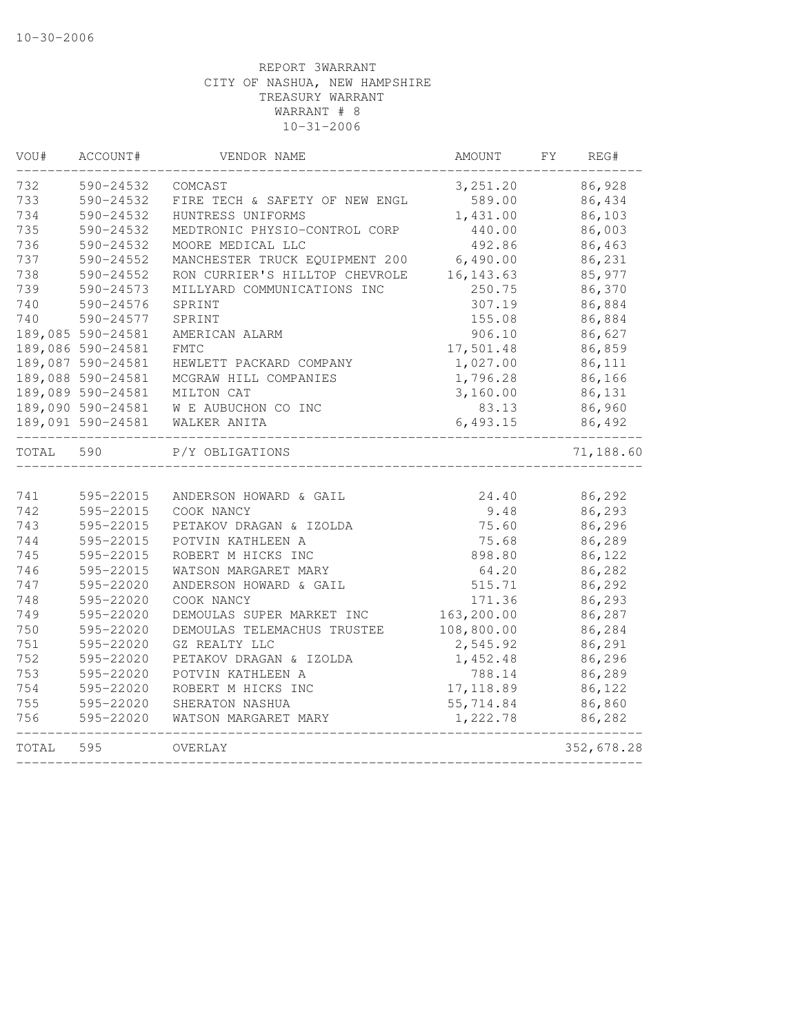10-30-2006

REPORT 3WARRANT
CITY OF NASHUA, NEW HAMPSHIRE
TREASURY WARRANT
WARRANT # 8
10-31-2006

| VOU# | ACCOUNT# | VENDOR NAME | AMOUNT | FY | REG# |
|---|---|---|---|---|---|
| 732 | 590-24532 | COMCAST | 3,251.20 | | 86,928 |
| 733 | 590-24532 | FIRE TECH & SAFETY OF NEW ENGL | 589.00 | | 86,434 |
| 734 | 590-24532 | HUNTRESS UNIFORMS | 1,431.00 | | 86,103 |
| 735 | 590-24532 | MEDTRONIC PHYSIO-CONTROL CORP | 440.00 | | 86,003 |
| 736 | 590-24532 | MOORE MEDICAL LLC | 492.86 | | 86,463 |
| 737 | 590-24552 | MANCHESTER TRUCK EQUIPMENT 200 | 6,490.00 | | 86,231 |
| 738 | 590-24552 | RON CURRIER'S HILLTOP CHEVROLE | 16,143.63 | | 85,977 |
| 739 | 590-24573 | MILLYARD COMMUNICATIONS INC | 250.75 | | 86,370 |
| 740 | 590-24576 | SPRINT | 307.19 | | 86,884 |
| 740 | 590-24577 | SPRINT | 155.08 | | 86,884 |
| 189,085 | 590-24581 | AMERICAN ALARM | 906.10 | | 86,627 |
| 189,086 | 590-24581 | FMTC | 17,501.48 | | 86,859 |
| 189,087 | 590-24581 | HEWLETT PACKARD COMPANY | 1,027.00 | | 86,111 |
| 189,088 | 590-24581 | MCGRAW HILL COMPANIES | 1,796.28 | | 86,166 |
| 189,089 | 590-24581 | MILTON CAT | 3,160.00 | | 86,131 |
| 189,090 | 590-24581 | W E AUBUCHON CO INC | 83.13 | | 86,960 |
| 189,091 | 590-24581 | WALKER ANITA | 6,493.15 | | 86,492 |
| TOTAL | 590 | P/Y OBLIGATIONS | | | 71,188.60 |

| VOU# | ACCOUNT# | VENDOR NAME | AMOUNT | FY | REG# |
|---|---|---|---|---|---|
| 741 | 595-22015 | ANDERSON HOWARD & GAIL | 24.40 | | 86,292 |
| 742 | 595-22015 | COOK NANCY | 9.48 | | 86,293 |
| 743 | 595-22015 | PETAKOV DRAGAN & IZOLDA | 75.60 | | 86,296 |
| 744 | 595-22015 | POTVIN KATHLEEN A | 75.68 | | 86,289 |
| 745 | 595-22015 | ROBERT M HICKS INC | 898.80 | | 86,122 |
| 746 | 595-22015 | WATSON MARGARET MARY | 64.20 | | 86,282 |
| 747 | 595-22020 | ANDERSON HOWARD & GAIL | 515.71 | | 86,292 |
| 748 | 595-22020 | COOK NANCY | 171.36 | | 86,293 |
| 749 | 595-22020 | DEMOULAS SUPER MARKET INC | 163,200.00 | | 86,287 |
| 750 | 595-22020 | DEMOULAS TELEMACHUS TRUSTEE | 108,800.00 | | 86,284 |
| 751 | 595-22020 | GZ REALTY LLC | 2,545.92 | | 86,291 |
| 752 | 595-22020 | PETAKOV DRAGAN & IZOLDA | 1,452.48 | | 86,296 |
| 753 | 595-22020 | POTVIN KATHLEEN A | 788.14 | | 86,289 |
| 754 | 595-22020 | ROBERT M HICKS INC | 17,118.89 | | 86,122 |
| 755 | 595-22020 | SHERATON NASHUA | 55,714.84 | | 86,860 |
| 756 | 595-22020 | WATSON MARGARET MARY | 1,222.78 | | 86,282 |
| TOTAL | 595 | OVERLAY | | | 352,678.28 |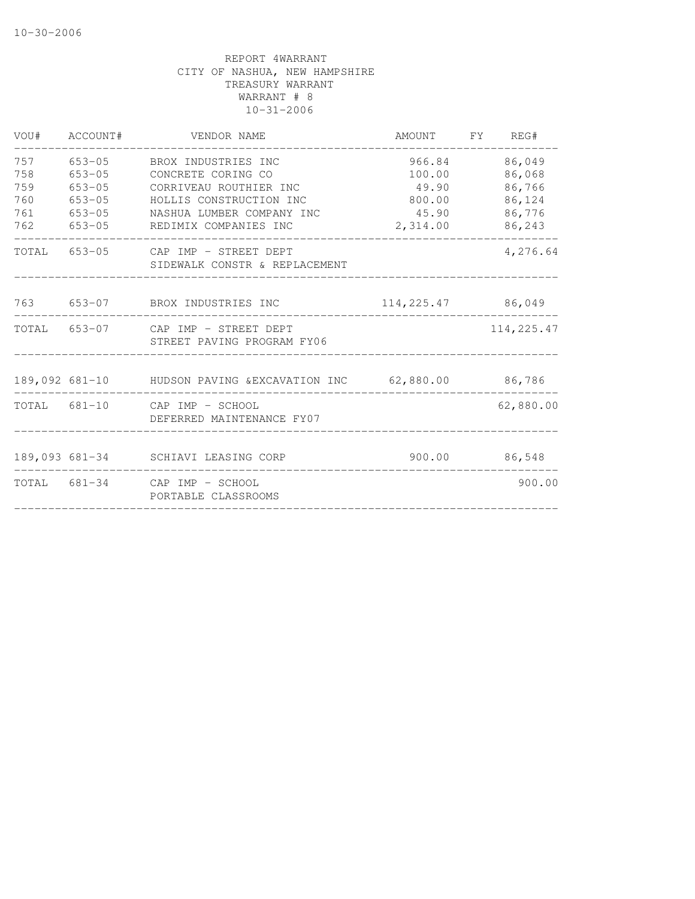10-30-2006

REPORT 4WARRANT
CITY OF NASHUA, NEW HAMPSHIRE
TREASURY WARRANT
WARRANT # 8
10-31-2006

| VOU# | ACCOUNT# | VENDOR NAME | AMOUNT | FY | REG# |
|---|---|---|---|---|---|
| 757 | 653-05 | BROX INDUSTRIES INC | 966.84 | | 86,049 |
| 758 | 653-05 | CONCRETE CORING CO | 100.00 | | 86,068 |
| 759 | 653-05 | CORRIVEAU ROUTHIER INC | 49.90 | | 86,766 |
| 760 | 653-05 | HOLLIS CONSTRUCTION INC | 800.00 | | 86,124 |
| 761 | 653-05 | NASHUA LUMBER COMPANY INC | 45.90 | | 86,776 |
| 762 | 653-05 | REDIMIX COMPANIES INC | 2,314.00 | | 86,243 |
| TOTAL | 653-05 | CAP IMP - STREET DEPT SIDEWALK CONSTR & REPLACEMENT | | | 4,276.64 |
| 763 | 653-07 | BROX INDUSTRIES INC | 114,225.47 | | 86,049 |
| TOTAL | 653-07 | CAP IMP - STREET DEPT STREET PAVING PROGRAM FY06 | | | 114,225.47 |
| 189,092 | 681-10 | HUDSON PAVING &EXCAVATION INC | 62,880.00 | | 86,786 |
| TOTAL | 681-10 | CAP IMP - SCHOOL DEFERRED MAINTENANCE FY07 | | | 62,880.00 |
| 189,093 | 681-34 | SCHIAVI LEASING CORP | 900.00 | | 86,548 |
| TOTAL | 681-34 | CAP IMP - SCHOOL PORTABLE CLASSROOMS | | | 900.00 |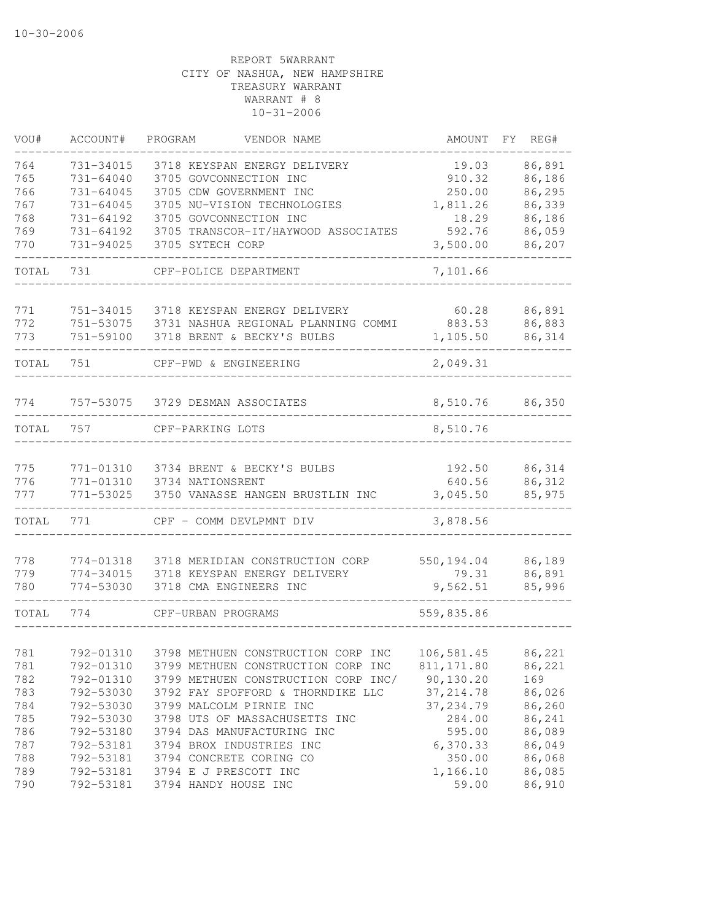10-30-2006

REPORT 5WARRANT
CITY OF NASHUA, NEW HAMPSHIRE
TREASURY WARRANT
WARRANT # 8
10-31-2006

| VOU# | ACCOUNT# | PROGRAM | VENDOR NAME | AMOUNT | FY | REG# |
|---|---|---|---|---|---|---|
| 764 | 731-34015 | 3718 | KEYSPAN ENERGY DELIVERY | 19.03 | | 86,891 |
| 765 | 731-64040 | 3705 | GOVCONNECTION INC | 910.32 | | 86,186 |
| 766 | 731-64045 | 3705 | CDW GOVERNMENT INC | 250.00 | | 86,295 |
| 767 | 731-64045 | 3705 | NU-VISION TECHNOLOGIES | 1,811.26 | | 86,339 |
| 768 | 731-64192 | 3705 | GOVCONNECTION INC | 18.29 | | 86,186 |
| 769 | 731-64192 | 3705 | TRANSCOR-IT/HAYWOOD ASSOCIATES | 592.76 | | 86,059 |
| 770 | 731-94025 | 3705 | SYTECH CORP | 3,500.00 | | 86,207 |
| TOTAL | 731 | | CPF-POLICE DEPARTMENT | 7,101.66 | | |
| 771 | 751-34015 | 3718 | KEYSPAN ENERGY DELIVERY | 60.28 | | 86,891 |
| 772 | 751-53075 | 3731 | NASHUA REGIONAL PLANNING COMMI | 883.53 | | 86,883 |
| 773 | 751-59100 | 3718 | BRENT & BECKY'S BULBS | 1,105.50 | | 86,314 |
| TOTAL | 751 | | CPF-PWD & ENGINEERING | 2,049.31 | | |
| 774 | 757-53075 | 3729 | DESMAN ASSOCIATES | 8,510.76 | | 86,350 |
| TOTAL | 757 | | CPF-PARKING LOTS | 8,510.76 | | |
| 775 | 771-01310 | 3734 | BRENT & BECKY'S BULBS | 192.50 | | 86,314 |
| 776 | 771-01310 | 3734 | NATIONSRENT | 640.56 | | 86,312 |
| 777 | 771-53025 | 3750 | VANASSE HANGEN BRUSTLIN INC | 3,045.50 | | 85,975 |
| TOTAL | 771 | | CPF - COMM DEVLPMNT DIV | 3,878.56 | | |
| 778 | 774-01318 | 3718 | MERIDIAN CONSTRUCTION CORP | 550,194.04 | | 86,189 |
| 779 | 774-34015 | 3718 | KEYSPAN ENERGY DELIVERY | 79.31 | | 86,891 |
| 780 | 774-53030 | 3718 | CMA ENGINEERS INC | 9,562.51 | | 85,996 |
| TOTAL | 774 | | CPF-URBAN PROGRAMS | 559,835.86 | | |
| 781 | 792-01310 | 3798 | METHUEN CONSTRUCTION CORP INC | 106,581.45 | | 86,221 |
| 781 | 792-01310 | 3799 | METHUEN CONSTRUCTION CORP INC | 811,171.80 | | 86,221 |
| 782 | 792-01310 | 3799 | METHUEN CONSTRUCTION CORP INC/ | 90,130.20 | | 169 |
| 783 | 792-53030 | 3792 | FAY SPOFFORD & THORNDIKE LLC | 37,214.78 | | 86,026 |
| 784 | 792-53030 | 3799 | MALCOLM PIRNIE INC | 37,234.79 | | 86,260 |
| 785 | 792-53030 | 3798 | UTS OF MASSACHUSETTS INC | 284.00 | | 86,241 |
| 786 | 792-53180 | 3794 | DAS MANUFACTURING INC | 595.00 | | 86,089 |
| 787 | 792-53181 | 3794 | BROX INDUSTRIES INC | 6,370.33 | | 86,049 |
| 788 | 792-53181 | 3794 | CONCRETE CORING CO | 350.00 | | 86,068 |
| 789 | 792-53181 | 3794 | E J PRESCOTT INC | 1,166.10 | | 86,085 |
| 790 | 792-53181 | 3794 | HANDY HOUSE INC | 59.00 | | 86,910 |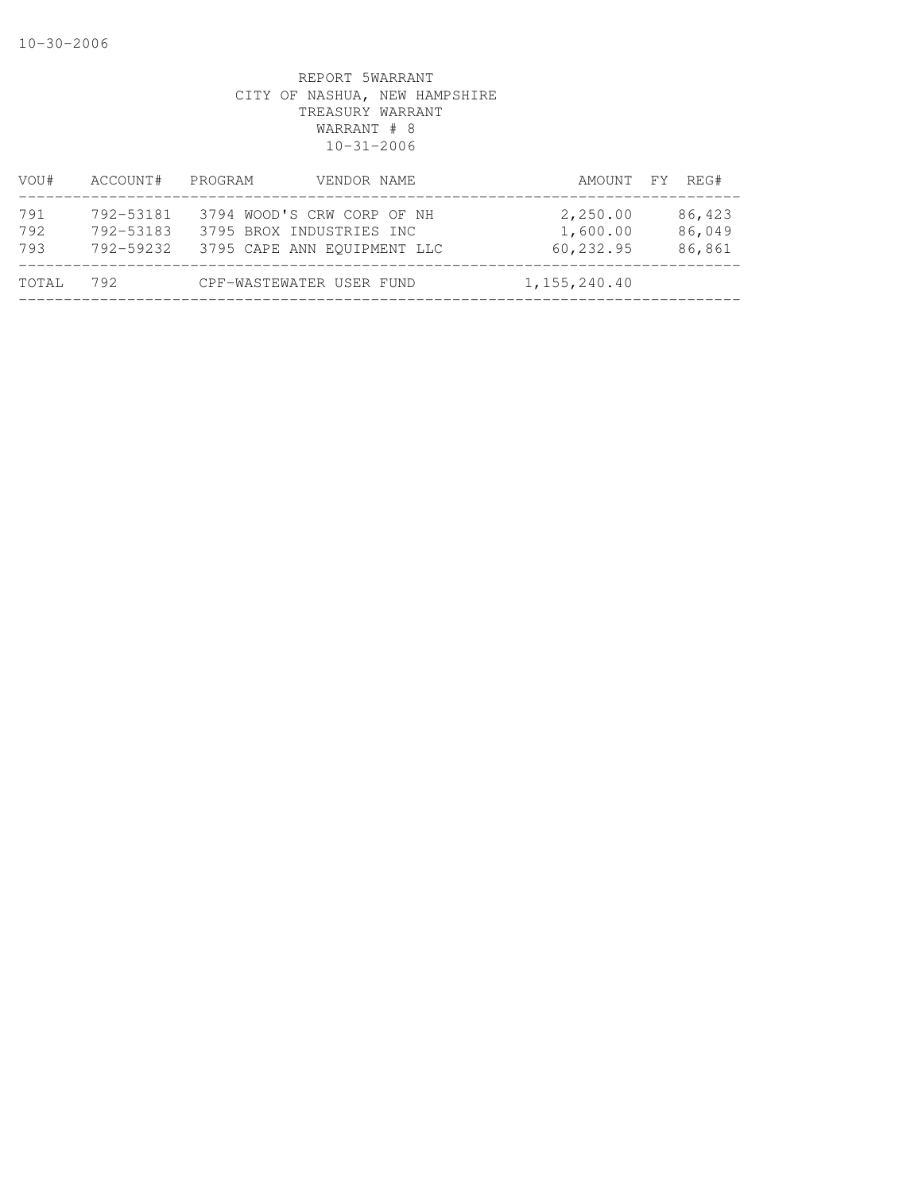10-30-2006

REPORT 5WARRANT
CITY OF NASHUA, NEW HAMPSHIRE
TREASURY WARRANT
WARRANT # 8
10-31-2006

| VOU# | ACCOUNT# | PROGRAM | VENDOR NAME | AMOUNT | FY | REG# |
|---|---|---|---|---|---|---|
| 791 | 792-53181 | 3794 | WOOD'S CRW CORP OF NH | 2,250.00 | | 86,423 |
| 792 | 792-53183 | 3795 | BROX INDUSTRIES INC | 1,600.00 | | 86,049 |
| 793 | 792-59232 | 3795 | CAPE ANN EQUIPMENT LLC | 60,232.95 | | 86,861 |
| TOTAL | 792 | | CPF-WASTEWATER USER FUND | 1,155,240.40 | | |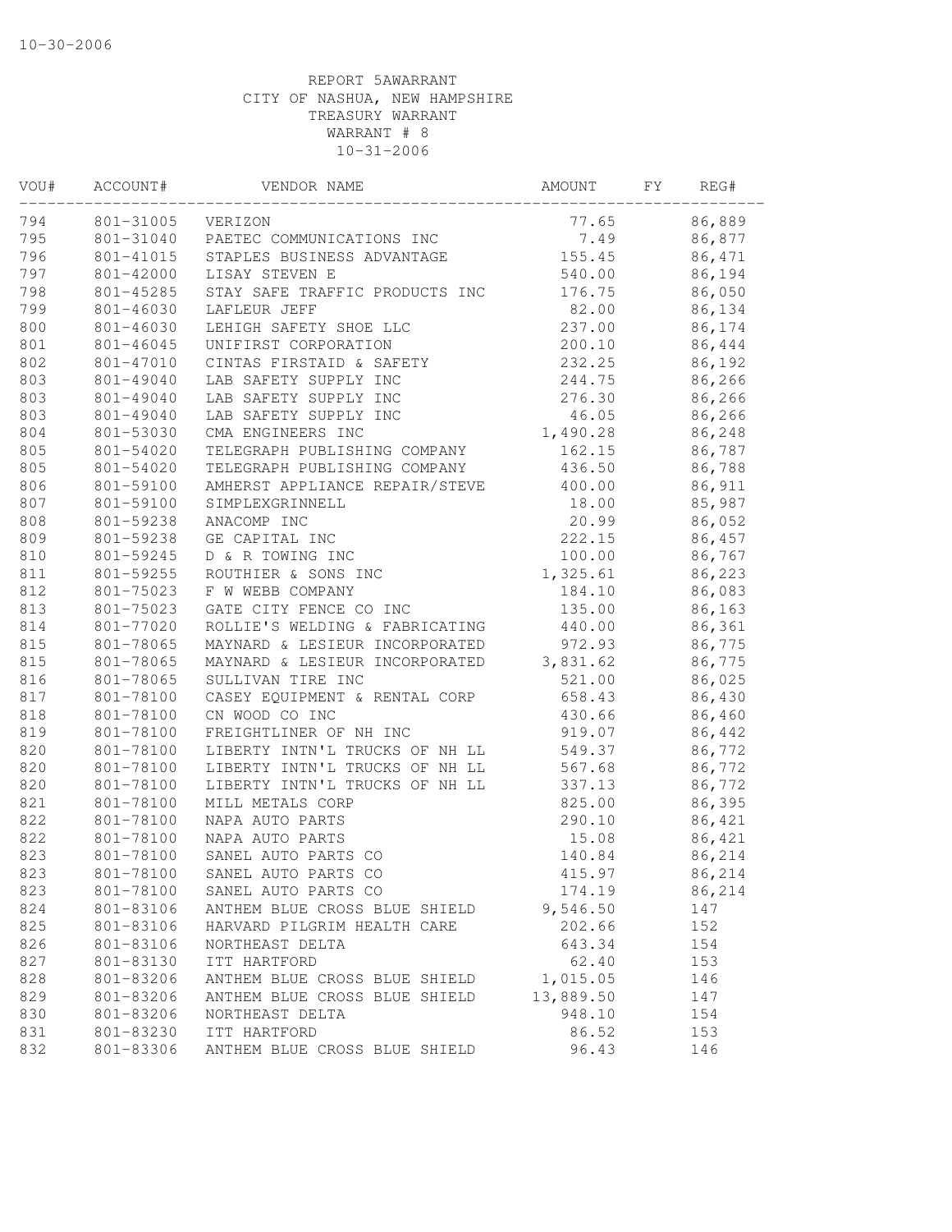10-30-2006

REPORT 5AWARRANT
CITY OF NASHUA, NEW HAMPSHIRE
TREASURY WARRANT
WARRANT # 8
10-31-2006

| VOU# | ACCOUNT# | VENDOR NAME | AMOUNT | FY | REG# |
|---|---|---|---|---|---|
| 794 | 801-31005 | VERIZON | 77.65 | | 86,889 |
| 795 | 801-31040 | PAETEC COMMUNICATIONS INC | 7.49 | | 86,877 |
| 796 | 801-41015 | STAPLES BUSINESS ADVANTAGE | 155.45 | | 86,471 |
| 797 | 801-42000 | LISAY STEVEN E | 540.00 | | 86,194 |
| 798 | 801-45285 | STAY SAFE TRAFFIC PRODUCTS INC | 176.75 | | 86,050 |
| 799 | 801-46030 | LAFLEUR JEFF | 82.00 | | 86,134 |
| 800 | 801-46030 | LEHIGH SAFETY SHOE LLC | 237.00 | | 86,174 |
| 801 | 801-46045 | UNIFIRST CORPORATION | 200.10 | | 86,444 |
| 802 | 801-47010 | CINTAS FIRSTAID & SAFETY | 232.25 | | 86,192 |
| 803 | 801-49040 | LAB SAFETY SUPPLY INC | 244.75 | | 86,266 |
| 803 | 801-49040 | LAB SAFETY SUPPLY INC | 276.30 | | 86,266 |
| 803 | 801-49040 | LAB SAFETY SUPPLY INC | 46.05 | | 86,266 |
| 804 | 801-53030 | CMA ENGINEERS INC | 1,490.28 | | 86,248 |
| 805 | 801-54020 | TELEGRAPH PUBLISHING COMPANY | 162.15 | | 86,787 |
| 805 | 801-54020 | TELEGRAPH PUBLISHING COMPANY | 436.50 | | 86,788 |
| 806 | 801-59100 | AMHERST APPLIANCE REPAIR/STEVE | 400.00 | | 86,911 |
| 807 | 801-59100 | SIMPLEXGRINNELL | 18.00 | | 85,987 |
| 808 | 801-59238 | ANACOMP INC | 20.99 | | 86,052 |
| 809 | 801-59238 | GE CAPITAL INC | 222.15 | | 86,457 |
| 810 | 801-59245 | D & R TOWING INC | 100.00 | | 86,767 |
| 811 | 801-59255 | ROUTHIER & SONS INC | 1,325.61 | | 86,223 |
| 812 | 801-75023 | F W WEBB COMPANY | 184.10 | | 86,083 |
| 813 | 801-75023 | GATE CITY FENCE CO INC | 135.00 | | 86,163 |
| 814 | 801-77020 | ROLLIE'S WELDING & FABRICATING | 440.00 | | 86,361 |
| 815 | 801-78065 | MAYNARD & LESIEUR INCORPORATED | 972.93 | | 86,775 |
| 815 | 801-78065 | MAYNARD & LESIEUR INCORPORATED | 3,831.62 | | 86,775 |
| 816 | 801-78065 | SULLIVAN TIRE INC | 521.00 | | 86,025 |
| 817 | 801-78100 | CASEY EQUIPMENT & RENTAL CORP | 658.43 | | 86,430 |
| 818 | 801-78100 | CN WOOD CO INC | 430.66 | | 86,460 |
| 819 | 801-78100 | FREIGHTLINER OF NH INC | 919.07 | | 86,442 |
| 820 | 801-78100 | LIBERTY INTN'L TRUCKS OF NH LL | 549.37 | | 86,772 |
| 820 | 801-78100 | LIBERTY INTN'L TRUCKS OF NH LL | 567.68 | | 86,772 |
| 820 | 801-78100 | LIBERTY INTN'L TRUCKS OF NH LL | 337.13 | | 86,772 |
| 821 | 801-78100 | MILL METALS CORP | 825.00 | | 86,395 |
| 822 | 801-78100 | NAPA AUTO PARTS | 290.10 | | 86,421 |
| 822 | 801-78100 | NAPA AUTO PARTS | 15.08 | | 86,421 |
| 823 | 801-78100 | SANEL AUTO PARTS CO | 140.84 | | 86,214 |
| 823 | 801-78100 | SANEL AUTO PARTS CO | 415.97 | | 86,214 |
| 823 | 801-78100 | SANEL AUTO PARTS CO | 174.19 | | 86,214 |
| 824 | 801-83106 | ANTHEM BLUE CROSS BLUE SHIELD | 9,546.50 | | 147 |
| 825 | 801-83106 | HARVARD PILGRIM HEALTH CARE | 202.66 | | 152 |
| 826 | 801-83106 | NORTHEAST DELTA | 643.34 | | 154 |
| 827 | 801-83130 | ITT HARTFORD | 62.40 | | 153 |
| 828 | 801-83206 | ANTHEM BLUE CROSS BLUE SHIELD | 1,015.05 | | 146 |
| 829 | 801-83206 | ANTHEM BLUE CROSS BLUE SHIELD | 13,889.50 | | 147 |
| 830 | 801-83206 | NORTHEAST DELTA | 948.10 | | 154 |
| 831 | 801-83230 | ITT HARTFORD | 86.52 | | 153 |
| 832 | 801-83306 | ANTHEM BLUE CROSS BLUE SHIELD | 96.43 | | 146 |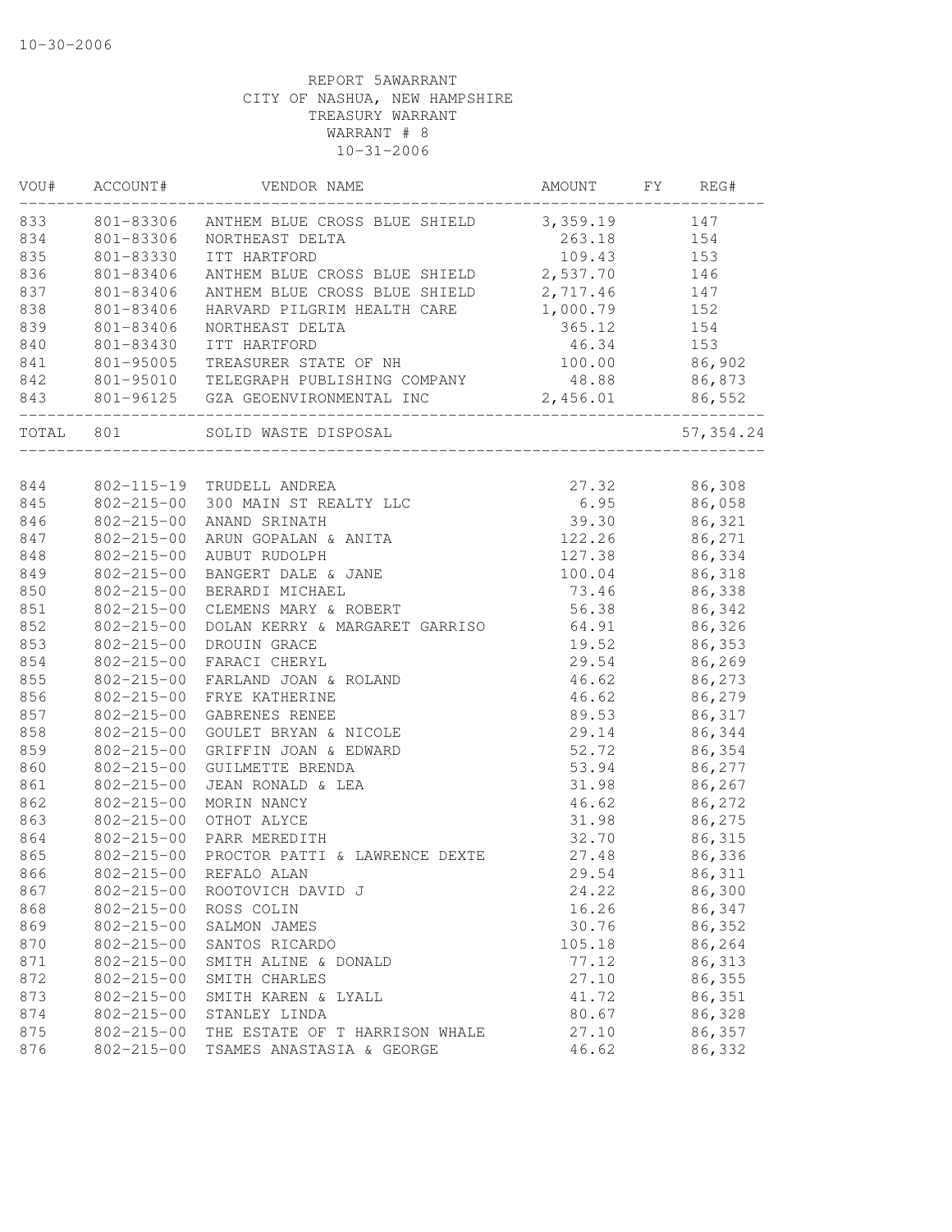10-30-2006

REPORT 5AWARRANT
CITY OF NASHUA, NEW HAMPSHIRE
TREASURY WARRANT
WARRANT # 8
10-31-2006

| VOU# | ACCOUNT# | VENDOR NAME | AMOUNT | FY | REG# |
|---|---|---|---|---|---|
| 833 | 801-83306 | ANTHEM BLUE CROSS BLUE SHIELD | 3,359.19 | | 147 |
| 834 | 801-83306 | NORTHEAST DELTA | 263.18 | | 154 |
| 835 | 801-83330 | ITT HARTFORD | 109.43 | | 153 |
| 836 | 801-83406 | ANTHEM BLUE CROSS BLUE SHIELD | 2,537.70 | | 146 |
| 837 | 801-83406 | ANTHEM BLUE CROSS BLUE SHIELD | 2,717.46 | | 147 |
| 838 | 801-83406 | HARVARD PILGRIM HEALTH CARE | 1,000.79 | | 152 |
| 839 | 801-83406 | NORTHEAST DELTA | 365.12 | | 154 |
| 840 | 801-83430 | ITT HARTFORD | 46.34 | | 153 |
| 841 | 801-95005 | TREASURER STATE OF NH | 100.00 | | 86,902 |
| 842 | 801-95010 | TELEGRAPH PUBLISHING COMPANY | 48.88 | | 86,873 |
| 843 | 801-96125 | GZA GEOENVIRONMENTAL INC | 2,456.01 | | 86,552 |
| TOTAL | 801 | SOLID WASTE DISPOSAL | | | 57,354.24 |
| 844 | 802-115-19 | TRUDELL ANDREA | 27.32 | | 86,308 |
| 845 | 802-215-00 | 300 MAIN ST REALTY LLC | 6.95 | | 86,058 |
| 846 | 802-215-00 | ANAND SRINATH | 39.30 | | 86,321 |
| 847 | 802-215-00 | ARUN GOPALAN & ANITA | 122.26 | | 86,271 |
| 848 | 802-215-00 | AUBUT RUDOLPH | 127.38 | | 86,334 |
| 849 | 802-215-00 | BANGERT DALE & JANE | 100.04 | | 86,318 |
| 850 | 802-215-00 | BERARDI MICHAEL | 73.46 | | 86,338 |
| 851 | 802-215-00 | CLEMENS MARY & ROBERT | 56.38 | | 86,342 |
| 852 | 802-215-00 | DOLAN KERRY & MARGARET GARRISO | 64.91 | | 86,326 |
| 853 | 802-215-00 | DROUIN GRACE | 19.52 | | 86,353 |
| 854 | 802-215-00 | FARACI CHERYL | 29.54 | | 86,269 |
| 855 | 802-215-00 | FARLAND JOAN & ROLAND | 46.62 | | 86,273 |
| 856 | 802-215-00 | FRYE KATHERINE | 46.62 | | 86,279 |
| 857 | 802-215-00 | GABRENES RENEE | 89.53 | | 86,317 |
| 858 | 802-215-00 | GOULET BRYAN & NICOLE | 29.14 | | 86,344 |
| 859 | 802-215-00 | GRIFFIN JOAN & EDWARD | 52.72 | | 86,354 |
| 860 | 802-215-00 | GUILMETTE BRENDA | 53.94 | | 86,277 |
| 861 | 802-215-00 | JEAN RONALD & LEA | 31.98 | | 86,267 |
| 862 | 802-215-00 | MORIN NANCY | 46.62 | | 86,272 |
| 863 | 802-215-00 | OTHOT ALYCE | 31.98 | | 86,275 |
| 864 | 802-215-00 | PARR MEREDITH | 32.70 | | 86,315 |
| 865 | 802-215-00 | PROCTOR PATTI & LAWRENCE DEXTE | 27.48 | | 86,336 |
| 866 | 802-215-00 | REFALO ALAN | 29.54 | | 86,311 |
| 867 | 802-215-00 | ROOTOVICH DAVID J | 24.22 | | 86,300 |
| 868 | 802-215-00 | ROSS COLIN | 16.26 | | 86,347 |
| 869 | 802-215-00 | SALMON JAMES | 30.76 | | 86,352 |
| 870 | 802-215-00 | SANTOS RICARDO | 105.18 | | 86,264 |
| 871 | 802-215-00 | SMITH ALINE & DONALD | 77.12 | | 86,313 |
| 872 | 802-215-00 | SMITH CHARLES | 27.10 | | 86,355 |
| 873 | 802-215-00 | SMITH KAREN & LYALL | 41.72 | | 86,351 |
| 874 | 802-215-00 | STANLEY LINDA | 80.67 | | 86,328 |
| 875 | 802-215-00 | THE ESTATE OF T HARRISON WHALE | 27.10 | | 86,357 |
| 876 | 802-215-00 | TSAMES ANASTASIA & GEORGE | 46.62 | | 86,332 |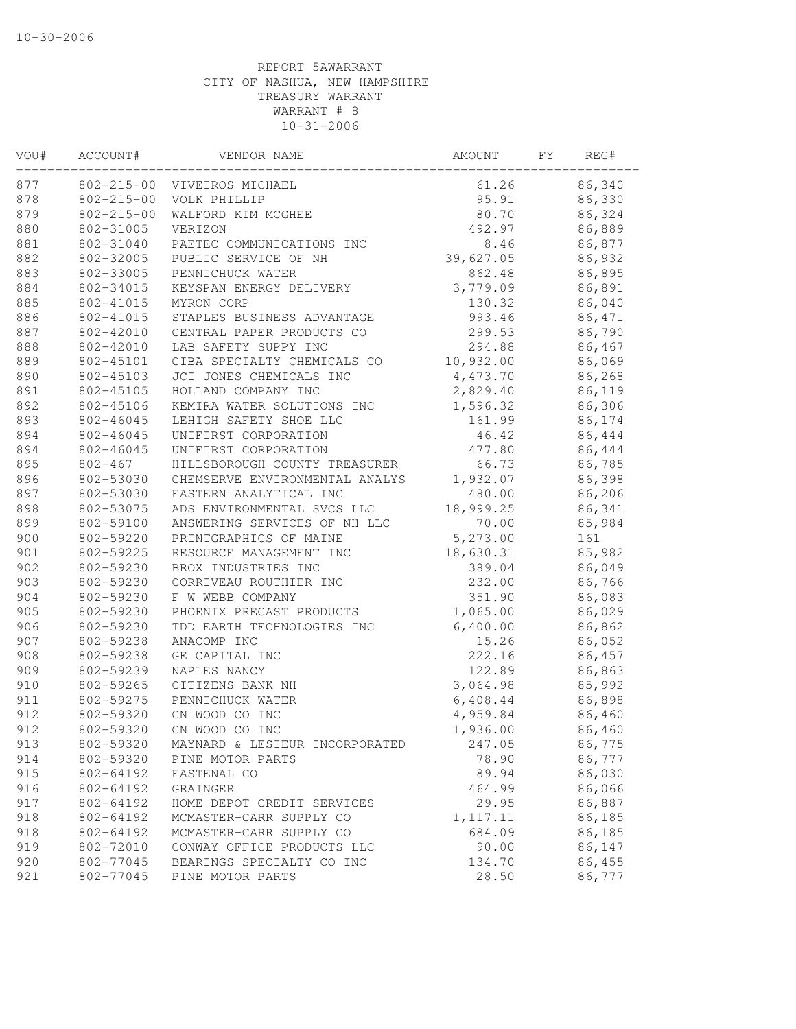10-30-2006

REPORT 5AWARRANT
CITY OF NASHUA, NEW HAMPSHIRE
TREASURY WARRANT
WARRANT # 8
10-31-2006

| VOU# | ACCOUNT# | VENDOR NAME | AMOUNT | FY | REG# |
|---|---|---|---|---|---|
| 877 | 802-215-00 | VIVEIROS MICHAEL | 61.26 | | 86,340 |
| 878 | 802-215-00 | VOLK PHILLIP | 95.91 | | 86,330 |
| 879 | 802-215-00 | WALFORD KIM MCGHEE | 80.70 | | 86,324 |
| 880 | 802-31005 | VERIZON | 492.97 | | 86,889 |
| 881 | 802-31040 | PAETEC COMMUNICATIONS INC | 8.46 | | 86,877 |
| 882 | 802-32005 | PUBLIC SERVICE OF NH | 39,627.05 | | 86,932 |
| 883 | 802-33005 | PENNICHUCK WATER | 862.48 | | 86,895 |
| 884 | 802-34015 | KEYSPAN ENERGY DELIVERY | 3,779.09 | | 86,891 |
| 885 | 802-41015 | MYRON CORP | 130.32 | | 86,040 |
| 886 | 802-41015 | STAPLES BUSINESS ADVANTAGE | 993.46 | | 86,471 |
| 887 | 802-42010 | CENTRAL PAPER PRODUCTS CO | 299.53 | | 86,790 |
| 888 | 802-42010 | LAB SAFETY SUPPY INC | 294.88 | | 86,467 |
| 889 | 802-45101 | CIBA SPECIALTY CHEMICALS CO | 10,932.00 | | 86,069 |
| 890 | 802-45103 | JCI JONES CHEMICALS INC | 4,473.70 | | 86,268 |
| 891 | 802-45105 | HOLLAND COMPANY INC | 2,829.40 | | 86,119 |
| 892 | 802-45106 | KEMIRA WATER SOLUTIONS INC | 1,596.32 | | 86,306 |
| 893 | 802-46045 | LEHIGH SAFETY SHOE LLC | 161.99 | | 86,174 |
| 894 | 802-46045 | UNIFIRST CORPORATION | 46.42 | | 86,444 |
| 894 | 802-46045 | UNIFIRST CORPORATION | 477.80 | | 86,444 |
| 895 | 802-467 | HILLSBOROUGH COUNTY TREASURER | 66.73 | | 86,785 |
| 896 | 802-53030 | CHEMSERVE ENVIRONMENTAL ANALYS | 1,932.07 | | 86,398 |
| 897 | 802-53030 | EASTERN ANALYTICAL INC | 480.00 | | 86,206 |
| 898 | 802-53075 | ADS ENVIRONMENTAL SVCS LLC | 18,999.25 | | 86,341 |
| 899 | 802-59100 | ANSWERING SERVICES OF NH LLC | 70.00 | | 85,984 |
| 900 | 802-59220 | PRINTGRAPHICS OF MAINE | 5,273.00 | | 161 |
| 901 | 802-59225 | RESOURCE MANAGEMENT INC | 18,630.31 | | 85,982 |
| 902 | 802-59230 | BROX INDUSTRIES INC | 389.04 | | 86,049 |
| 903 | 802-59230 | CORRIVEAU ROUTHIER INC | 232.00 | | 86,766 |
| 904 | 802-59230 | F W WEBB COMPANY | 351.90 | | 86,083 |
| 905 | 802-59230 | PHOENIX PRECAST PRODUCTS | 1,065.00 | | 86,029 |
| 906 | 802-59230 | TDD EARTH TECHNOLOGIES INC | 6,400.00 | | 86,862 |
| 907 | 802-59238 | ANACOMP INC | 15.26 | | 86,052 |
| 908 | 802-59238 | GE CAPITAL INC | 222.16 | | 86,457 |
| 909 | 802-59239 | NAPLES NANCY | 122.89 | | 86,863 |
| 910 | 802-59265 | CITIZENS BANK NH | 3,064.98 | | 85,992 |
| 911 | 802-59275 | PENNICHUCK WATER | 6,408.44 | | 86,898 |
| 912 | 802-59320 | CN WOOD CO INC | 4,959.84 | | 86,460 |
| 912 | 802-59320 | CN WOOD CO INC | 1,936.00 | | 86,460 |
| 913 | 802-59320 | MAYNARD & LESIEUR INCORPORATED | 247.05 | | 86,775 |
| 914 | 802-59320 | PINE MOTOR PARTS | 78.90 | | 86,777 |
| 915 | 802-64192 | FASTENAL CO | 89.94 | | 86,030 |
| 916 | 802-64192 | GRAINGER | 464.99 | | 86,066 |
| 917 | 802-64192 | HOME DEPOT CREDIT SERVICES | 29.95 | | 86,887 |
| 918 | 802-64192 | MCMASTER-CARR SUPPLY CO | 1,117.11 | | 86,185 |
| 918 | 802-64192 | MCMASTER-CARR SUPPLY CO | 684.09 | | 86,185 |
| 919 | 802-72010 | CONWAY OFFICE PRODUCTS LLC | 90.00 | | 86,147 |
| 920 | 802-77045 | BEARINGS SPECIALTY CO INC | 134.70 | | 86,455 |
| 921 | 802-77045 | PINE MOTOR PARTS | 28.50 | | 86,777 |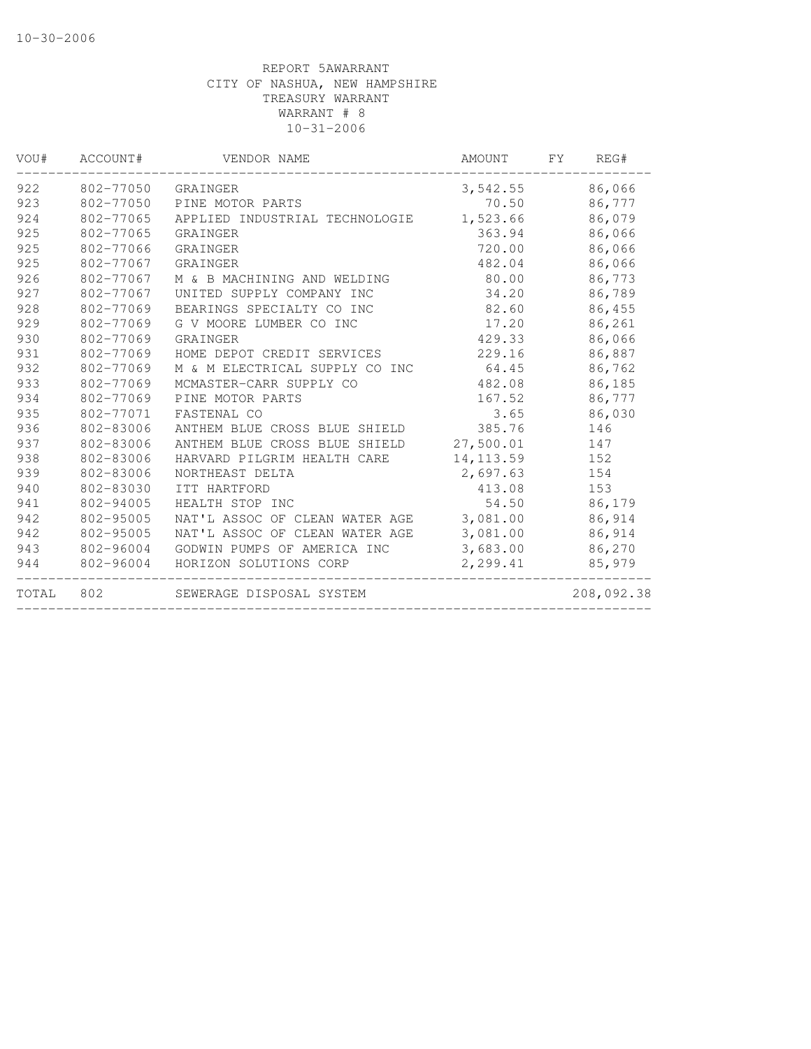10-30-2006

REPORT 5AWARRANT
CITY OF NASHUA, NEW HAMPSHIRE
TREASURY WARRANT
WARRANT # 8
10-31-2006

| VOU# | ACCOUNT# | VENDOR NAME | AMOUNT | FY | REG# |
|---|---|---|---|---|---|
| 922 | 802-77050 | GRAINGER | 3,542.55 | | 86,066 |
| 923 | 802-77050 | PINE MOTOR PARTS | 70.50 | | 86,777 |
| 924 | 802-77065 | APPLIED INDUSTRIAL TECHNOLOGIE | 1,523.66 | | 86,079 |
| 925 | 802-77065 | GRAINGER | 363.94 | | 86,066 |
| 925 | 802-77066 | GRAINGER | 720.00 | | 86,066 |
| 925 | 802-77067 | GRAINGER | 482.04 | | 86,066 |
| 926 | 802-77067 | M & B MACHINING AND WELDING | 80.00 | | 86,773 |
| 927 | 802-77067 | UNITED SUPPLY COMPANY INC | 34.20 | | 86,789 |
| 928 | 802-77069 | BEARINGS SPECIALTY CO INC | 82.60 | | 86,455 |
| 929 | 802-77069 | G V MOORE LUMBER CO INC | 17.20 | | 86,261 |
| 930 | 802-77069 | GRAINGER | 429.33 | | 86,066 |
| 931 | 802-77069 | HOME DEPOT CREDIT SERVICES | 229.16 | | 86,887 |
| 932 | 802-77069 | M & M ELECTRICAL SUPPLY CO INC | 64.45 | | 86,762 |
| 933 | 802-77069 | MCMASTER-CARR SUPPLY CO | 482.08 | | 86,185 |
| 934 | 802-77069 | PINE MOTOR PARTS | 167.52 | | 86,777 |
| 935 | 802-77071 | FASTENAL CO | 3.65 | | 86,030 |
| 936 | 802-83006 | ANTHEM BLUE CROSS BLUE SHIELD | 385.76 | | 146 |
| 937 | 802-83006 | ANTHEM BLUE CROSS BLUE SHIELD | 27,500.01 | | 147 |
| 938 | 802-83006 | HARVARD PILGRIM HEALTH CARE | 14,113.59 | | 152 |
| 939 | 802-83006 | NORTHEAST DELTA | 2,697.63 | | 154 |
| 940 | 802-83030 | ITT HARTFORD | 413.08 | | 153 |
| 941 | 802-94005 | HEALTH STOP INC | 54.50 | | 86,179 |
| 942 | 802-95005 | NAT'L ASSOC OF CLEAN WATER AGE | 3,081.00 | | 86,914 |
| 942 | 802-95005 | NAT'L ASSOC OF CLEAN WATER AGE | 3,081.00 | | 86,914 |
| 943 | 802-96004 | GODWIN PUMPS OF AMERICA INC | 3,683.00 | | 86,270 |
| 944 | 802-96004 | HORIZON SOLUTIONS CORP | 2,299.41 | | 85,979 |
| TOTAL | 802 | SEWERAGE DISPOSAL SYSTEM | | | 208,092.38 |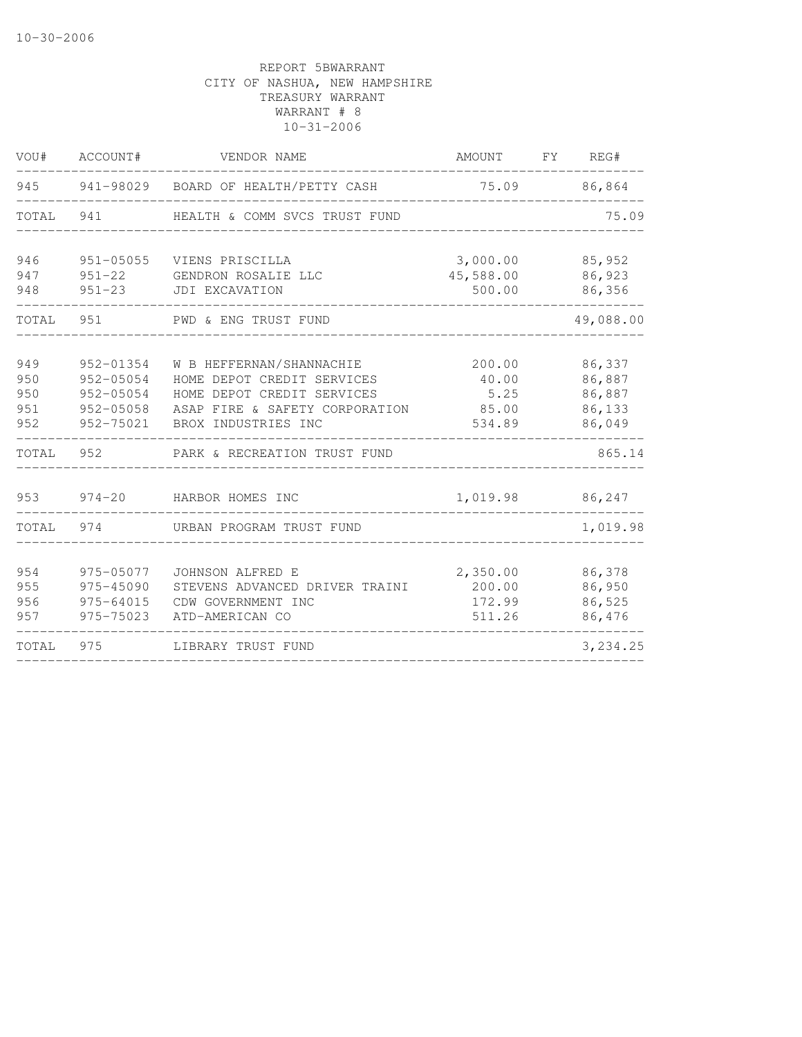REPORT 5BWARRANT
CITY OF NASHUA, NEW HAMPSHIRE
TREASURY WARRANT
WARRANT # 8
10-31-2006

| VOU# | ACCOUNT# | VENDOR NAME | AMOUNT | FY | REG# |
|---|---|---|---|---|---|
| 945 | 941-98029 | BOARD OF HEALTH/PETTY CASH | 75.09 | | 86,864 |
| TOTAL | 941 | HEALTH & COMM SVCS TRUST FUND | | | 75.09 |
| 946 | 951-05055 | VIENS PRISCILLA | 3,000.00 | | 85,952 |
| 947 | 951-22 | GENDRON ROSALIE LLC | 45,588.00 | | 86,923 |
| 948 | 951-23 | JDI EXCAVATION | 500.00 | | 86,356 |
| TOTAL | 951 | PWD & ENG TRUST FUND | | | 49,088.00 |
| 949 | 952-01354 | W B HEFFERNAN/SHANNACHIE | 200.00 | | 86,337 |
| 950 | 952-05054 | HOME DEPOT CREDIT SERVICES | 40.00 | | 86,887 |
| 950 | 952-05054 | HOME DEPOT CREDIT SERVICES | 5.25 | | 86,887 |
| 951 | 952-05058 | ASAP FIRE & SAFETY CORPORATION | 85.00 | | 86,133 |
| 952 | 952-75021 | BROX INDUSTRIES INC | 534.89 | | 86,049 |
| TOTAL | 952 | PARK & RECREATION TRUST FUND | | | 865.14 |
| 953 | 974-20 | HARBOR HOMES INC | 1,019.98 | | 86,247 |
| TOTAL | 974 | URBAN PROGRAM TRUST FUND | | | 1,019.98 |
| 954 | 975-05077 | JOHNSON ALFRED E | 2,350.00 | | 86,378 |
| 955 | 975-45090 | STEVENS ADVANCED DRIVER TRAINI | 200.00 | | 86,950 |
| 956 | 975-64015 | CDW GOVERNMENT INC | 172.99 | | 86,525 |
| 957 | 975-75023 | ATD-AMERICAN CO | 511.26 | | 86,476 |
| TOTAL | 975 | LIBRARY TRUST FUND | | | 3,234.25 |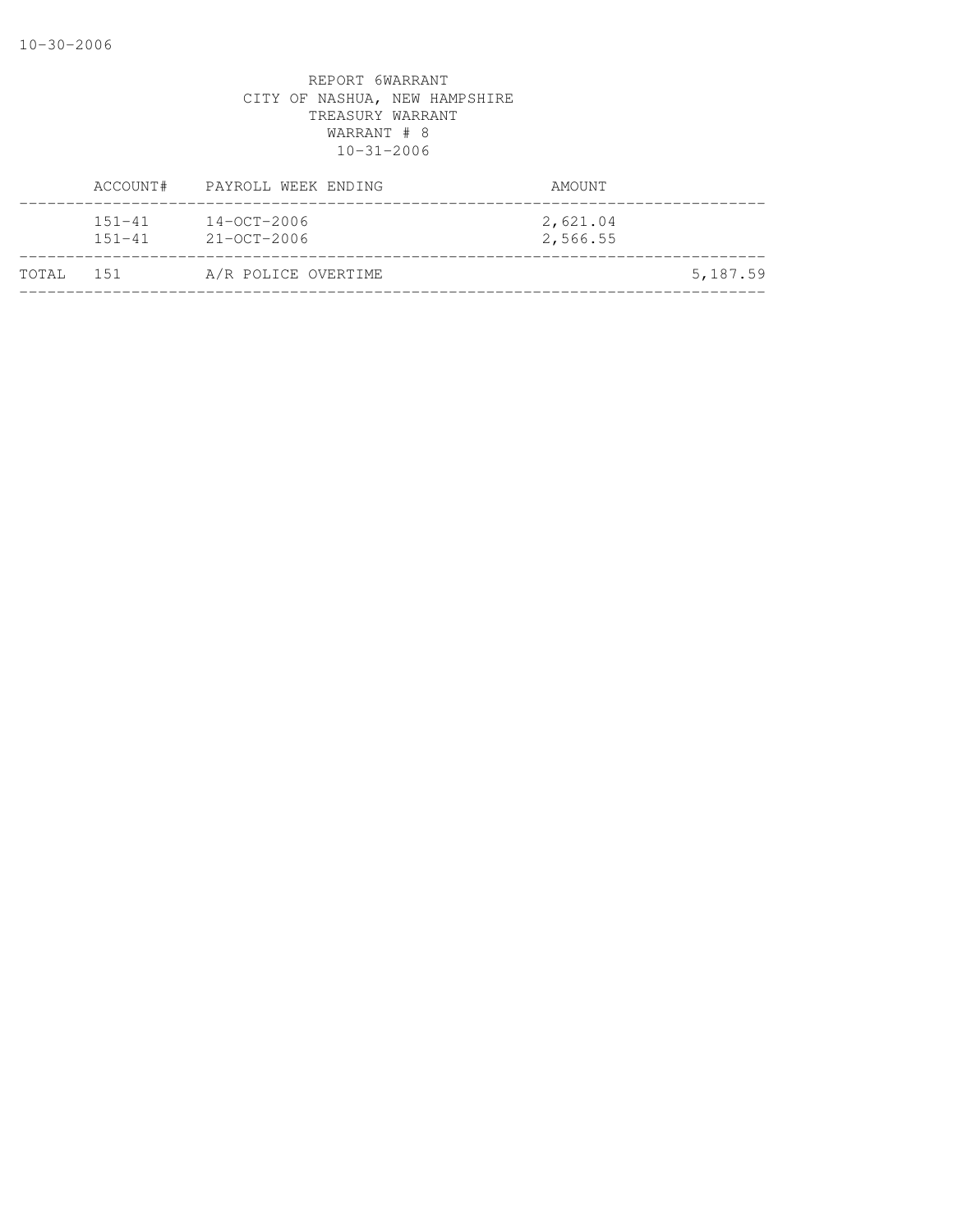REPORT 6WARRANT
CITY OF NASHUA, NEW HAMPSHIRE
TREASURY WARRANT
WARRANT # 8
10-31-2006

| | ACCOUNT# | PAYROLL WEEK ENDING | AMOUNT | |
|---|---|---|---|---|
| | 151-41 | 14-OCT-2006 | 2,621.04 | |
| | 151-41 | 21-OCT-2006 | 2,566.55 | |
| TOTAL | 151 | A/R POLICE OVERTIME | | 5,187.59 |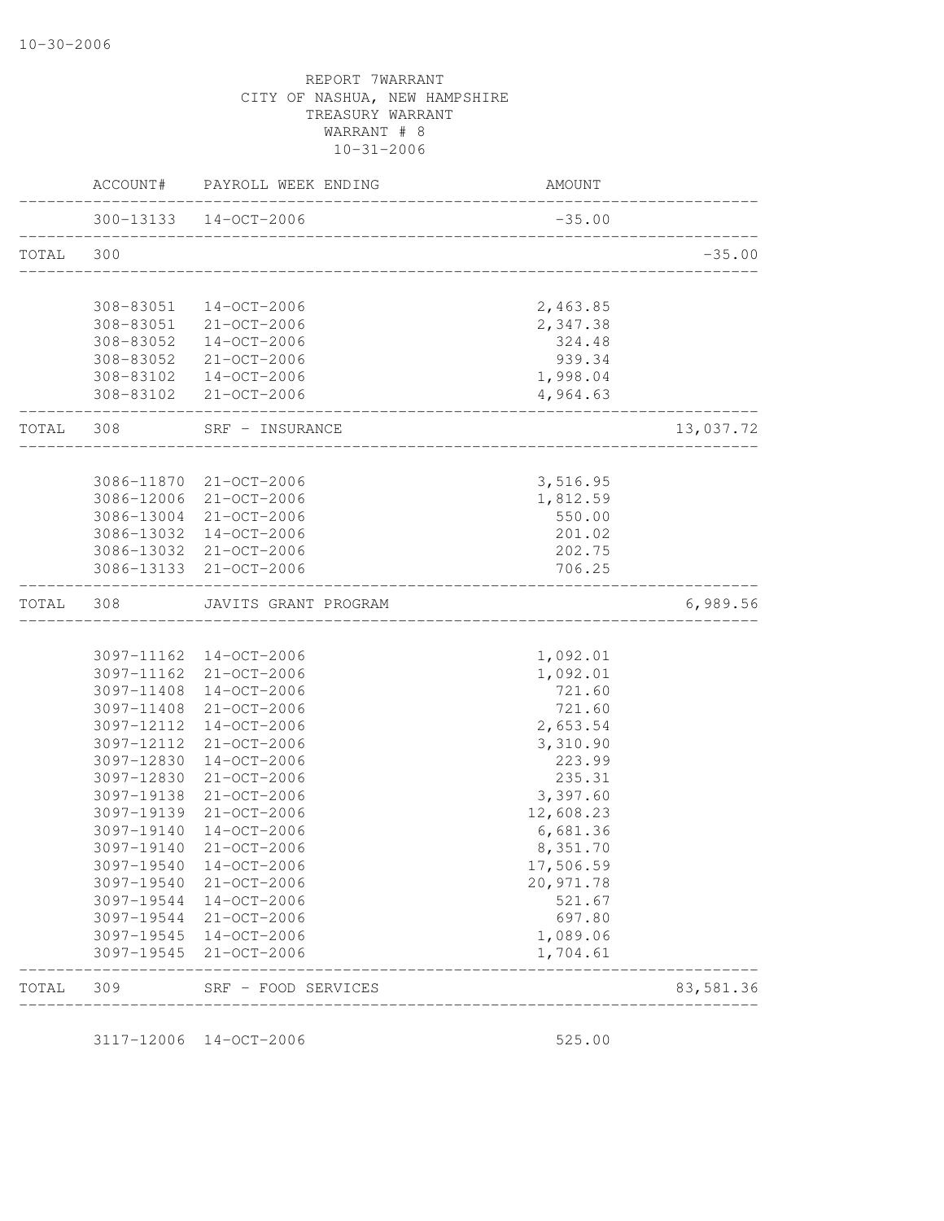10-30-2006

REPORT 7WARRANT
CITY OF NASHUA, NEW HAMPSHIRE
TREASURY WARRANT
WARRANT # 8
10-31-2006

| | ACCOUNT# | PAYROLL WEEK ENDING | AMOUNT | |
|---|---|---|---|---|
| | 300-13133 | 14-OCT-2006 | -35.00 | |
| TOTAL | 300 | | | -35.00 |
| | 308-83051 | 14-OCT-2006 | 2,463.85 | |
| | 308-83051 | 21-OCT-2006 | 2,347.38 | |
| | 308-83052 | 14-OCT-2006 | 324.48 | |
| | 308-83052 | 21-OCT-2006 | 939.34 | |
| | 308-83102 | 14-OCT-2006 | 1,998.04 | |
| | 308-83102 | 21-OCT-2006 | 4,964.63 | |
| TOTAL | 308 | SRF - INSURANCE | | 13,037.72 |
| | 3086-11870 | 21-OCT-2006 | 3,516.95 | |
| | 3086-12006 | 21-OCT-2006 | 1,812.59 | |
| | 3086-13004 | 21-OCT-2006 | 550.00 | |
| | 3086-13032 | 14-OCT-2006 | 201.02 | |
| | 3086-13032 | 21-OCT-2006 | 202.75 | |
| | 3086-13133 | 21-OCT-2006 | 706.25 | |
| TOTAL | 308 | JAVITS GRANT PROGRAM | | 6,989.56 |
| | 3097-11162 | 14-OCT-2006 | 1,092.01 | |
| | 3097-11162 | 21-OCT-2006 | 1,092.01 | |
| | 3097-11408 | 14-OCT-2006 | 721.60 | |
| | 3097-11408 | 21-OCT-2006 | 721.60 | |
| | 3097-12112 | 14-OCT-2006 | 2,653.54 | |
| | 3097-12112 | 21-OCT-2006 | 3,310.90 | |
| | 3097-12830 | 14-OCT-2006 | 223.99 | |
| | 3097-12830 | 21-OCT-2006 | 235.31 | |
| | 3097-19138 | 21-OCT-2006 | 3,397.60 | |
| | 3097-19139 | 21-OCT-2006 | 12,608.23 | |
| | 3097-19140 | 14-OCT-2006 | 6,681.36 | |
| | 3097-19140 | 21-OCT-2006 | 8,351.70 | |
| | 3097-19540 | 14-OCT-2006 | 17,506.59 | |
| | 3097-19540 | 21-OCT-2006 | 20,971.78 | |
| | 3097-19544 | 14-OCT-2006 | 521.67 | |
| | 3097-19544 | 21-OCT-2006 | 697.80 | |
| | 3097-19545 | 14-OCT-2006 | 1,089.06 | |
| | 3097-19545 | 21-OCT-2006 | 1,704.61 | |
| TOTAL | 309 | SRF - FOOD SERVICES | | 83,581.36 |
| | 3117-12006 | 14-OCT-2006 | 525.00 | |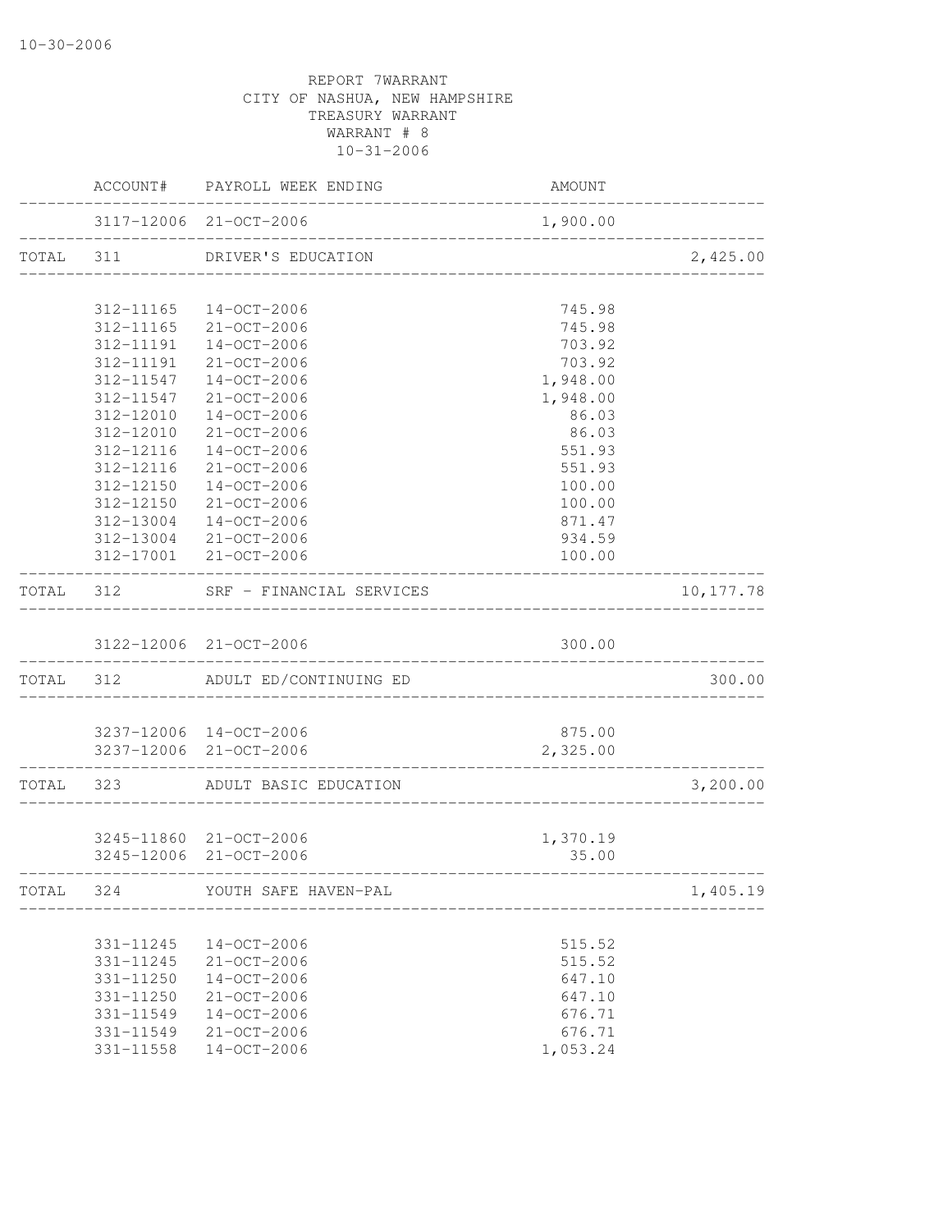REPORT 7WARRANT
CITY OF NASHUA, NEW HAMPSHIRE
TREASURY WARRANT
WARRANT # 8
10-31-2006

| | ACCOUNT# | PAYROLL WEEK ENDING | AMOUNT | |
|---|---|---|---|---|
| | 3117-12006 | 21-OCT-2006 | 1,900.00 | |
| TOTAL | 311 | DRIVER'S EDUCATION | | 2,425.00 |
| | 312-11165 | 14-OCT-2006 | 745.98 | |
| | 312-11165 | 21-OCT-2006 | 745.98 | |
| | 312-11191 | 14-OCT-2006 | 703.92 | |
| | 312-11191 | 21-OCT-2006 | 703.92 | |
| | 312-11547 | 14-OCT-2006 | 1,948.00 | |
| | 312-11547 | 21-OCT-2006 | 1,948.00 | |
| | 312-12010 | 14-OCT-2006 | 86.03 | |
| | 312-12010 | 21-OCT-2006 | 86.03 | |
| | 312-12116 | 14-OCT-2006 | 551.93 | |
| | 312-12116 | 21-OCT-2006 | 551.93 | |
| | 312-12150 | 14-OCT-2006 | 100.00 | |
| | 312-12150 | 21-OCT-2006 | 100.00 | |
| | 312-13004 | 14-OCT-2006 | 871.47 | |
| | 312-13004 | 21-OCT-2006 | 934.59 | |
| | 312-17001 | 21-OCT-2006 | 100.00 | |
| TOTAL | 312 | SRF - FINANCIAL SERVICES | | 10,177.78 |
| | 3122-12006 | 21-OCT-2006 | 300.00 | |
| TOTAL | 312 | ADULT ED/CONTINUING ED | | 300.00 |
| | 3237-12006 | 14-OCT-2006 | 875.00 | |
| | 3237-12006 | 21-OCT-2006 | 2,325.00 | |
| TOTAL | 323 | ADULT BASIC EDUCATION | | 3,200.00 |
| | 3245-11860 | 21-OCT-2006 | 1,370.19 | |
| | 3245-12006 | 21-OCT-2006 | 35.00 | |
| TOTAL | 324 | YOUTH SAFE HAVEN-PAL | | 1,405.19 |
| | 331-11245 | 14-OCT-2006 | 515.52 | |
| | 331-11245 | 21-OCT-2006 | 515.52 | |
| | 331-11250 | 14-OCT-2006 | 647.10 | |
| | 331-11250 | 21-OCT-2006 | 647.10 | |
| | 331-11549 | 14-OCT-2006 | 676.71 | |
| | 331-11549 | 21-OCT-2006 | 676.71 | |
| | 331-11558 | 14-OCT-2006 | 1,053.24 | |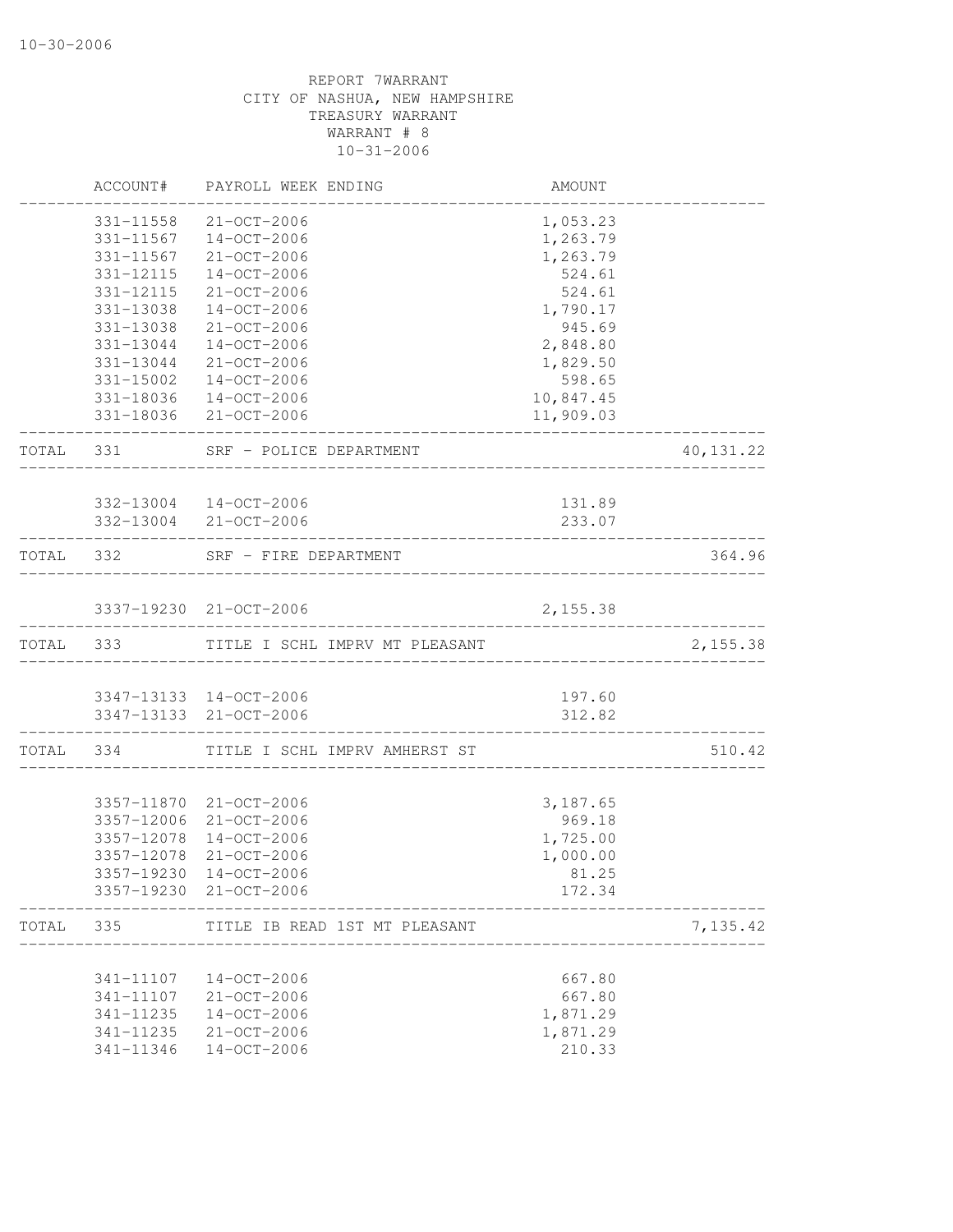REPORT 7WARRANT
CITY OF NASHUA, NEW HAMPSHIRE
TREASURY WARRANT
WARRANT # 8
10-31-2006

| | ACCOUNT# | PAYROLL WEEK ENDING | AMOUNT | |
|---|---|---|---|---|
| | 331-11558 | 21-OCT-2006 | 1,053.23 | |
| | 331-11567 | 14-OCT-2006 | 1,263.79 | |
| | 331-11567 | 21-OCT-2006 | 1,263.79 | |
| | 331-12115 | 14-OCT-2006 | 524.61 | |
| | 331-12115 | 21-OCT-2006 | 524.61 | |
| | 331-13038 | 14-OCT-2006 | 1,790.17 | |
| | 331-13038 | 21-OCT-2006 | 945.69 | |
| | 331-13044 | 14-OCT-2006 | 2,848.80 | |
| | 331-13044 | 21-OCT-2006 | 1,829.50 | |
| | 331-15002 | 14-OCT-2006 | 598.65 | |
| | 331-18036 | 14-OCT-2006 | 10,847.45 | |
| | 331-18036 | 21-OCT-2006 | 11,909.03 | |
| TOTAL | 331 | SRF - POLICE DEPARTMENT | | 40,131.22 |
| | 332-13004 | 14-OCT-2006 | 131.89 | |
| | 332-13004 | 21-OCT-2006 | 233.07 | |
| TOTAL | 332 | SRF - FIRE DEPARTMENT | | 364.96 |
| | 3337-19230 | 21-OCT-2006 | 2,155.38 | |
| TOTAL | 333 | TITLE I SCHL IMPRV MT PLEASANT | | 2,155.38 |
| | 3347-13133 | 14-OCT-2006 | 197.60 | |
| | 3347-13133 | 21-OCT-2006 | 312.82 | |
| TOTAL | 334 | TITLE I SCHL IMPRV AMHERST ST | | 510.42 |
| | 3357-11870 | 21-OCT-2006 | 3,187.65 | |
| | 3357-12006 | 21-OCT-2006 | 969.18 | |
| | 3357-12078 | 14-OCT-2006 | 1,725.00 | |
| | 3357-12078 | 21-OCT-2006 | 1,000.00 | |
| | 3357-19230 | 14-OCT-2006 | 81.25 | |
| | 3357-19230 | 21-OCT-2006 | 172.34 | |
| TOTAL | 335 | TITLE IB READ 1ST MT PLEASANT | | 7,135.42 |
| | 341-11107 | 14-OCT-2006 | 667.80 | |
| | 341-11107 | 21-OCT-2006 | 667.80 | |
| | 341-11235 | 14-OCT-2006 | 1,871.29 | |
| | 341-11235 | 21-OCT-2006 | 1,871.29 | |
| | 341-11346 | 14-OCT-2006 | 210.33 | |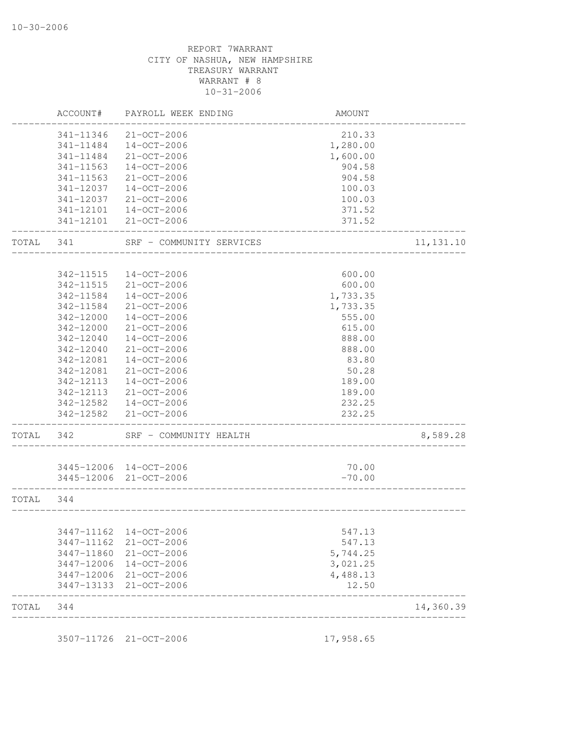REPORT 7WARRANT
CITY OF NASHUA, NEW HAMPSHIRE
TREASURY WARRANT
WARRANT # 8
10-31-2006

| | ACCOUNT# | PAYROLL WEEK ENDING | AMOUNT | |
|---|---|---|---|---|
| | 341-11346 | 21-OCT-2006 | 210.33 | |
| | 341-11484 | 14-OCT-2006 | 1,280.00 | |
| | 341-11484 | 21-OCT-2006 | 1,600.00 | |
| | 341-11563 | 14-OCT-2006 | 904.58 | |
| | 341-11563 | 21-OCT-2006 | 904.58 | |
| | 341-12037 | 14-OCT-2006 | 100.03 | |
| | 341-12037 | 21-OCT-2006 | 100.03 | |
| | 341-12101 | 14-OCT-2006 | 371.52 | |
| | 341-12101 | 21-OCT-2006 | 371.52 | |
| TOTAL | 341 | SRF - COMMUNITY SERVICES | | 11,131.10 |
| | 342-11515 | 14-OCT-2006 | 600.00 | |
| | 342-11515 | 21-OCT-2006 | 600.00 | |
| | 342-11584 | 14-OCT-2006 | 1,733.35 | |
| | 342-11584 | 21-OCT-2006 | 1,733.35 | |
| | 342-12000 | 14-OCT-2006 | 555.00 | |
| | 342-12000 | 21-OCT-2006 | 615.00 | |
| | 342-12040 | 14-OCT-2006 | 888.00 | |
| | 342-12040 | 21-OCT-2006 | 888.00 | |
| | 342-12081 | 14-OCT-2006 | 83.80 | |
| | 342-12081 | 21-OCT-2006 | 50.28 | |
| | 342-12113 | 14-OCT-2006 | 189.00 | |
| | 342-12113 | 21-OCT-2006 | 189.00 | |
| | 342-12582 | 14-OCT-2006 | 232.25 | |
| | 342-12582 | 21-OCT-2006 | 232.25 | |
| TOTAL | 342 | SRF - COMMUNITY HEALTH | | 8,589.28 |
| | 3445-12006 | 14-OCT-2006 | 70.00 | |
| | 3445-12006 | 21-OCT-2006 | -70.00 | |
| TOTAL | 344 | | | |
| | 3447-11162 | 14-OCT-2006 | 547.13 | |
| | 3447-11162 | 21-OCT-2006 | 547.13 | |
| | 3447-11860 | 21-OCT-2006 | 5,744.25 | |
| | 3447-12006 | 14-OCT-2006 | 3,021.25 | |
| | 3447-12006 | 21-OCT-2006 | 4,488.13 | |
| | 3447-13133 | 21-OCT-2006 | 12.50 | |
| TOTAL | 344 | | | 14,360.39 |
| | 3507-11726 | 21-OCT-2006 | 17,958.65 | |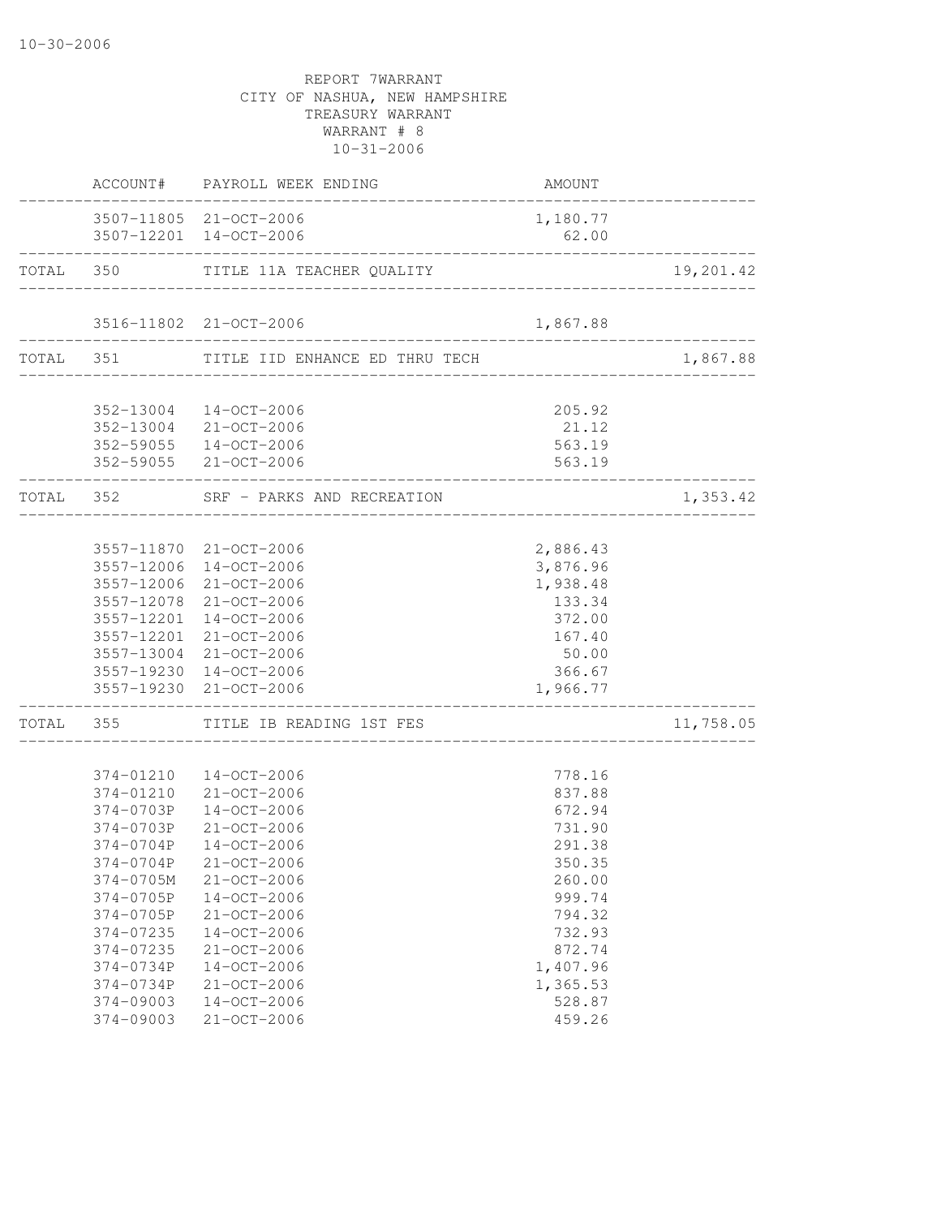REPORT 7WARRANT
CITY OF NASHUA, NEW HAMPSHIRE
TREASURY WARRANT
WARRANT # 8
10-31-2006

| | ACCOUNT# | PAYROLL WEEK ENDING | AMOUNT | |
|---|---|---|---|---|
| | 3507-11805 | 21-OCT-2006 | 1,180.77 | |
| | 3507-12201 | 14-OCT-2006 | 62.00 | |
| TOTAL | 350 | TITLE 11A TEACHER QUALITY | | 19,201.42 |
| | 3516-11802 | 21-OCT-2006 | 1,867.88 | |
| TOTAL | 351 | TITLE IID ENHANCE ED THRU TECH | | 1,867.88 |
| | 352-13004 | 14-OCT-2006 | 205.92 | |
| | 352-13004 | 21-OCT-2006 | 21.12 | |
| | 352-59055 | 14-OCT-2006 | 563.19 | |
| | 352-59055 | 21-OCT-2006 | 563.19 | |
| TOTAL | 352 | SRF - PARKS AND RECREATION | | 1,353.42 |
| | 3557-11870 | 21-OCT-2006 | 2,886.43 | |
| | 3557-12006 | 14-OCT-2006 | 3,876.96 | |
| | 3557-12006 | 21-OCT-2006 | 1,938.48 | |
| | 3557-12078 | 21-OCT-2006 | 133.34 | |
| | 3557-12201 | 14-OCT-2006 | 372.00 | |
| | 3557-12201 | 21-OCT-2006 | 167.40 | |
| | 3557-13004 | 21-OCT-2006 | 50.00 | |
| | 3557-19230 | 14-OCT-2006 | 366.67 | |
| | 3557-19230 | 21-OCT-2006 | 1,966.77 | |
| TOTAL | 355 | TITLE IB READING 1ST FES | | 11,758.05 |
| | 374-01210 | 14-OCT-2006 | 778.16 | |
| | 374-01210 | 21-OCT-2006 | 837.88 | |
| | 374-0703P | 14-OCT-2006 | 672.94 | |
| | 374-0703P | 21-OCT-2006 | 731.90 | |
| | 374-0704P | 14-OCT-2006 | 291.38 | |
| | 374-0704P | 21-OCT-2006 | 350.35 | |
| | 374-0705M | 21-OCT-2006 | 260.00 | |
| | 374-0705P | 14-OCT-2006 | 999.74 | |
| | 374-0705P | 21-OCT-2006 | 794.32 | |
| | 374-07235 | 14-OCT-2006 | 732.93 | |
| | 374-07235 | 21-OCT-2006 | 872.74 | |
| | 374-0734P | 14-OCT-2006 | 1,407.96 | |
| | 374-0734P | 21-OCT-2006 | 1,365.53 | |
| | 374-09003 | 14-OCT-2006 | 528.87 | |
| | 374-09003 | 21-OCT-2006 | 459.26 | |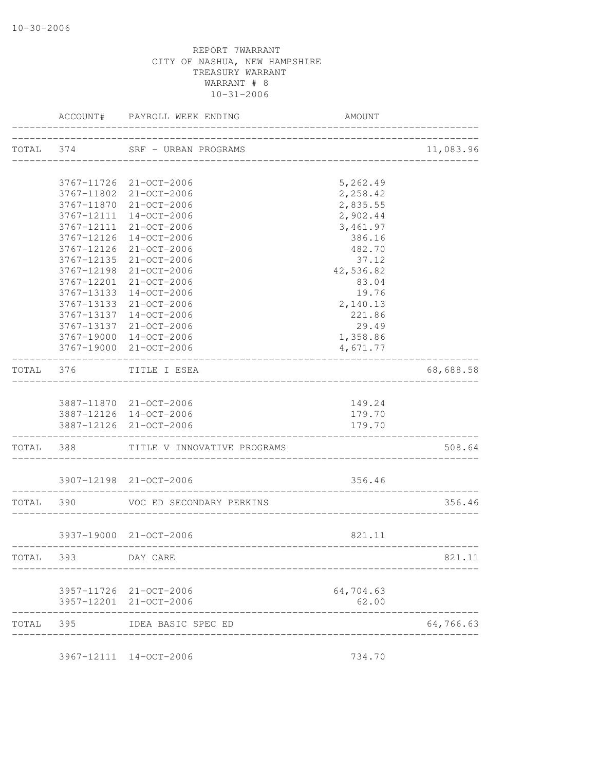10-30-2006

REPORT 7WARRANT
CITY OF NASHUA, NEW HAMPSHIRE
TREASURY WARRANT
WARRANT # 8
10-31-2006

| | ACCOUNT# | PAYROLL WEEK ENDING | AMOUNT | |
|---|---|---|---|---|
| TOTAL | 374 | SRF - URBAN PROGRAMS | | 11,083.96 |
| | 3767-11726 | 21-OCT-2006 | 5,262.49 | |
| | 3767-11802 | 21-OCT-2006 | 2,258.42 | |
| | 3767-11870 | 21-OCT-2006 | 2,835.55 | |
| | 3767-12111 | 14-OCT-2006 | 2,902.44 | |
| | 3767-12111 | 21-OCT-2006 | 3,461.97 | |
| | 3767-12126 | 14-OCT-2006 | 386.16 | |
| | 3767-12126 | 21-OCT-2006 | 482.70 | |
| | 3767-12135 | 21-OCT-2006 | 37.12 | |
| | 3767-12198 | 21-OCT-2006 | 42,536.82 | |
| | 3767-12201 | 21-OCT-2006 | 83.04 | |
| | 3767-13133 | 14-OCT-2006 | 19.76 | |
| | 3767-13133 | 21-OCT-2006 | 2,140.13 | |
| | 3767-13137 | 14-OCT-2006 | 221.86 | |
| | 3767-13137 | 21-OCT-2006 | 29.49 | |
| | 3767-19000 | 14-OCT-2006 | 1,358.86 | |
| | 3767-19000 | 21-OCT-2006 | 4,671.77 | |
| TOTAL | 376 | TITLE I ESEA | | 68,688.58 |
| | 3887-11870 | 21-OCT-2006 | 149.24 | |
| | 3887-12126 | 14-OCT-2006 | 179.70 | |
| | 3887-12126 | 21-OCT-2006 | 179.70 | |
| TOTAL | 388 | TITLE V INNOVATIVE PROGRAMS | | 508.64 |
| | 3907-12198 | 21-OCT-2006 | 356.46 | |
| TOTAL | 390 | VOC ED SECONDARY PERKINS | | 356.46 |
| | 3937-19000 | 21-OCT-2006 | 821.11 | |
| TOTAL | 393 | DAY CARE | | 821.11 |
| | 3957-11726 | 21-OCT-2006 | 64,704.63 | |
| | 3957-12201 | 21-OCT-2006 | 62.00 | |
| TOTAL | 395 | IDEA BASIC SPEC ED | | 64,766.63 |
| | 3967-12111 | 14-OCT-2006 | 734.70 | |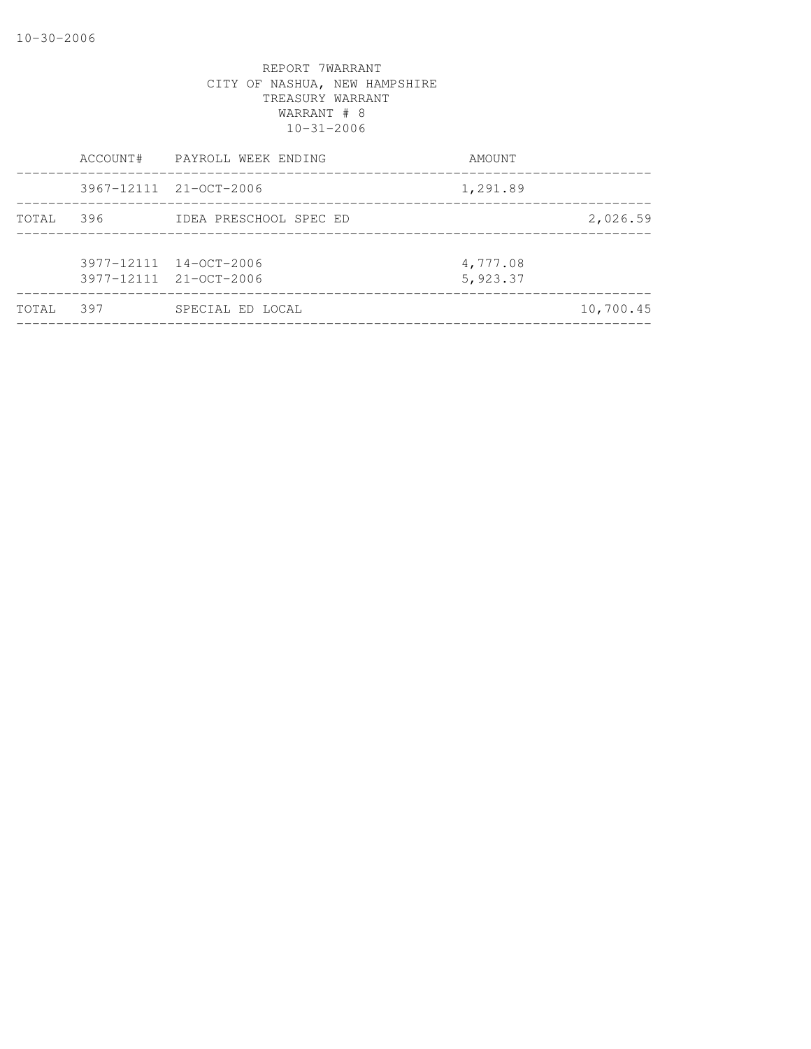REPORT 7WARRANT
CITY OF NASHUA, NEW HAMPSHIRE
TREASURY WARRANT
WARRANT # 8
10-31-2006

| | ACCOUNT# | PAYROLL WEEK ENDING | AMOUNT | |
|---|---|---|---|---|
| | 3967-12111 | 21-OCT-2006 | 1,291.89 | |
| TOTAL | 396 | IDEA PRESCHOOL SPEC ED | | 2,026.59 |
| | 3977-12111 | 14-OCT-2006 | 4,777.08 | |
| | 3977-12111 | 21-OCT-2006 | 5,923.37 | |
| TOTAL | 397 | SPECIAL ED LOCAL | | 10,700.45 |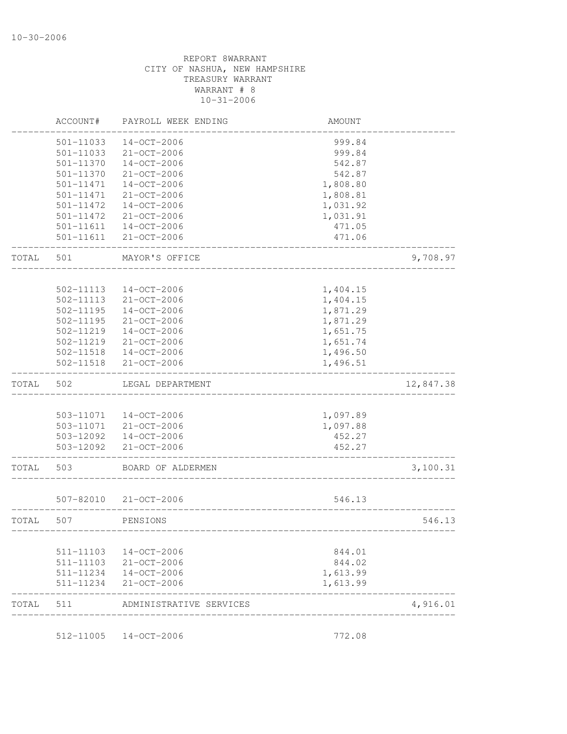10-30-2006

REPORT 8WARRANT
CITY OF NASHUA, NEW HAMPSHIRE
TREASURY WARRANT
WARRANT # 8
10-31-2006

| | ACCOUNT# | PAYROLL WEEK ENDING | AMOUNT | |
|---|---|---|---|---|
| | 501-11033 | 14-OCT-2006 | 999.84 | |
| | 501-11033 | 21-OCT-2006 | 999.84 | |
| | 501-11370 | 14-OCT-2006 | 542.87 | |
| | 501-11370 | 21-OCT-2006 | 542.87 | |
| | 501-11471 | 14-OCT-2006 | 1,808.80 | |
| | 501-11471 | 21-OCT-2006 | 1,808.81 | |
| | 501-11472 | 14-OCT-2006 | 1,031.92 | |
| | 501-11472 | 21-OCT-2006 | 1,031.91 | |
| | 501-11611 | 14-OCT-2006 | 471.05 | |
| | 501-11611 | 21-OCT-2006 | 471.06 | |
| TOTAL | 501 | MAYOR'S OFFICE | | 9,708.97 |
| | 502-11113 | 14-OCT-2006 | 1,404.15 | |
| | 502-11113 | 21-OCT-2006 | 1,404.15 | |
| | 502-11195 | 14-OCT-2006 | 1,871.29 | |
| | 502-11195 | 21-OCT-2006 | 1,871.29 | |
| | 502-11219 | 14-OCT-2006 | 1,651.75 | |
| | 502-11219 | 21-OCT-2006 | 1,651.74 | |
| | 502-11518 | 14-OCT-2006 | 1,496.50 | |
| | 502-11518 | 21-OCT-2006 | 1,496.51 | |
| TOTAL | 502 | LEGAL DEPARTMENT | | 12,847.38 |
| | 503-11071 | 14-OCT-2006 | 1,097.89 | |
| | 503-11071 | 21-OCT-2006 | 1,097.88 | |
| | 503-12092 | 14-OCT-2006 | 452.27 | |
| | 503-12092 | 21-OCT-2006 | 452.27 | |
| TOTAL | 503 | BOARD OF ALDERMEN | | 3,100.31 |
| | 507-82010 | 21-OCT-2006 | 546.13 | |
| TOTAL | 507 | PENSIONS | | 546.13 |
| | 511-11103 | 14-OCT-2006 | 844.01 | |
| | 511-11103 | 21-OCT-2006 | 844.02 | |
| | 511-11234 | 14-OCT-2006 | 1,613.99 | |
| | 511-11234 | 21-OCT-2006 | 1,613.99 | |
| TOTAL | 511 | ADMINISTRATIVE SERVICES | | 4,916.01 |
| | 512-11005 | 14-OCT-2006 | 772.08 | |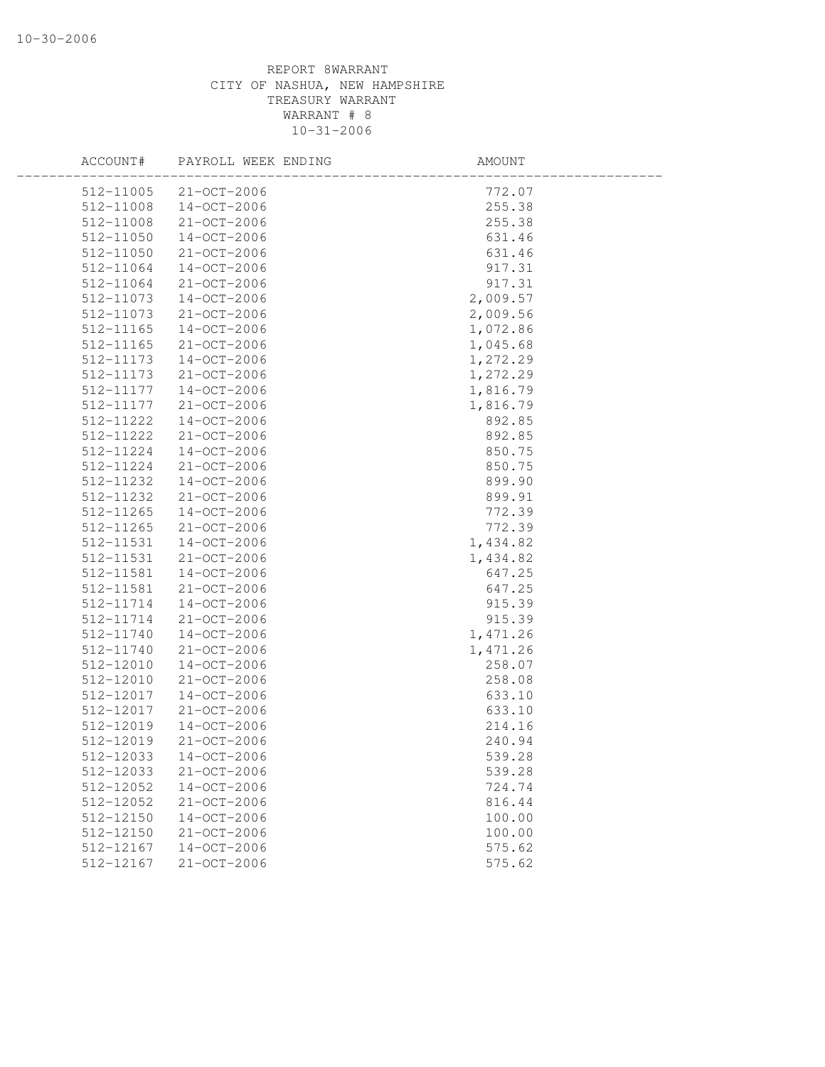REPORT 8WARRANT
CITY OF NASHUA, NEW HAMPSHIRE
TREASURY WARRANT
WARRANT # 8
10-31-2006

| ACCOUNT# | PAYROLL WEEK ENDING | AMOUNT |
|---|---|---|
| 512-11005 | 21-OCT-2006 | 772.07 |
| 512-11008 | 14-OCT-2006 | 255.38 |
| 512-11008 | 21-OCT-2006 | 255.38 |
| 512-11050 | 14-OCT-2006 | 631.46 |
| 512-11050 | 21-OCT-2006 | 631.46 |
| 512-11064 | 14-OCT-2006 | 917.31 |
| 512-11064 | 21-OCT-2006 | 917.31 |
| 512-11073 | 14-OCT-2006 | 2,009.57 |
| 512-11073 | 21-OCT-2006 | 2,009.56 |
| 512-11165 | 14-OCT-2006 | 1,072.86 |
| 512-11165 | 21-OCT-2006 | 1,045.68 |
| 512-11173 | 14-OCT-2006 | 1,272.29 |
| 512-11173 | 21-OCT-2006 | 1,272.29 |
| 512-11177 | 14-OCT-2006 | 1,816.79 |
| 512-11177 | 21-OCT-2006 | 1,816.79 |
| 512-11222 | 14-OCT-2006 | 892.85 |
| 512-11222 | 21-OCT-2006 | 892.85 |
| 512-11224 | 14-OCT-2006 | 850.75 |
| 512-11224 | 21-OCT-2006 | 850.75 |
| 512-11232 | 14-OCT-2006 | 899.90 |
| 512-11232 | 21-OCT-2006 | 899.91 |
| 512-11265 | 14-OCT-2006 | 772.39 |
| 512-11265 | 21-OCT-2006 | 772.39 |
| 512-11531 | 14-OCT-2006 | 1,434.82 |
| 512-11531 | 21-OCT-2006 | 1,434.82 |
| 512-11581 | 14-OCT-2006 | 647.25 |
| 512-11581 | 21-OCT-2006 | 647.25 |
| 512-11714 | 14-OCT-2006 | 915.39 |
| 512-11714 | 21-OCT-2006 | 915.39 |
| 512-11740 | 14-OCT-2006 | 1,471.26 |
| 512-11740 | 21-OCT-2006 | 1,471.26 |
| 512-12010 | 14-OCT-2006 | 258.07 |
| 512-12010 | 21-OCT-2006 | 258.08 |
| 512-12017 | 14-OCT-2006 | 633.10 |
| 512-12017 | 21-OCT-2006 | 633.10 |
| 512-12019 | 14-OCT-2006 | 214.16 |
| 512-12019 | 21-OCT-2006 | 240.94 |
| 512-12033 | 14-OCT-2006 | 539.28 |
| 512-12033 | 21-OCT-2006 | 539.28 |
| 512-12052 | 14-OCT-2006 | 724.74 |
| 512-12052 | 21-OCT-2006 | 816.44 |
| 512-12150 | 14-OCT-2006 | 100.00 |
| 512-12150 | 21-OCT-2006 | 100.00 |
| 512-12167 | 14-OCT-2006 | 575.62 |
| 512-12167 | 21-OCT-2006 | 575.62 |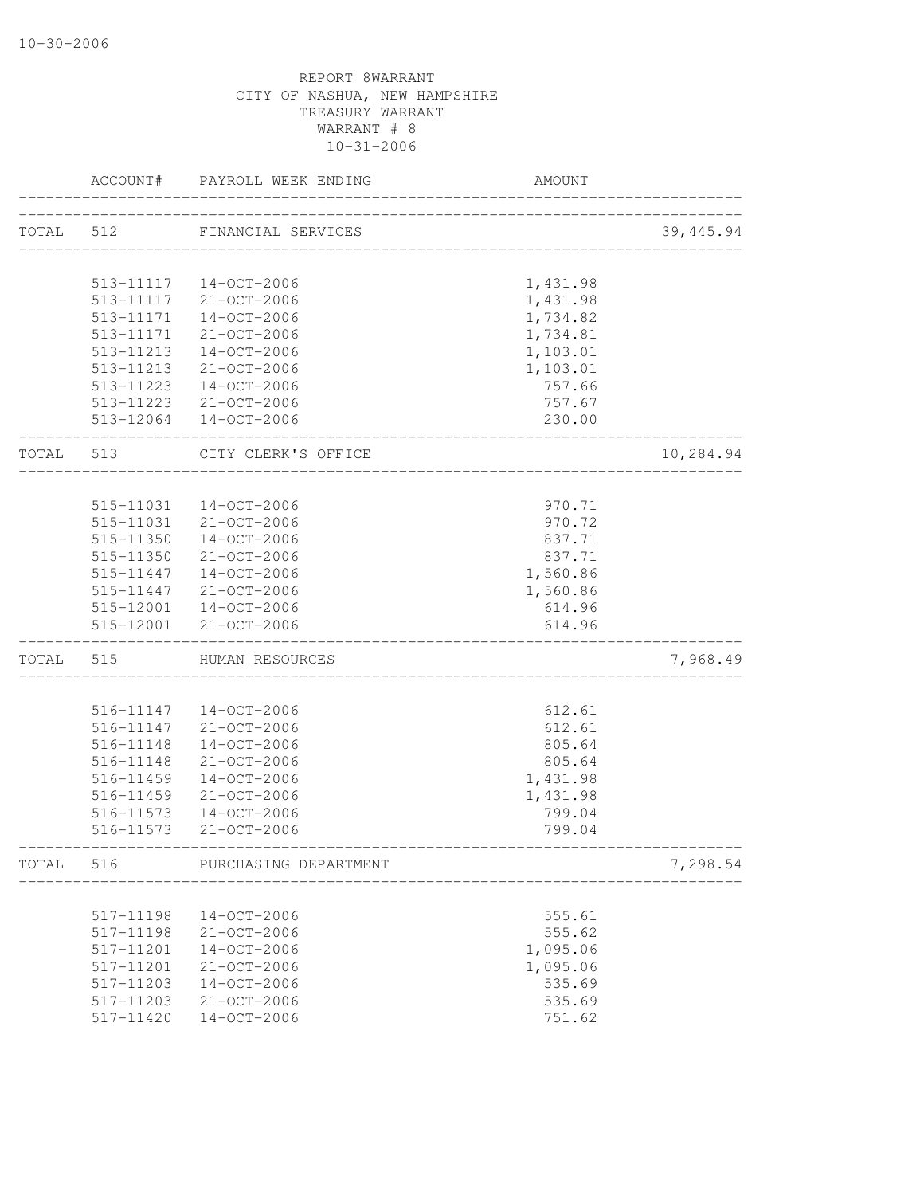10-30-2006

REPORT 8WARRANT
CITY OF NASHUA, NEW HAMPSHIRE
TREASURY WARRANT
WARRANT # 8
10-31-2006

| | ACCOUNT# | PAYROLL WEEK ENDING | AMOUNT | |
|---|---|---|---|---|
| TOTAL | 512 | FINANCIAL SERVICES | | 39,445.94 |
| | 513-11117 | 14-OCT-2006 | 1,431.98 | |
| | 513-11117 | 21-OCT-2006 | 1,431.98 | |
| | 513-11171 | 14-OCT-2006 | 1,734.82 | |
| | 513-11171 | 21-OCT-2006 | 1,734.81 | |
| | 513-11213 | 14-OCT-2006 | 1,103.01 | |
| | 513-11213 | 21-OCT-2006 | 1,103.01 | |
| | 513-11223 | 14-OCT-2006 | 757.66 | |
| | 513-11223 | 21-OCT-2006 | 757.67 | |
| | 513-12064 | 14-OCT-2006 | 230.00 | |
| TOTAL | 513 | CITY CLERK'S OFFICE | | 10,284.94 |
| | 515-11031 | 14-OCT-2006 | 970.71 | |
| | 515-11031 | 21-OCT-2006 | 970.72 | |
| | 515-11350 | 14-OCT-2006 | 837.71 | |
| | 515-11350 | 21-OCT-2006 | 837.71 | |
| | 515-11447 | 14-OCT-2006 | 1,560.86 | |
| | 515-11447 | 21-OCT-2006 | 1,560.86 | |
| | 515-12001 | 14-OCT-2006 | 614.96 | |
| | 515-12001 | 21-OCT-2006 | 614.96 | |
| TOTAL | 515 | HUMAN RESOURCES | | 7,968.49 |
| | 516-11147 | 14-OCT-2006 | 612.61 | |
| | 516-11147 | 21-OCT-2006 | 612.61 | |
| | 516-11148 | 14-OCT-2006 | 805.64 | |
| | 516-11148 | 21-OCT-2006 | 805.64 | |
| | 516-11459 | 14-OCT-2006 | 1,431.98 | |
| | 516-11459 | 21-OCT-2006 | 1,431.98 | |
| | 516-11573 | 14-OCT-2006 | 799.04 | |
| | 516-11573 | 21-OCT-2006 | 799.04 | |
| TOTAL | 516 | PURCHASING DEPARTMENT | | 7,298.54 |
| | 517-11198 | 14-OCT-2006 | 555.61 | |
| | 517-11198 | 21-OCT-2006 | 555.62 | |
| | 517-11201 | 14-OCT-2006 | 1,095.06 | |
| | 517-11201 | 21-OCT-2006 | 1,095.06 | |
| | 517-11203 | 14-OCT-2006 | 535.69 | |
| | 517-11203 | 21-OCT-2006 | 535.69 | |
| | 517-11420 | 14-OCT-2006 | 751.62 | |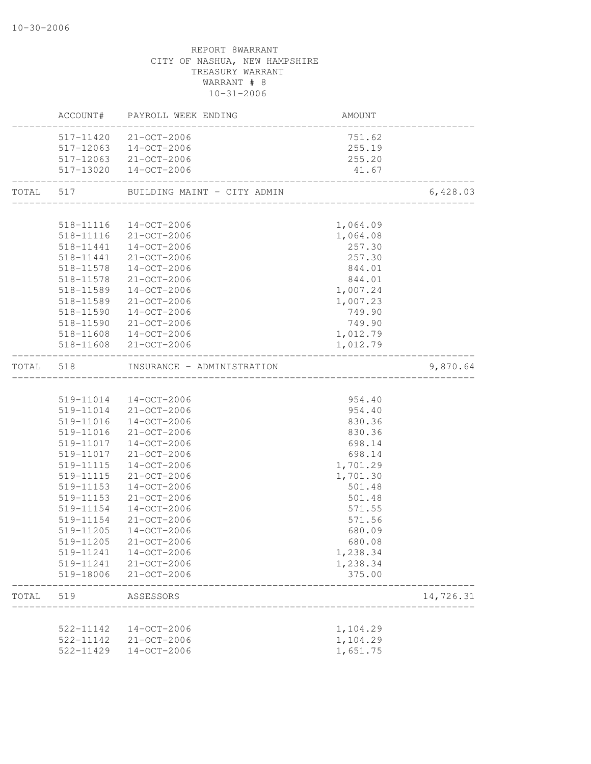REPORT 8WARRANT
CITY OF NASHUA, NEW HAMPSHIRE
TREASURY WARRANT
WARRANT # 8
10-31-2006

| | ACCOUNT# | PAYROLL WEEK ENDING | AMOUNT | |
|---|---|---|---|---|
| | 517-11420 | 21-OCT-2006 | 751.62 | |
| | 517-12063 | 14-OCT-2006 | 255.19 | |
| | 517-12063 | 21-OCT-2006 | 255.20 | |
| | 517-13020 | 14-OCT-2006 | 41.67 | |
| TOTAL | 517 | BUILDING MAINT - CITY ADMIN | | 6,428.03 |
| | 518-11116 | 14-OCT-2006 | 1,064.09 | |
| | 518-11116 | 21-OCT-2006 | 1,064.08 | |
| | 518-11441 | 14-OCT-2006 | 257.30 | |
| | 518-11441 | 21-OCT-2006 | 257.30 | |
| | 518-11578 | 14-OCT-2006 | 844.01 | |
| | 518-11578 | 21-OCT-2006 | 844.01 | |
| | 518-11589 | 14-OCT-2006 | 1,007.24 | |
| | 518-11589 | 21-OCT-2006 | 1,007.23 | |
| | 518-11590 | 14-OCT-2006 | 749.90 | |
| | 518-11590 | 21-OCT-2006 | 749.90 | |
| | 518-11608 | 14-OCT-2006 | 1,012.79 | |
| | 518-11608 | 21-OCT-2006 | 1,012.79 | |
| TOTAL | 518 | INSURANCE - ADMINISTRATION | | 9,870.64 |
| | 519-11014 | 14-OCT-2006 | 954.40 | |
| | 519-11014 | 21-OCT-2006 | 954.40 | |
| | 519-11016 | 14-OCT-2006 | 830.36 | |
| | 519-11016 | 21-OCT-2006 | 830.36 | |
| | 519-11017 | 14-OCT-2006 | 698.14 | |
| | 519-11017 | 21-OCT-2006 | 698.14 | |
| | 519-11115 | 14-OCT-2006 | 1,701.29 | |
| | 519-11115 | 21-OCT-2006 | 1,701.30 | |
| | 519-11153 | 14-OCT-2006 | 501.48 | |
| | 519-11153 | 21-OCT-2006 | 501.48 | |
| | 519-11154 | 14-OCT-2006 | 571.55 | |
| | 519-11154 | 21-OCT-2006 | 571.56 | |
| | 519-11205 | 14-OCT-2006 | 680.09 | |
| | 519-11205 | 21-OCT-2006 | 680.08 | |
| | 519-11241 | 14-OCT-2006 | 1,238.34 | |
| | 519-11241 | 21-OCT-2006 | 1,238.34 | |
| | 519-18006 | 21-OCT-2006 | 375.00 | |
| TOTAL | 519 | ASSESSORS | | 14,726.31 |
| | 522-11142 | 14-OCT-2006 | 1,104.29 | |
| | 522-11142 | 21-OCT-2006 | 1,104.29 | |
| | 522-11429 | 14-OCT-2006 | 1,651.75 | |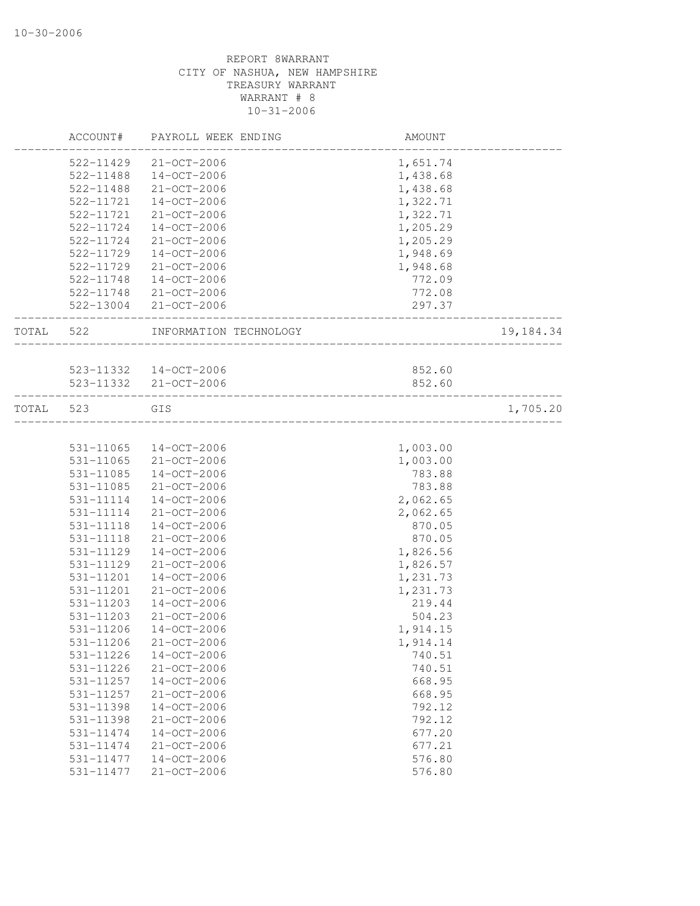10-30-2006

REPORT 8WARRANT
CITY OF NASHUA, NEW HAMPSHIRE
TREASURY WARRANT
WARRANT # 8
10-31-2006

| | ACCOUNT# | PAYROLL WEEK ENDING | AMOUNT | |
|---|---|---|---|---|
| | 522-11429 | 21-OCT-2006 | 1,651.74 | |
| | 522-11488 | 14-OCT-2006 | 1,438.68 | |
| | 522-11488 | 21-OCT-2006 | 1,438.68 | |
| | 522-11721 | 14-OCT-2006 | 1,322.71 | |
| | 522-11721 | 21-OCT-2006 | 1,322.71 | |
| | 522-11724 | 14-OCT-2006 | 1,205.29 | |
| | 522-11724 | 21-OCT-2006 | 1,205.29 | |
| | 522-11729 | 14-OCT-2006 | 1,948.69 | |
| | 522-11729 | 21-OCT-2006 | 1,948.68 | |
| | 522-11748 | 14-OCT-2006 | 772.09 | |
| | 522-11748 | 21-OCT-2006 | 772.08 | |
| | 522-13004 | 21-OCT-2006 | 297.37 | |
| TOTAL | 522 | INFORMATION TECHNOLOGY | | 19,184.34 |
| | 523-11332 | 14-OCT-2006 | 852.60 | |
| | 523-11332 | 21-OCT-2006 | 852.60 | |
| TOTAL | 523 | GIS | | 1,705.20 |
| | 531-11065 | 14-OCT-2006 | 1,003.00 | |
| | 531-11065 | 21-OCT-2006 | 1,003.00 | |
| | 531-11085 | 14-OCT-2006 | 783.88 | |
| | 531-11085 | 21-OCT-2006 | 783.88 | |
| | 531-11114 | 14-OCT-2006 | 2,062.65 | |
| | 531-11114 | 21-OCT-2006 | 2,062.65 | |
| | 531-11118 | 14-OCT-2006 | 870.05 | |
| | 531-11118 | 21-OCT-2006 | 870.05 | |
| | 531-11129 | 14-OCT-2006 | 1,826.56 | |
| | 531-11129 | 21-OCT-2006 | 1,826.57 | |
| | 531-11201 | 14-OCT-2006 | 1,231.73 | |
| | 531-11201 | 21-OCT-2006 | 1,231.73 | |
| | 531-11203 | 14-OCT-2006 | 219.44 | |
| | 531-11203 | 21-OCT-2006 | 504.23 | |
| | 531-11206 | 14-OCT-2006 | 1,914.15 | |
| | 531-11206 | 21-OCT-2006 | 1,914.14 | |
| | 531-11226 | 14-OCT-2006 | 740.51 | |
| | 531-11226 | 21-OCT-2006 | 740.51 | |
| | 531-11257 | 14-OCT-2006 | 668.95 | |
| | 531-11257 | 21-OCT-2006 | 668.95 | |
| | 531-11398 | 14-OCT-2006 | 792.12 | |
| | 531-11398 | 21-OCT-2006 | 792.12 | |
| | 531-11474 | 14-OCT-2006 | 677.20 | |
| | 531-11474 | 21-OCT-2006 | 677.21 | |
| | 531-11477 | 14-OCT-2006 | 576.80 | |
| | 531-11477 | 21-OCT-2006 | 576.80 | |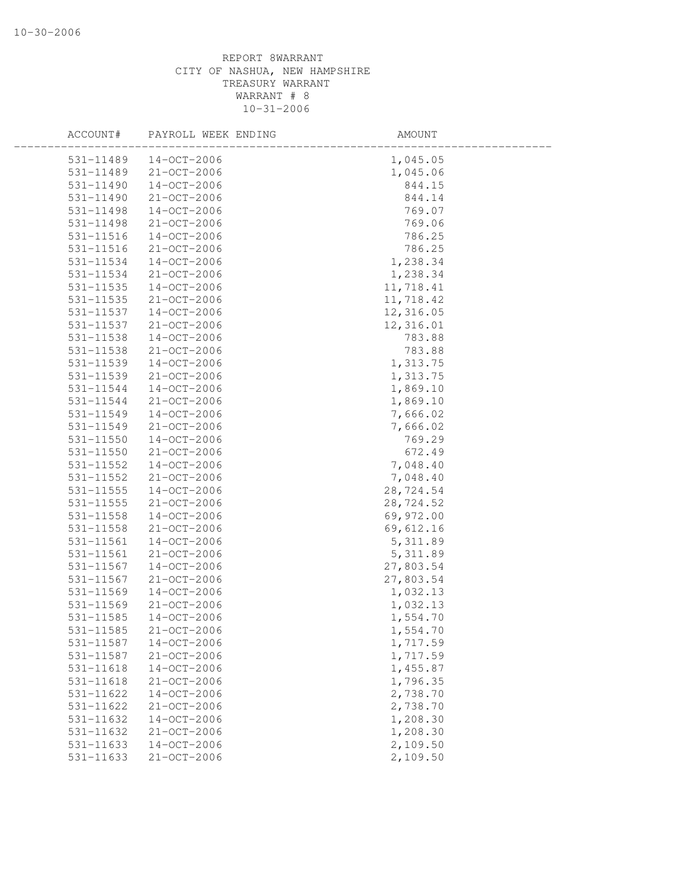REPORT 8WARRANT
CITY OF NASHUA, NEW HAMPSHIRE
TREASURY WARRANT
WARRANT # 8
10-31-2006

| ACCOUNT# | PAYROLL WEEK ENDING | AMOUNT |
|---|---|---|
| 531-11489 | 14-OCT-2006 | 1,045.05 |
| 531-11489 | 21-OCT-2006 | 1,045.06 |
| 531-11490 | 14-OCT-2006 | 844.15 |
| 531-11490 | 21-OCT-2006 | 844.14 |
| 531-11498 | 14-OCT-2006 | 769.07 |
| 531-11498 | 21-OCT-2006 | 769.06 |
| 531-11516 | 14-OCT-2006 | 786.25 |
| 531-11516 | 21-OCT-2006 | 786.25 |
| 531-11534 | 14-OCT-2006 | 1,238.34 |
| 531-11534 | 21-OCT-2006 | 1,238.34 |
| 531-11535 | 14-OCT-2006 | 11,718.41 |
| 531-11535 | 21-OCT-2006 | 11,718.42 |
| 531-11537 | 14-OCT-2006 | 12,316.05 |
| 531-11537 | 21-OCT-2006 | 12,316.01 |
| 531-11538 | 14-OCT-2006 | 783.88 |
| 531-11538 | 21-OCT-2006 | 783.88 |
| 531-11539 | 14-OCT-2006 | 1,313.75 |
| 531-11539 | 21-OCT-2006 | 1,313.75 |
| 531-11544 | 14-OCT-2006 | 1,869.10 |
| 531-11544 | 21-OCT-2006 | 1,869.10 |
| 531-11549 | 14-OCT-2006 | 7,666.02 |
| 531-11549 | 21-OCT-2006 | 7,666.02 |
| 531-11550 | 14-OCT-2006 | 769.29 |
| 531-11550 | 21-OCT-2006 | 672.49 |
| 531-11552 | 14-OCT-2006 | 7,048.40 |
| 531-11552 | 21-OCT-2006 | 7,048.40 |
| 531-11555 | 14-OCT-2006 | 28,724.54 |
| 531-11555 | 21-OCT-2006 | 28,724.52 |
| 531-11558 | 14-OCT-2006 | 69,972.00 |
| 531-11558 | 21-OCT-2006 | 69,612.16 |
| 531-11561 | 14-OCT-2006 | 5,311.89 |
| 531-11561 | 21-OCT-2006 | 5,311.89 |
| 531-11567 | 14-OCT-2006 | 27,803.54 |
| 531-11567 | 21-OCT-2006 | 27,803.54 |
| 531-11569 | 14-OCT-2006 | 1,032.13 |
| 531-11569 | 21-OCT-2006 | 1,032.13 |
| 531-11585 | 14-OCT-2006 | 1,554.70 |
| 531-11585 | 21-OCT-2006 | 1,554.70 |
| 531-11587 | 14-OCT-2006 | 1,717.59 |
| 531-11587 | 21-OCT-2006 | 1,717.59 |
| 531-11618 | 14-OCT-2006 | 1,455.87 |
| 531-11618 | 21-OCT-2006 | 1,796.35 |
| 531-11622 | 14-OCT-2006 | 2,738.70 |
| 531-11622 | 21-OCT-2006 | 2,738.70 |
| 531-11632 | 14-OCT-2006 | 1,208.30 |
| 531-11632 | 21-OCT-2006 | 1,208.30 |
| 531-11633 | 14-OCT-2006 | 2,109.50 |
| 531-11633 | 21-OCT-2006 | 2,109.50 |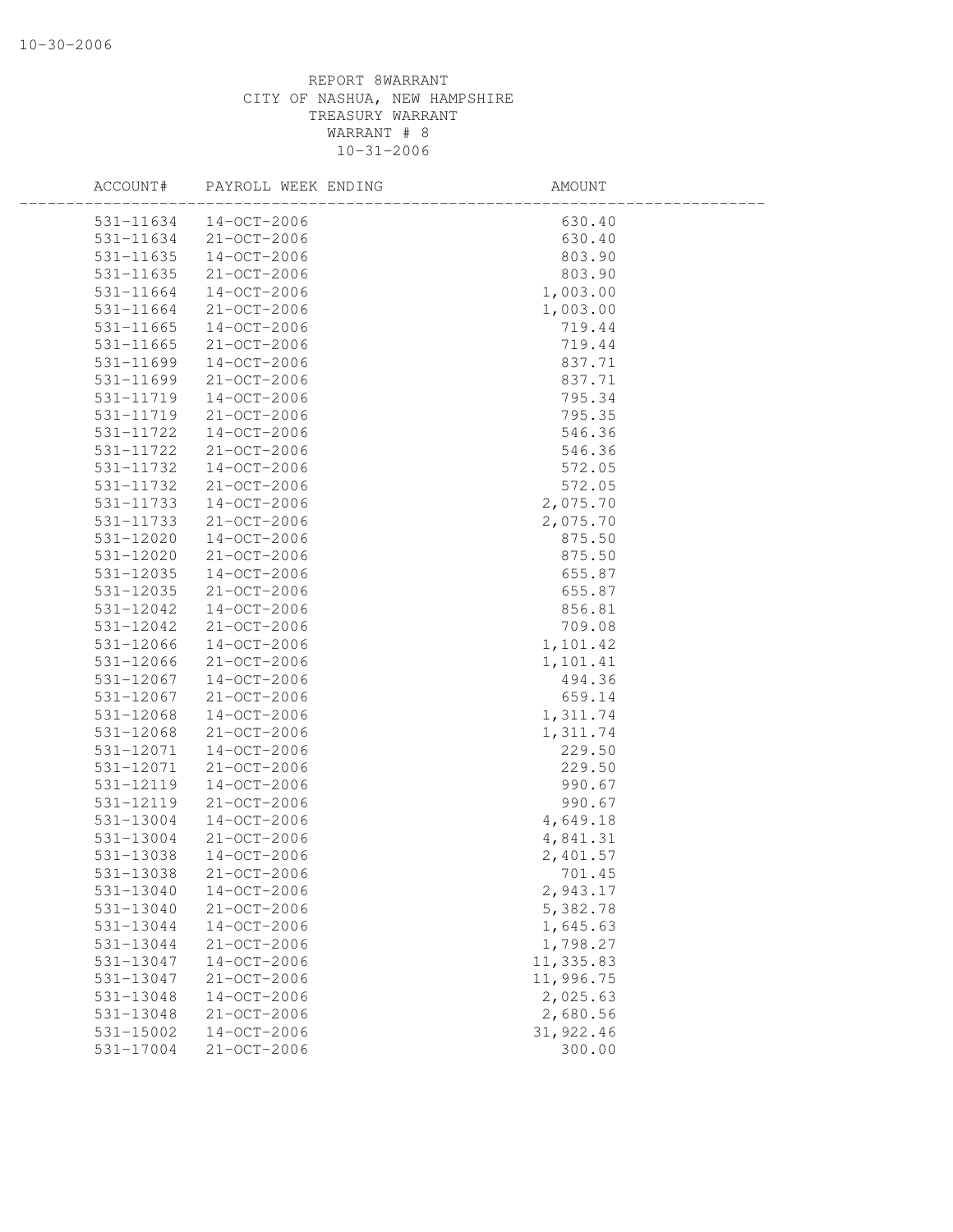REPORT 8WARRANT
CITY OF NASHUA, NEW HAMPSHIRE
TREASURY WARRANT
WARRANT # 8
10-31-2006

| ACCOUNT# | PAYROLL WEEK ENDING | AMOUNT |
|---|---|---|
| 531-11634 | 14-OCT-2006 | 630.40 |
| 531-11634 | 21-OCT-2006 | 630.40 |
| 531-11635 | 14-OCT-2006 | 803.90 |
| 531-11635 | 21-OCT-2006 | 803.90 |
| 531-11664 | 14-OCT-2006 | 1,003.00 |
| 531-11664 | 21-OCT-2006 | 1,003.00 |
| 531-11665 | 14-OCT-2006 | 719.44 |
| 531-11665 | 21-OCT-2006 | 719.44 |
| 531-11699 | 14-OCT-2006 | 837.71 |
| 531-11699 | 21-OCT-2006 | 837.71 |
| 531-11719 | 14-OCT-2006 | 795.34 |
| 531-11719 | 21-OCT-2006 | 795.35 |
| 531-11722 | 14-OCT-2006 | 546.36 |
| 531-11722 | 21-OCT-2006 | 546.36 |
| 531-11732 | 14-OCT-2006 | 572.05 |
| 531-11732 | 21-OCT-2006 | 572.05 |
| 531-11733 | 14-OCT-2006 | 2,075.70 |
| 531-11733 | 21-OCT-2006 | 2,075.70 |
| 531-12020 | 14-OCT-2006 | 875.50 |
| 531-12020 | 21-OCT-2006 | 875.50 |
| 531-12035 | 14-OCT-2006 | 655.87 |
| 531-12035 | 21-OCT-2006 | 655.87 |
| 531-12042 | 14-OCT-2006 | 856.81 |
| 531-12042 | 21-OCT-2006 | 709.08 |
| 531-12066 | 14-OCT-2006 | 1,101.42 |
| 531-12066 | 21-OCT-2006 | 1,101.41 |
| 531-12067 | 14-OCT-2006 | 494.36 |
| 531-12067 | 21-OCT-2006 | 659.14 |
| 531-12068 | 14-OCT-2006 | 1,311.74 |
| 531-12068 | 21-OCT-2006 | 1,311.74 |
| 531-12071 | 14-OCT-2006 | 229.50 |
| 531-12071 | 21-OCT-2006 | 229.50 |
| 531-12119 | 14-OCT-2006 | 990.67 |
| 531-12119 | 21-OCT-2006 | 990.67 |
| 531-13004 | 14-OCT-2006 | 4,649.18 |
| 531-13004 | 21-OCT-2006 | 4,841.31 |
| 531-13038 | 14-OCT-2006 | 2,401.57 |
| 531-13038 | 21-OCT-2006 | 701.45 |
| 531-13040 | 14-OCT-2006 | 2,943.17 |
| 531-13040 | 21-OCT-2006 | 5,382.78 |
| 531-13044 | 14-OCT-2006 | 1,645.63 |
| 531-13044 | 21-OCT-2006 | 1,798.27 |
| 531-13047 | 14-OCT-2006 | 11,335.83 |
| 531-13047 | 21-OCT-2006 | 11,996.75 |
| 531-13048 | 14-OCT-2006 | 2,025.63 |
| 531-13048 | 21-OCT-2006 | 2,680.56 |
| 531-15002 | 14-OCT-2006 | 31,922.46 |
| 531-17004 | 21-OCT-2006 | 300.00 |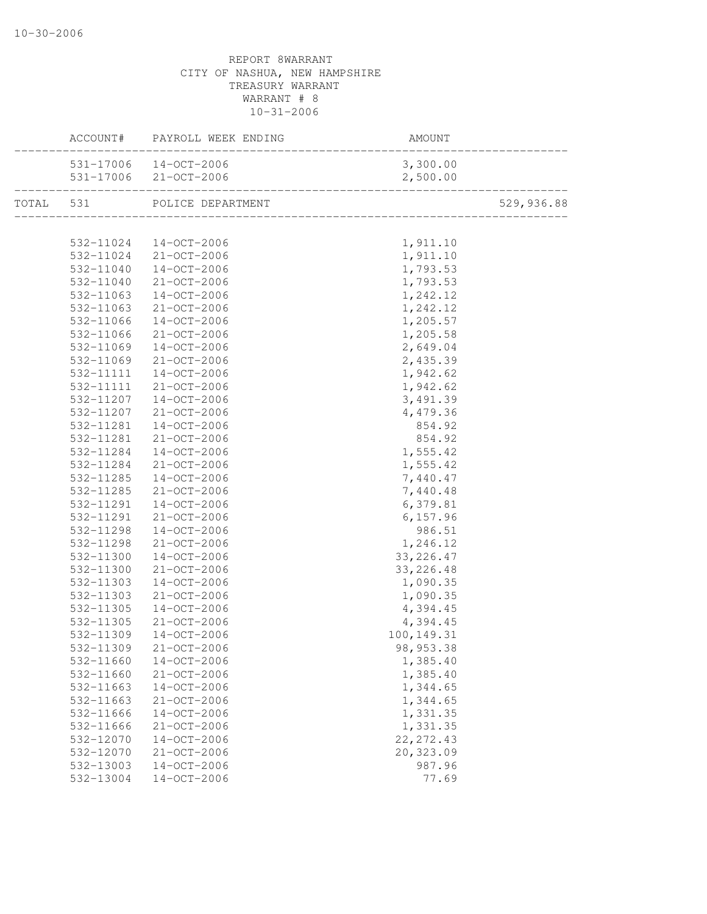REPORT 8WARRANT
CITY OF NASHUA, NEW HAMPSHIRE
TREASURY WARRANT
WARRANT # 8
10-31-2006

| | ACCOUNT# | PAYROLL WEEK ENDING | AMOUNT | |
|---|---|---|---|---|
| | 531-17006 | 14-OCT-2006 | 3,300.00 | |
| | 531-17006 | 21-OCT-2006 | 2,500.00 | |
| TOTAL | 531 | POLICE DEPARTMENT | | 529,936.88 |
| | 532-11024 | 14-OCT-2006 | 1,911.10 | |
| | 532-11024 | 21-OCT-2006 | 1,911.10 | |
| | 532-11040 | 14-OCT-2006 | 1,793.53 | |
| | 532-11040 | 21-OCT-2006 | 1,793.53 | |
| | 532-11063 | 14-OCT-2006 | 1,242.12 | |
| | 532-11063 | 21-OCT-2006 | 1,242.12 | |
| | 532-11066 | 14-OCT-2006 | 1,205.57 | |
| | 532-11066 | 21-OCT-2006 | 1,205.58 | |
| | 532-11069 | 14-OCT-2006 | 2,649.04 | |
| | 532-11069 | 21-OCT-2006 | 2,435.39 | |
| | 532-11111 | 14-OCT-2006 | 1,942.62 | |
| | 532-11111 | 21-OCT-2006 | 1,942.62 | |
| | 532-11207 | 14-OCT-2006 | 3,491.39 | |
| | 532-11207 | 21-OCT-2006 | 4,479.36 | |
| | 532-11281 | 14-OCT-2006 | 854.92 | |
| | 532-11281 | 21-OCT-2006 | 854.92 | |
| | 532-11284 | 14-OCT-2006 | 1,555.42 | |
| | 532-11284 | 21-OCT-2006 | 1,555.42 | |
| | 532-11285 | 14-OCT-2006 | 7,440.47 | |
| | 532-11285 | 21-OCT-2006 | 7,440.48 | |
| | 532-11291 | 14-OCT-2006 | 6,379.81 | |
| | 532-11291 | 21-OCT-2006 | 6,157.96 | |
| | 532-11298 | 14-OCT-2006 | 986.51 | |
| | 532-11298 | 21-OCT-2006 | 1,246.12 | |
| | 532-11300 | 14-OCT-2006 | 33,226.47 | |
| | 532-11300 | 21-OCT-2006 | 33,226.48 | |
| | 532-11303 | 14-OCT-2006 | 1,090.35 | |
| | 532-11303 | 21-OCT-2006 | 1,090.35 | |
| | 532-11305 | 14-OCT-2006 | 4,394.45 | |
| | 532-11305 | 21-OCT-2006 | 4,394.45 | |
| | 532-11309 | 14-OCT-2006 | 100,149.31 | |
| | 532-11309 | 21-OCT-2006 | 98,953.38 | |
| | 532-11660 | 14-OCT-2006 | 1,385.40 | |
| | 532-11660 | 21-OCT-2006 | 1,385.40 | |
| | 532-11663 | 14-OCT-2006 | 1,344.65 | |
| | 532-11663 | 21-OCT-2006 | 1,344.65 | |
| | 532-11666 | 14-OCT-2006 | 1,331.35 | |
| | 532-11666 | 21-OCT-2006 | 1,331.35 | |
| | 532-12070 | 14-OCT-2006 | 22,272.43 | |
| | 532-12070 | 21-OCT-2006 | 20,323.09 | |
| | 532-13003 | 14-OCT-2006 | 987.96 | |
| | 532-13004 | 14-OCT-2006 | 77.69 | |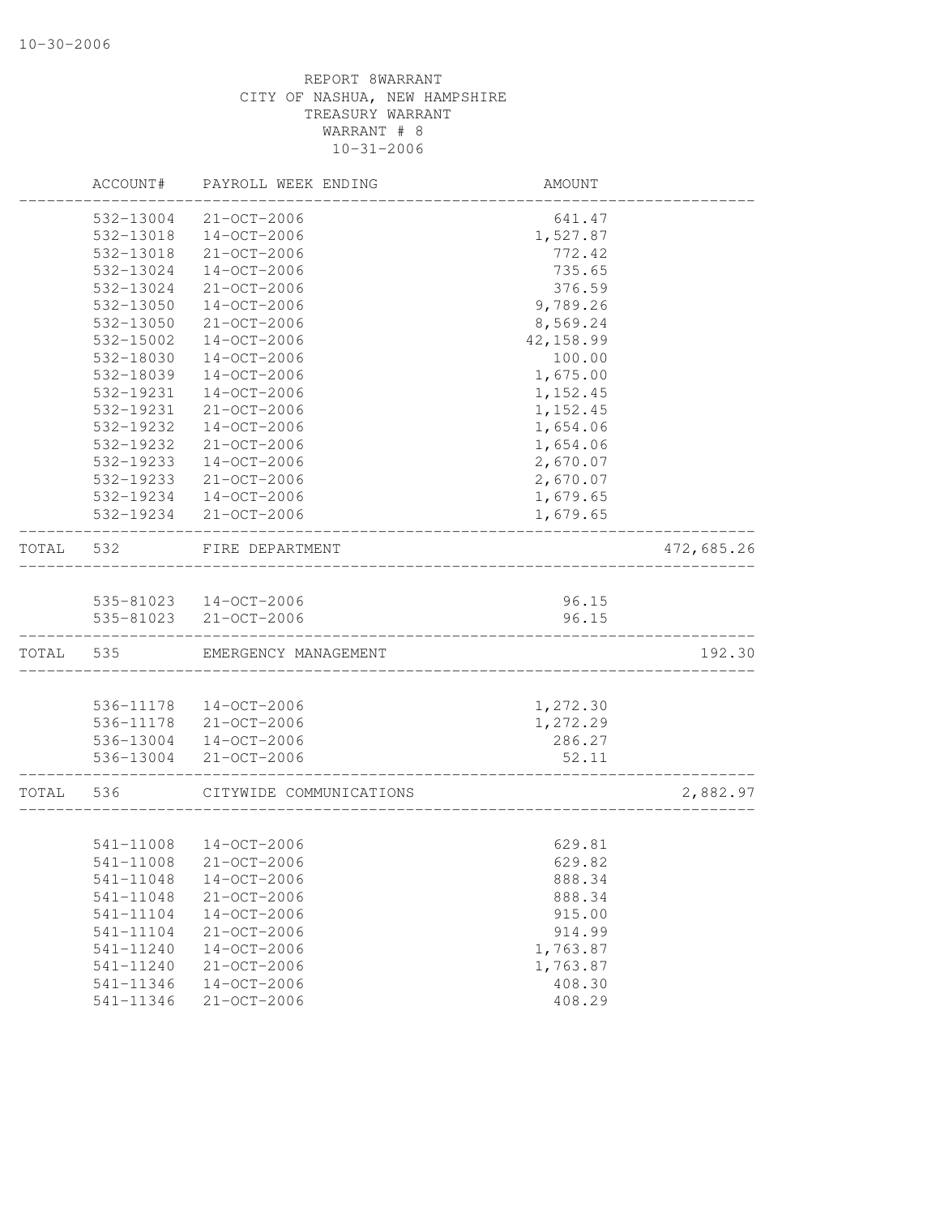REPORT 8WARRANT
CITY OF NASHUA, NEW HAMPSHIRE
TREASURY WARRANT
WARRANT # 8
10-31-2006

| | ACCOUNT# | PAYROLL WEEK ENDING | AMOUNT | |
|---|---|---|---|---|
| | 532-13004 | 21-OCT-2006 | 641.47 | |
| | 532-13018 | 14-OCT-2006 | 1,527.87 | |
| | 532-13018 | 21-OCT-2006 | 772.42 | |
| | 532-13024 | 14-OCT-2006 | 735.65 | |
| | 532-13024 | 21-OCT-2006 | 376.59 | |
| | 532-13050 | 14-OCT-2006 | 9,789.26 | |
| | 532-13050 | 21-OCT-2006 | 8,569.24 | |
| | 532-15002 | 14-OCT-2006 | 42,158.99 | |
| | 532-18030 | 14-OCT-2006 | 100.00 | |
| | 532-18039 | 14-OCT-2006 | 1,675.00 | |
| | 532-19231 | 14-OCT-2006 | 1,152.45 | |
| | 532-19231 | 21-OCT-2006 | 1,152.45 | |
| | 532-19232 | 14-OCT-2006 | 1,654.06 | |
| | 532-19232 | 21-OCT-2006 | 1,654.06 | |
| | 532-19233 | 14-OCT-2006 | 2,670.07 | |
| | 532-19233 | 21-OCT-2006 | 2,670.07 | |
| | 532-19234 | 14-OCT-2006 | 1,679.65 | |
| | 532-19234 | 21-OCT-2006 | 1,679.65 | |
| TOTAL | 532 | FIRE DEPARTMENT | | 472,685.26 |
| | 535-81023 | 14-OCT-2006 | 96.15 | |
| | 535-81023 | 21-OCT-2006 | 96.15 | |
| TOTAL | 535 | EMERGENCY MANAGEMENT | | 192.30 |
| | 536-11178 | 14-OCT-2006 | 1,272.30 | |
| | 536-11178 | 21-OCT-2006 | 1,272.29 | |
| | 536-13004 | 14-OCT-2006 | 286.27 | |
| | 536-13004 | 21-OCT-2006 | 52.11 | |
| TOTAL | 536 | CITYWIDE COMMUNICATIONS | | 2,882.97 |
| | 541-11008 | 14-OCT-2006 | 629.81 | |
| | 541-11008 | 21-OCT-2006 | 629.82 | |
| | 541-11048 | 14-OCT-2006 | 888.34 | |
| | 541-11048 | 21-OCT-2006 | 888.34 | |
| | 541-11104 | 14-OCT-2006 | 915.00 | |
| | 541-11104 | 21-OCT-2006 | 914.99 | |
| | 541-11240 | 14-OCT-2006 | 1,763.87 | |
| | 541-11240 | 21-OCT-2006 | 1,763.87 | |
| | 541-11346 | 14-OCT-2006 | 408.30 | |
| | 541-11346 | 21-OCT-2006 | 408.29 | |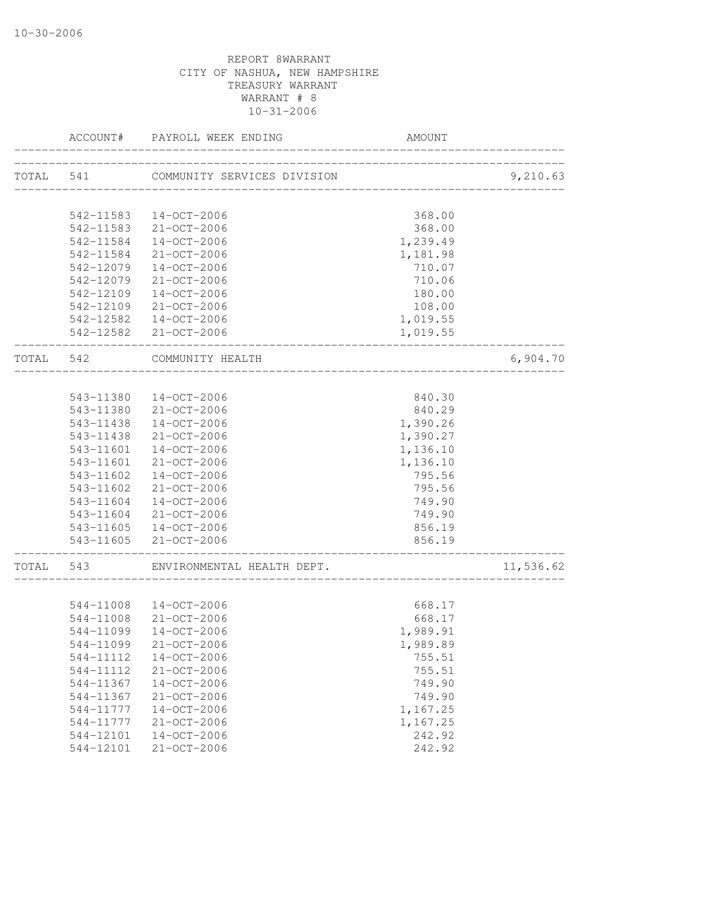REPORT 8WARRANT
CITY OF NASHUA, NEW HAMPSHIRE
TREASURY WARRANT
WARRANT # 8
10-31-2006

| | ACCOUNT# | PAYROLL WEEK ENDING | AMOUNT | |
|---|---|---|---|---|
| TOTAL | 541 | COMMUNITY SERVICES DIVISION | | 9,210.63 |
| | 542-11583 | 14-OCT-2006 | 368.00 | |
| | 542-11583 | 21-OCT-2006 | 368.00 | |
| | 542-11584 | 14-OCT-2006 | 1,239.49 | |
| | 542-11584 | 21-OCT-2006 | 1,181.98 | |
| | 542-12079 | 14-OCT-2006 | 710.07 | |
| | 542-12079 | 21-OCT-2006 | 710.06 | |
| | 542-12109 | 14-OCT-2006 | 180.00 | |
| | 542-12109 | 21-OCT-2006 | 108.00 | |
| | 542-12582 | 14-OCT-2006 | 1,019.55 | |
| | 542-12582 | 21-OCT-2006 | 1,019.55 | |
| TOTAL | 542 | COMMUNITY HEALTH | | 6,904.70 |
| | 543-11380 | 14-OCT-2006 | 840.30 | |
| | 543-11380 | 21-OCT-2006 | 840.29 | |
| | 543-11438 | 14-OCT-2006 | 1,390.26 | |
| | 543-11438 | 21-OCT-2006 | 1,390.27 | |
| | 543-11601 | 14-OCT-2006 | 1,136.10 | |
| | 543-11601 | 21-OCT-2006 | 1,136.10 | |
| | 543-11602 | 14-OCT-2006 | 795.56 | |
| | 543-11602 | 21-OCT-2006 | 795.56 | |
| | 543-11604 | 14-OCT-2006 | 749.90 | |
| | 543-11604 | 21-OCT-2006 | 749.90 | |
| | 543-11605 | 14-OCT-2006 | 856.19 | |
| | 543-11605 | 21-OCT-2006 | 856.19 | |
| TOTAL | 543 | ENVIRONMENTAL HEALTH DEPT. | | 11,536.62 |
| | 544-11008 | 14-OCT-2006 | 668.17 | |
| | 544-11008 | 21-OCT-2006 | 668.17 | |
| | 544-11099 | 14-OCT-2006 | 1,989.91 | |
| | 544-11099 | 21-OCT-2006 | 1,989.89 | |
| | 544-11112 | 14-OCT-2006 | 755.51 | |
| | 544-11112 | 21-OCT-2006 | 755.51 | |
| | 544-11367 | 14-OCT-2006 | 749.90 | |
| | 544-11367 | 21-OCT-2006 | 749.90 | |
| | 544-11777 | 14-OCT-2006 | 1,167.25 | |
| | 544-11777 | 21-OCT-2006 | 1,167.25 | |
| | 544-12101 | 14-OCT-2006 | 242.92 | |
| | 544-12101 | 21-OCT-2006 | 242.92 | |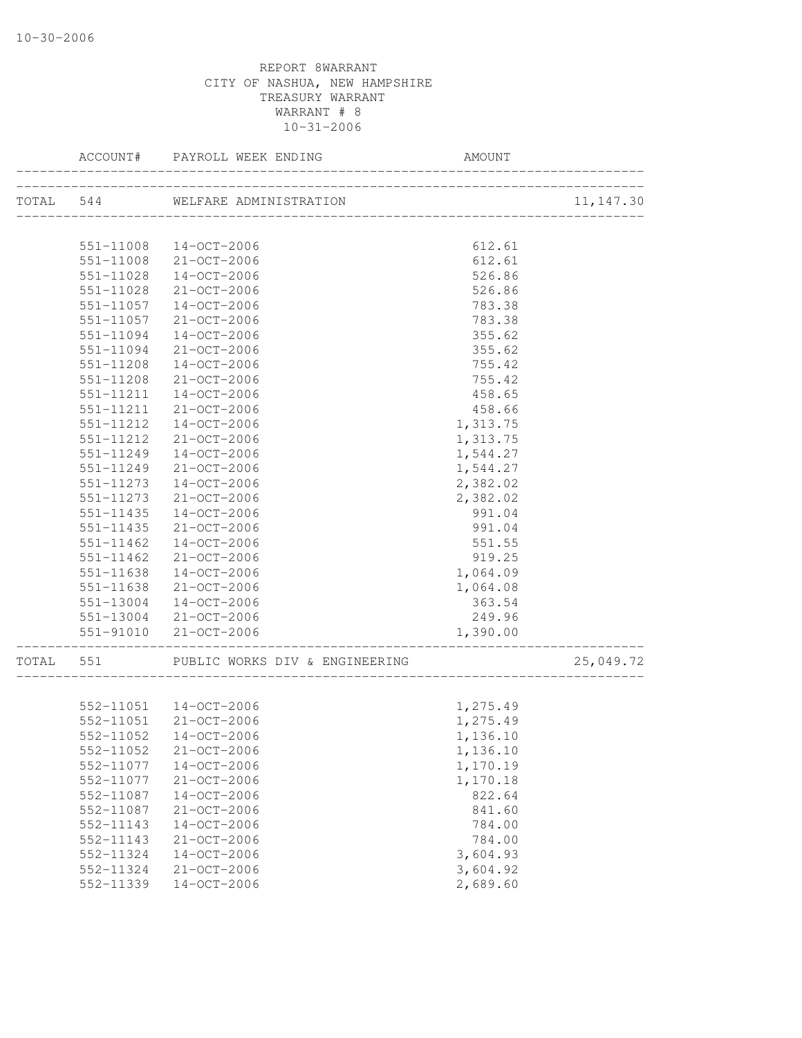REPORT 8WARRANT
CITY OF NASHUA, NEW HAMPSHIRE
TREASURY WARRANT
WARRANT # 8
10-31-2006

| | ACCOUNT# | PAYROLL WEEK ENDING | AMOUNT | |
|---|---|---|---|---|
| TOTAL | 544 | WELFARE ADMINISTRATION | | 11,147.30 |
| | 551-11008 | 14-OCT-2006 | 612.61 | |
| | 551-11008 | 21-OCT-2006 | 612.61 | |
| | 551-11028 | 14-OCT-2006 | 526.86 | |
| | 551-11028 | 21-OCT-2006 | 526.86 | |
| | 551-11057 | 14-OCT-2006 | 783.38 | |
| | 551-11057 | 21-OCT-2006 | 783.38 | |
| | 551-11094 | 14-OCT-2006 | 355.62 | |
| | 551-11094 | 21-OCT-2006 | 355.62 | |
| | 551-11208 | 14-OCT-2006 | 755.42 | |
| | 551-11208 | 21-OCT-2006 | 755.42 | |
| | 551-11211 | 14-OCT-2006 | 458.65 | |
| | 551-11211 | 21-OCT-2006 | 458.66 | |
| | 551-11212 | 14-OCT-2006 | 1,313.75 | |
| | 551-11212 | 21-OCT-2006 | 1,313.75 | |
| | 551-11249 | 14-OCT-2006 | 1,544.27 | |
| | 551-11249 | 21-OCT-2006 | 1,544.27 | |
| | 551-11273 | 14-OCT-2006 | 2,382.02 | |
| | 551-11273 | 21-OCT-2006 | 2,382.02 | |
| | 551-11435 | 14-OCT-2006 | 991.04 | |
| | 551-11435 | 21-OCT-2006 | 991.04 | |
| | 551-11462 | 14-OCT-2006 | 551.55 | |
| | 551-11462 | 21-OCT-2006 | 919.25 | |
| | 551-11638 | 14-OCT-2006 | 1,064.09 | |
| | 551-11638 | 21-OCT-2006 | 1,064.08 | |
| | 551-13004 | 14-OCT-2006 | 363.54 | |
| | 551-13004 | 21-OCT-2006 | 249.96 | |
| | 551-91010 | 21-OCT-2006 | 1,390.00 | |
| TOTAL | 551 | PUBLIC WORKS DIV & ENGINEERING | | 25,049.72 |
| | 552-11051 | 14-OCT-2006 | 1,275.49 | |
| | 552-11051 | 21-OCT-2006 | 1,275.49 | |
| | 552-11052 | 14-OCT-2006 | 1,136.10 | |
| | 552-11052 | 21-OCT-2006 | 1,136.10 | |
| | 552-11077 | 14-OCT-2006 | 1,170.19 | |
| | 552-11077 | 21-OCT-2006 | 1,170.18 | |
| | 552-11087 | 14-OCT-2006 | 822.64 | |
| | 552-11087 | 21-OCT-2006 | 841.60 | |
| | 552-11143 | 14-OCT-2006 | 784.00 | |
| | 552-11143 | 21-OCT-2006 | 784.00 | |
| | 552-11324 | 14-OCT-2006 | 3,604.93 | |
| | 552-11324 | 21-OCT-2006 | 3,604.92 | |
| | 552-11339 | 14-OCT-2006 | 2,689.60 | |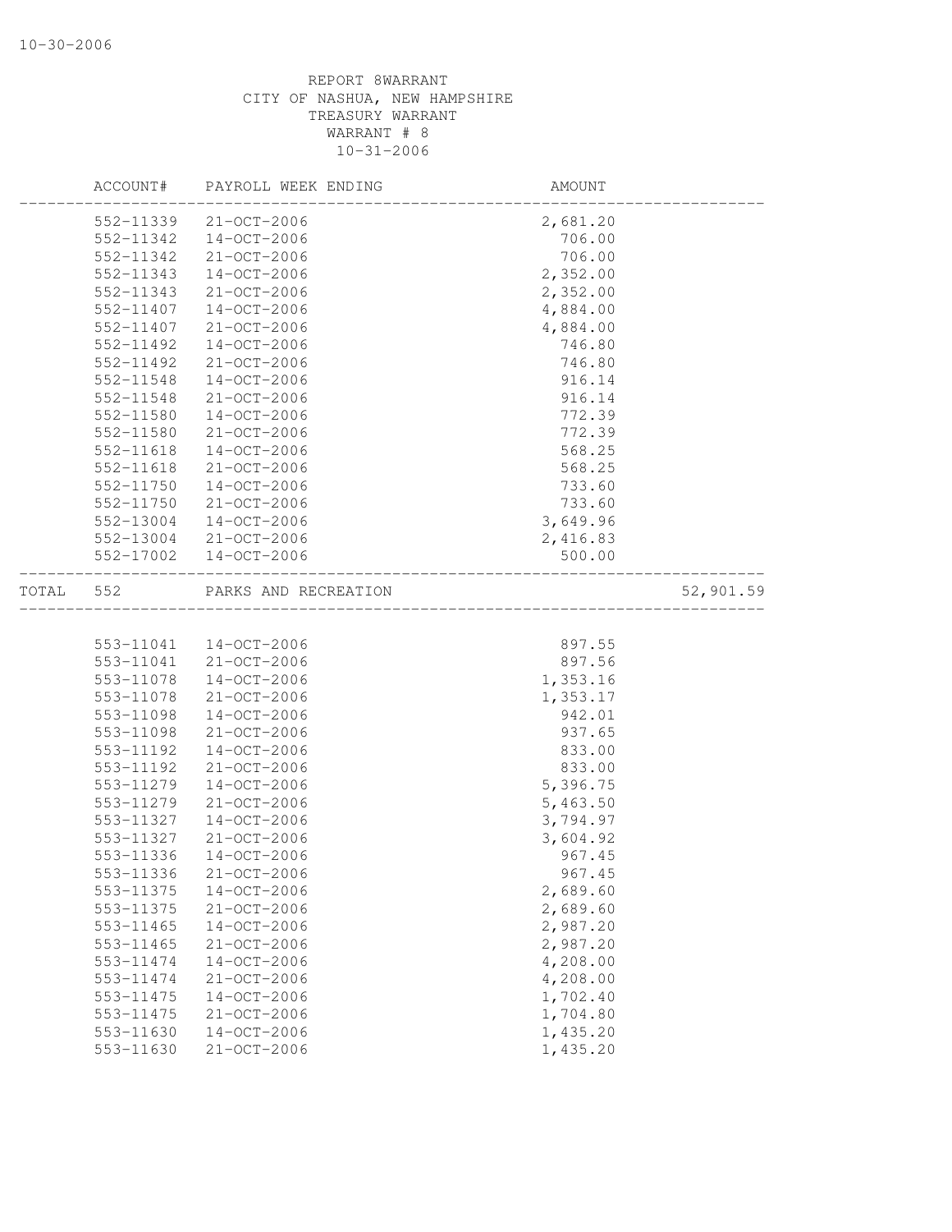REPORT 8WARRANT
CITY OF NASHUA, NEW HAMPSHIRE
TREASURY WARRANT
WARRANT # 8
10-31-2006

| | ACCOUNT# | PAYROLL WEEK ENDING | AMOUNT | |
|---|---|---|---|---|
| | 552-11339 | 21-OCT-2006 | 2,681.20 | |
| | 552-11342 | 14-OCT-2006 | 706.00 | |
| | 552-11342 | 21-OCT-2006 | 706.00 | |
| | 552-11343 | 14-OCT-2006 | 2,352.00 | |
| | 552-11343 | 21-OCT-2006 | 2,352.00 | |
| | 552-11407 | 14-OCT-2006 | 4,884.00 | |
| | 552-11407 | 21-OCT-2006 | 4,884.00 | |
| | 552-11492 | 14-OCT-2006 | 746.80 | |
| | 552-11492 | 21-OCT-2006 | 746.80 | |
| | 552-11548 | 14-OCT-2006 | 916.14 | |
| | 552-11548 | 21-OCT-2006 | 916.14 | |
| | 552-11580 | 14-OCT-2006 | 772.39 | |
| | 552-11580 | 21-OCT-2006 | 772.39 | |
| | 552-11618 | 14-OCT-2006 | 568.25 | |
| | 552-11618 | 21-OCT-2006 | 568.25 | |
| | 552-11750 | 14-OCT-2006 | 733.60 | |
| | 552-11750 | 21-OCT-2006 | 733.60 | |
| | 552-13004 | 14-OCT-2006 | 3,649.96 | |
| | 552-13004 | 21-OCT-2006 | 2,416.83 | |
| | 552-17002 | 14-OCT-2006 | 500.00 | |
| TOTAL | 552 | PARKS AND RECREATION | | 52,901.59 |
| | 553-11041 | 14-OCT-2006 | 897.55 | |
| | 553-11041 | 21-OCT-2006 | 897.56 | |
| | 553-11078 | 14-OCT-2006 | 1,353.16 | |
| | 553-11078 | 21-OCT-2006 | 1,353.17 | |
| | 553-11098 | 14-OCT-2006 | 942.01 | |
| | 553-11098 | 21-OCT-2006 | 937.65 | |
| | 553-11192 | 14-OCT-2006 | 833.00 | |
| | 553-11192 | 21-OCT-2006 | 833.00 | |
| | 553-11279 | 14-OCT-2006 | 5,396.75 | |
| | 553-11279 | 21-OCT-2006 | 5,463.50 | |
| | 553-11327 | 14-OCT-2006 | 3,794.97 | |
| | 553-11327 | 21-OCT-2006 | 3,604.92 | |
| | 553-11336 | 14-OCT-2006 | 967.45 | |
| | 553-11336 | 21-OCT-2006 | 967.45 | |
| | 553-11375 | 14-OCT-2006 | 2,689.60 | |
| | 553-11375 | 21-OCT-2006 | 2,689.60 | |
| | 553-11465 | 14-OCT-2006 | 2,987.20 | |
| | 553-11465 | 21-OCT-2006 | 2,987.20 | |
| | 553-11474 | 14-OCT-2006 | 4,208.00 | |
| | 553-11474 | 21-OCT-2006 | 4,208.00 | |
| | 553-11475 | 14-OCT-2006 | 1,702.40 | |
| | 553-11475 | 21-OCT-2006 | 1,704.80 | |
| | 553-11630 | 14-OCT-2006 | 1,435.20 | |
| | 553-11630 | 21-OCT-2006 | 1,435.20 | |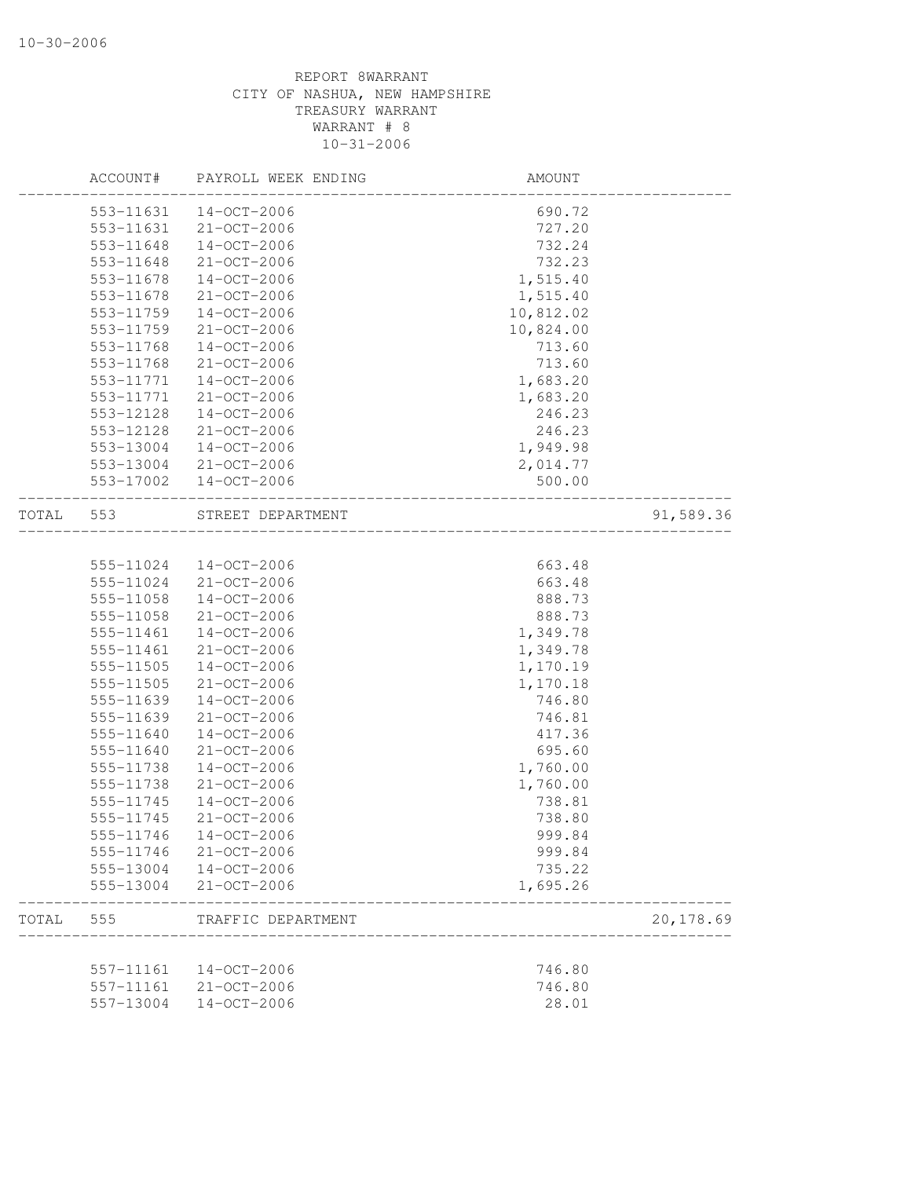REPORT 8WARRANT
CITY OF NASHUA, NEW HAMPSHIRE
TREASURY WARRANT
WARRANT # 8
10-31-2006

| | ACCOUNT# | PAYROLL WEEK ENDING | AMOUNT | |
|---|---|---|---|---|
| | 553-11631 | 14-OCT-2006 | 690.72 | |
| | 553-11631 | 21-OCT-2006 | 727.20 | |
| | 553-11648 | 14-OCT-2006 | 732.24 | |
| | 553-11648 | 21-OCT-2006 | 732.23 | |
| | 553-11678 | 14-OCT-2006 | 1,515.40 | |
| | 553-11678 | 21-OCT-2006 | 1,515.40 | |
| | 553-11759 | 14-OCT-2006 | 10,812.02 | |
| | 553-11759 | 21-OCT-2006 | 10,824.00 | |
| | 553-11768 | 14-OCT-2006 | 713.60 | |
| | 553-11768 | 21-OCT-2006 | 713.60 | |
| | 553-11771 | 14-OCT-2006 | 1,683.20 | |
| | 553-11771 | 21-OCT-2006 | 1,683.20 | |
| | 553-12128 | 14-OCT-2006 | 246.23 | |
| | 553-12128 | 21-OCT-2006 | 246.23 | |
| | 553-13004 | 14-OCT-2006 | 1,949.98 | |
| | 553-13004 | 21-OCT-2006 | 2,014.77 | |
| | 553-17002 | 14-OCT-2006 | 500.00 | |
| TOTAL | 553 | STREET DEPARTMENT | | 91,589.36 |
| | 555-11024 | 14-OCT-2006 | 663.48 | |
| | 555-11024 | 21-OCT-2006 | 663.48 | |
| | 555-11058 | 14-OCT-2006 | 888.73 | |
| | 555-11058 | 21-OCT-2006 | 888.73 | |
| | 555-11461 | 14-OCT-2006 | 1,349.78 | |
| | 555-11461 | 21-OCT-2006 | 1,349.78 | |
| | 555-11505 | 14-OCT-2006 | 1,170.19 | |
| | 555-11505 | 21-OCT-2006 | 1,170.18 | |
| | 555-11639 | 14-OCT-2006 | 746.80 | |
| | 555-11639 | 21-OCT-2006 | 746.81 | |
| | 555-11640 | 14-OCT-2006 | 417.36 | |
| | 555-11640 | 21-OCT-2006 | 695.60 | |
| | 555-11738 | 14-OCT-2006 | 1,760.00 | |
| | 555-11738 | 21-OCT-2006 | 1,760.00 | |
| | 555-11745 | 14-OCT-2006 | 738.81 | |
| | 555-11745 | 21-OCT-2006 | 738.80 | |
| | 555-11746 | 14-OCT-2006 | 999.84 | |
| | 555-11746 | 21-OCT-2006 | 999.84 | |
| | 555-13004 | 14-OCT-2006 | 735.22 | |
| | 555-13004 | 21-OCT-2006 | 1,695.26 | |
| TOTAL | 555 | TRAFFIC DEPARTMENT | | 20,178.69 |
| | 557-11161 | 14-OCT-2006 | 746.80 | |
| | 557-11161 | 21-OCT-2006 | 746.80 | |
| | 557-13004 | 14-OCT-2006 | 28.01 | |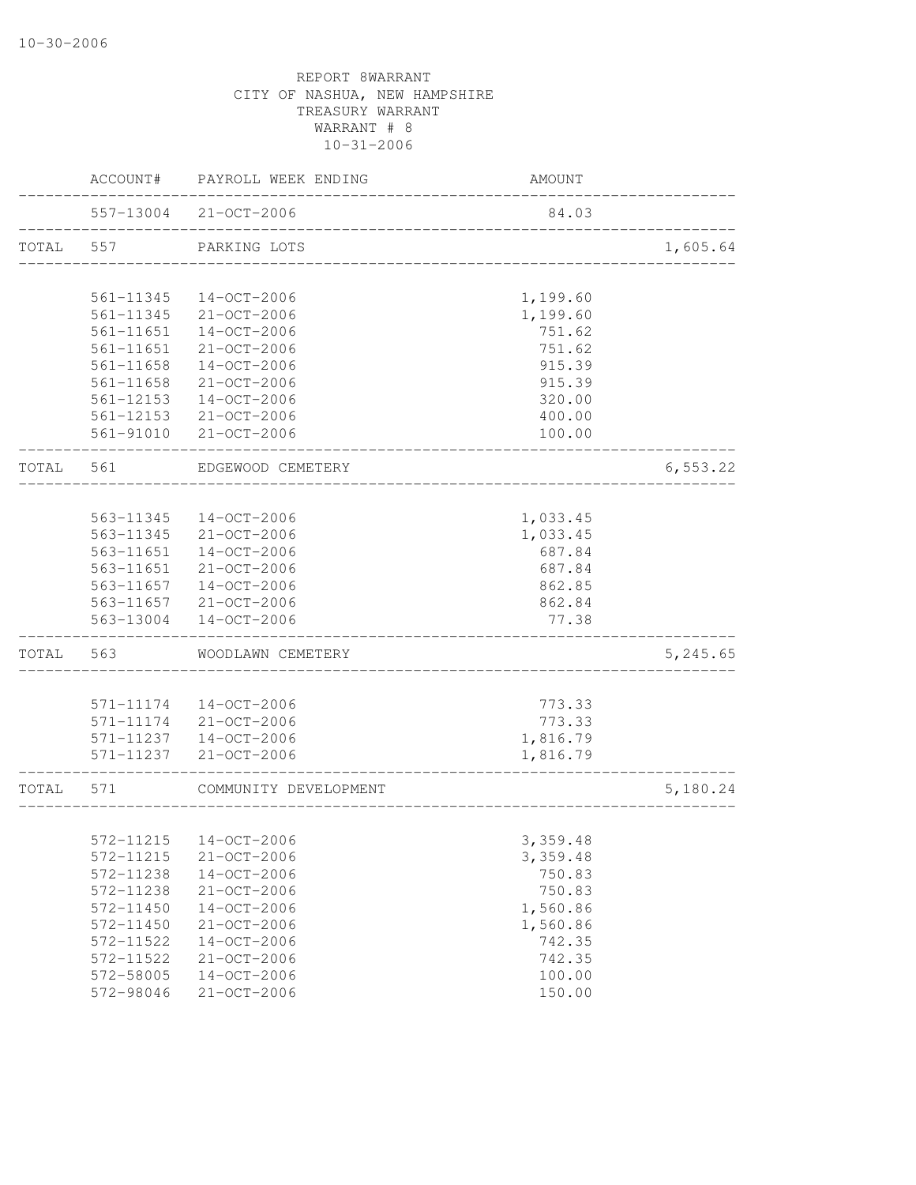REPORT 8WARRANT
CITY OF NASHUA, NEW HAMPSHIRE
TREASURY WARRANT
WARRANT # 8
10-31-2006

| | ACCOUNT# | PAYROLL WEEK ENDING | AMOUNT | |
|---|---|---|---|---|
| | 557-13004 | 21-OCT-2006 | 84.03 | |
| TOTAL | 557 | PARKING LOTS | | 1,605.64 |
| | 561-11345 | 14-OCT-2006 | 1,199.60 | |
| | 561-11345 | 21-OCT-2006 | 1,199.60 | |
| | 561-11651 | 14-OCT-2006 | 751.62 | |
| | 561-11651 | 21-OCT-2006 | 751.62 | |
| | 561-11658 | 14-OCT-2006 | 915.39 | |
| | 561-11658 | 21-OCT-2006 | 915.39 | |
| | 561-12153 | 14-OCT-2006 | 320.00 | |
| | 561-12153 | 21-OCT-2006 | 400.00 | |
| | 561-91010 | 21-OCT-2006 | 100.00 | |
| TOTAL | 561 | EDGEWOOD CEMETERY | | 6,553.22 |
| | 563-11345 | 14-OCT-2006 | 1,033.45 | |
| | 563-11345 | 21-OCT-2006 | 1,033.45 | |
| | 563-11651 | 14-OCT-2006 | 687.84 | |
| | 563-11651 | 21-OCT-2006 | 687.84 | |
| | 563-11657 | 14-OCT-2006 | 862.85 | |
| | 563-11657 | 21-OCT-2006 | 862.84 | |
| | 563-13004 | 14-OCT-2006 | 77.38 | |
| TOTAL | 563 | WOODLAWN CEMETERY | | 5,245.65 |
| | 571-11174 | 14-OCT-2006 | 773.33 | |
| | 571-11174 | 21-OCT-2006 | 773.33 | |
| | 571-11237 | 14-OCT-2006 | 1,816.79 | |
| | 571-11237 | 21-OCT-2006 | 1,816.79 | |
| TOTAL | 571 | COMMUNITY DEVELOPMENT | | 5,180.24 |
| | 572-11215 | 14-OCT-2006 | 3,359.48 | |
| | 572-11215 | 21-OCT-2006 | 3,359.48 | |
| | 572-11238 | 14-OCT-2006 | 750.83 | |
| | 572-11238 | 21-OCT-2006 | 750.83 | |
| | 572-11450 | 14-OCT-2006 | 1,560.86 | |
| | 572-11450 | 21-OCT-2006 | 1,560.86 | |
| | 572-11522 | 14-OCT-2006 | 742.35 | |
| | 572-11522 | 21-OCT-2006 | 742.35 | |
| | 572-58005 | 14-OCT-2006 | 100.00 | |
| | 572-98046 | 21-OCT-2006 | 150.00 | |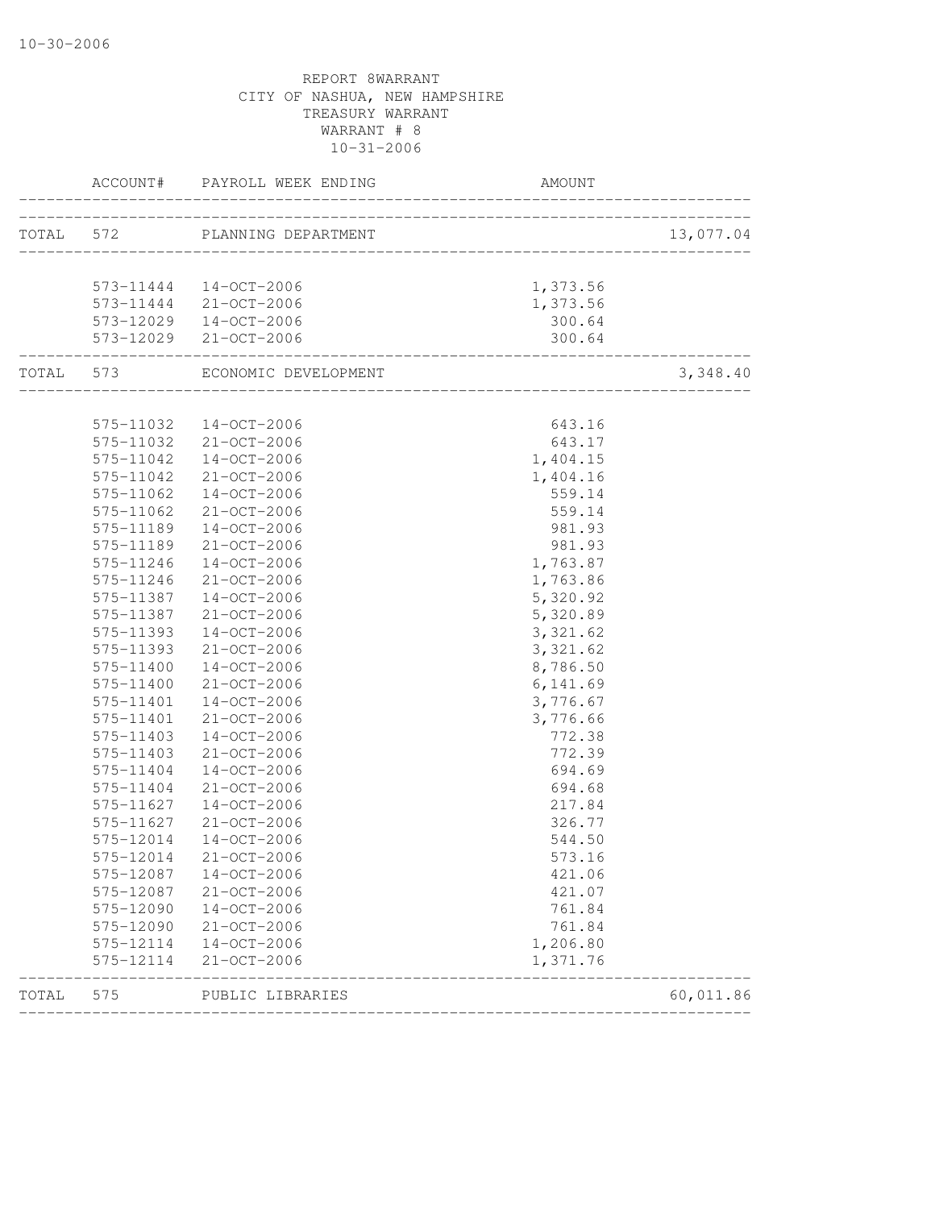REPORT 8WARRANT
CITY OF NASHUA, NEW HAMPSHIRE
TREASURY WARRANT
WARRANT # 8
10-31-2006

| | ACCOUNT# | PAYROLL WEEK ENDING | AMOUNT | |
|---|---|---|---|---|
| TOTAL | 572 | PLANNING DEPARTMENT | | 13,077.04 |
| | 573-11444 | 14-OCT-2006 | 1,373.56 | |
| | 573-11444 | 21-OCT-2006 | 1,373.56 | |
| | 573-12029 | 14-OCT-2006 | 300.64 | |
| | 573-12029 | 21-OCT-2006 | 300.64 | |
| TOTAL | 573 | ECONOMIC DEVELOPMENT | | 3,348.40 |
| | 575-11032 | 14-OCT-2006 | 643.16 | |
| | 575-11032 | 21-OCT-2006 | 643.17 | |
| | 575-11042 | 14-OCT-2006 | 1,404.15 | |
| | 575-11042 | 21-OCT-2006 | 1,404.16 | |
| | 575-11062 | 14-OCT-2006 | 559.14 | |
| | 575-11062 | 21-OCT-2006 | 559.14 | |
| | 575-11189 | 14-OCT-2006 | 981.93 | |
| | 575-11189 | 21-OCT-2006 | 981.93 | |
| | 575-11246 | 14-OCT-2006 | 1,763.87 | |
| | 575-11246 | 21-OCT-2006 | 1,763.86 | |
| | 575-11387 | 14-OCT-2006 | 5,320.92 | |
| | 575-11387 | 21-OCT-2006 | 5,320.89 | |
| | 575-11393 | 14-OCT-2006 | 3,321.62 | |
| | 575-11393 | 21-OCT-2006 | 3,321.62 | |
| | 575-11400 | 14-OCT-2006 | 8,786.50 | |
| | 575-11400 | 21-OCT-2006 | 6,141.69 | |
| | 575-11401 | 14-OCT-2006 | 3,776.67 | |
| | 575-11401 | 21-OCT-2006 | 3,776.66 | |
| | 575-11403 | 14-OCT-2006 | 772.38 | |
| | 575-11403 | 21-OCT-2006 | 772.39 | |
| | 575-11404 | 14-OCT-2006 | 694.69 | |
| | 575-11404 | 21-OCT-2006 | 694.68 | |
| | 575-11627 | 14-OCT-2006 | 217.84 | |
| | 575-11627 | 21-OCT-2006 | 326.77 | |
| | 575-12014 | 14-OCT-2006 | 544.50 | |
| | 575-12014 | 21-OCT-2006 | 573.16 | |
| | 575-12087 | 14-OCT-2006 | 421.06 | |
| | 575-12087 | 21-OCT-2006 | 421.07 | |
| | 575-12090 | 14-OCT-2006 | 761.84 | |
| | 575-12090 | 21-OCT-2006 | 761.84 | |
| | 575-12114 | 14-OCT-2006 | 1,206.80 | |
| | 575-12114 | 21-OCT-2006 | 1,371.76 | |
| TOTAL | 575 | PUBLIC LIBRARIES | | 60,011.86 |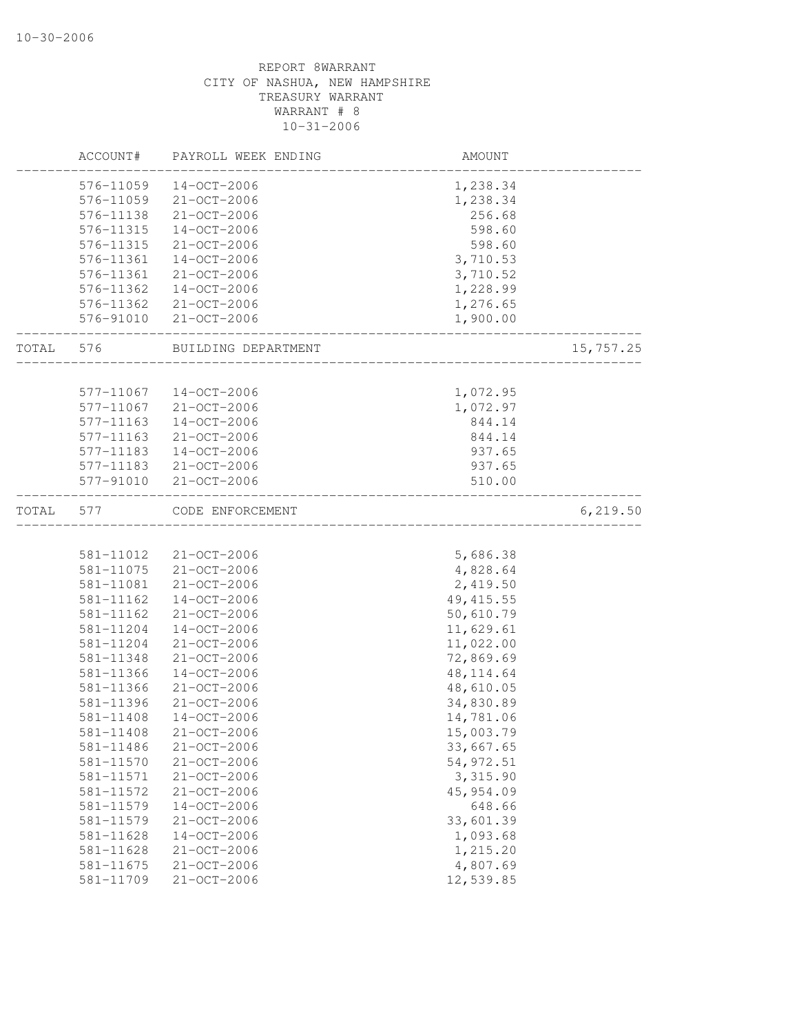REPORT 8WARRANT
CITY OF NASHUA, NEW HAMPSHIRE
TREASURY WARRANT
WARRANT # 8
10-31-2006

| | ACCOUNT# | PAYROLL WEEK ENDING | AMOUNT | |
|---|---|---|---|---|
| | 576-11059 | 14-OCT-2006 | 1,238.34 | |
| | 576-11059 | 21-OCT-2006 | 1,238.34 | |
| | 576-11138 | 21-OCT-2006 | 256.68 | |
| | 576-11315 | 14-OCT-2006 | 598.60 | |
| | 576-11315 | 21-OCT-2006 | 598.60 | |
| | 576-11361 | 14-OCT-2006 | 3,710.53 | |
| | 576-11361 | 21-OCT-2006 | 3,710.52 | |
| | 576-11362 | 14-OCT-2006 | 1,228.99 | |
| | 576-11362 | 21-OCT-2006 | 1,276.65 | |
| | 576-91010 | 21-OCT-2006 | 1,900.00 | |
| TOTAL | 576 | BUILDING DEPARTMENT | | 15,757.25 |
| | 577-11067 | 14-OCT-2006 | 1,072.95 | |
| | 577-11067 | 21-OCT-2006 | 1,072.97 | |
| | 577-11163 | 14-OCT-2006 | 844.14 | |
| | 577-11163 | 21-OCT-2006 | 844.14 | |
| | 577-11183 | 14-OCT-2006 | 937.65 | |
| | 577-11183 | 21-OCT-2006 | 937.65 | |
| | 577-91010 | 21-OCT-2006 | 510.00 | |
| TOTAL | 577 | CODE ENFORCEMENT | | 6,219.50 |
| | 581-11012 | 21-OCT-2006 | 5,686.38 | |
| | 581-11075 | 21-OCT-2006 | 4,828.64 | |
| | 581-11081 | 21-OCT-2006 | 2,419.50 | |
| | 581-11162 | 14-OCT-2006 | 49,415.55 | |
| | 581-11162 | 21-OCT-2006 | 50,610.79 | |
| | 581-11204 | 14-OCT-2006 | 11,629.61 | |
| | 581-11204 | 21-OCT-2006 | 11,022.00 | |
| | 581-11348 | 21-OCT-2006 | 72,869.69 | |
| | 581-11366 | 14-OCT-2006 | 48,114.64 | |
| | 581-11366 | 21-OCT-2006 | 48,610.05 | |
| | 581-11396 | 21-OCT-2006 | 34,830.89 | |
| | 581-11408 | 14-OCT-2006 | 14,781.06 | |
| | 581-11408 | 21-OCT-2006 | 15,003.79 | |
| | 581-11486 | 21-OCT-2006 | 33,667.65 | |
| | 581-11570 | 21-OCT-2006 | 54,972.51 | |
| | 581-11571 | 21-OCT-2006 | 3,315.90 | |
| | 581-11572 | 21-OCT-2006 | 45,954.09 | |
| | 581-11579 | 14-OCT-2006 | 648.66 | |
| | 581-11579 | 21-OCT-2006 | 33,601.39 | |
| | 581-11628 | 14-OCT-2006 | 1,093.68 | |
| | 581-11628 | 21-OCT-2006 | 1,215.20 | |
| | 581-11675 | 21-OCT-2006 | 4,807.69 | |
| | 581-11709 | 21-OCT-2006 | 12,539.85 | |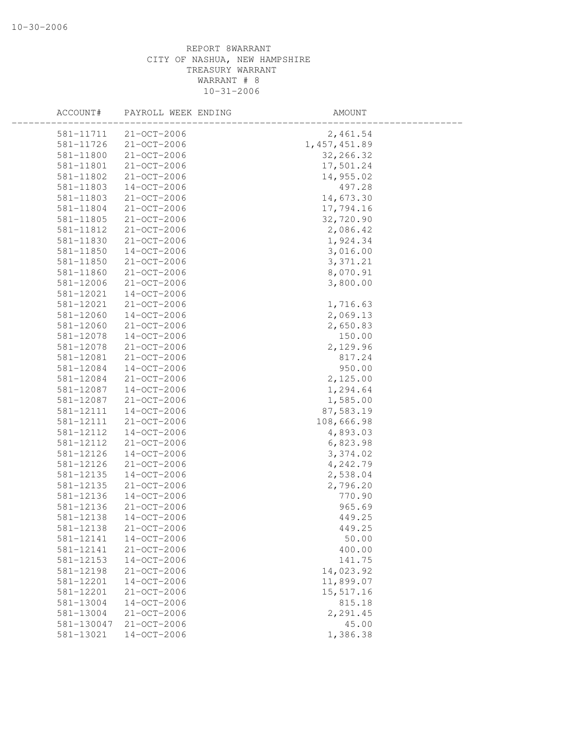REPORT 8WARRANT
CITY OF NASHUA, NEW HAMPSHIRE
TREASURY WARRANT
WARRANT # 8
10-31-2006

| ACCOUNT# | PAYROLL WEEK ENDING | AMOUNT |
|---|---|---|
| 581-11711 | 21-OCT-2006 | 2,461.54 |
| 581-11726 | 21-OCT-2006 | 1,457,451.89 |
| 581-11800 | 21-OCT-2006 | 32,266.32 |
| 581-11801 | 21-OCT-2006 | 17,501.24 |
| 581-11802 | 21-OCT-2006 | 14,955.02 |
| 581-11803 | 14-OCT-2006 | 497.28 |
| 581-11803 | 21-OCT-2006 | 14,673.30 |
| 581-11804 | 21-OCT-2006 | 17,794.16 |
| 581-11805 | 21-OCT-2006 | 32,720.90 |
| 581-11812 | 21-OCT-2006 | 2,086.42 |
| 581-11830 | 21-OCT-2006 | 1,924.34 |
| 581-11850 | 14-OCT-2006 | 3,016.00 |
| 581-11850 | 21-OCT-2006 | 3,371.21 |
| 581-11860 | 21-OCT-2006 | 8,070.91 |
| 581-12006 | 21-OCT-2006 | 3,800.00 |
| 581-12021 | 14-OCT-2006 | |
| 581-12021 | 21-OCT-2006 | 1,716.63 |
| 581-12060 | 14-OCT-2006 | 2,069.13 |
| 581-12060 | 21-OCT-2006 | 2,650.83 |
| 581-12078 | 14-OCT-2006 | 150.00 |
| 581-12078 | 21-OCT-2006 | 2,129.96 |
| 581-12081 | 21-OCT-2006 | 817.24 |
| 581-12084 | 14-OCT-2006 | 950.00 |
| 581-12084 | 21-OCT-2006 | 2,125.00 |
| 581-12087 | 14-OCT-2006 | 1,294.64 |
| 581-12087 | 21-OCT-2006 | 1,585.00 |
| 581-12111 | 14-OCT-2006 | 87,583.19 |
| 581-12111 | 21-OCT-2006 | 108,666.98 |
| 581-12112 | 14-OCT-2006 | 4,893.03 |
| 581-12112 | 21-OCT-2006 | 6,823.98 |
| 581-12126 | 14-OCT-2006 | 3,374.02 |
| 581-12126 | 21-OCT-2006 | 4,242.79 |
| 581-12135 | 14-OCT-2006 | 2,538.04 |
| 581-12135 | 21-OCT-2006 | 2,796.20 |
| 581-12136 | 14-OCT-2006 | 770.90 |
| 581-12136 | 21-OCT-2006 | 965.69 |
| 581-12138 | 14-OCT-2006 | 449.25 |
| 581-12138 | 21-OCT-2006 | 449.25 |
| 581-12141 | 14-OCT-2006 | 50.00 |
| 581-12141 | 21-OCT-2006 | 400.00 |
| 581-12153 | 14-OCT-2006 | 141.75 |
| 581-12198 | 21-OCT-2006 | 14,023.92 |
| 581-12201 | 14-OCT-2006 | 11,899.07 |
| 581-12201 | 21-OCT-2006 | 15,517.16 |
| 581-13004 | 14-OCT-2006 | 815.18 |
| 581-13004 | 21-OCT-2006 | 2,291.45 |
| 581-130047 | 21-OCT-2006 | 45.00 |
| 581-13021 | 14-OCT-2006 | 1,386.38 |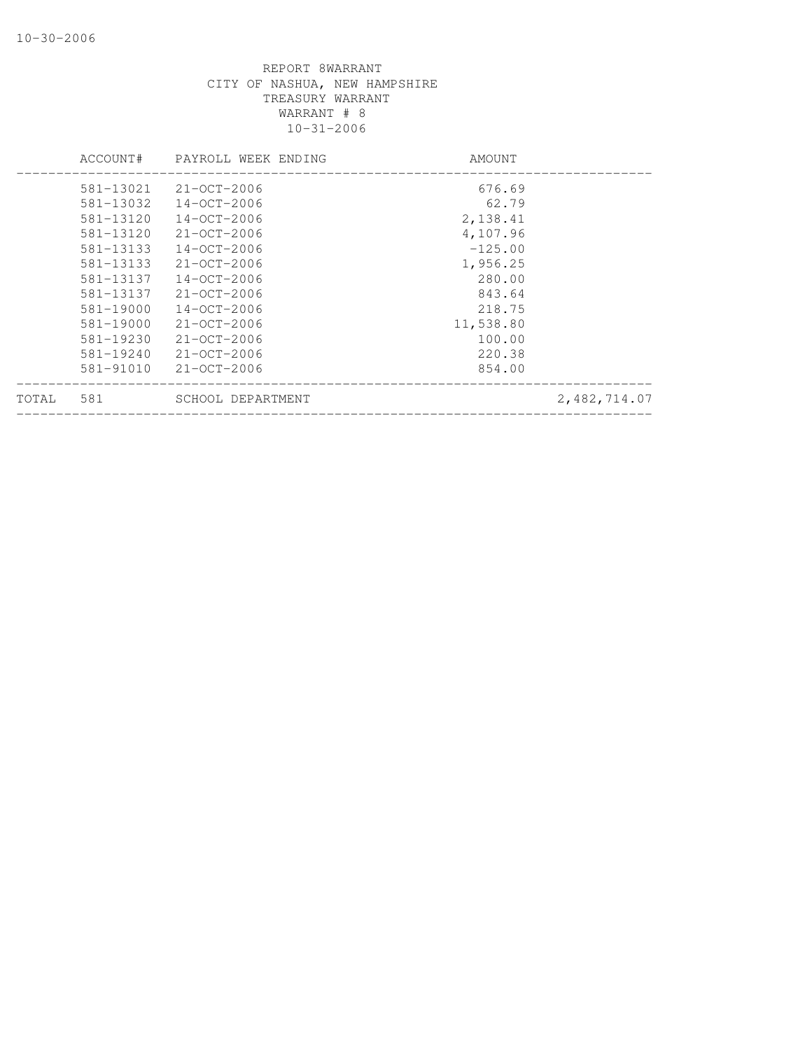REPORT 8WARRANT
CITY OF NASHUA, NEW HAMPSHIRE
TREASURY WARRANT
WARRANT # 8
10-31-2006

| | ACCOUNT# | PAYROLL WEEK ENDING | AMOUNT | |
|---|---|---|---|---|
| | 581-13021 | 21-OCT-2006 | 676.69 | |
| | 581-13032 | 14-OCT-2006 | 62.79 | |
| | 581-13120 | 14-OCT-2006 | 2,138.41 | |
| | 581-13120 | 21-OCT-2006 | 4,107.96 | |
| | 581-13133 | 14-OCT-2006 | -125.00 | |
| | 581-13133 | 21-OCT-2006 | 1,956.25 | |
| | 581-13137 | 14-OCT-2006 | 280.00 | |
| | 581-13137 | 21-OCT-2006 | 843.64 | |
| | 581-19000 | 14-OCT-2006 | 218.75 | |
| | 581-19000 | 21-OCT-2006 | 11,538.80 | |
| | 581-19230 | 21-OCT-2006 | 100.00 | |
| | 581-19240 | 21-OCT-2006 | 220.38 | |
| | 581-91010 | 21-OCT-2006 | 854.00 | |
| TOTAL | 581 | SCHOOL DEPARTMENT | | 2,482,714.07 |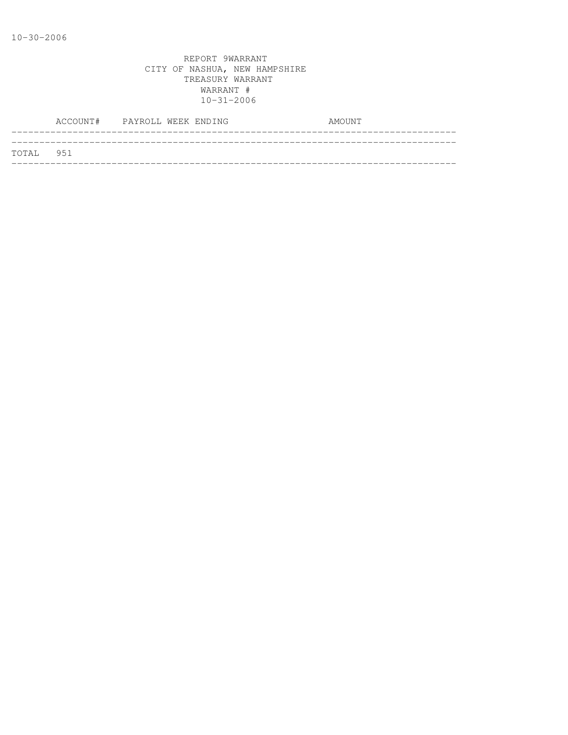10-30-2006

REPORT 9WARRANT
CITY OF NASHUA, NEW HAMPSHIRE
TREASURY WARRANT
WARRANT #
10-31-2006

| | ACCOUNT# | PAYROLL WEEK ENDING | AMOUNT |
|---|---|---|---|
| TOTAL | 951 | | |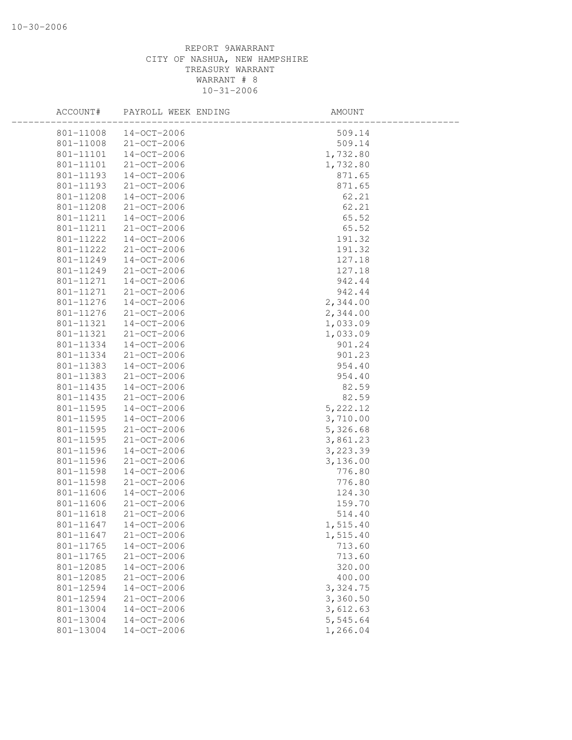REPORT 9AWARRANT
CITY OF NASHUA, NEW HAMPSHIRE
TREASURY WARRANT
WARRANT # 8
10-31-2006

| ACCOUNT# | PAYROLL WEEK ENDING | AMOUNT |
|---|---|---|
| 801-11008 | 14-OCT-2006 | 509.14 |
| 801-11008 | 21-OCT-2006 | 509.14 |
| 801-11101 | 14-OCT-2006 | 1,732.80 |
| 801-11101 | 21-OCT-2006 | 1,732.80 |
| 801-11193 | 14-OCT-2006 | 871.65 |
| 801-11193 | 21-OCT-2006 | 871.65 |
| 801-11208 | 14-OCT-2006 | 62.21 |
| 801-11208 | 21-OCT-2006 | 62.21 |
| 801-11211 | 14-OCT-2006 | 65.52 |
| 801-11211 | 21-OCT-2006 | 65.52 |
| 801-11222 | 14-OCT-2006 | 191.32 |
| 801-11222 | 21-OCT-2006 | 191.32 |
| 801-11249 | 14-OCT-2006 | 127.18 |
| 801-11249 | 21-OCT-2006 | 127.18 |
| 801-11271 | 14-OCT-2006 | 942.44 |
| 801-11271 | 21-OCT-2006 | 942.44 |
| 801-11276 | 14-OCT-2006 | 2,344.00 |
| 801-11276 | 21-OCT-2006 | 2,344.00 |
| 801-11321 | 14-OCT-2006 | 1,033.09 |
| 801-11321 | 21-OCT-2006 | 1,033.09 |
| 801-11334 | 14-OCT-2006 | 901.24 |
| 801-11334 | 21-OCT-2006 | 901.23 |
| 801-11383 | 14-OCT-2006 | 954.40 |
| 801-11383 | 21-OCT-2006 | 954.40 |
| 801-11435 | 14-OCT-2006 | 82.59 |
| 801-11435 | 21-OCT-2006 | 82.59 |
| 801-11595 | 14-OCT-2006 | 5,222.12 |
| 801-11595 | 14-OCT-2006 | 3,710.00 |
| 801-11595 | 21-OCT-2006 | 5,326.68 |
| 801-11595 | 21-OCT-2006 | 3,861.23 |
| 801-11596 | 14-OCT-2006 | 3,223.39 |
| 801-11596 | 21-OCT-2006 | 3,136.00 |
| 801-11598 | 14-OCT-2006 | 776.80 |
| 801-11598 | 21-OCT-2006 | 776.80 |
| 801-11606 | 14-OCT-2006 | 124.30 |
| 801-11606 | 21-OCT-2006 | 159.70 |
| 801-11618 | 21-OCT-2006 | 514.40 |
| 801-11647 | 14-OCT-2006 | 1,515.40 |
| 801-11647 | 21-OCT-2006 | 1,515.40 |
| 801-11765 | 14-OCT-2006 | 713.60 |
| 801-11765 | 21-OCT-2006 | 713.60 |
| 801-12085 | 14-OCT-2006 | 320.00 |
| 801-12085 | 21-OCT-2006 | 400.00 |
| 801-12594 | 14-OCT-2006 | 3,324.75 |
| 801-12594 | 21-OCT-2006 | 3,360.50 |
| 801-13004 | 14-OCT-2006 | 3,612.63 |
| 801-13004 | 14-OCT-2006 | 5,545.64 |
| 801-13004 | 14-OCT-2006 | 1,266.04 |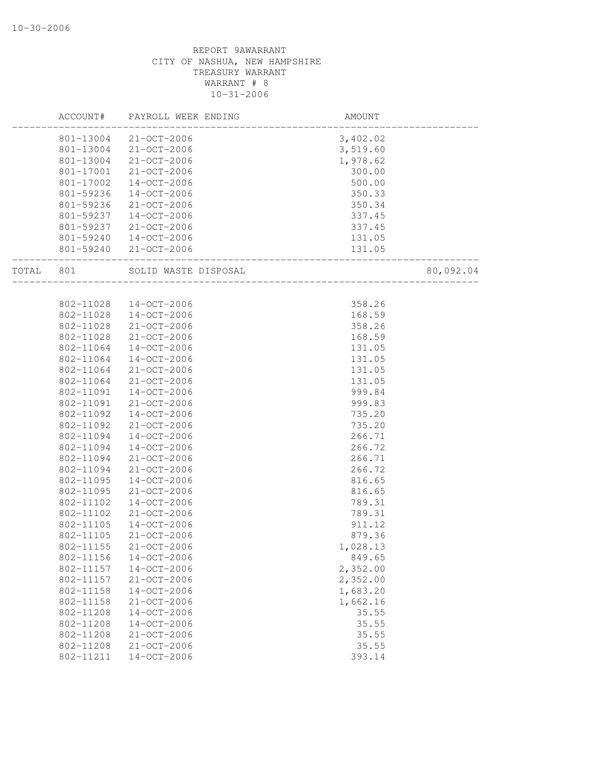REPORT 9AWARRANT
CITY OF NASHUA, NEW HAMPSHIRE
TREASURY WARRANT
WARRANT # 8
10-31-2006

| | ACCOUNT# | PAYROLL WEEK ENDING | AMOUNT | |
|---|---|---|---|---|
| | 801-13004 | 21-OCT-2006 | 3,402.02 | |
| | 801-13004 | 21-OCT-2006 | 3,519.60 | |
| | 801-13004 | 21-OCT-2006 | 1,978.62 | |
| | 801-17001 | 21-OCT-2006 | 300.00 | |
| | 801-17002 | 14-OCT-2006 | 500.00 | |
| | 801-59236 | 14-OCT-2006 | 350.33 | |
| | 801-59236 | 21-OCT-2006 | 350.34 | |
| | 801-59237 | 14-OCT-2006 | 337.45 | |
| | 801-59237 | 21-OCT-2006 | 337.45 | |
| | 801-59240 | 14-OCT-2006 | 131.05 | |
| | 801-59240 | 21-OCT-2006 | 131.05 | |
| TOTAL | 801 | SOLID WASTE DISPOSAL | | 80,092.04 |
| | 802-11028 | 14-OCT-2006 | 358.26 | |
| | 802-11028 | 14-OCT-2006 | 168.59 | |
| | 802-11028 | 21-OCT-2006 | 358.26 | |
| | 802-11028 | 21-OCT-2006 | 168.59 | |
| | 802-11064 | 14-OCT-2006 | 131.05 | |
| | 802-11064 | 14-OCT-2006 | 131.05 | |
| | 802-11064 | 21-OCT-2006 | 131.05 | |
| | 802-11064 | 21-OCT-2006 | 131.05 | |
| | 802-11091 | 14-OCT-2006 | 999.84 | |
| | 802-11091 | 21-OCT-2006 | 999.83 | |
| | 802-11092 | 14-OCT-2006 | 735.20 | |
| | 802-11092 | 21-OCT-2006 | 735.20 | |
| | 802-11094 | 14-OCT-2006 | 266.71 | |
| | 802-11094 | 14-OCT-2006 | 266.72 | |
| | 802-11094 | 21-OCT-2006 | 266.71 | |
| | 802-11094 | 21-OCT-2006 | 266.72 | |
| | 802-11095 | 14-OCT-2006 | 816.65 | |
| | 802-11095 | 21-OCT-2006 | 816.65 | |
| | 802-11102 | 14-OCT-2006 | 789.31 | |
| | 802-11102 | 21-OCT-2006 | 789.31 | |
| | 802-11105 | 14-OCT-2006 | 911.12 | |
| | 802-11105 | 21-OCT-2006 | 879.36 | |
| | 802-11155 | 21-OCT-2006 | 1,028.13 | |
| | 802-11156 | 14-OCT-2006 | 849.65 | |
| | 802-11157 | 14-OCT-2006 | 2,352.00 | |
| | 802-11157 | 21-OCT-2006 | 2,352.00 | |
| | 802-11158 | 14-OCT-2006 | 1,683.20 | |
| | 802-11158 | 21-OCT-2006 | 1,662.16 | |
| | 802-11208 | 14-OCT-2006 | 35.55 | |
| | 802-11208 | 14-OCT-2006 | 35.55 | |
| | 802-11208 | 21-OCT-2006 | 35.55 | |
| | 802-11208 | 21-OCT-2006 | 35.55 | |
| | 802-11211 | 14-OCT-2006 | 393.14 | |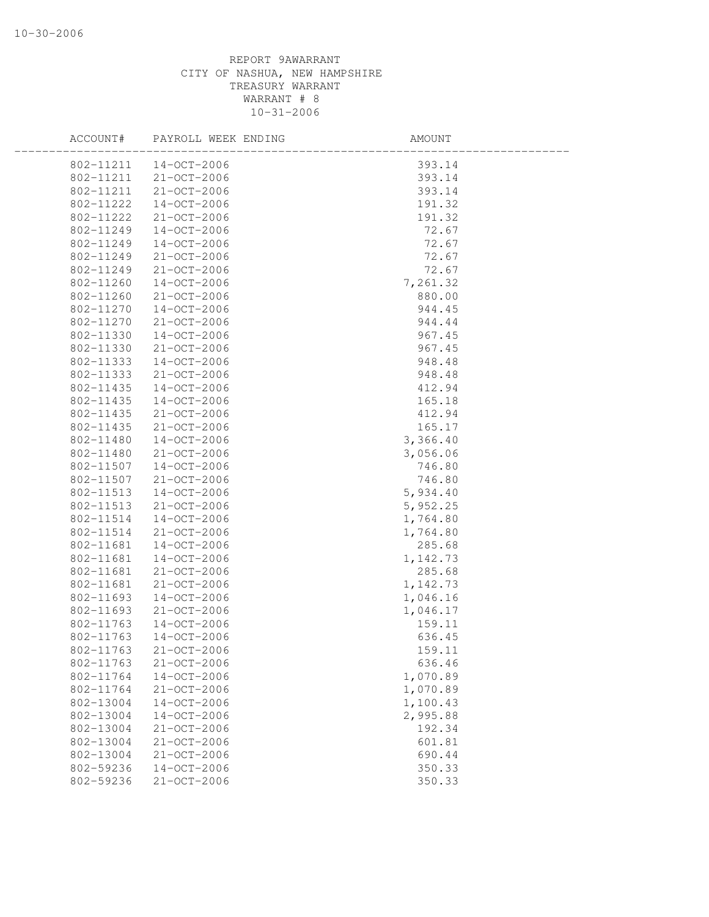REPORT 9AWARRANT
CITY OF NASHUA, NEW HAMPSHIRE
TREASURY WARRANT
WARRANT # 8
10-31-2006

| ACCOUNT# | PAYROLL WEEK ENDING | AMOUNT |
|---|---|---|
| 802-11211 | 14-OCT-2006 | 393.14 |
| 802-11211 | 21-OCT-2006 | 393.14 |
| 802-11211 | 21-OCT-2006 | 393.14 |
| 802-11222 | 14-OCT-2006 | 191.32 |
| 802-11222 | 21-OCT-2006 | 191.32 |
| 802-11249 | 14-OCT-2006 | 72.67 |
| 802-11249 | 14-OCT-2006 | 72.67 |
| 802-11249 | 21-OCT-2006 | 72.67 |
| 802-11249 | 21-OCT-2006 | 72.67 |
| 802-11260 | 14-OCT-2006 | 7,261.32 |
| 802-11260 | 21-OCT-2006 | 880.00 |
| 802-11270 | 14-OCT-2006 | 944.45 |
| 802-11270 | 21-OCT-2006 | 944.44 |
| 802-11330 | 14-OCT-2006 | 967.45 |
| 802-11330 | 21-OCT-2006 | 967.45 |
| 802-11333 | 14-OCT-2006 | 948.48 |
| 802-11333 | 21-OCT-2006 | 948.48 |
| 802-11435 | 14-OCT-2006 | 412.94 |
| 802-11435 | 14-OCT-2006 | 165.18 |
| 802-11435 | 21-OCT-2006 | 412.94 |
| 802-11435 | 21-OCT-2006 | 165.17 |
| 802-11480 | 14-OCT-2006 | 3,366.40 |
| 802-11480 | 21-OCT-2006 | 3,056.06 |
| 802-11507 | 14-OCT-2006 | 746.80 |
| 802-11507 | 21-OCT-2006 | 746.80 |
| 802-11513 | 14-OCT-2006 | 5,934.40 |
| 802-11513 | 21-OCT-2006 | 5,952.25 |
| 802-11514 | 14-OCT-2006 | 1,764.80 |
| 802-11514 | 21-OCT-2006 | 1,764.80 |
| 802-11681 | 14-OCT-2006 | 285.68 |
| 802-11681 | 14-OCT-2006 | 1,142.73 |
| 802-11681 | 21-OCT-2006 | 285.68 |
| 802-11681 | 21-OCT-2006 | 1,142.73 |
| 802-11693 | 14-OCT-2006 | 1,046.16 |
| 802-11693 | 21-OCT-2006 | 1,046.17 |
| 802-11763 | 14-OCT-2006 | 159.11 |
| 802-11763 | 14-OCT-2006 | 636.45 |
| 802-11763 | 21-OCT-2006 | 159.11 |
| 802-11763 | 21-OCT-2006 | 636.46 |
| 802-11764 | 14-OCT-2006 | 1,070.89 |
| 802-11764 | 21-OCT-2006 | 1,070.89 |
| 802-13004 | 14-OCT-2006 | 1,100.43 |
| 802-13004 | 14-OCT-2006 | 2,995.88 |
| 802-13004 | 21-OCT-2006 | 192.34 |
| 802-13004 | 21-OCT-2006 | 601.81 |
| 802-13004 | 21-OCT-2006 | 690.44 |
| 802-59236 | 14-OCT-2006 | 350.33 |
| 802-59236 | 21-OCT-2006 | 350.33 |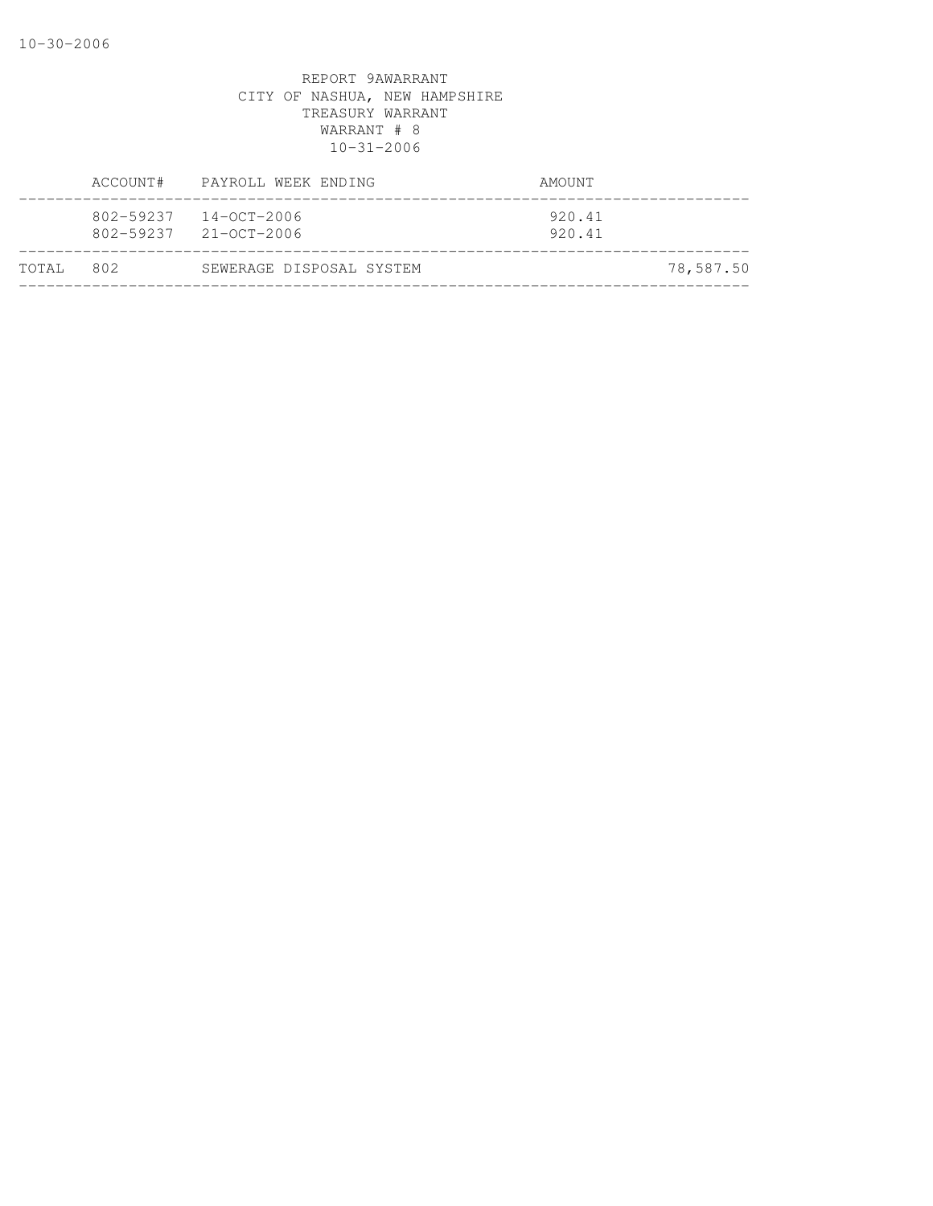REPORT 9AWARRANT
CITY OF NASHUA, NEW HAMPSHIRE
TREASURY WARRANT
WARRANT # 8
10-31-2006

| | ACCOUNT# | PAYROLL WEEK ENDING | AMOUNT | |
|---|---|---|---|---|
| | 802-59237 | 14-OCT-2006 | 920.41 | |
| | 802-59237 | 21-OCT-2006 | 920.41 | |
| TOTAL | 802 | SEWERAGE DISPOSAL SYSTEM | | 78,587.50 |